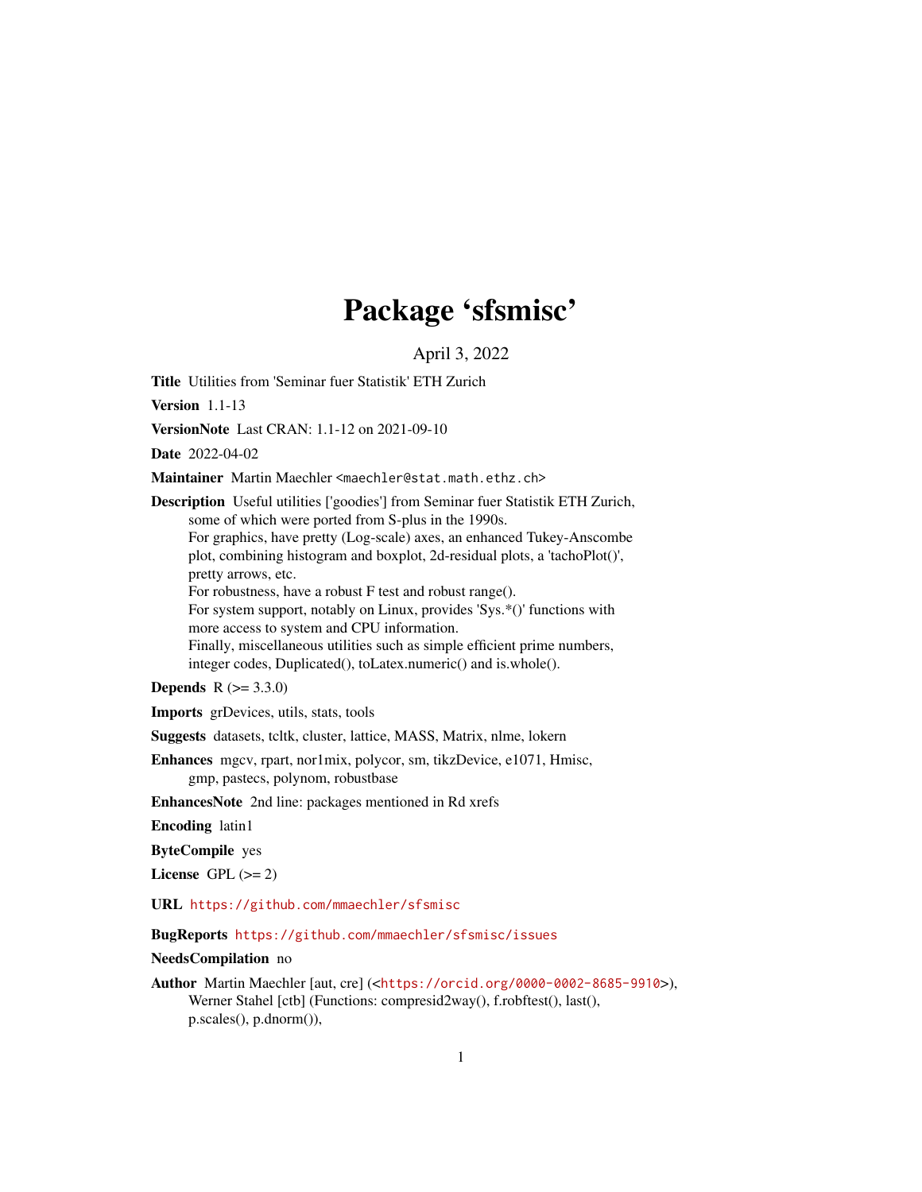# Package 'sfsmisc'

April 3, 2022

**Title** Utilities from 'Seminar fuer Statistik' ETH Zurich

**Version** 1.1-13

**VersionNote** Last CRAN: 1.1-12 on 2021-09-10

**Date** 2022-04-02

**Maintainer** Martin Maechler <maechler@stat.math.ethz.ch>

**Description** Useful utilities ['goodies'] from Seminar fuer Statistik ETH Zurich, some of which were ported from S-plus in the 1990s.
For graphics, have pretty (Log-scale) axes, an enhanced Tukey-Anscombe plot, combining histogram and boxplot, 2d-residual plots, a 'tachoPlot()', pretty arrows, etc.
For robustness, have a robust F test and robust range().
For system support, notably on Linux, provides 'Sys.*()' functions with more access to system and CPU information.
Finally, miscellaneous utilities such as simple efficient prime numbers, integer codes, Duplicated(), toLatex.numeric() and is.whole().

**Depends** R (>= 3.3.0)

**Imports** grDevices, utils, stats, tools

**Suggests** datasets, tcltk, cluster, lattice, MASS, Matrix, nlme, lokern

**Enhances** mgcv, rpart, nor1mix, polycor, sm, tikzDevice, e1071, Hmisc, gmp, pastecs, polynom, robustbase

**EnhancesNote** 2nd line: packages mentioned in Rd xrefs

**Encoding** latin1

**ByteCompile** yes

**License** GPL (>= 2)

**URL** https://github.com/mmaechler/sfsmisc

**BugReports** https://github.com/mmaechler/sfsmisc/issues

**NeedsCompilation** no

**Author** Martin Maechler [aut, cre] (<https://orcid.org/0000-0002-8685-9910>), Werner Stahel [ctb] (Functions: compresid2way(), f.robftest(), last(), p.scales(), p.dnorm()),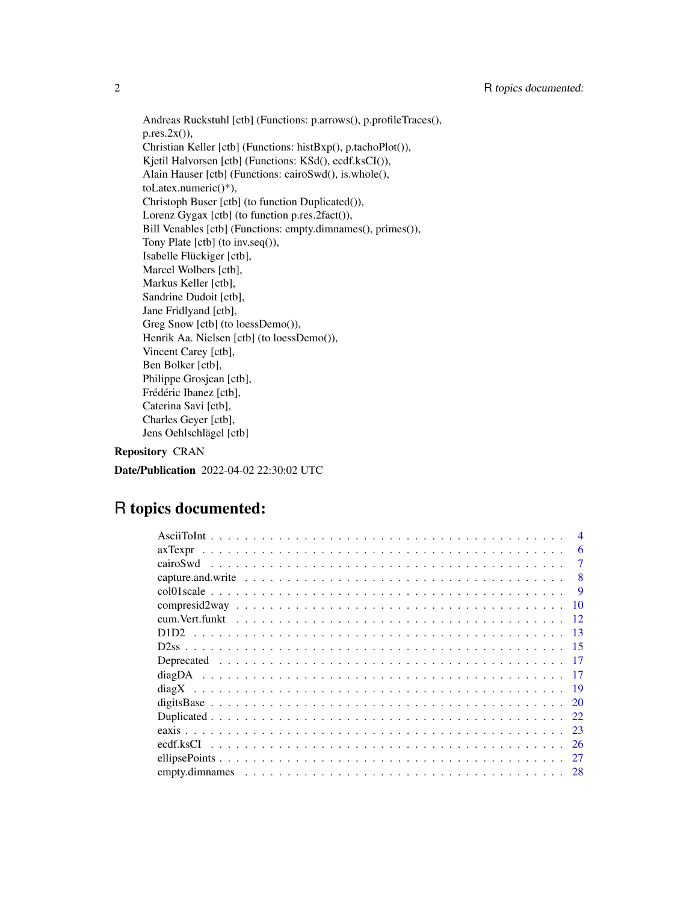Andreas Ruckstuhl [ctb] (Functions: p.arrows(), p.profileTraces(), p.res.2x()),
Christian Keller [ctb] (Functions: histBxp(), p.tachoPlot()),
Kjetil Halvorsen [ctb] (Functions: KSd(), ecdf.ksCI()),
Alain Hauser [ctb] (Functions: cairoSwd(), is.whole(), toLatex.numeric()*),
Christoph Buser [ctb] (to function Duplicated()),
Lorenz Gygax [ctb] (to function p.res.2fact()),
Bill Venables [ctb] (Functions: empty.dimnames(), primes()),
Tony Plate [ctb] (to inv.seq()),
Isabelle Flückiger [ctb],
Marcel Wolbers [ctb],
Markus Keller [ctb],
Sandrine Dudoit [ctb],
Jane Fridlyand [ctb],
Greg Snow [ctb] (to loessDemo()),
Henrik Aa. Nielsen [ctb] (to loessDemo()),
Vincent Carey [ctb],
Ben Bolker [ctb],
Philippe Grosjean [ctb],
Frédéric Ibanez [ctb],
Caterina Savi [ctb],
Charles Geyer [ctb],
Jens Oehlschlägel [ctb]

**Repository** CRAN

**Date/Publication** 2022-04-02 22:30:02 UTC

# R topics documented:

| | |
|---|---|
| AsciiToInt | 4 |
| axTexpr | 6 |
| cairoSwd | 7 |
| capture.and.write | 8 |
| col01scale | 9 |
| compresid2way | 10 |
| cum.Vert.funkt | 12 |
| D1D2 | 13 |
| D2ss | 15 |
| Deprecated | 17 |
| diagDA | 17 |
| diagX | 19 |
| digitsBase | 20 |
| Duplicated | 22 |
| eaxis | 23 |
| ecdf.ksCI | 26 |
| ellipsePoints | 27 |
| empty.dimnames | 28 |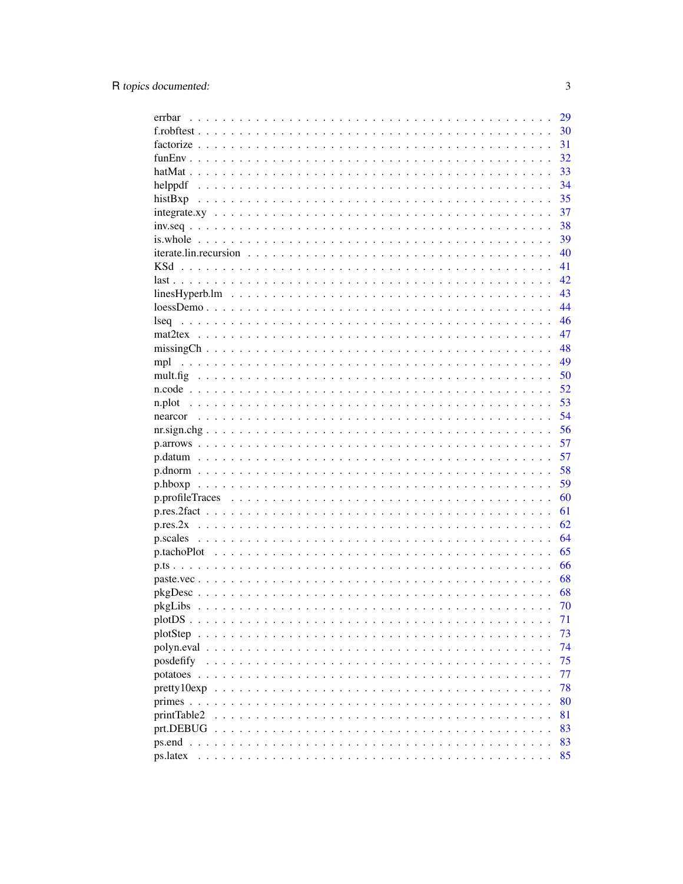errbar . . . . . . . . . . . . . . . . . . . . . . . . . . . . . . . . . . . . . . . . . . 29
f.robftest . . . . . . . . . . . . . . . . . . . . . . . . . . . . . . . . . . . . . . . . . 30
factorize . . . . . . . . . . . . . . . . . . . . . . . . . . . . . . . . . . . . . . . . . 31
funEnv . . . . . . . . . . . . . . . . . . . . . . . . . . . . . . . . . . . . . . . . . . 32
hatMat . . . . . . . . . . . . . . . . . . . . . . . . . . . . . . . . . . . . . . . . . . 33
helppdf . . . . . . . . . . . . . . . . . . . . . . . . . . . . . . . . . . . . . . . . . 34
histBxp . . . . . . . . . . . . . . . . . . . . . . . . . . . . . . . . . . . . . . . . . 35
integrate.xy . . . . . . . . . . . . . . . . . . . . . . . . . . . . . . . . . . . . . . . 37
inv.seq . . . . . . . . . . . . . . . . . . . . . . . . . . . . . . . . . . . . . . . . . . 38
is.whole . . . . . . . . . . . . . . . . . . . . . . . . . . . . . . . . . . . . . . . . . 39
iterate.lin.recursion . . . . . . . . . . . . . . . . . . . . . . . . . . . . . . . . . . . 40
KSd . . . . . . . . . . . . . . . . . . . . . . . . . . . . . . . . . . . . . . . . . . . 41
last . . . . . . . . . . . . . . . . . . . . . . . . . . . . . . . . . . . . . . . . . . . 42
linesHyperb.lm . . . . . . . . . . . . . . . . . . . . . . . . . . . . . . . . . . . . . 43
loessDemo . . . . . . . . . . . . . . . . . . . . . . . . . . . . . . . . . . . . . . . . 44
lseq . . . . . . . . . . . . . . . . . . . . . . . . . . . . . . . . . . . . . . . . . . . 46
mat2tex . . . . . . . . . . . . . . . . . . . . . . . . . . . . . . . . . . . . . . . . . 47
missingCh . . . . . . . . . . . . . . . . . . . . . . . . . . . . . . . . . . . . . . . . 48
mpl . . . . . . . . . . . . . . . . . . . . . . . . . . . . . . . . . . . . . . . . . . . 49
mult.fig . . . . . . . . . . . . . . . . . . . . . . . . . . . . . . . . . . . . . . . . . 50
n.code . . . . . . . . . . . . . . . . . . . . . . . . . . . . . . . . . . . . . . . . . . 52
n.plot . . . . . . . . . . . . . . . . . . . . . . . . . . . . . . . . . . . . . . . . . . 53
nearcor . . . . . . . . . . . . . . . . . . . . . . . . . . . . . . . . . . . . . . . . . 54
nr.sign.chg . . . . . . . . . . . . . . . . . . . . . . . . . . . . . . . . . . . . . . . 56
p.arrows . . . . . . . . . . . . . . . . . . . . . . . . . . . . . . . . . . . . . . . . . 57
p.datum . . . . . . . . . . . . . . . . . . . . . . . . . . . . . . . . . . . . . . . . . 57
p.dnorm . . . . . . . . . . . . . . . . . . . . . . . . . . . . . . . . . . . . . . . . . 58
p.hboxp . . . . . . . . . . . . . . . . . . . . . . . . . . . . . . . . . . . . . . . . . 59
p.profileTraces . . . . . . . . . . . . . . . . . . . . . . . . . . . . . . . . . . . . . 60
p.res.2fact . . . . . . . . . . . . . . . . . . . . . . . . . . . . . . . . . . . . . . . 61
p.res.2x . . . . . . . . . . . . . . . . . . . . . . . . . . . . . . . . . . . . . . . . . 62
p.scales . . . . . . . . . . . . . . . . . . . . . . . . . . . . . . . . . . . . . . . . . 64
p.tachoPlot . . . . . . . . . . . . . . . . . . . . . . . . . . . . . . . . . . . . . . . 65
p.ts . . . . . . . . . . . . . . . . . . . . . . . . . . . . . . . . . . . . . . . . . . . 66
paste.vec . . . . . . . . . . . . . . . . . . . . . . . . . . . . . . . . . . . . . . . . 68
pkgDesc . . . . . . . . . . . . . . . . . . . . . . . . . . . . . . . . . . . . . . . . . 68
pkgLibs . . . . . . . . . . . . . . . . . . . . . . . . . . . . . . . . . . . . . . . . . 70
plotDS . . . . . . . . . . . . . . . . . . . . . . . . . . . . . . . . . . . . . . . . . . 71
plotStep . . . . . . . . . . . . . . . . . . . . . . . . . . . . . . . . . . . . . . . . . 73
polyn.eval . . . . . . . . . . . . . . . . . . . . . . . . . . . . . . . . . . . . . . . . 74
posdefify . . . . . . . . . . . . . . . . . . . . . . . . . . . . . . . . . . . . . . . . 75
potatoes . . . . . . . . . . . . . . . . . . . . . . . . . . . . . . . . . . . . . . . . . 77
pretty10exp . . . . . . . . . . . . . . . . . . . . . . . . . . . . . . . . . . . . . . . 78
primes . . . . . . . . . . . . . . . . . . . . . . . . . . . . . . . . . . . . . . . . . . 80
printTable2 . . . . . . . . . . . . . . . . . . . . . . . . . . . . . . . . . . . . . . . 81
prt.DEBUG . . . . . . . . . . . . . . . . . . . . . . . . . . . . . . . . . . . . . . . . 83
ps.end . . . . . . . . . . . . . . . . . . . . . . . . . . . . . . . . . . . . . . . . . . 83
ps.latex . . . . . . . . . . . . . . . . . . . . . . . . . . . . . . . . . . . . . . . . . 85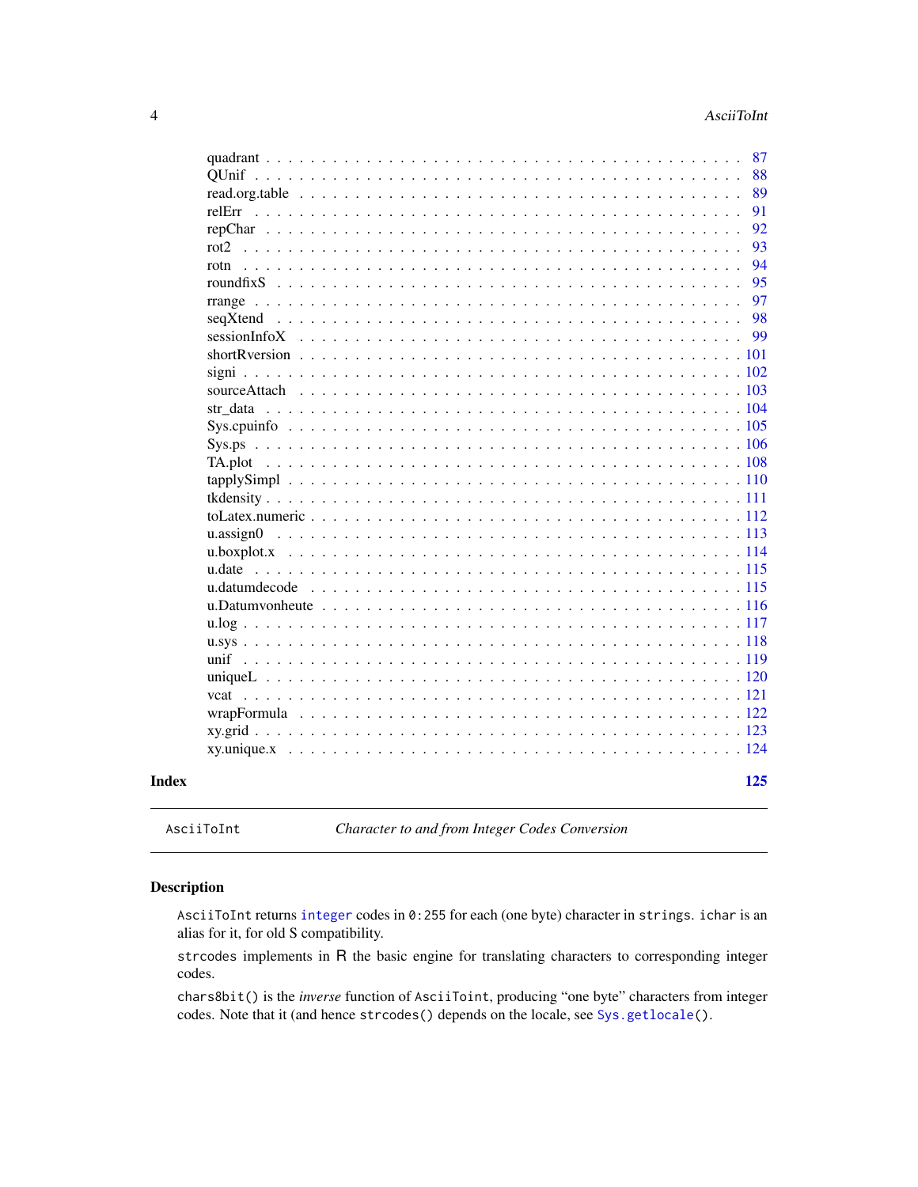quadrant . . . . . . . . . . . . . . . . . . . . . . . . . . . . . . . . . . . . . . . . 87
QUnif . . . . . . . . . . . . . . . . . . . . . . . . . . . . . . . . . . . . . . . . . 88
read.org.table . . . . . . . . . . . . . . . . . . . . . . . . . . . . . . . . . . . . . 89
relErr . . . . . . . . . . . . . . . . . . . . . . . . . . . . . . . . . . . . . . . . . 91
repChar . . . . . . . . . . . . . . . . . . . . . . . . . . . . . . . . . . . . . . . . 92
rot2 . . . . . . . . . . . . . . . . . . . . . . . . . . . . . . . . . . . . . . . . . . 93
rotn . . . . . . . . . . . . . . . . . . . . . . . . . . . . . . . . . . . . . . . . . . 94
roundfixS . . . . . . . . . . . . . . . . . . . . . . . . . . . . . . . . . . . . . . . 95
rrange . . . . . . . . . . . . . . . . . . . . . . . . . . . . . . . . . . . . . . . . . 97
seqXtend . . . . . . . . . . . . . . . . . . . . . . . . . . . . . . . . . . . . . . . . 98
sessionInfoX . . . . . . . . . . . . . . . . . . . . . . . . . . . . . . . . . . . . . . 99
shortRversion . . . . . . . . . . . . . . . . . . . . . . . . . . . . . . . . . . . . . 101
signi . . . . . . . . . . . . . . . . . . . . . . . . . . . . . . . . . . . . . . . . . . 102
sourceAttach . . . . . . . . . . . . . . . . . . . . . . . . . . . . . . . . . . . . . 103
str_data . . . . . . . . . . . . . . . . . . . . . . . . . . . . . . . . . . . . . . . . 104
Sys.cpuinfo . . . . . . . . . . . . . . . . . . . . . . . . . . . . . . . . . . . . . . 105
Sys.ps . . . . . . . . . . . . . . . . . . . . . . . . . . . . . . . . . . . . . . . . . 106
TA.plot . . . . . . . . . . . . . . . . . . . . . . . . . . . . . . . . . . . . . . . . 108
tapplySimpl . . . . . . . . . . . . . . . . . . . . . . . . . . . . . . . . . . . . . . 110
tkdensity . . . . . . . . . . . . . . . . . . . . . . . . . . . . . . . . . . . . . . . 111
toLatex.numeric . . . . . . . . . . . . . . . . . . . . . . . . . . . . . . . . . . . 112
u.assign0 . . . . . . . . . . . . . . . . . . . . . . . . . . . . . . . . . . . . . . . 113
u.boxplot.x . . . . . . . . . . . . . . . . . . . . . . . . . . . . . . . . . . . . . . 114
u.date . . . . . . . . . . . . . . . . . . . . . . . . . . . . . . . . . . . . . . . . . 115
u.datumdecode . . . . . . . . . . . . . . . . . . . . . . . . . . . . . . . . . . . . 115
u.Datumvonheute . . . . . . . . . . . . . . . . . . . . . . . . . . . . . . . . . . . 116
u.log . . . . . . . . . . . . . . . . . . . . . . . . . . . . . . . . . . . . . . . . . . 117
u.sys . . . . . . . . . . . . . . . . . . . . . . . . . . . . . . . . . . . . . . . . . . 118
unif . . . . . . . . . . . . . . . . . . . . . . . . . . . . . . . . . . . . . . . . . . 119
uniqueL . . . . . . . . . . . . . . . . . . . . . . . . . . . . . . . . . . . . . . . . 120
vcat . . . . . . . . . . . . . . . . . . . . . . . . . . . . . . . . . . . . . . . . . . 121
wrapFormula . . . . . . . . . . . . . . . . . . . . . . . . . . . . . . . . . . . . . 122
xy.grid . . . . . . . . . . . . . . . . . . . . . . . . . . . . . . . . . . . . . . . . . 123
xy.unique.x . . . . . . . . . . . . . . . . . . . . . . . . . . . . . . . . . . . . . . 124

**Index** 125

---

`AsciiToInt` *Character to and from Integer Codes Conversion*

---

## Description

`AsciiToInt` returns `integer` codes in `0:255` for each (one byte) character in `strings`. `ichar` is an alias for it, for old S compatibility.

`strcodes` implements in R the basic engine for translating characters to corresponding integer codes.

`chars8bit()` is the *inverse* function of `AsciiToint`, producing "one byte" characters from integer codes. Note that it (and hence `strcodes()` depends on the locale, see `Sys.getlocale()`.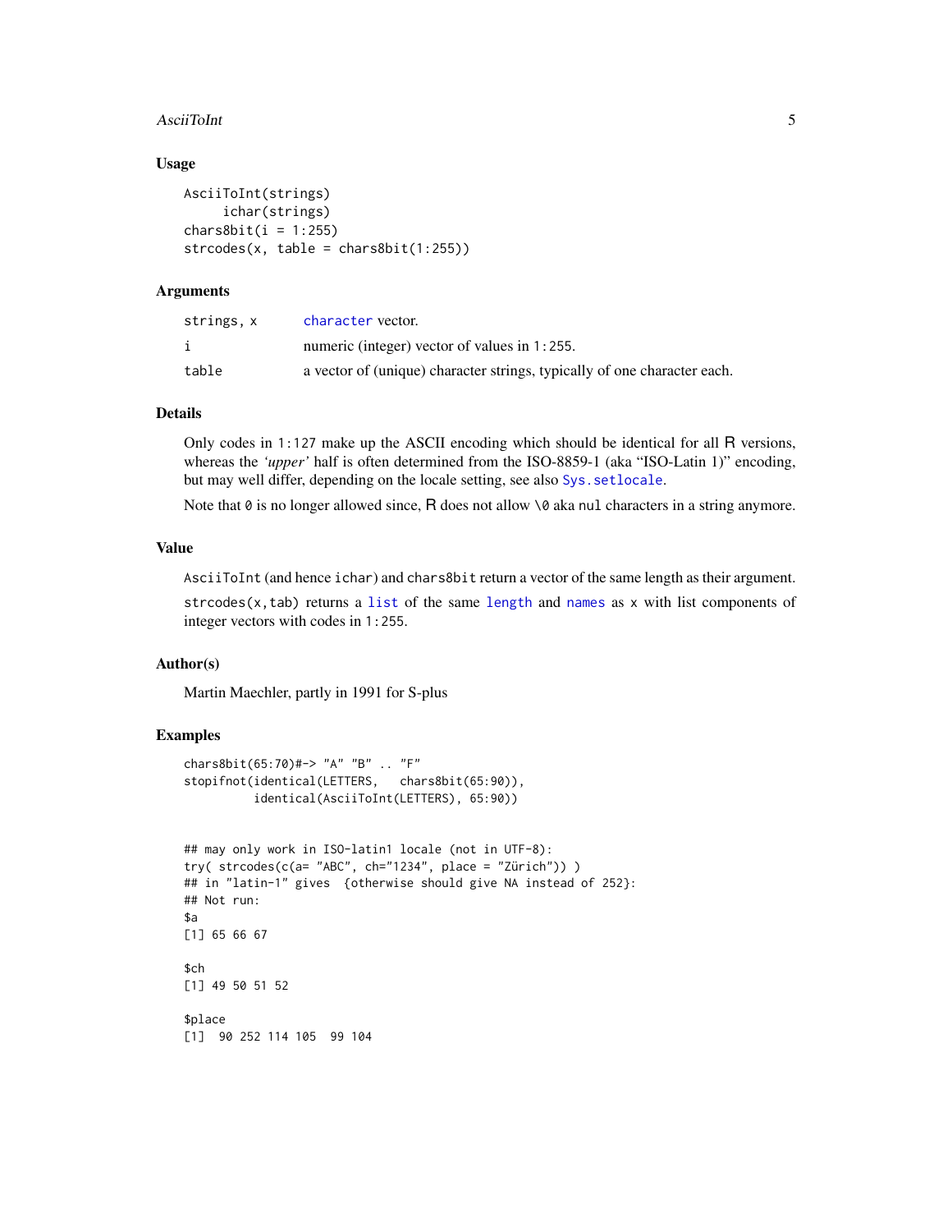### Usage

```
AsciiToInt(strings)
     ichar(strings)
chars8bit(i = 1:255)
strcodes(x, table = chars8bit(1:255))
```

### Arguments

| | |
|---|---|
| `strings, x` | `character` vector. |
| `i` | numeric (integer) vector of values in `1:255`. |
| `table` | a vector of (unique) character strings, typically of one character each. |

### Details

Only codes in `1:127` make up the ASCII encoding which should be identical for all R versions, whereas the *'upper'* half is often determined from the ISO-8859-1 (aka "ISO-Latin 1)" encoding, but may well differ, depending on the locale setting, see also `Sys.setlocale`.

Note that `0` is no longer allowed since, R does not allow `\0` aka `nul` characters in a string anymore.

### Value

`AsciiToInt` (and hence `ichar`) and `chars8bit` return a vector of the same length as their argument.

`strcodes(x,tab)` returns a `list` of the same `length` and `names` as `x` with list components of integer vectors with codes in `1:255`.

### Author(s)

Martin Maechler, partly in 1991 for S-plus

### Examples

```
chars8bit(65:70)#-> "A" "B" .. "F"
stopifnot(identical(LETTERS,   chars8bit(65:90)),
          identical(AsciiToInt(LETTERS), 65:90))


## may only work in ISO-latin1 locale (not in UTF-8):
try( strcodes(c(a= "ABC", ch="1234", place = "Zürich")) )
## in "latin-1" gives  {otherwise should give NA instead of 252}:
## Not run:
$a
[1] 65 66 67

$ch
[1] 49 50 51 52

$place
[1]  90 252 114 105  99 104
```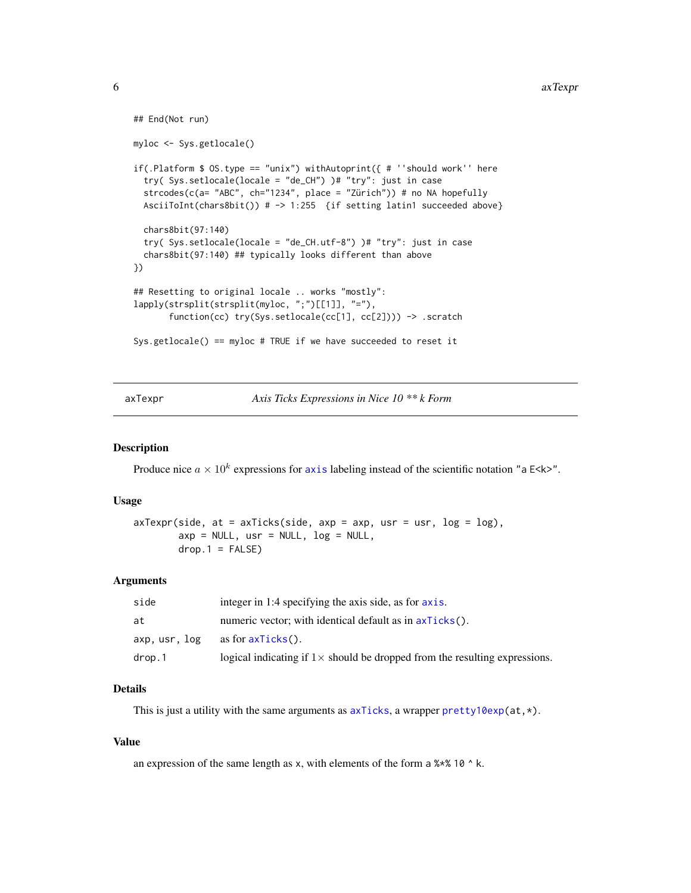```
## End(Not run)

myloc <- Sys.getlocale()

if(.Platform $ OS.type == "unix") withAutoprint({ # ''should work'' here
  try( Sys.setlocale(locale = "de_CH") )# "try": just in case
  strcodes(c(a= "ABC", ch="1234", place = "Zürich")) # no NA hopefully
  AsciiToInt(chars8bit()) # -> 1:255  {if setting latin1 succeeded above}

  chars8bit(97:140)
  try( Sys.setlocale(locale = "de_CH.utf-8") )# "try": just in case
  chars8bit(97:140) ## typically looks different than above
})

## Resetting to original locale .. works "mostly":
lapply(strsplit(strsplit(myloc, ";")[[1]], "="),
       function(cc) try(Sys.setlocale(cc[1], cc[2]))) -> .scratch

Sys.getlocale() == myloc # TRUE if we have succeeded to reset it
```

---

## axTexpr — *Axis Ticks Expressions in Nice 10 ** k Form*

---

### Description

Produce nice $a \times 10^k$ expressions for `axis` labeling instead of the scientific notation "`a E<k>`".

### Usage

```
axTexpr(side, at = axTicks(side, axp = axp, usr = usr, log = log),
        axp = NULL, usr = NULL, log = NULL,
        drop.1 = FALSE)
```

### Arguments

| | |
|---|---|
| `side` | integer in 1:4 specifying the axis side, as for `axis`. |
| `at` | numeric vector; with identical default as in `axTicks()`. |
| `axp, usr, log` | as for `axTicks()`. |
| `drop.1` | logical indicating if $1\times$ should be dropped from the resulting expressions. |

### Details

This is just a utility with the same arguments as `axTicks`, a wrapper `pretty10exp(at,*)`.

### Value

an expression of the same length as `x`, with elements of the form `a %*% 10 ^ k`.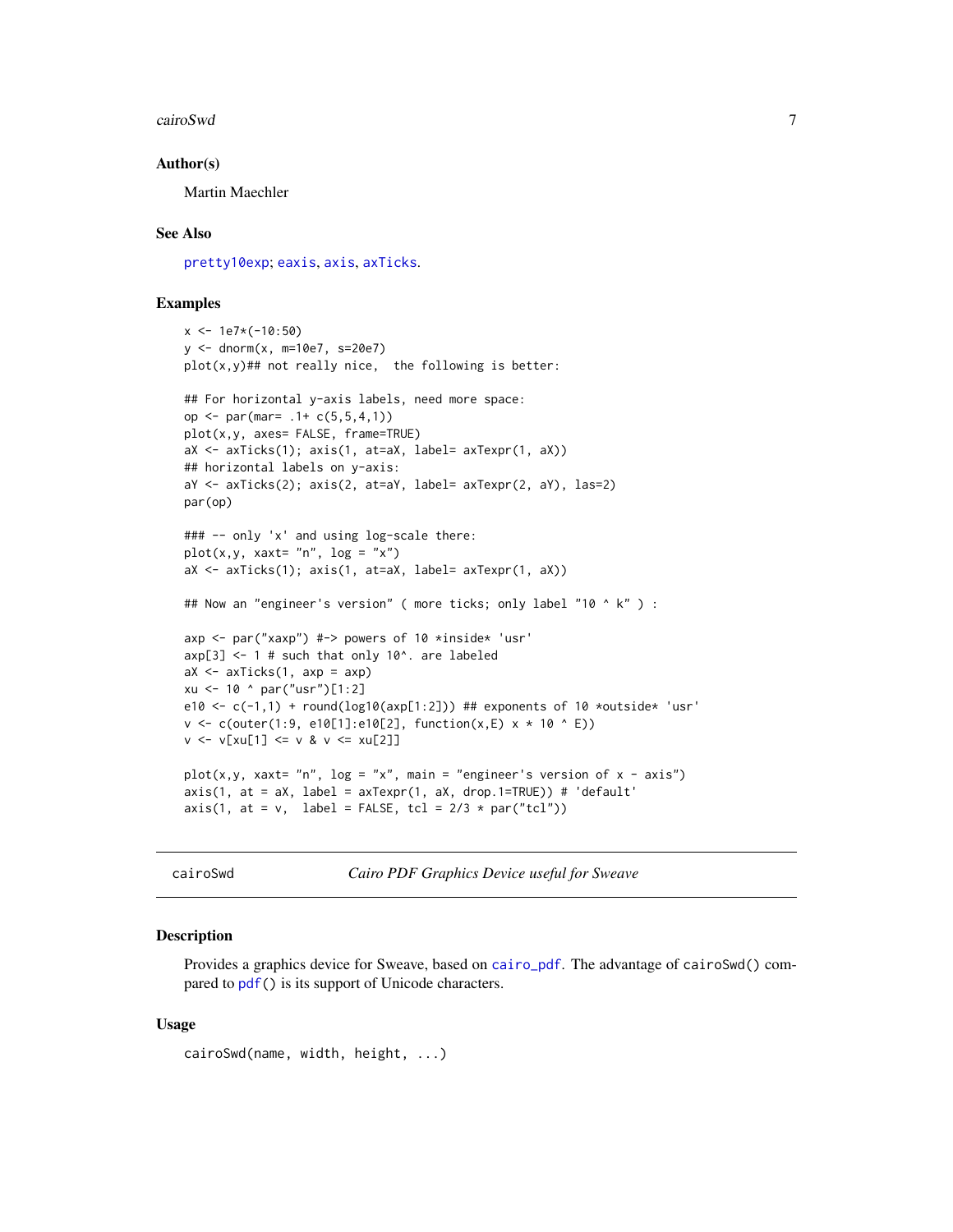### Author(s)

Martin Maechler

### See Also

pretty10exp; eaxis, axis, axTicks.

### Examples

```
x <- 1e7*(-10:50)
y <- dnorm(x, m=10e7, s=20e7)
plot(x,y)## not really nice,  the following is better:

## For horizontal y-axis labels, need more space:
op <- par(mar= .1+ c(5,5,4,1))
plot(x,y, axes= FALSE, frame=TRUE)
aX <- axTicks(1); axis(1, at=aX, label= axTexpr(1, aX))
## horizontal labels on y-axis:
aY <- axTicks(2); axis(2, at=aY, label= axTexpr(2, aY), las=2)
par(op)

### -- only 'x' and using log-scale there:
plot(x,y, xaxt= "n", log = "x")
aX <- axTicks(1); axis(1, at=aX, label= axTexpr(1, aX))

## Now an "engineer's version" ( more ticks; only label "10 ^ k" ) :

axp <- par("xaxp") #-> powers of 10 *inside* 'usr'
axp[3] <- 1 # such that only 10^. are labeled
aX <- axTicks(1, axp = axp)
xu <- 10 ^ par("usr")[1:2]
e10 <- c(-1,1) + round(log10(axp[1:2])) ## exponents of 10 *outside* 'usr'
v <- c(outer(1:9, e10[1]:e10[2], function(x,E) x * 10 ^ E))
v <- v[xu[1] <= v & v <= xu[2]]

plot(x,y, xaxt= "n", log = "x", main = "engineer's version of x - axis")
axis(1, at = aX, label = axTexpr(1, aX, drop.1=TRUE)) # 'default'
axis(1, at = v,  label = FALSE, tcl = 2/3 * par("tcl"))
```

---

## cairoSwd — *Cairo PDF Graphics Device useful for Sweave*

### Description

Provides a graphics device for Sweave, based on cairo_pdf. The advantage of cairoSwd() compared to pdf() is its support of Unicode characters.

### Usage

```
cairoSwd(name, width, height, ...)
```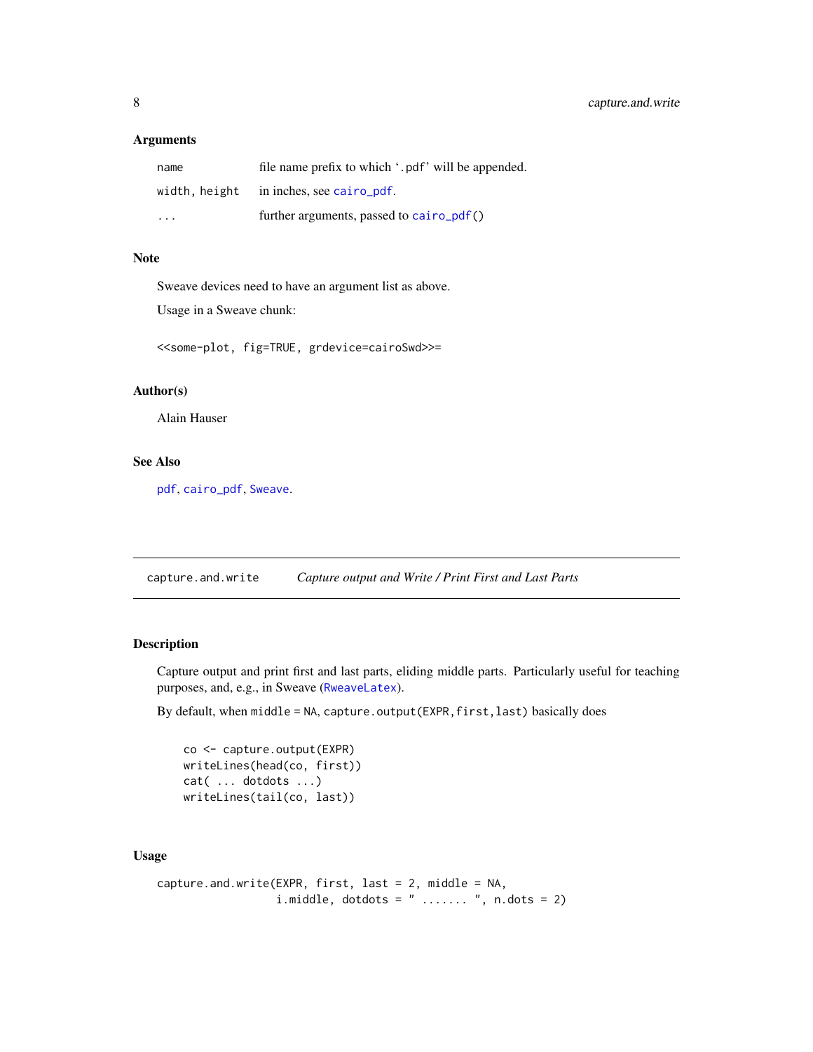### Arguments

| | |
|---|---|
| `name` | file name prefix to which '.pdf' will be appended. |
| `width, height` | in inches, see `cairo_pdf`. |
| `...` | further arguments, passed to `cairo_pdf()` |

### Note

Sweave devices need to have an argument list as above.

Usage in a Sweave chunk:

```
<<some-plot, fig=TRUE, grdevice=cairoSwd>>=
```

### Author(s)

Alain Hauser

### See Also

`pdf`, `cairo_pdf`, `Sweave`.

---

## capture.and.write — *Capture output and Write / Print First and Last Parts*

### Description

Capture output and print first and last parts, eliding middle parts. Particularly useful for teaching purposes, and, e.g., in Sweave (`RweaveLatex`).

By default, when `middle = NA`, `capture.output(EXPR,first,last)` basically does

```
co <- capture.output(EXPR)
writeLines(head(co, first))
cat( ... dotdots ...)
writeLines(tail(co, last))
```

### Usage

```
capture.and.write(EXPR, first, last = 2, middle = NA,
                  i.middle, dotdots = " ....... ", n.dots = 2)
```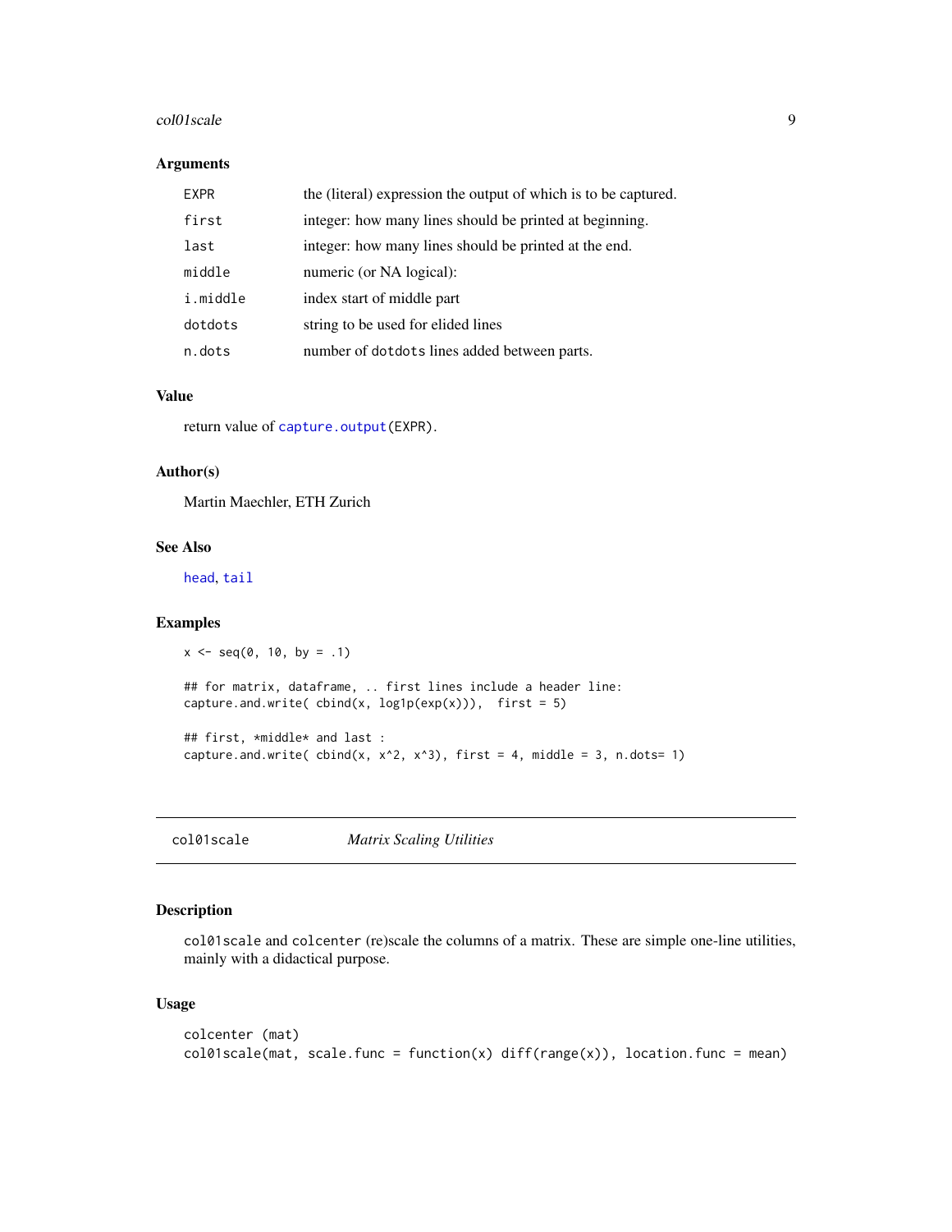### Arguments

| | |
|---|---|
| `EXPR` | the (literal) expression the output of which is to be captured. |
| `first` | integer: how many lines should be printed at beginning. |
| `last` | integer: how many lines should be printed at the end. |
| `middle` | numeric (or NA logical): |
| `i.middle` | index start of middle part |
| `dotdots` | string to be used for elided lines |
| `n.dots` | number of `dotdots` lines added between parts. |

### Value

return value of `capture.output(EXPR)`.

### Author(s)

Martin Maechler, ETH Zurich

### See Also

`head`, `tail`

### Examples

```
x <- seq(0, 10, by = .1)

## for matrix, dataframe, .. first lines include a header line:
capture.and.write( cbind(x, log1p(exp(x))),  first = 5)

## first, *middle* and last :
capture.and.write( cbind(x, x^2, x^3), first = 4, middle = 3, n.dots= 1)
```

---

## col01scale    *Matrix Scaling Utilities*

### Description

`col01scale` and `colcenter` (re)scale the columns of a matrix. These are simple one-line utilities, mainly with a didactical purpose.

### Usage

```
colcenter (mat)
col01scale(mat, scale.func = function(x) diff(range(x)), location.func = mean)
```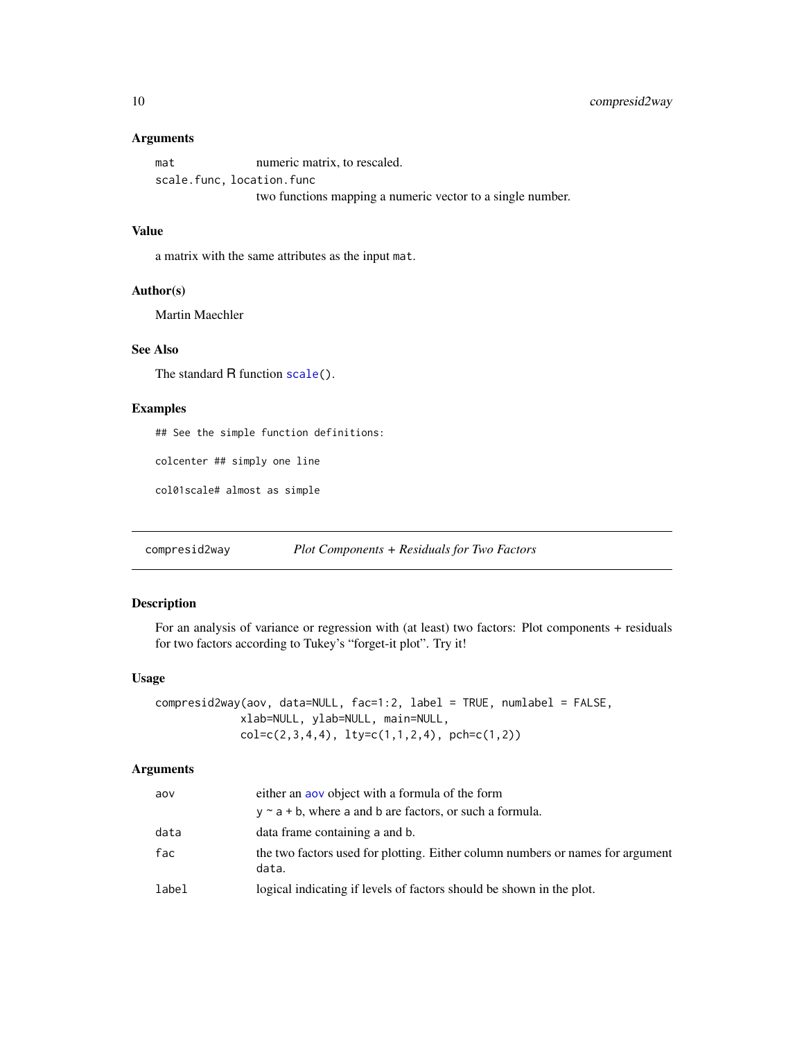### Arguments

| | |
|---|---|
| `mat` | numeric matrix, to rescaled. |
| `scale.func, location.func` | two functions mapping a numeric vector to a single number. |

### Value

a matrix with the same attributes as the input `mat`.

### Author(s)

Martin Maechler

### See Also

The standard R function `scale()`.

### Examples

```
## See the simple function definitions:

colcenter ## simply one line

col01scale# almost as simple
```

---

## compresid2way &emsp; *Plot Components + Residuals for Two Factors*

### Description

For an analysis of variance or regression with (at least) two factors: Plot components + residuals for two factors according to Tukey's "forget-it plot". Try it!

### Usage

```
compresid2way(aov, data=NULL, fac=1:2, label = TRUE, numlabel = FALSE,
              xlab=NULL, ylab=NULL, main=NULL,
              col=c(2,3,4,4), lty=c(1,1,2,4), pch=c(1,2))
```

### Arguments

| | |
|---|---|
| `aov` | either an `aov` object with a formula of the form<br>`y ~ a + b`, where `a` and `b` are factors, or such a formula. |
| `data` | data frame containing `a` and `b`. |
| `fac` | the two factors used for plotting. Either column numbers or names for argument `data`. |
| `label` | logical indicating if levels of factors should be shown in the plot. |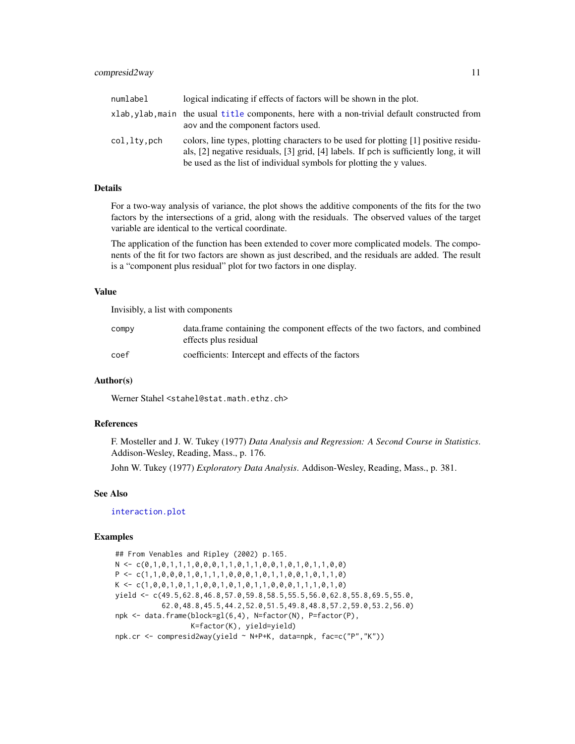| | |
|---|---|
| numlabel | logical indicating if effects of factors will be shown in the plot. |
| xlab,ylab,main | the usual title components, here with a non-trivial default constructed from aov and the component factors used. |
| col,lty,pch | colors, line types, plotting characters to be used for plotting [1] positive residuals, [2] negative residuals, [3] grid, [4] labels. If pch is sufficiently long, it will be used as the list of individual symbols for plotting the y values. |

### Details

For a two-way analysis of variance, the plot shows the additive components of the fits for the two factors by the intersections of a grid, along with the residuals. The observed values of the target variable are identical to the vertical coordinate.

The application of the function has been extended to cover more complicated models. The components of the fit for two factors are shown as just described, and the residuals are added. The result is a "component plus residual" plot for two factors in one display.

### Value

Invisibly, a list with components

| | |
|---|---|
| compy | data.frame containing the component effects of the two factors, and combined effects plus residual |
| coef | coefficients: Intercept and effects of the factors |

### Author(s)

Werner Stahel <stahel@stat.math.ethz.ch>

### References

F. Mosteller and J. W. Tukey (1977) *Data Analysis and Regression: A Second Course in Statistics*. Addison-Wesley, Reading, Mass., p. 176.

John W. Tukey (1977) *Exploratory Data Analysis*. Addison-Wesley, Reading, Mass., p. 381.

### See Also

interaction.plot

### Examples

```
## From Venables and Ripley (2002) p.165.
N <- c(0,1,0,1,1,1,0,0,0,1,1,0,1,1,0,0,1,0,1,0,1,1,0,0)
P <- c(1,1,0,0,0,1,0,1,1,1,0,0,0,1,0,1,1,0,0,1,0,1,1,0)
K <- c(1,0,0,1,0,1,1,0,0,1,0,1,0,1,1,0,0,0,1,1,1,0,1,0)
yield <- c(49.5,62.8,46.8,57.0,59.8,58.5,55.5,56.0,62.8,55.8,69.5,55.0,
           62.0,48.8,45.5,44.2,52.0,51.5,49.8,48.8,57.2,59.0,53.2,56.0)
npk <- data.frame(block=gl(6,4), N=factor(N), P=factor(P),
                  K=factor(K), yield=yield)
npk.cr <- compresid2way(yield ~ N+P+K, data=npk, fac=c("P","K"))
```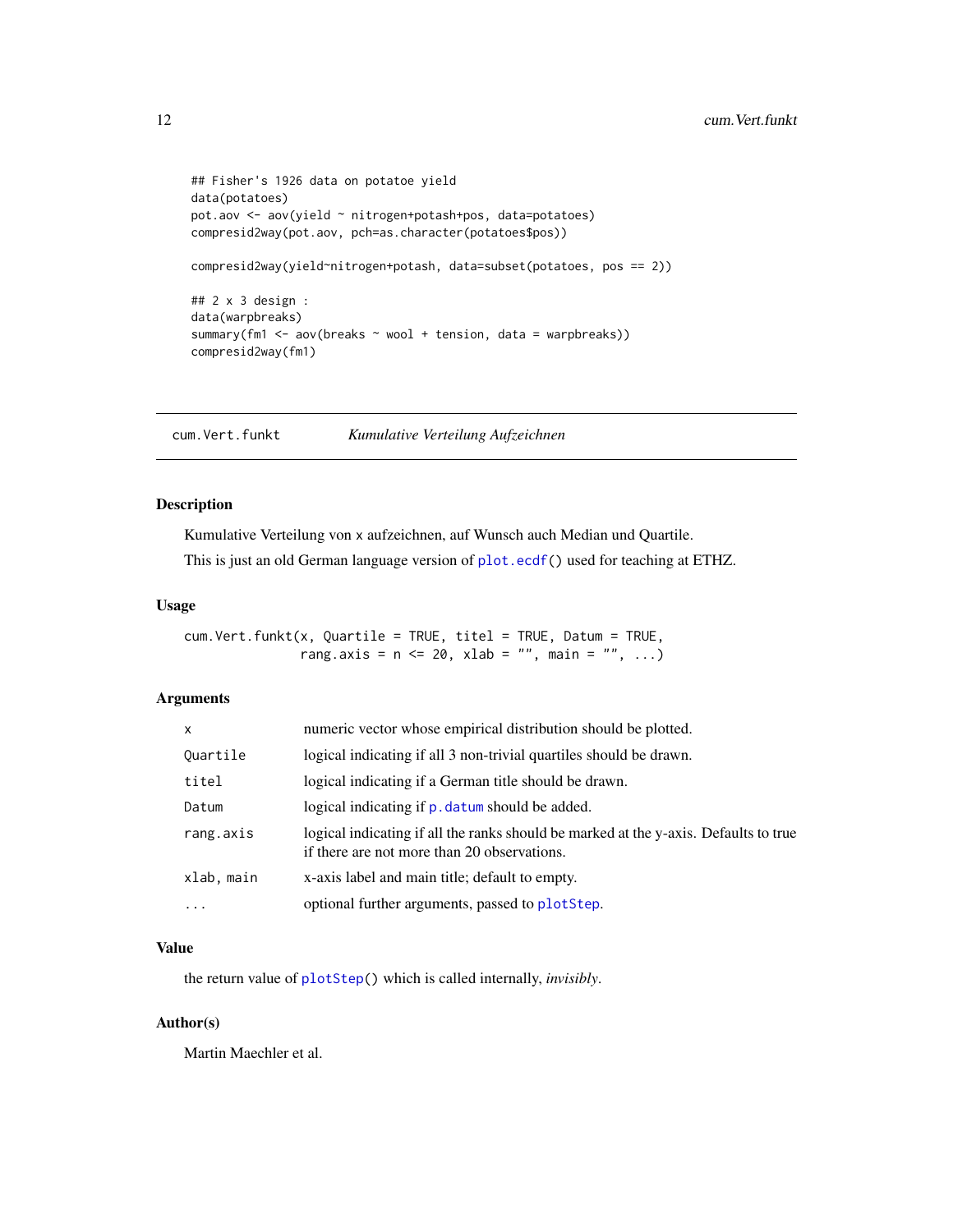```
## Fisher's 1926 data on potatoe yield
data(potatoes)
pot.aov <- aov(yield ~ nitrogen+potash+pos, data=potatoes)
compresid2way(pot.aov, pch=as.character(potatoes$pos))

compresid2way(yield~nitrogen+potash, data=subset(potatoes, pos == 2))

## 2 x 3 design :
data(warpbreaks)
summary(fm1 <- aov(breaks ~ wool + tension, data = warpbreaks))
compresid2way(fm1)
```

---

## cum.Vert.funkt — *Kumulative Verteilung Aufzeichnen*

### Description

Kumulative Verteilung von x aufzeichnen, auf Wunsch auch Median und Quartile.

This is just an old German language version of `plot.ecdf()` used for teaching at ETHZ.

### Usage

```
cum.Vert.funkt(x, Quartile = TRUE, titel = TRUE, Datum = TRUE,
               rang.axis = n <= 20, xlab = "", main = "", ...)
```

### Arguments

| | |
|---|---|
| `x` | numeric vector whose empirical distribution should be plotted. |
| `Quartile` | logical indicating if all 3 non-trivial quartiles should be drawn. |
| `titel` | logical indicating if a German title should be drawn. |
| `Datum` | logical indicating if `p.datum` should be added. |
| `rang.axis` | logical indicating if all the ranks should be marked at the y-axis. Defaults to true if there are not more than 20 observations. |
| `xlab, main` | x-axis label and main title; default to empty. |
| `...` | optional further arguments, passed to `plotStep`. |

### Value

the return value of `plotStep()` which is called internally, *invisibly*.

### Author(s)

Martin Maechler et al.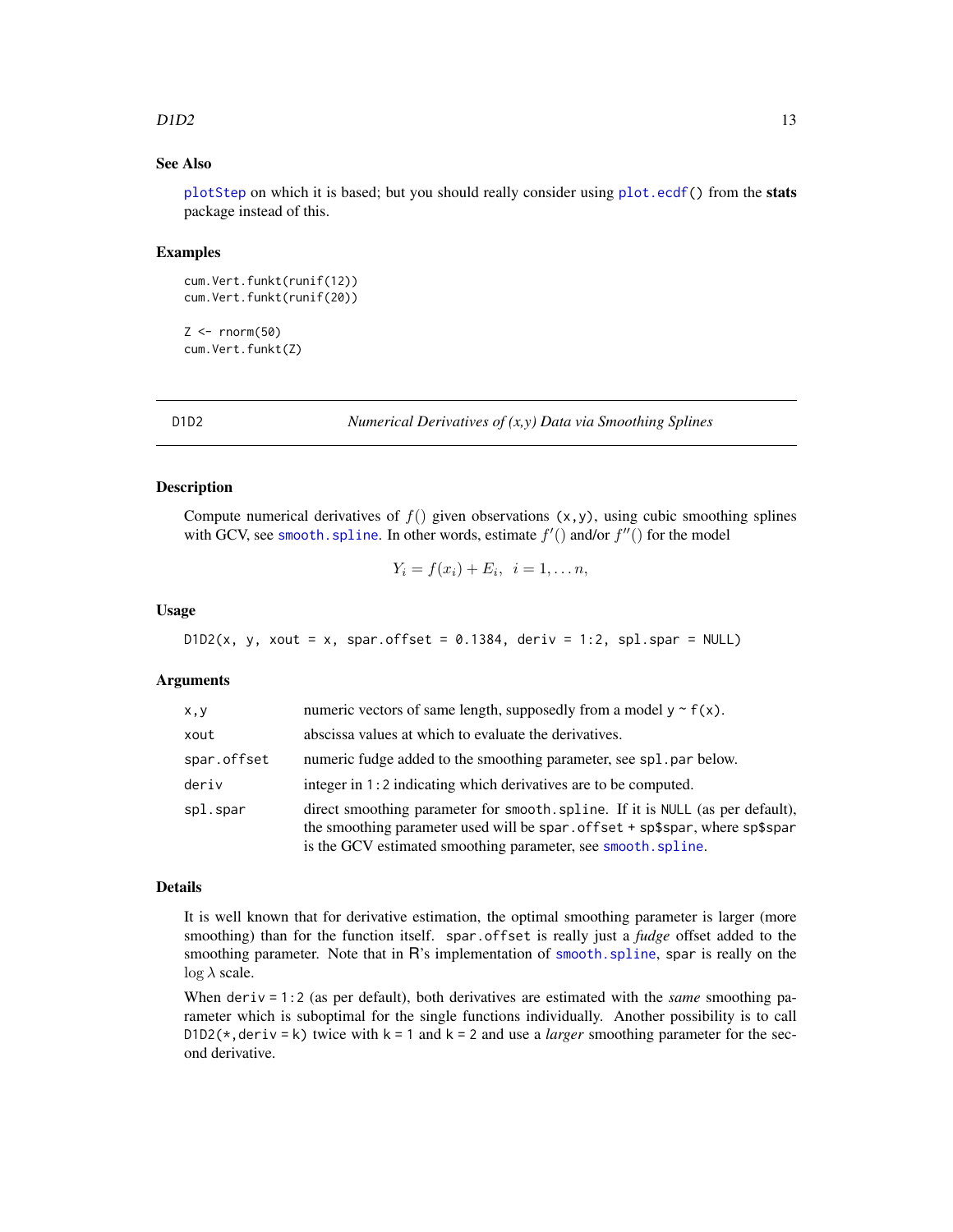### See Also

plotStep on which it is based; but you should really consider using plot.ecdf() from the **stats** package instead of this.

### Examples

```
cum.Vert.funkt(runif(12))
cum.Vert.funkt(runif(20))

Z <- rnorm(50)
cum.Vert.funkt(Z)
```

---

## D1D2 — *Numerical Derivatives of (x,y) Data via Smoothing Splines*

### Description

Compute numerical derivatives of $f()$ given observations (x,y), using cubic smoothing splines with GCV, see smooth.spline. In other words, estimate $f'()$ and/or $f''()$ for the model

$$Y_i = f(x_i) + E_i, \quad i = 1, \ldots n,$$

### Usage

```
D1D2(x, y, xout = x, spar.offset = 0.1384, deriv = 1:2, spl.spar = NULL)
```

### Arguments

| | |
|---|---|
| x,y | numeric vectors of same length, supposedly from a model y ~ f(x). |
| xout | abscissa values at which to evaluate the derivatives. |
| spar.offset | numeric fudge added to the smoothing parameter, see spl.par below. |
| deriv | integer in 1:2 indicating which derivatives are to be computed. |
| spl.spar | direct smoothing parameter for smooth.spline. If it is NULL (as per default), the smoothing parameter used will be spar.offset + sp$spar, where sp$spar is the GCV estimated smoothing parameter, see smooth.spline. |

### Details

It is well known that for derivative estimation, the optimal smoothing parameter is larger (more smoothing) than for the function itself. spar.offset is really just a *fudge* offset added to the smoothing parameter. Note that in R's implementation of smooth.spline, spar is really on the $\log \lambda$ scale.

When deriv = 1:2 (as per default), both derivatives are estimated with the *same* smoothing parameter which is suboptimal for the single functions individually. Another possibility is to call D1D2(*,deriv = k) twice with k = 1 and k = 2 and use a *larger* smoothing parameter for the second derivative.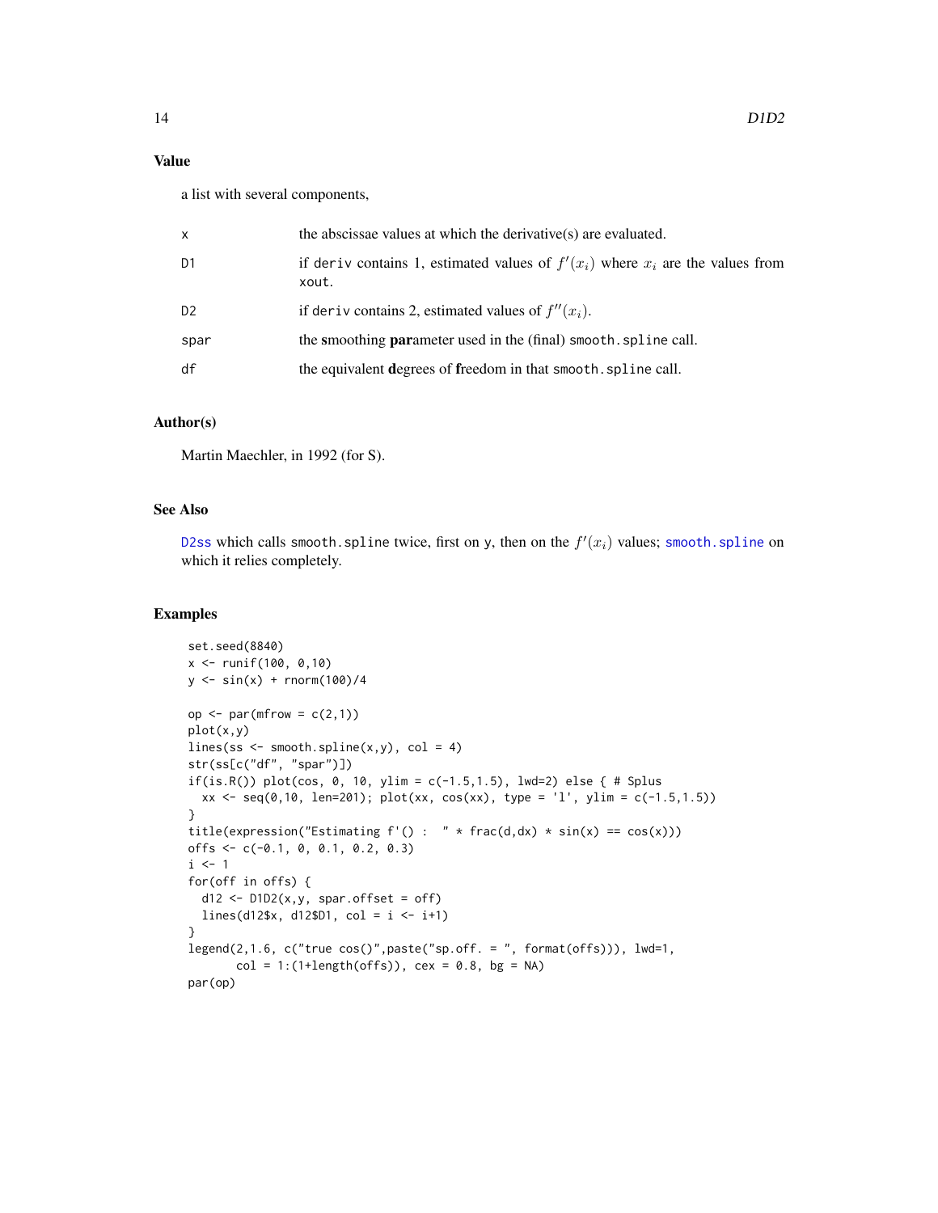## Value

a list with several components,

| | |
|---|---|
| x | the abscissae values at which the derivative(s) are evaluated. |
| D1 | if deriv contains 1, estimated values of $f'(x_i)$ where $x_i$ are the values from xout. |
| D2 | if deriv contains 2, estimated values of $f''(x_i)$. |
| spar | the **s**moothing **par**ameter used in the (final) smooth.spline call. |
| df | the equivalent **d**egrees of **f**reedom in that smooth.spline call. |

## Author(s)

Martin Maechler, in 1992 (for S).

## See Also

D2ss which calls smooth.spline twice, first on y, then on the $f'(x_i)$ values; smooth.spline on which it relies completely.

## Examples

```
set.seed(8840)
x <- runif(100, 0,10)
y <- sin(x) + rnorm(100)/4

op <- par(mfrow = c(2,1))
plot(x,y)
lines(ss <- smooth.spline(x,y), col = 4)
str(ss[c("df", "spar")])
if(is.R()) plot(cos, 0, 10, ylim = c(-1.5,1.5), lwd=2) else { # Splus
  xx <- seq(0,10, len=201); plot(xx, cos(xx), type = 'l', ylim = c(-1.5,1.5))
}
title(expression("Estimating f'() :  " * frac(d,dx) * sin(x) == cos(x)))
offs <- c(-0.1, 0, 0.1, 0.2, 0.3)
i <- 1
for(off in offs) {
  d12 <- D1D2(x,y, spar.offset = off)
  lines(d12$x, d12$D1, col = i <- i+1)
}
legend(2,1.6, c("true cos()",paste("sp.off. = ", format(offs))), lwd=1,
       col = 1:(1+length(offs)), cex = 0.8, bg = NA)
par(op)
```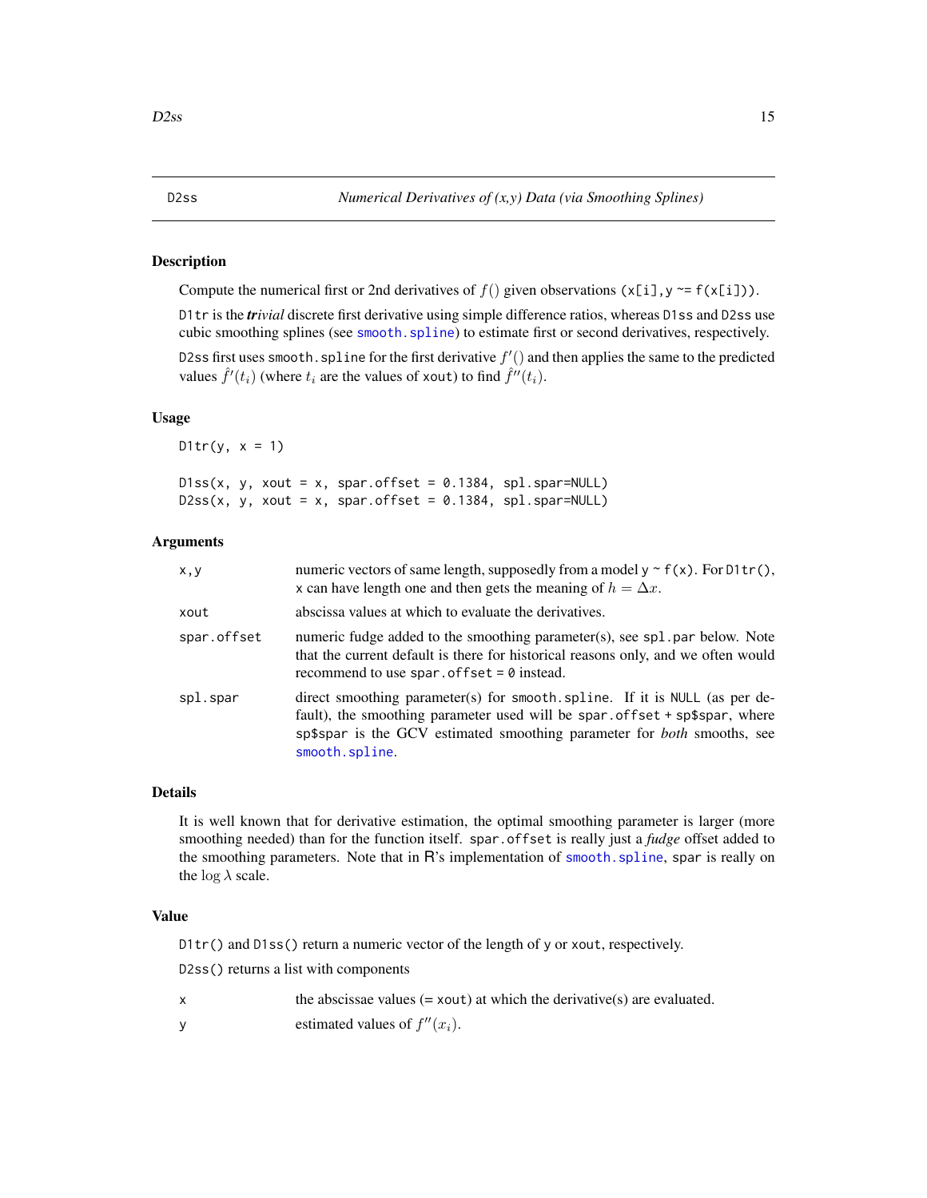D2ss    *Numerical Derivatives of (x,y) Data (via Smoothing Splines)*

## Description

Compute the numerical first or 2nd derivatives of $f()$ given observations `(x[i], y ~= f(x[i]))`.

`D1tr` is the ***tr**ivial* discrete first derivative using simple difference ratios, whereas `D1ss` and `D2ss` use cubic smoothing splines (see `smooth.spline`) to estimate first or second derivatives, respectively.

`D2ss` first uses `smooth.spline` for the first derivative $f'()$ and then applies the same to the predicted values $\hat{f}'(t_i)$ (where $t_i$ are the values of `xout`) to find $\hat{f}''(t_i)$.

## Usage

```
D1tr(y, x = 1)

D1ss(x, y, xout = x, spar.offset = 0.1384, spl.spar=NULL)
D2ss(x, y, xout = x, spar.offset = 0.1384, spl.spar=NULL)
```

## Arguments

| | |
|---|---|
| `x,y` | numeric vectors of same length, supposedly from a model `y ~ f(x)`. For `D1tr()`, `x` can have length one and then gets the meaning of $h = \Delta x$. |
| `xout` | abscissa values at which to evaluate the derivatives. |
| `spar.offset` | numeric fudge added to the smoothing parameter(s), see `spl.par` below. Note that the current default is there for historical reasons only, and we often would recommend to use `spar.offset = 0` instead. |
| `spl.spar` | direct smoothing parameter(s) for `smooth.spline`. If it is `NULL` (as per default), the smoothing parameter used will be `spar.offset + sp$spar`, where `sp$spar` is the GCV estimated smoothing parameter for *both* smooths, see `smooth.spline`. |

## Details

It is well known that for derivative estimation, the optimal smoothing parameter is larger (more smoothing needed) than for the function itself. `spar.offset` is really just a *fudge* offset added to the smoothing parameters. Note that in R's implementation of `smooth.spline`, `spar` is really on the $\log \lambda$ scale.

## Value

`D1tr()` and `D1ss()` return a numeric vector of the length of `y` or `xout`, respectively.

`D2ss()` returns a list with components

| | |
|---|---|
| `x` | the abscissae values (= `xout`) at which the derivative(s) are evaluated. |
| `y` | estimated values of $f''(x_i)$. |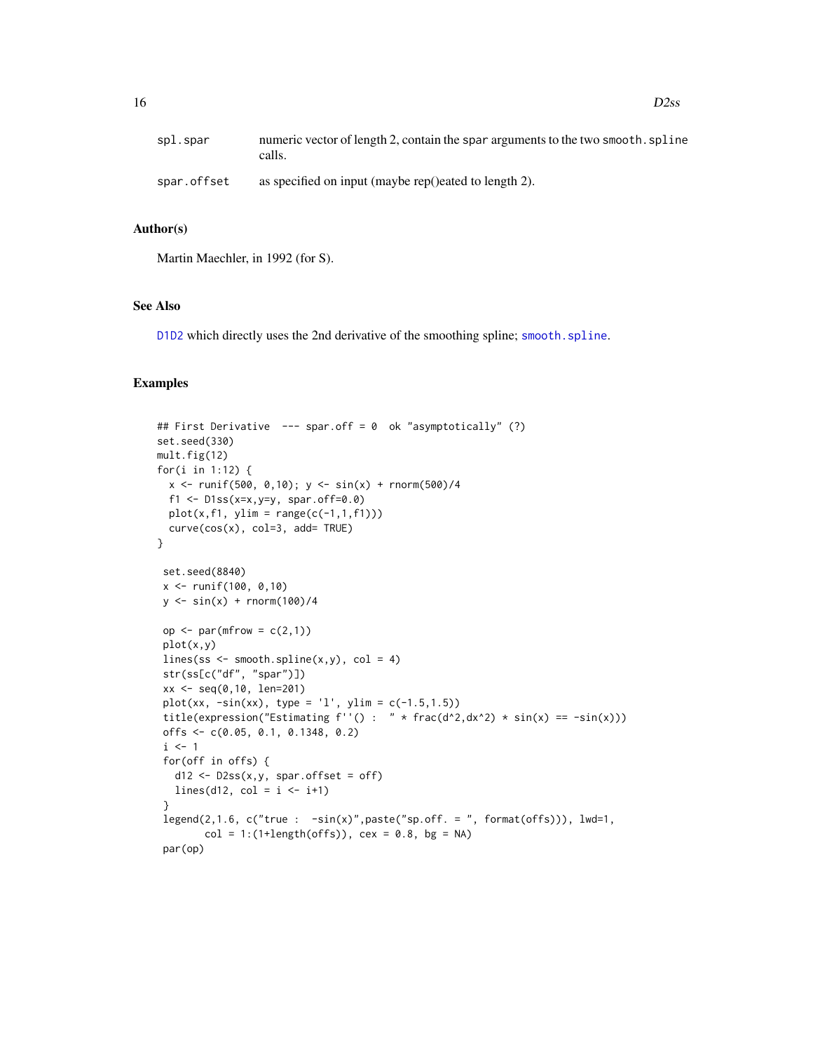| | |
|---|---|
| `spl.spar` | numeric vector of length 2, contain the `spar` arguments to the two `smooth.spline` calls. |
| `spar.offset` | as specified on input (maybe rep()eated to length 2). |

### Author(s)

Martin Maechler, in 1992 (for S).

### See Also

`D1D2` which directly uses the 2nd derivative of the smoothing spline; `smooth.spline`.

### Examples

```
## First Derivative  --- spar.off = 0  ok "asymptotically" (?)
set.seed(330)
mult.fig(12)
for(i in 1:12) {
  x <- runif(500, 0,10); y <- sin(x) + rnorm(500)/4
  f1 <- D1ss(x=x,y=y, spar.off=0.0)
  plot(x,f1, ylim = range(c(-1,1,f1)))
  curve(cos(x), col=3, add= TRUE)
}

 set.seed(8840)
 x <- runif(100, 0,10)
 y <- sin(x) + rnorm(100)/4

 op <- par(mfrow = c(2,1))
 plot(x,y)
 lines(ss <- smooth.spline(x,y), col = 4)
 str(ss[c("df", "spar")])
 xx <- seq(0,10, len=201)
 plot(xx, -sin(xx), type = 'l', ylim = c(-1.5,1.5))
 title(expression("Estimating f''() :  " * frac(d^2,dx^2) * sin(x) == -sin(x)))
 offs <- c(0.05, 0.1, 0.1348, 0.2)
 i <- 1
 for(off in offs) {
   d12 <- D2ss(x,y, spar.offset = off)
   lines(d12, col = i <- i+1)
 }
 legend(2,1.6, c("true :  -sin(x)",paste("sp.off. = ", format(offs))), lwd=1,
        col = 1:(1+length(offs)), cex = 0.8, bg = NA)
 par(op)
```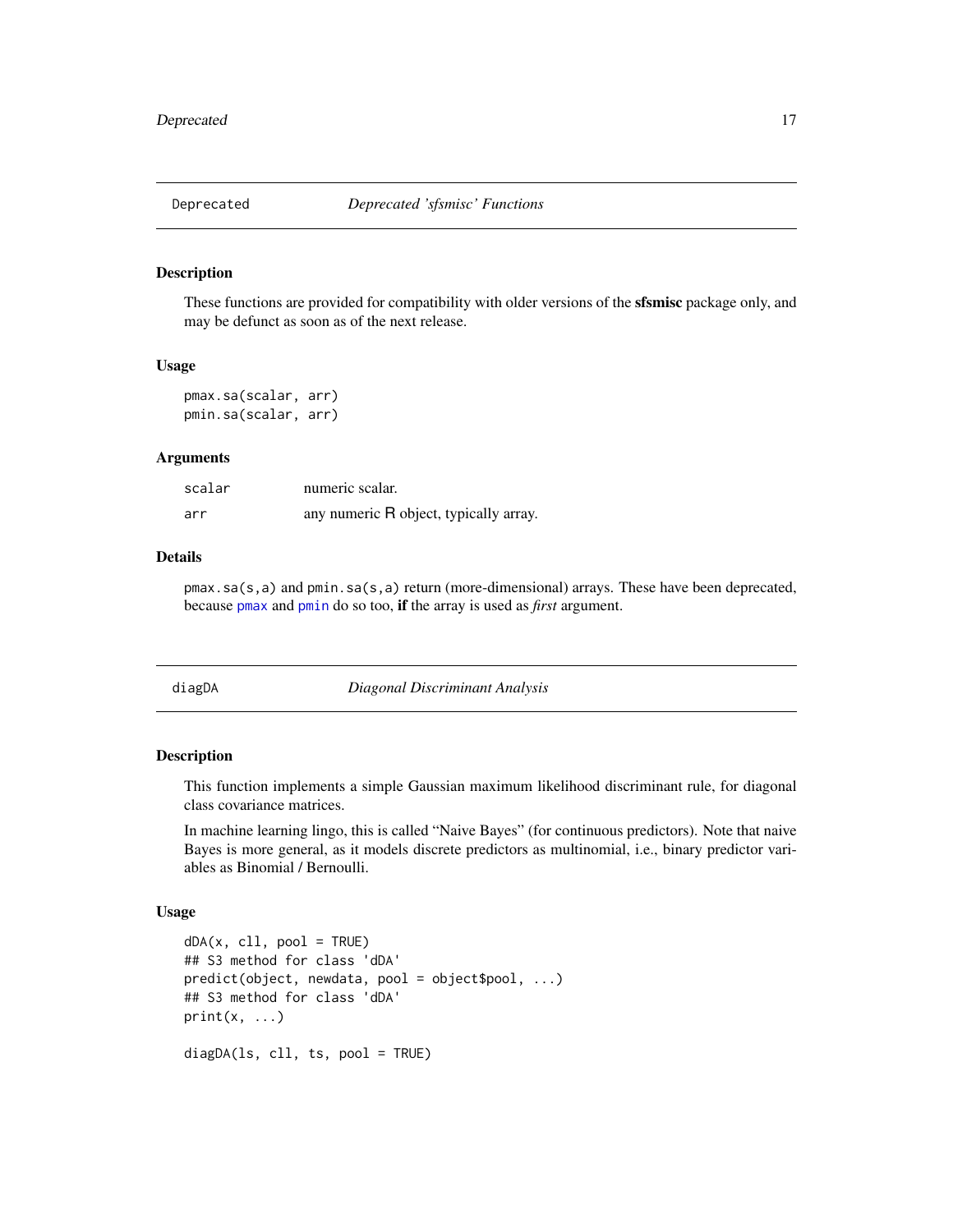## Deprecated — *Deprecated 'sfsmisc' Functions*

### Description

These functions are provided for compatibility with older versions of the **sfsmisc** package only, and may be defunct as soon as of the next release.

### Usage

```
pmax.sa(scalar, arr)
pmin.sa(scalar, arr)
```

### Arguments

| | |
|---|---|
| scalar | numeric scalar. |
| arr | any numeric R object, typically array. |

### Details

`pmax.sa(s,a)` and `pmin.sa(s,a)` return (more-dimensional) arrays. These have been deprecated, because `pmax` and `pmin` do so too, **if** the array is used as *first* argument.

## diagDA — *Diagonal Discriminant Analysis*

### Description

This function implements a simple Gaussian maximum likelihood discriminant rule, for diagonal class covariance matrices.

In machine learning lingo, this is called "Naive Bayes" (for continuous predictors). Note that naive Bayes is more general, as it models discrete predictors as multinomial, i.e., binary predictor variables as Binomial / Bernoulli.

### Usage

```
dDA(x, cll, pool = TRUE)
## S3 method for class 'dDA'
predict(object, newdata, pool = object$pool, ...)
## S3 method for class 'dDA'
print(x, ...)

diagDA(ls, cll, ts, pool = TRUE)
```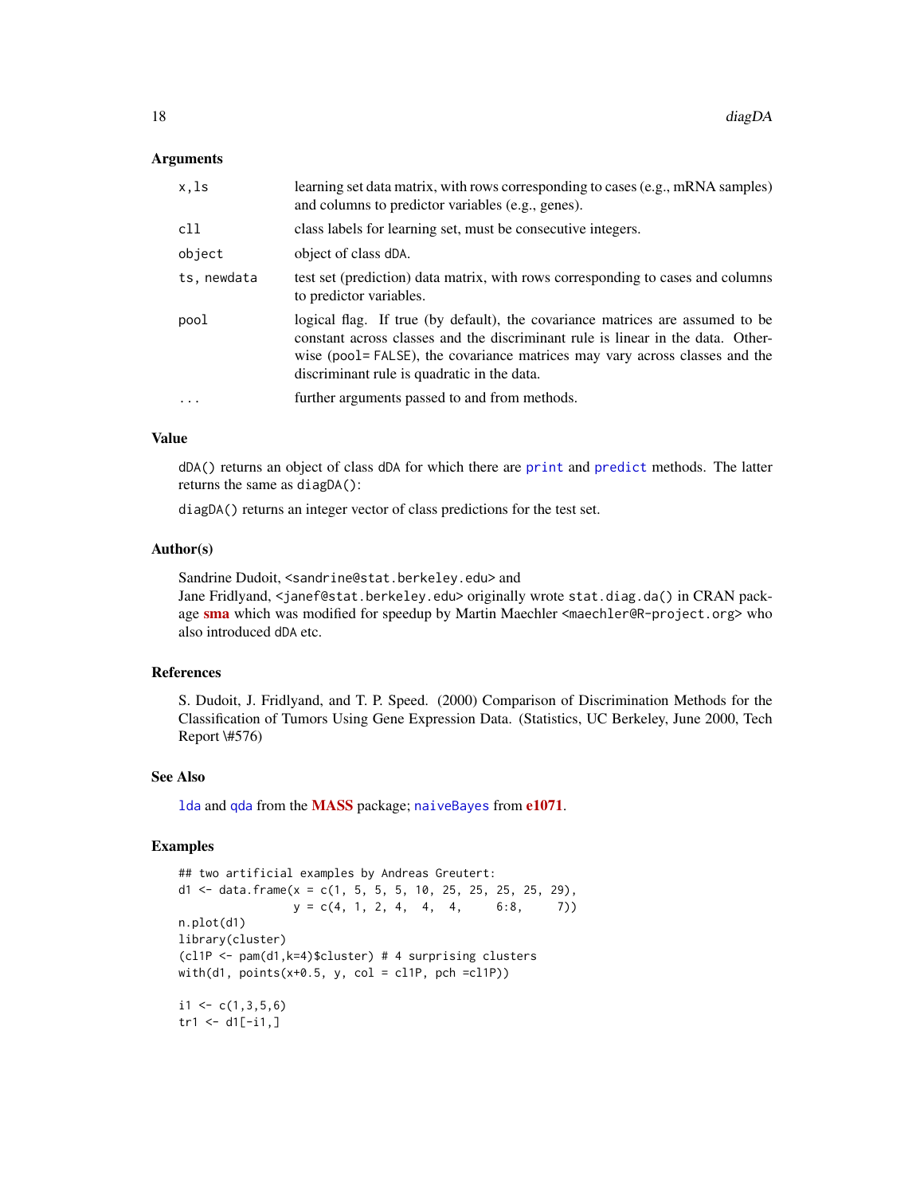### Arguments

| | |
|---|---|
| `x,ls` | learning set data matrix, with rows corresponding to cases (e.g., mRNA samples) and columns to predictor variables (e.g., genes). |
| `cll` | class labels for learning set, must be consecutive integers. |
| `object` | object of class `dDA`. |
| `ts, newdata` | test set (prediction) data matrix, with rows corresponding to cases and columns to predictor variables. |
| `pool` | logical flag. If true (by default), the covariance matrices are assumed to be constant across classes and the discriminant rule is linear in the data. Otherwise (`pool= FALSE`), the covariance matrices may vary across classes and the discriminant rule is quadratic in the data. |
| `...` | further arguments passed to and from methods. |

### Value

`dDA()` returns an object of class `dDA` for which there are `print` and `predict` methods. The latter returns the same as `diagDA()`:

`diagDA()` returns an integer vector of class predictions for the test set.

### Author(s)

Sandrine Dudoit, `<sandrine@stat.berkeley.edu>` and
Jane Fridlyand, `<janef@stat.berkeley.edu>` originally wrote `stat.diag.da()` in CRAN package **sma** which was modified for speedup by Martin Maechler `<maechler@R-project.org>` who also introduced `dDA` etc.

### References

S. Dudoit, J. Fridlyand, and T. P. Speed. (2000) Comparison of Discrimination Methods for the Classification of Tumors Using Gene Expression Data. (Statistics, UC Berkeley, June 2000, Tech Report \#576)

### See Also

`lda` and `qda` from the **MASS** package; `naiveBayes` from **e1071**.

### Examples

```
## two artificial examples by Andreas Greutert:
d1 <- data.frame(x = c(1, 5, 5, 5, 10, 25, 25, 25, 25, 29),
                 y = c(4, 1, 2, 4,  4,  4,     6:8,     7))
n.plot(d1)
library(cluster)
(cl1P <- pam(d1,k=4)$cluster) # 4 surprising clusters
with(d1, points(x+0.5, y, col = cl1P, pch =cl1P))

i1 <- c(1,3,5,6)
tr1 <- d1[-i1,]
```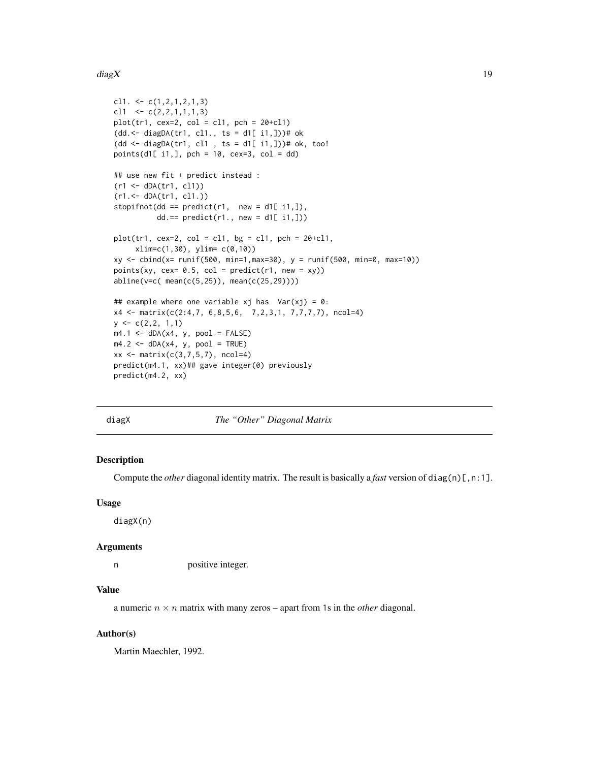```
cl1. <- c(1,2,1,2,1,3)
cl1  <- c(2,2,1,1,1,3)
plot(tr1, cex=2, col = cl1, pch = 20+cl1)
(dd.<- diagDA(tr1, cl1., ts = d1[ i1,]))# ok
(dd <- diagDA(tr1, cl1 , ts = d1[ i1,]))# ok, too!
points(d1[ i1,], pch = 10, cex=3, col = dd)

## use new fit + predict instead :
(r1 <- dDA(tr1, cl1))
(r1.<- dDA(tr1, cl1.))
stopifnot(dd == predict(r1,  new = d1[ i1,]),
          dd.== predict(r1., new = d1[ i1,]))

plot(tr1, cex=2, col = cl1, bg = cl1, pch = 20+cl1,
     xlim=c(1,30), ylim= c(0,10))
xy <- cbind(x= runif(500, min=1,max=30), y = runif(500, min=0, max=10))
points(xy, cex= 0.5, col = predict(r1, new = xy))
abline(v=c( mean(c(5,25)), mean(c(25,29))))

## example where one variable xj has  Var(xj) = 0:
x4 <- matrix(c(2:4,7, 6,8,5,6,  7,2,3,1, 7,7,7,7), ncol=4)
y <- c(2,2, 1,1)
m4.1 <- dDA(x4, y, pool = FALSE)
m4.2 <- dDA(x4, y, pool = TRUE)
xx <- matrix(c(3,7,5,7), ncol=4)
predict(m4.1, xx)## gave integer(0) previously
predict(m4.2, xx)
```

---

## diagX — *The "Other" Diagonal Matrix*

### Description

Compute the *other* diagonal identity matrix. The result is basically a *fast* version of `diag(n)[,n:1]`.

### Usage

```
diagX(n)
```

### Arguments

| | |
|---|---|
| `n` | positive integer. |

### Value

a numeric $n \times n$ matrix with many zeros – apart from 1s in the *other* diagonal.

### Author(s)

Martin Maechler, 1992.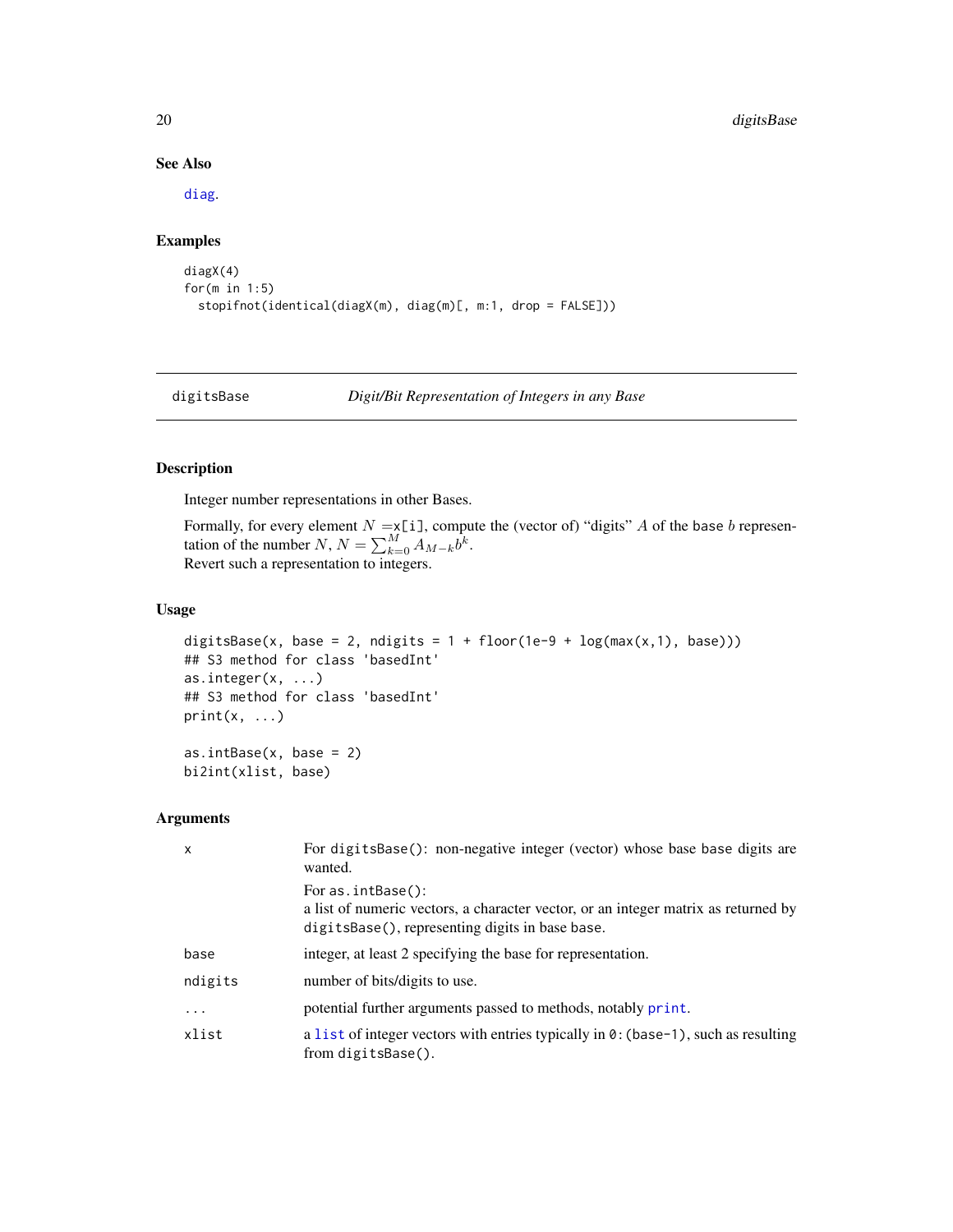### See Also

`diag`.

### Examples

```
diagX(4)
for(m in 1:5)
  stopifnot(identical(diagX(m), diag(m)[, m:1, drop = FALSE]))
```

---

## digitsBase — *Digit/Bit Representation of Integers in any Base*

---

### Description

Integer number representations in other Bases.

Formally, for every element $N =$`x[i]`, compute the (vector of) "digits" $A$ of the `base` $b$ representation of the number $N$, $N = \sum_{k=0}^{M} A_{M-k} b^k$.
Revert such a representation to integers.

### Usage

```
digitsBase(x, base = 2, ndigits = 1 + floor(1e-9 + log(max(x,1), base)))
## S3 method for class 'basedInt'
as.integer(x, ...)
## S3 method for class 'basedInt'
print(x, ...)

as.intBase(x, base = 2)
bi2int(xlist, base)
```

### Arguments

| | |
|---|---|
| `x` | For `digitsBase()`: non-negative integer (vector) whose base `base` digits are wanted.<br>For `as.intBase()`:<br>a list of numeric vectors, a character vector, or an integer matrix as returned by `digitsBase()`, representing digits in base `base`. |
| `base` | integer, at least 2 specifying the base for representation. |
| `ndigits` | number of bits/digits to use. |
| `...` | potential further arguments passed to methods, notably `print`. |
| `xlist` | a `list` of integer vectors with entries typically in `0:(base-1)`, such as resulting from `digitsBase()`. |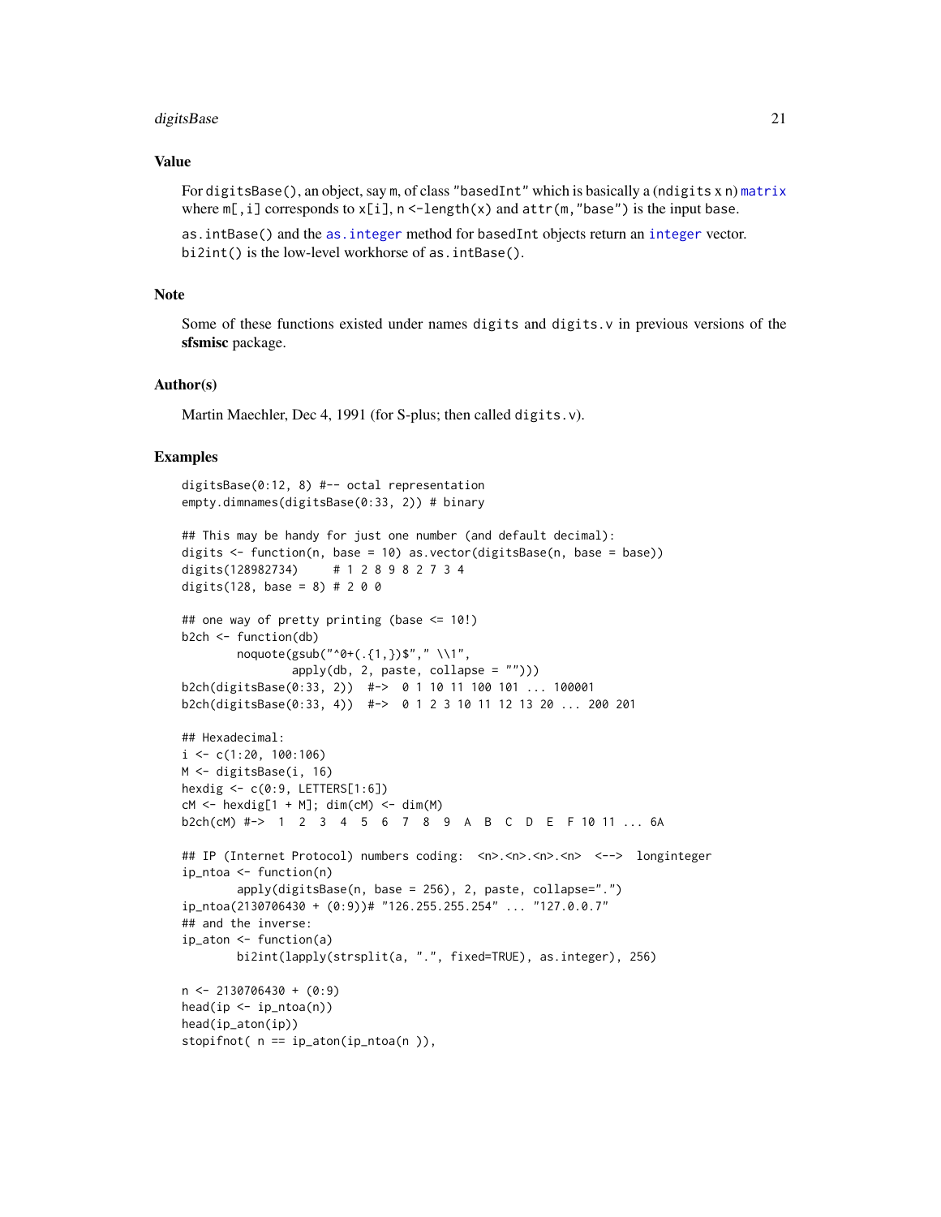## Value

For `digitsBase()`, an object, say `m`, of class `"basedInt"` which is basically a (`ndigits` x `n`) `matrix` where `m[,i]` corresponds to `x[i]`, `n <-length(x)` and `attr(m,"base")` is the input `base`.

`as.intBase()` and the `as.integer` method for `basedInt` objects return an `integer` vector.
`bi2int()` is the low-level workhorse of `as.intBase()`.

## Note

Some of these functions existed under names `digits` and `digits.v` in previous versions of the **sfsmisc** package.

## Author(s)

Martin Maechler, Dec 4, 1991 (for S-plus; then called `digits.v`).

## Examples

```
digitsBase(0:12, 8) #-- octal representation
empty.dimnames(digitsBase(0:33, 2)) # binary

## This may be handy for just one number (and default decimal):
digits <- function(n, base = 10) as.vector(digitsBase(n, base = base))
digits(128982734)     # 1 2 8 9 8 2 7 3 4
digits(128, base = 8) # 2 0 0

## one way of pretty printing (base <= 10!)
b2ch <- function(db)
        noquote(gsub("^0+(.{1,})$"," \\1",
                apply(db, 2, paste, collapse = "")))
b2ch(digitsBase(0:33, 2))  #->  0 1 10 11 100 101 ... 100001
b2ch(digitsBase(0:33, 4))  #->  0 1 2 3 10 11 12 13 20 ... 200 201

## Hexadecimal:
i <- c(1:20, 100:106)
M <- digitsBase(i, 16)
hexdig <- c(0:9, LETTERS[1:6])
cM <- hexdig[1 + M]; dim(cM) <- dim(M)
b2ch(cM) #->  1  2  3  4  5  6  7  8  9  A  B  C  D  E  F 10 11 ... 6A

## IP (Internet Protocol) numbers coding:  <n>.<n>.<n>.<n>  <-->  longinteger
ip_ntoa <- function(n)
        apply(digitsBase(n, base = 256), 2, paste, collapse=".")
ip_ntoa(2130706430 + (0:9))# "126.255.255.254" ... "127.0.0.7"
## and the inverse:
ip_aton <- function(a)
        bi2int(lapply(strsplit(a, ".", fixed=TRUE), as.integer), 256)

n <- 2130706430 + (0:9)
head(ip <- ip_ntoa(n))
head(ip_aton(ip))
stopifnot( n == ip_aton(ip_ntoa(n )),
```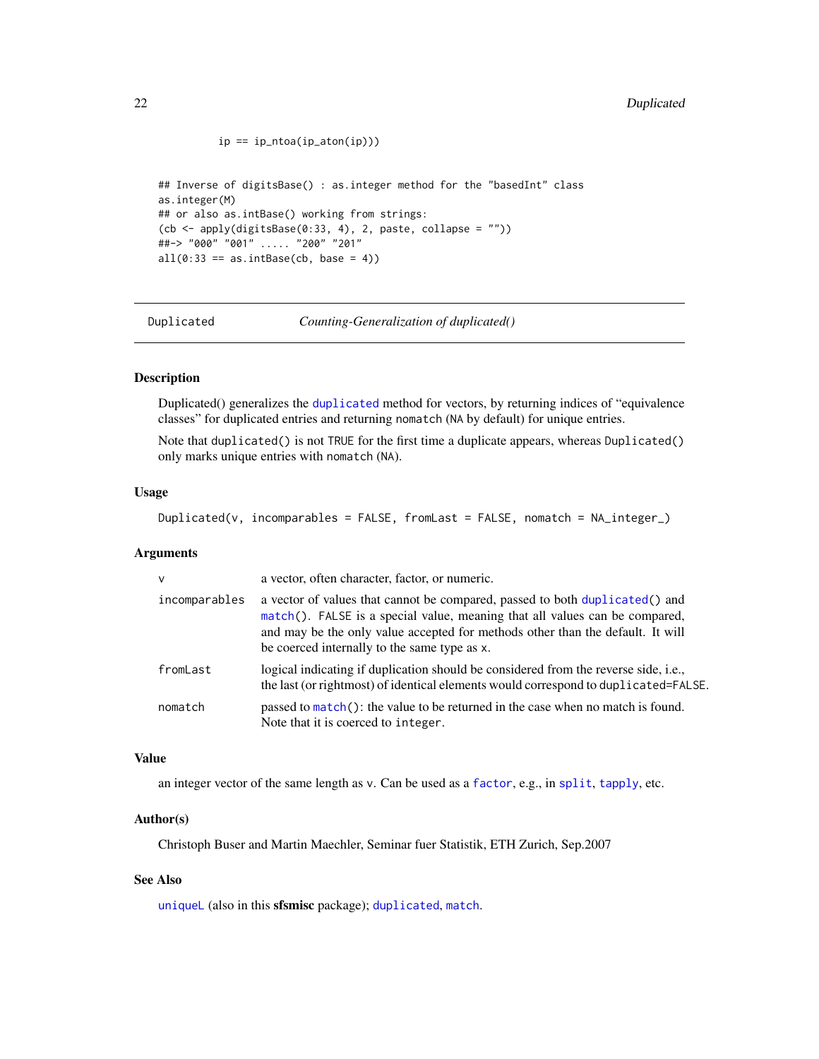```
            ip == ip_ntoa(ip_aton(ip)))


## Inverse of digitsBase() : as.integer method for the "basedInt" class
as.integer(M)
## or also as.intBase() working from strings:
(cb <- apply(digitsBase(0:33, 4), 2, paste, collapse = ""))
##-> "000" "001" ..... "200" "201"
all(0:33 == as.intBase(cb, base = 4))
```

---

Duplicated &nbsp;&nbsp;&nbsp;&nbsp;&nbsp;&nbsp; *Counting-Generalization of duplicated()*

---

### Description

Duplicated() generalizes the `duplicated` method for vectors, by returning indices of "equivalence classes" for duplicated entries and returning `nomatch` (`NA` by default) for unique entries.

Note that `duplicated()` is not `TRUE` for the first time a duplicate appears, whereas `Duplicated()` only marks unique entries with `nomatch` (`NA`).

### Usage

```
Duplicated(v, incomparables = FALSE, fromLast = FALSE, nomatch = NA_integer_)
```

### Arguments

| | |
|---|---|
| `v` | a vector, often character, factor, or numeric. |
| `incomparables` | a vector of values that cannot be compared, passed to both `duplicated()` and `match()`. `FALSE` is a special value, meaning that all values can be compared, and may be the only value accepted for methods other than the default. It will be coerced internally to the same type as `x`. |
| `fromLast` | logical indicating if duplication should be considered from the reverse side, i.e., the last (or rightmost) of identical elements would correspond to `duplicated=FALSE`. |
| `nomatch` | passed to `match()`: the value to be returned in the case when no match is found. Note that it is coerced to `integer`. |

### Value

an integer vector of the same length as `v`. Can be used as a `factor`, e.g., in `split`, `tapply`, etc.

### Author(s)

Christoph Buser and Martin Maechler, Seminar fuer Statistik, ETH Zurich, Sep.2007

### See Also

`uniqueL` (also in this **sfsmisc** package); `duplicated`, `match`.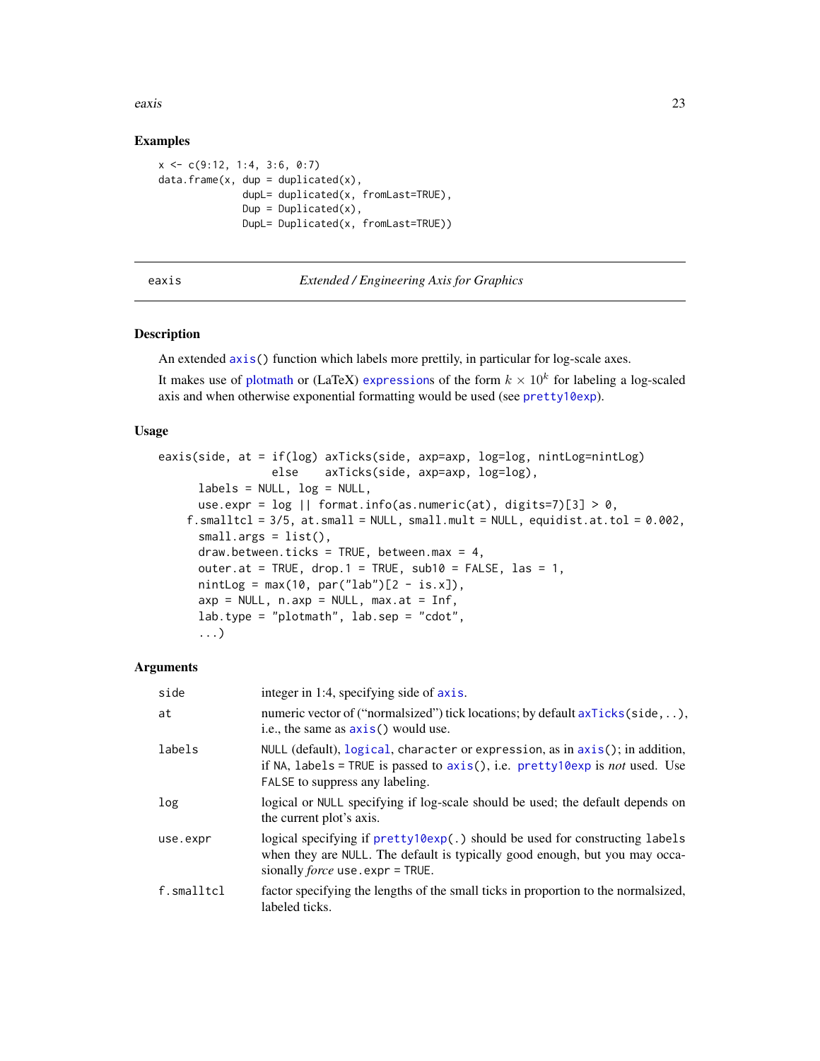## Examples

```
x <- c(9:12, 1:4, 3:6, 0:7)
data.frame(x, dup = duplicated(x),
              dupL= duplicated(x, fromLast=TRUE),
              Dup = Duplicated(x),
              DupL= Duplicated(x, fromLast=TRUE))
```

---

# eaxis *Extended / Engineering Axis for Graphics*

---

## Description

An extended `axis()` function which labels more prettily, in particular for log-scale axes.

It makes use of plotmath or (LaTeX) `expression`s of the form $k \times 10^k$ for labeling a log-scaled axis and when otherwise exponential formatting would be used (see `pretty10exp`).

## Usage

```
eaxis(side, at = if(log) axTicks(side, axp=axp, log=log, nintLog=nintLog)
                 else    axTicks(side, axp=axp, log=log),
      labels = NULL, log = NULL,
      use.expr = log || format.info(as.numeric(at), digits=7)[3] > 0,
    f.smalltcl = 3/5, at.small = NULL, small.mult = NULL, equidist.at.tol = 0.002,
      small.args = list(),
      draw.between.ticks = TRUE, between.max = 4,
      outer.at = TRUE, drop.1 = TRUE, sub10 = FALSE, las = 1,
      nintLog = max(10, par("lab")[2 - is.x]),
      axp = NULL, n.axp = NULL, max.at = Inf,
      lab.type = "plotmath", lab.sep = "cdot",
      ...)
```

## Arguments

| | |
|---|---|
| `side` | integer in 1:4, specifying side of `axis`. |
| `at` | numeric vector of ("normalsized") tick locations; by default `axTicks(side,..)`, i.e., the same as `axis()` would use. |
| `labels` | `NULL` (default), `logical`, `character` or `expression`, as in `axis()`; in addition, if `NA`, `labels = TRUE` is passed to `axis()`, i.e. `pretty10exp` is *not* used. Use `FALSE` to suppress any labeling. |
| `log` | logical or `NULL` specifying if log-scale should be used; the default depends on the current plot's axis. |
| `use.expr` | logical specifying if `pretty10exp(.)` should be used for constructing `labels` when they are `NULL`. The default is typically good enough, but you may occasionally *force* `use.expr = TRUE`. |
| `f.smalltcl` | factor specifying the lengths of the small ticks in proportion to the normalsized, labeled ticks. |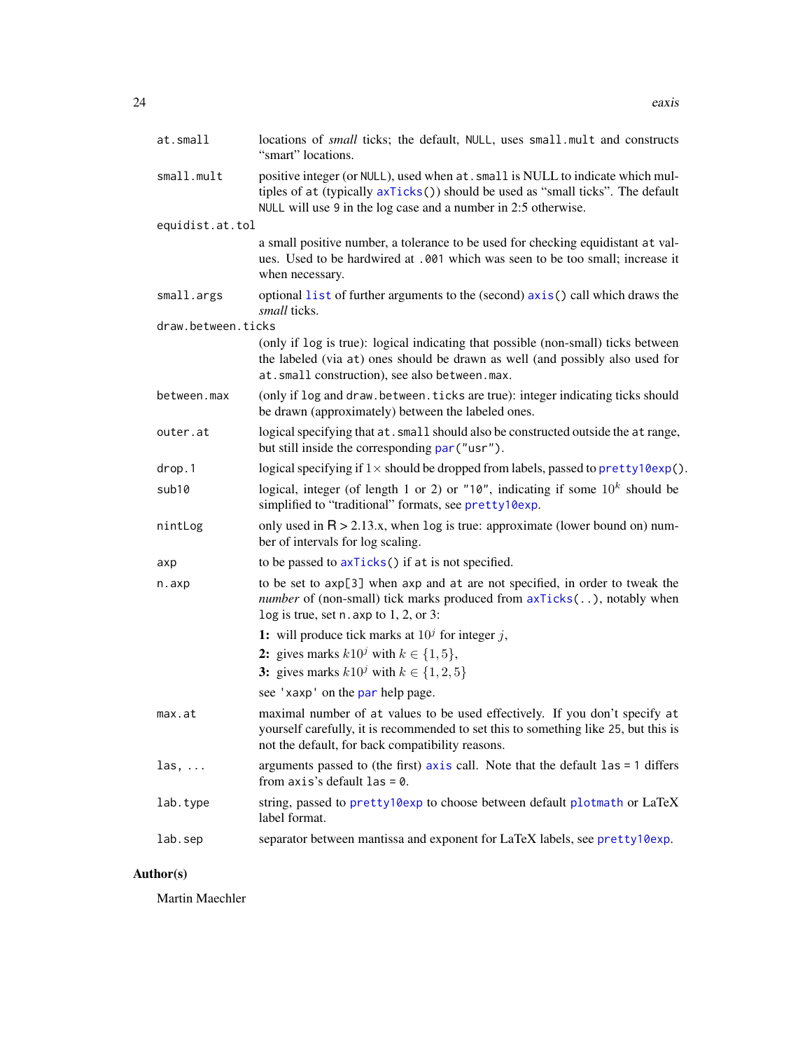`at.small`
: locations of *small* ticks; the default, `NULL`, uses `small.mult` and constructs "smart" locations.

`small.mult`
: positive integer (or `NULL`), used when `at.small` is NULL to indicate which multiples of `at` (typically `axTicks()`) should be used as "small ticks". The default `NULL` will use `9` in the log case and a number in 2:5 otherwise.

`equidist.at.tol`
: a small positive number, a tolerance to be used for checking equidistant `at` values. Used to be hardwired at `.001` which was seen to be too small; increase it when necessary.

`small.args`
: optional `list` of further arguments to the (second) `axis()` call which draws the *small* ticks.

`draw.between.ticks`
: (only if `log` is true): logical indicating that possible (non-small) ticks between the labeled (via `at`) ones should be drawn as well (and possibly also used for `at.small` construction), see also `between.max`.

`between.max`
: (only if `log` and `draw.between.ticks` are true): integer indicating ticks should be drawn (approximately) between the labeled ones.

`outer.at`
: logical specifying that `at.small` should also be constructed outside the `at` range, but still inside the corresponding `par("usr")`.

`drop.1`
: logical specifying if $1\times$ should be dropped from labels, passed to `pretty10exp()`.

`sub10`
: logical, integer (of length 1 or 2) or `"10"`, indicating if some $10^k$ should be simplified to "traditional" formats, see `pretty10exp`.

`nintLog`
: only used in R > 2.13.x, when `log` is true: approximate (lower bound on) number of intervals for log scaling.

`axp`
: to be passed to `axTicks()` if `at` is not specified.

`n.axp`
: to be set to `axp[3]` when `axp` and `at` are not specified, in order to tweak the *number* of (non-small) tick marks produced from `axTicks(..)`, notably when `log` is true, set `n.axp` to 1, 2, or 3:

  **1:** will produce tick marks at $10^j$ for integer $j$,

  **2:** gives marks $k10^j$ with $k \in \{1, 5\}$,

  **3:** gives marks $k10^j$ with $k \in \{1, 2, 5\}$

  see `'xaxp'` on the `par` help page.

`max.at`
: maximal number of `at` values to be used effectively. If you don't specify `at` yourself carefully, it is recommended to set this to something like 25, but this is not the default, for back compatibility reasons.

`las, ...`
: arguments passed to (the first) `axis` call. Note that the default `las = 1` differs from `axis`'s default `las = 0`.

`lab.type`
: string, passed to `pretty10exp` to choose between default `plotmath` or LaTeX label format.

`lab.sep`
: separator between mantissa and exponent for LaTeX labels, see `pretty10exp`.

## Author(s)

Martin Maechler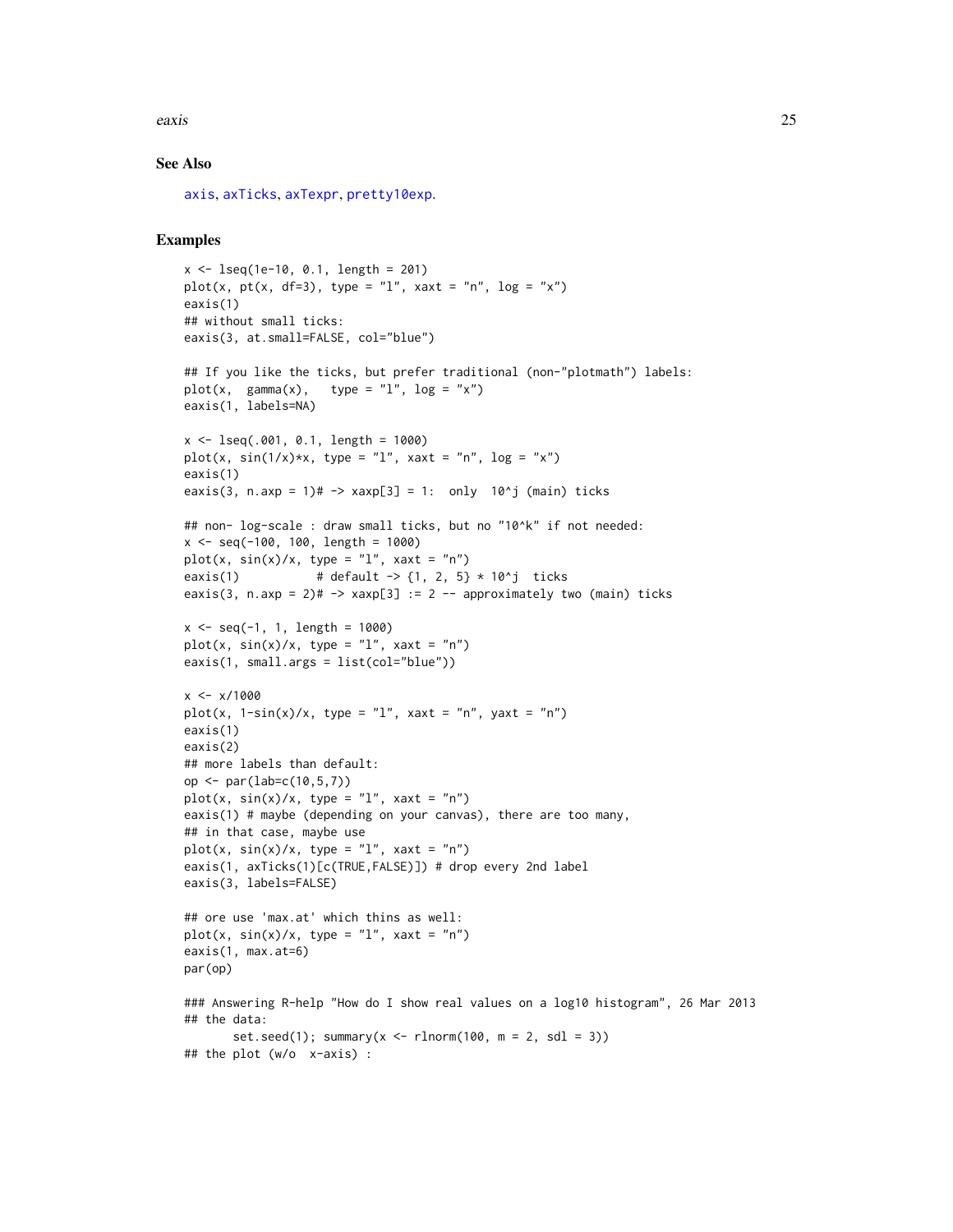### See Also

axis, axTicks, axTexpr, pretty10exp.

### Examples

```
x <- lseq(1e-10, 0.1, length = 201)
plot(x, pt(x, df=3), type = "l", xaxt = "n", log = "x")
eaxis(1)
## without small ticks:
eaxis(3, at.small=FALSE, col="blue")

## If you like the ticks, but prefer traditional (non-"plotmath") labels:
plot(x,  gamma(x),   type = "l", log = "x")
eaxis(1, labels=NA)

x <- lseq(.001, 0.1, length = 1000)
plot(x, sin(1/x)*x, type = "l", xaxt = "n", log = "x")
eaxis(1)
eaxis(3, n.axp = 1)# -> xaxp[3] = 1:  only  10^j (main) ticks

## non- log-scale : draw small ticks, but no "10^k" if not needed:
x <- seq(-100, 100, length = 1000)
plot(x, sin(x)/x, type = "l", xaxt = "n")
eaxis(1)           # default -> {1, 2, 5} * 10^j  ticks
eaxis(3, n.axp = 2)# -> xaxp[3] := 2 -- approximately two (main) ticks

x <- seq(-1, 1, length = 1000)
plot(x, sin(x)/x, type = "l", xaxt = "n")
eaxis(1, small.args = list(col="blue"))

x <- x/1000
plot(x, 1-sin(x)/x, type = "l", xaxt = "n", yaxt = "n")
eaxis(1)
eaxis(2)
## more labels than default:
op <- par(lab=c(10,5,7))
plot(x, sin(x)/x, type = "l", xaxt = "n")
eaxis(1) # maybe (depending on your canvas), there are too many,
## in that case, maybe use
plot(x, sin(x)/x, type = "l", xaxt = "n")
eaxis(1, axTicks(1)[c(TRUE,FALSE)]) # drop every 2nd label
eaxis(3, labels=FALSE)

## ore use 'max.at' which thins as well:
plot(x, sin(x)/x, type = "l", xaxt = "n")
eaxis(1, max.at=6)
par(op)

### Answering R-help "How do I show real values on a log10 histogram", 26 Mar 2013
## the data:
      set.seed(1); summary(x <- rlnorm(100, m = 2, sdl = 3))
## the plot (w/o  x-axis) :
```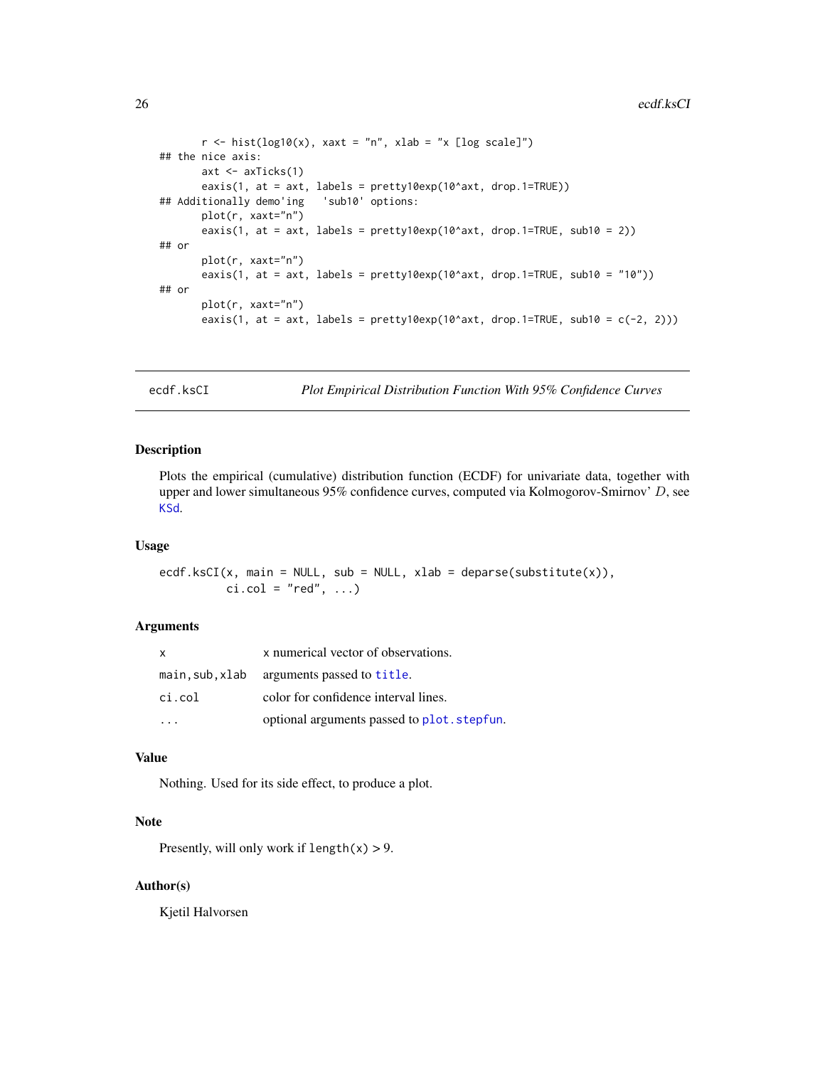```
        r <- hist(log10(x), xaxt = "n", xlab = "x [log scale]")
## the nice axis:
        axt <- axTicks(1)
        eaxis(1, at = axt, labels = pretty10exp(10^axt, drop.1=TRUE))
## Additionally demo'ing   'sub10' options:
        plot(r, xaxt="n")
        eaxis(1, at = axt, labels = pretty10exp(10^axt, drop.1=TRUE, sub10 = 2))
## or
        plot(r, xaxt="n")
        eaxis(1, at = axt, labels = pretty10exp(10^axt, drop.1=TRUE, sub10 = "10"))
## or
        plot(r, xaxt="n")
        eaxis(1, at = axt, labels = pretty10exp(10^axt, drop.1=TRUE, sub10 = c(-2, 2)))
```

---

## ecdf.ksCI — *Plot Empirical Distribution Function With 95% Confidence Curves*

---

### Description

Plots the empirical (cumulative) distribution function (ECDF) for univariate data, together with upper and lower simultaneous 95% confidence curves, computed via Kolmogorov-Smirnov' $D$, see `KSd`.

### Usage

```
ecdf.ksCI(x, main = NULL, sub = NULL, xlab = deparse(substitute(x)),
          ci.col = "red", ...)
```

### Arguments

| | |
|---|---|
| `x` | x numerical vector of observations. |
| `main,sub,xlab` | arguments passed to `title`. |
| `ci.col` | color for confidence interval lines. |
| `...` | optional arguments passed to `plot.stepfun`. |

### Value

Nothing. Used for its side effect, to produce a plot.

### Note

Presently, will only work if `length(x)` > 9.

### Author(s)

Kjetil Halvorsen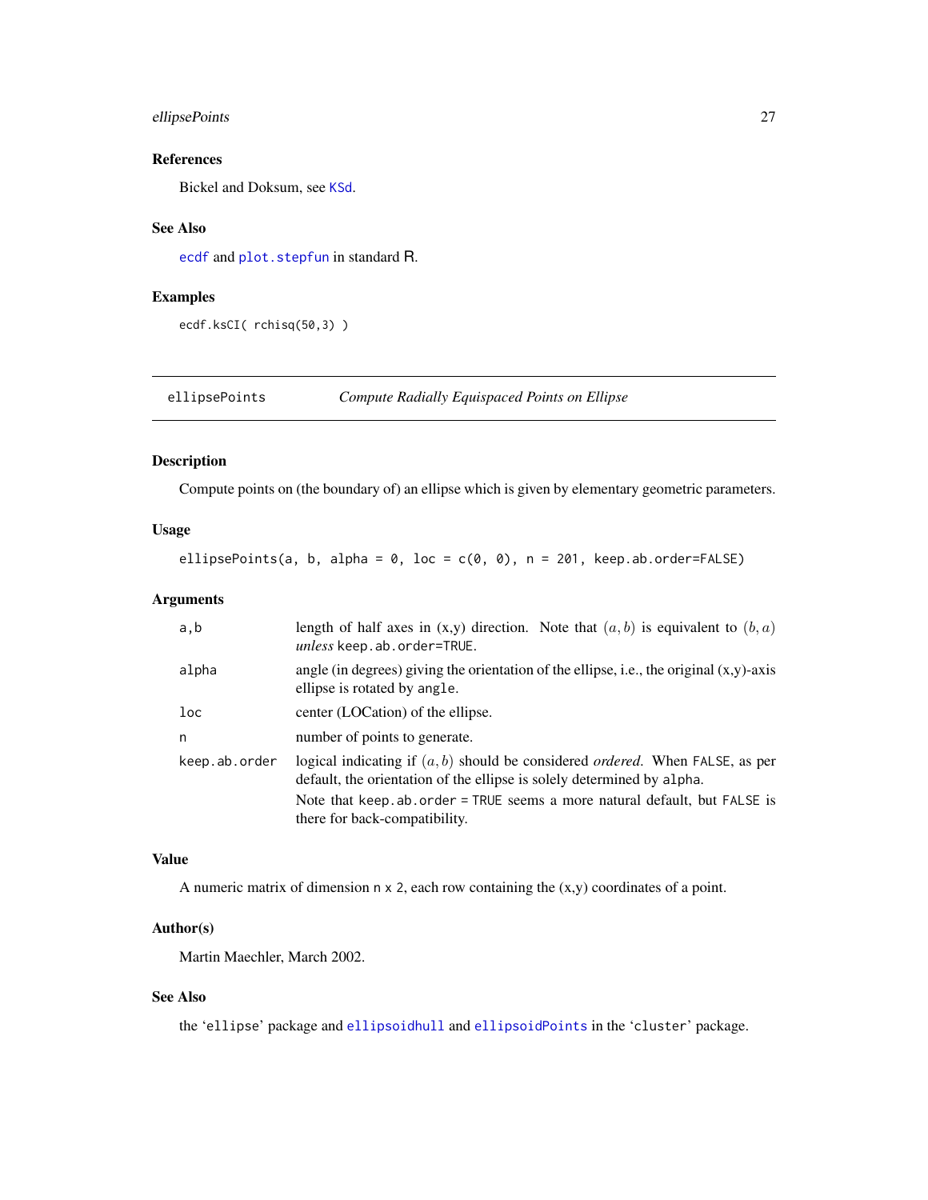### References

Bickel and Doksum, see KSd.

### See Also

ecdf and plot.stepfun in standard R.

### Examples

```
ecdf.ksCI( rchisq(50,3) )
```

---

## ellipsePoints *Compute Radially Equispaced Points on Ellipse*

### Description

Compute points on (the boundary of) an ellipse which is given by elementary geometric parameters.

### Usage

```
ellipsePoints(a, b, alpha = 0, loc = c(0, 0), n = 201, keep.ab.order=FALSE)
```

### Arguments

| | |
|---|---|
| a,b | length of half axes in (x,y) direction. Note that $(a, b)$ is equivalent to $(b, a)$ *unless* keep.ab.order=TRUE. |
| alpha | angle (in degrees) giving the orientation of the ellipse, i.e., the original (x,y)-axis ellipse is rotated by angle. |
| loc | center (LOCation) of the ellipse. |
| n | number of points to generate. |
| keep.ab.order | logical indicating if $(a, b)$ should be considered *ordered*. When FALSE, as per default, the orientation of the ellipse is solely determined by alpha. Note that keep.ab.order = TRUE seems a more natural default, but FALSE is there for back-compatibility. |

### Value

A numeric matrix of dimension n x 2, each row containing the (x,y) coordinates of a point.

### Author(s)

Martin Maechler, March 2002.

### See Also

the 'ellipse' package and ellipsoidhull and ellipsoidPoints in the 'cluster' package.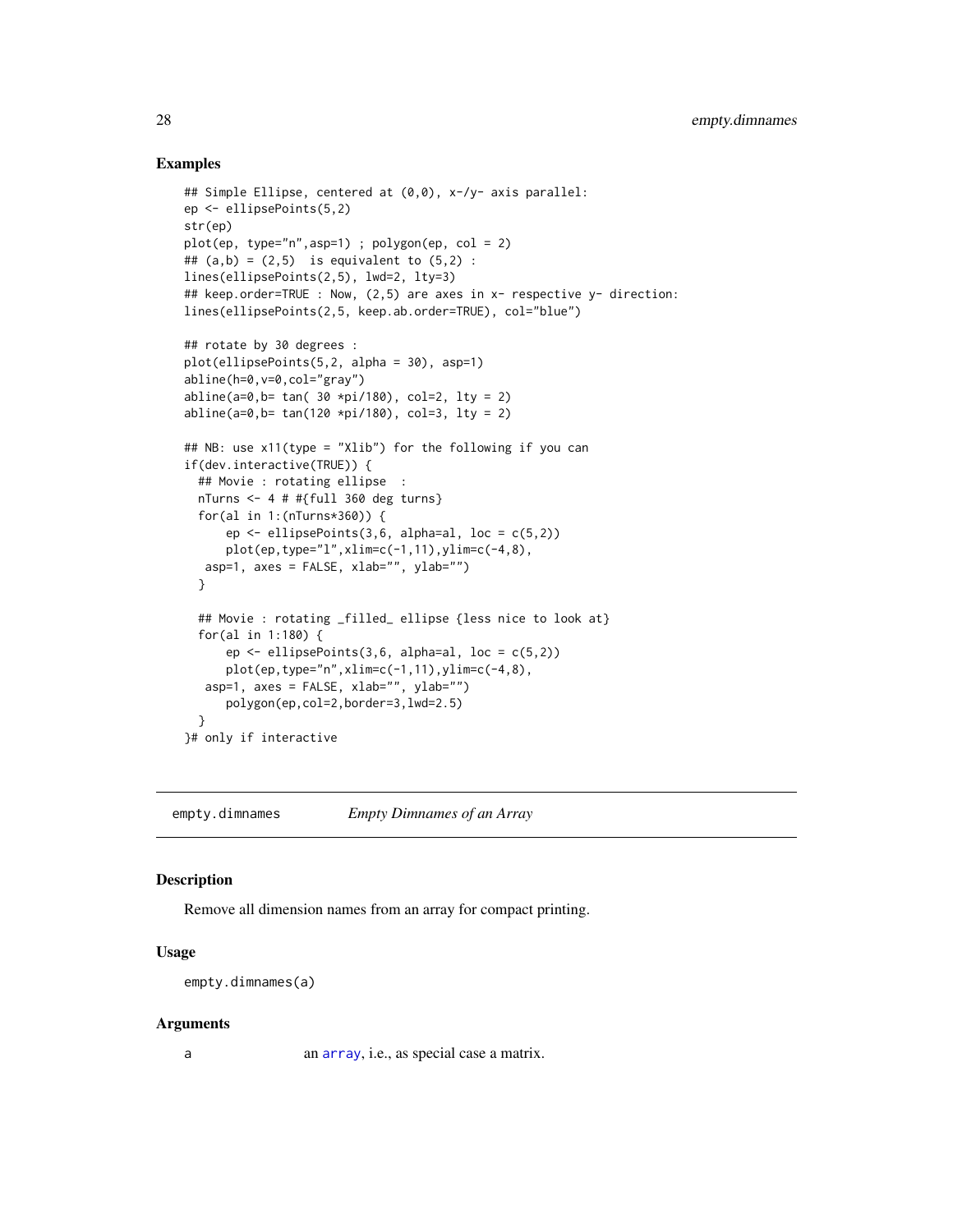## Examples

```
## Simple Ellipse, centered at (0,0), x-/y- axis parallel:
ep <- ellipsePoints(5,2)
str(ep)
plot(ep, type="n",asp=1) ; polygon(ep, col = 2)
## (a,b) = (2,5)  is equivalent to (5,2) :
lines(ellipsePoints(2,5), lwd=2, lty=3)
## keep.order=TRUE : Now, (2,5) are axes in x- respective y- direction:
lines(ellipsePoints(2,5, keep.ab.order=TRUE), col="blue")

## rotate by 30 degrees :
plot(ellipsePoints(5,2, alpha = 30), asp=1)
abline(h=0,v=0,col="gray")
abline(a=0,b= tan( 30 *pi/180), col=2, lty = 2)
abline(a=0,b= tan(120 *pi/180), col=3, lty = 2)

## NB: use x11(type = "Xlib") for the following if you can
if(dev.interactive(TRUE)) {
  ## Movie : rotating ellipse  :
  nTurns <- 4 # #{full 360 deg turns}
  for(al in 1:(nTurns*360)) {
      ep <- ellipsePoints(3,6, alpha=al, loc = c(5,2))
      plot(ep,type="l",xlim=c(-1,11),ylim=c(-4,8),
   asp=1, axes = FALSE, xlab="", ylab="")
  }

  ## Movie : rotating _filled_ ellipse {less nice to look at}
  for(al in 1:180) {
      ep <- ellipsePoints(3,6, alpha=al, loc = c(5,2))
      plot(ep,type="n",xlim=c(-1,11),ylim=c(-4,8),
   asp=1, axes = FALSE, xlab="", ylab="")
      polygon(ep,col=2,border=3,lwd=2.5)
  }
}# only if interactive
```

---

`empty.dimnames` *Empty Dimnames of an Array*

---

## Description

Remove all dimension names from an array for compact printing.

## Usage

```
empty.dimnames(a)
```

## Arguments

| | |
|---|---|
| a | an array, i.e., as special case a matrix. |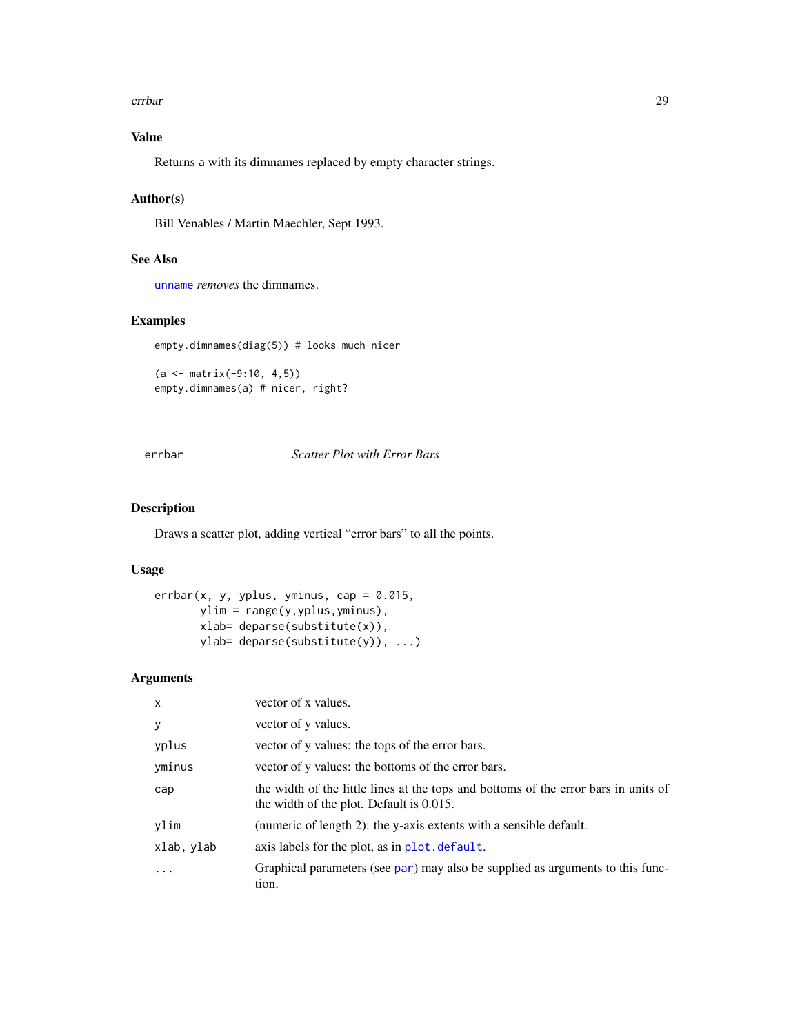## Value

Returns a with its dimnames replaced by empty character strings.

## Author(s)

Bill Venables / Martin Maechler, Sept 1993.

## See Also

unname *removes* the dimnames.

## Examples

```
empty.dimnames(diag(5)) # looks much nicer

(a <- matrix(-9:10, 4,5))
empty.dimnames(a) # nicer, right?
```

---

# errbar *Scatter Plot with Error Bars*

---

## Description

Draws a scatter plot, adding vertical "error bars" to all the points.

## Usage

```
errbar(x, y, yplus, yminus, cap = 0.015,
       ylim = range(y,yplus,yminus),
       xlab= deparse(substitute(x)),
       ylab= deparse(substitute(y)), ...)
```

## Arguments

| | |
|---|---|
| x | vector of x values. |
| y | vector of y values. |
| yplus | vector of y values: the tops of the error bars. |
| yminus | vector of y values: the bottoms of the error bars. |
| cap | the width of the little lines at the tops and bottoms of the error bars in units of the width of the plot. Default is 0.015. |
| ylim | (numeric of length 2): the y-axis extents with a sensible default. |
| xlab, ylab | axis labels for the plot, as in plot.default. |
| ... | Graphical parameters (see par) may also be supplied as arguments to this function. |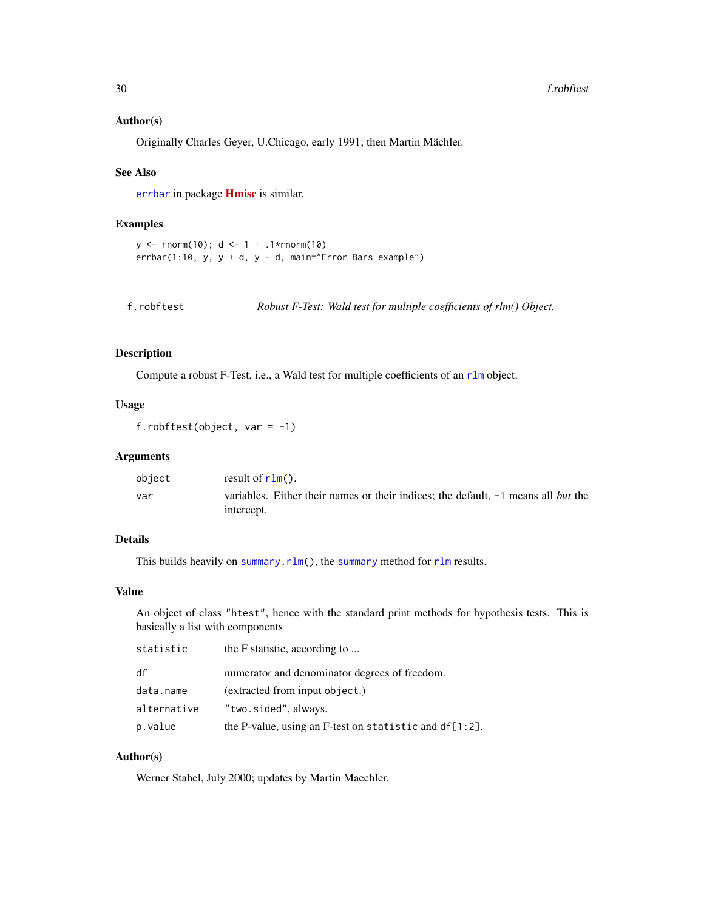### Author(s)

Originally Charles Geyer, U.Chicago, early 1991; then Martin Mächler.

### See Also

`errbar` in package **Hmisc** is similar.

### Examples

```
y <- rnorm(10); d <- 1 + .1*rnorm(10)
errbar(1:10, y, y + d, y - d, main="Error Bars example")
```

---

## f.robftest — *Robust F-Test: Wald test for multiple coefficients of rlm() Object.*

---

### Description

Compute a robust F-Test, i.e., a Wald test for multiple coefficients of an `rlm` object.

### Usage

```
f.robftest(object, var = -1)
```

### Arguments

| | |
|---|---|
| `object` | result of `rlm()`. |
| `var` | variables. Either their names or their indices; the default, `-1` means all *but* the intercept. |

### Details

This builds heavily on `summary.rlm()`, the `summary` method for `rlm` results.

### Value

An object of class `"htest"`, hence with the standard print methods for hypothesis tests. This is basically a list with components

| | |
|---|---|
| `statistic` | the F statistic, according to ... |
| `df` | numerator and denominator degrees of freedom. |
| `data.name` | (extracted from input `object`.) |
| `alternative` | `"two.sided"`, always. |
| `p.value` | the P-value, using an F-test on `statistic` and `df[1:2]`. |

### Author(s)

Werner Stahel, July 2000; updates by Martin Maechler.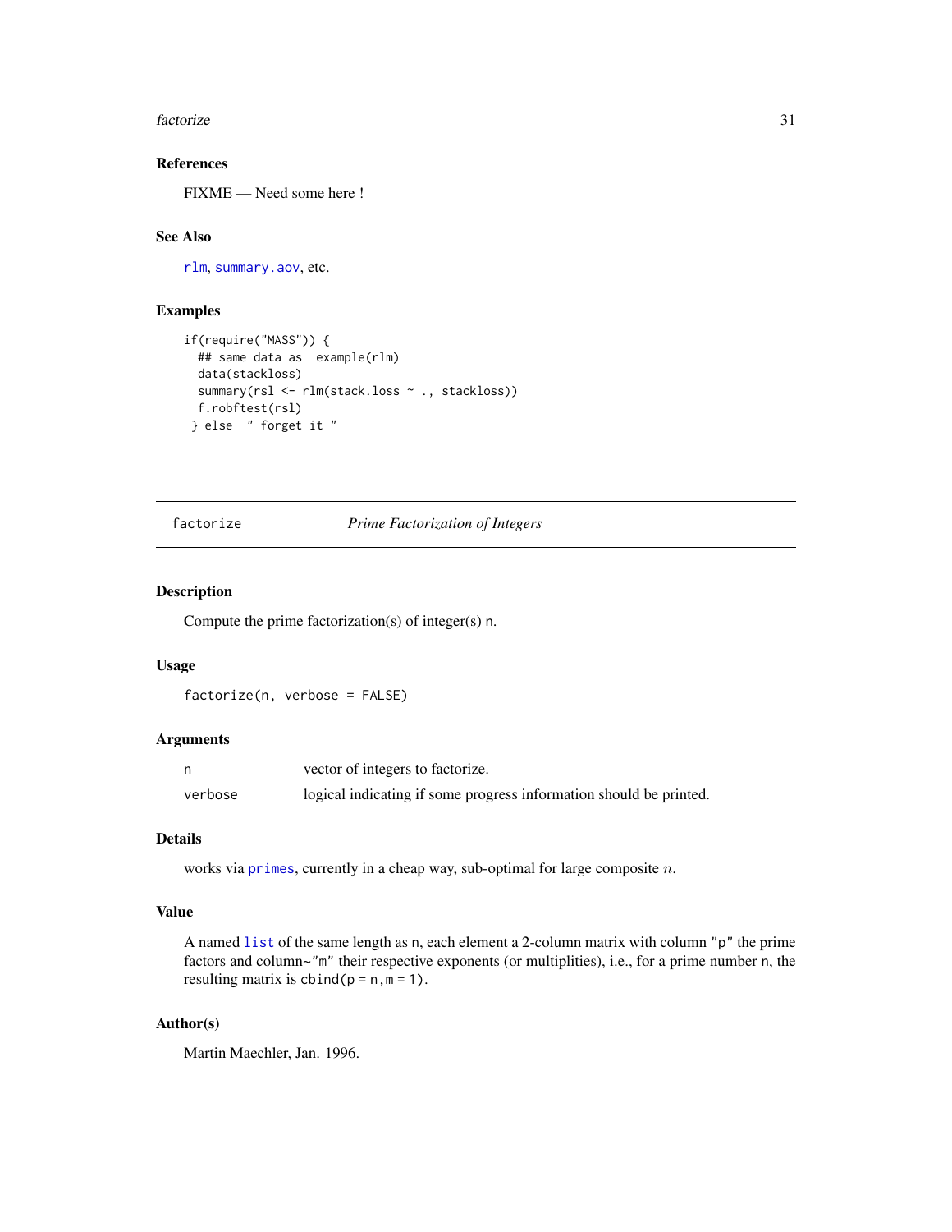### References

FIXME — Need some here !

### See Also

rlm, summary.aov, etc.

### Examples

```
if(require("MASS")) {
  ## same data as  example(rlm)
  data(stackloss)
  summary(rsl <- rlm(stack.loss ~ ., stackloss))
  f.robftest(rsl)
 } else  " forget it "
```

---

## factorize — *Prime Factorization of Integers*

### Description

Compute the prime factorization(s) of integer(s) n.

### Usage

```
factorize(n, verbose = FALSE)
```

### Arguments

| | |
|---|---|
| n | vector of integers to factorize. |
| verbose | logical indicating if some progress information should be printed. |

### Details

works via primes, currently in a cheap way, sub-optimal for large composite $n$.

### Value

A named list of the same length as n, each element a 2-column matrix with column "p" the prime factors and column~"m" their respective exponents (or multiplities), i.e., for a prime number n, the resulting matrix is cbind(p = n, m = 1).

### Author(s)

Martin Maechler, Jan. 1996.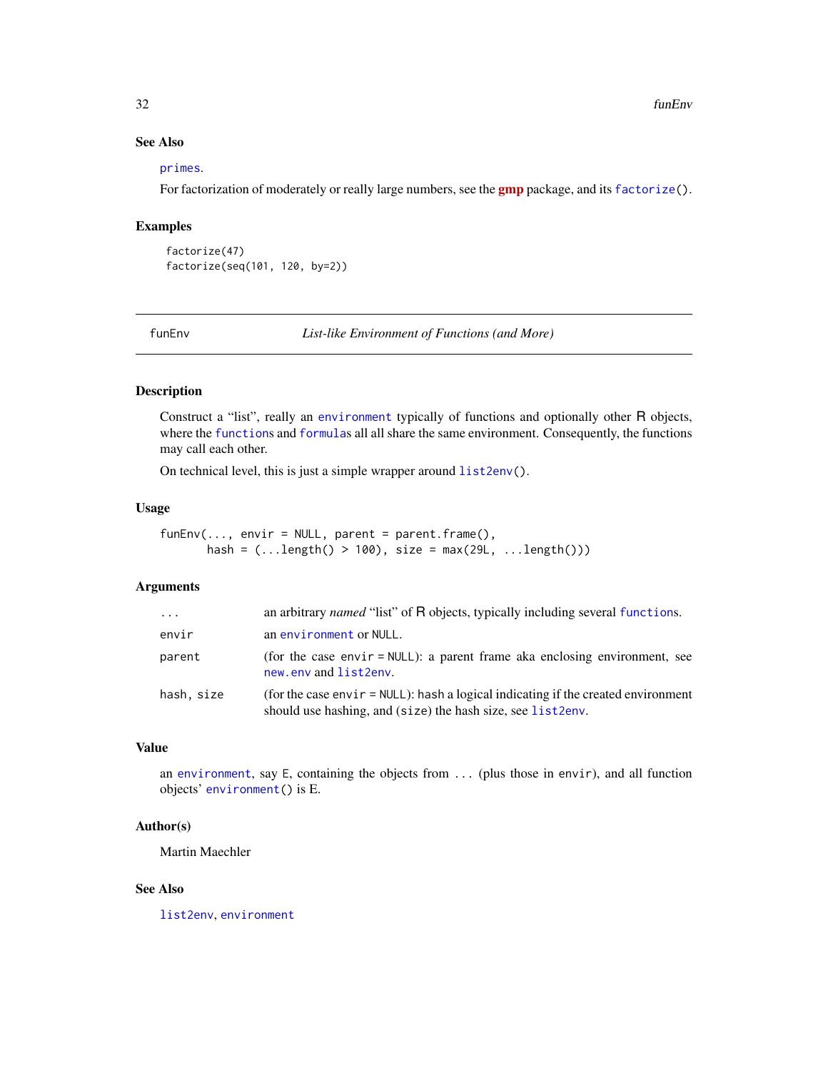## See Also

primes.

For factorization of moderately or really large numbers, see the **gmp** package, and its factorize().

## Examples

```
factorize(47)
factorize(seq(101, 120, by=2))
```

---

# funEnv — *List-like Environment of Functions (and More)*

---

## Description

Construct a "list", really an environment typically of functions and optionally other R objects, where the functions and formulas all all share the same environment. Consequently, the functions may call each other.

On technical level, this is just a simple wrapper around list2env().

## Usage

```
funEnv(..., envir = NULL, parent = parent.frame(),
       hash = (...length() > 100), size = max(29L, ...length()))
```

## Arguments

| | |
|---|---|
| `...` | an arbitrary *named* "list" of R objects, typically including several functions. |
| `envir` | an environment or NULL. |
| `parent` | (for the case envir = NULL): a parent frame aka enclosing environment, see new.env and list2env. |
| `hash, size` | (for the case envir = NULL): hash a logical indicating if the created environment should use hashing, and (size) the hash size, see list2env. |

## Value

an environment, say E, containing the objects from ... (plus those in envir), and all function objects' environment() is E.

## Author(s)

Martin Maechler

## See Also

list2env, environment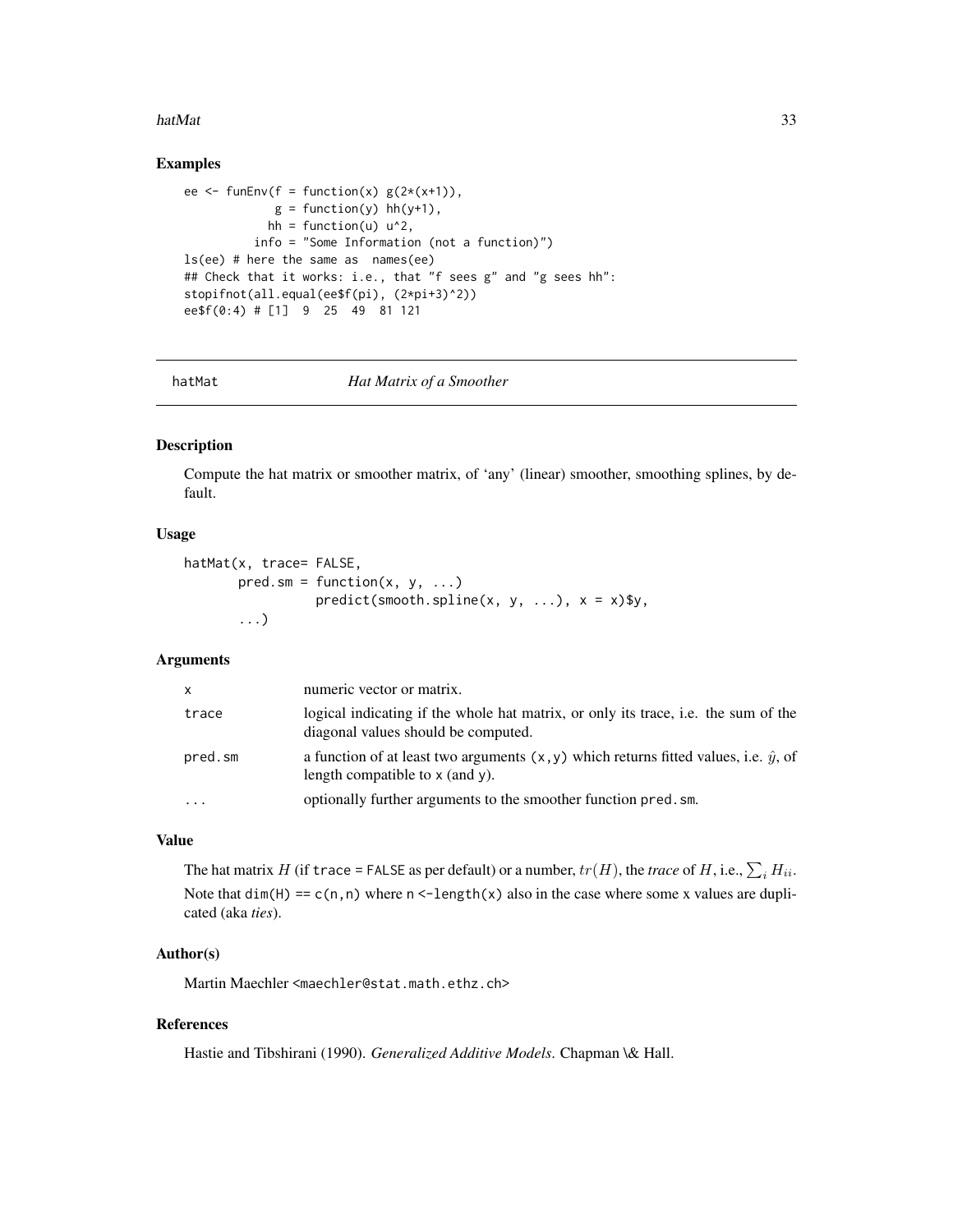## Examples

```
ee <- funEnv(f = function(x) g(2*(x+1)),
             g = function(y) hh(y+1),
            hh = function(u) u^2,
          info = "Some Information (not a function)")
ls(ee) # here the same as  names(ee)
## Check that it works: i.e., that "f sees g" and "g sees hh":
stopifnot(all.equal(ee$f(pi), (2*pi+3)^2))
ee$f(0:4) # [1]  9  25  49  81 121
```

---

# hatMat *Hat Matrix of a Smoother*

## Description

Compute the hat matrix or smoother matrix, of 'any' (linear) smoother, smoothing splines, by default.

## Usage

```
hatMat(x, trace= FALSE,
       pred.sm = function(x, y, ...)
                 predict(smooth.spline(x, y, ...), x = x)$y,
       ...)
```

## Arguments

| | |
|---|---|
| x | numeric vector or matrix. |
| trace | logical indicating if the whole hat matrix, or only its trace, i.e. the sum of the diagonal values should be computed. |
| pred.sm | a function of at least two arguments (x,y) which returns fitted values, i.e. $\hat{y}$, of length compatible to x (and y). |
| ... | optionally further arguments to the smoother function pred.sm. |

## Value

The hat matrix $H$ (if trace = FALSE as per default) or a number, $tr(H)$, the *trace* of $H$, i.e., $\sum_i H_{ii}$.

Note that dim(H) == c(n,n) where n <-length(x) also in the case where some x values are duplicated (aka *ties*).

## Author(s)

Martin Maechler <maechler@stat.math.ethz.ch>

## References

Hastie and Tibshirani (1990). *Generalized Additive Models*. Chapman \& Hall.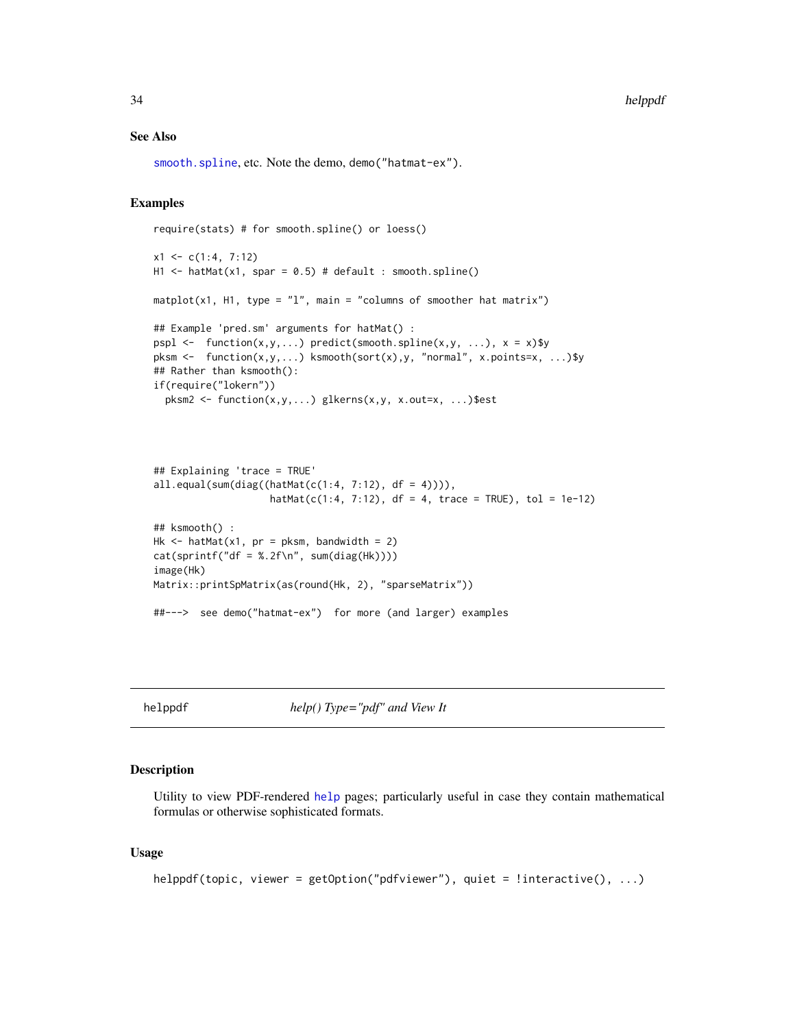### See Also

smooth.spline, etc. Note the demo, demo("hatmat-ex").

### Examples

```
require(stats) # for smooth.spline() or loess()

x1 <- c(1:4, 7:12)
H1 <- hatMat(x1, spar = 0.5) # default : smooth.spline()

matplot(x1, H1, type = "l", main = "columns of smoother hat matrix")

## Example 'pred.sm' arguments for hatMat() :
pspl <-  function(x,y,...) predict(smooth.spline(x,y, ...), x = x)$y
pksm <-  function(x,y,...) ksmooth(sort(x),y, "normal", x.points=x, ...)$y
## Rather than ksmooth():
if(require("lokern"))
  pksm2 <- function(x,y,...) glkerns(x,y, x.out=x, ...)$est




## Explaining 'trace = TRUE'
all.equal(sum(diag((hatMat(c(1:4, 7:12), df = 4)))),
                   hatMat(c(1:4, 7:12), df = 4, trace = TRUE), tol = 1e-12)

## ksmooth() :
Hk <- hatMat(x1, pr = pksm, bandwidth = 2)
cat(sprintf("df = %.2f\n", sum(diag(Hk))))
image(Hk)
Matrix::printSpMatrix(as(round(Hk, 2), "sparseMatrix"))

##--->  see demo("hatmat-ex")  for more (and larger) examples
```

---

## helppdf — *help() Type="pdf" and View It*

### Description

Utility to view PDF-rendered help pages; particularly useful in case they contain mathematical formulas or otherwise sophisticated formats.

### Usage

```
helppdf(topic, viewer = getOption("pdfviewer"), quiet = !interactive(), ...)
```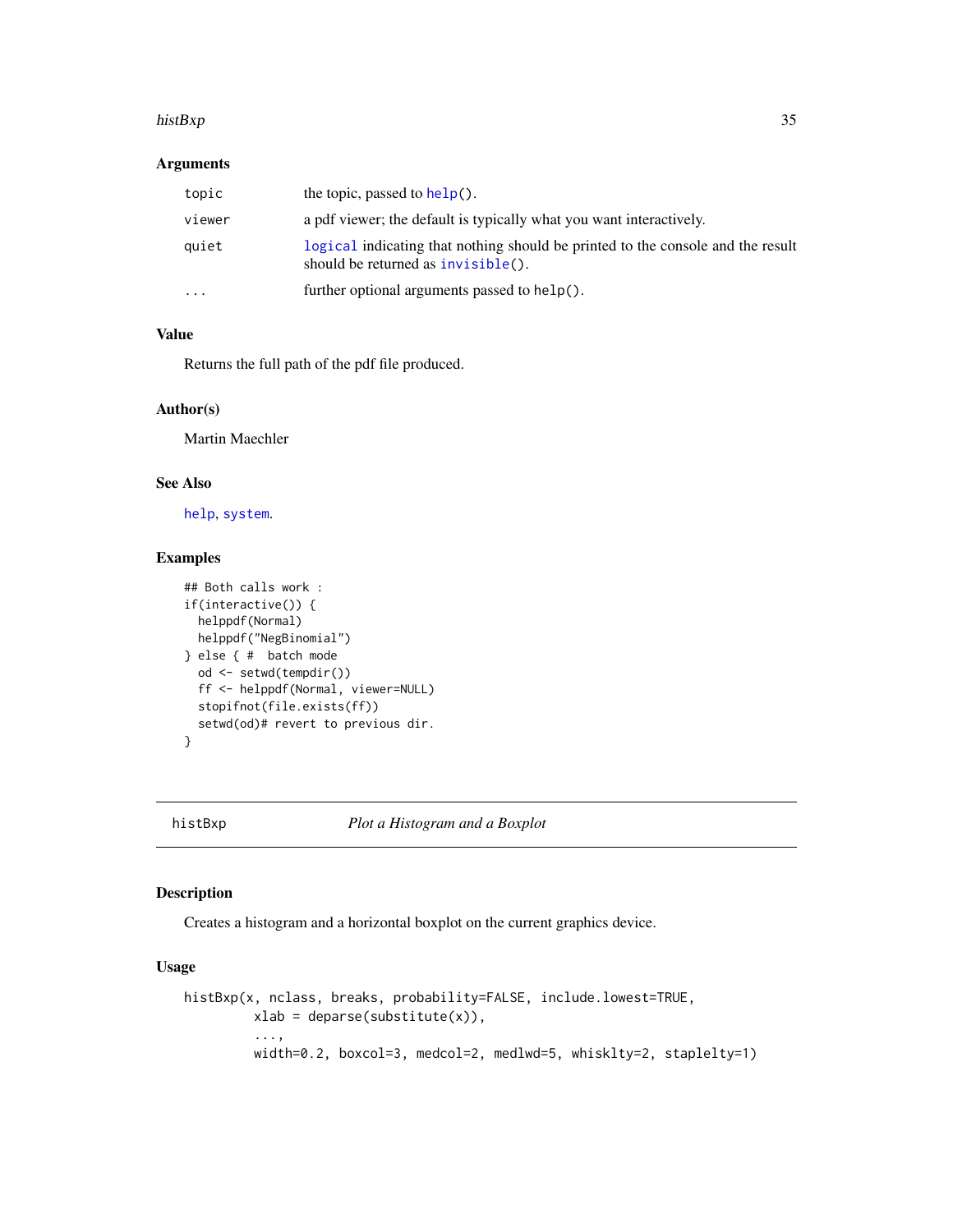### Arguments

| | |
|---|---|
| `topic` | the topic, passed to `help()`. |
| `viewer` | a pdf viewer; the default is typically what you want interactively. |
| `quiet` | `logical` indicating that nothing should be printed to the console and the result should be returned as `invisible()`. |
| `...` | further optional arguments passed to `help()`. |

### Value

Returns the full path of the pdf file produced.

### Author(s)

Martin Maechler

### See Also

`help`, `system`.

### Examples

```
## Both calls work :
if(interactive()) {
  helppdf(Normal)
  helppdf("NegBinomial")
} else { #  batch mode
  od <- setwd(tempdir())
  ff <- helppdf(Normal, viewer=NULL)
  stopifnot(file.exists(ff))
  setwd(od)# revert to previous dir.
}
```

---

## histBxp — *Plot a Histogram and a Boxplot*

---

### Description

Creates a histogram and a horizontal boxplot on the current graphics device.

### Usage

```
histBxp(x, nclass, breaks, probability=FALSE, include.lowest=TRUE,
          xlab = deparse(substitute(x)),
          ...,
          width=0.2, boxcol=3, medcol=2, medlwd=5, whisklty=2, staplelty=1)
```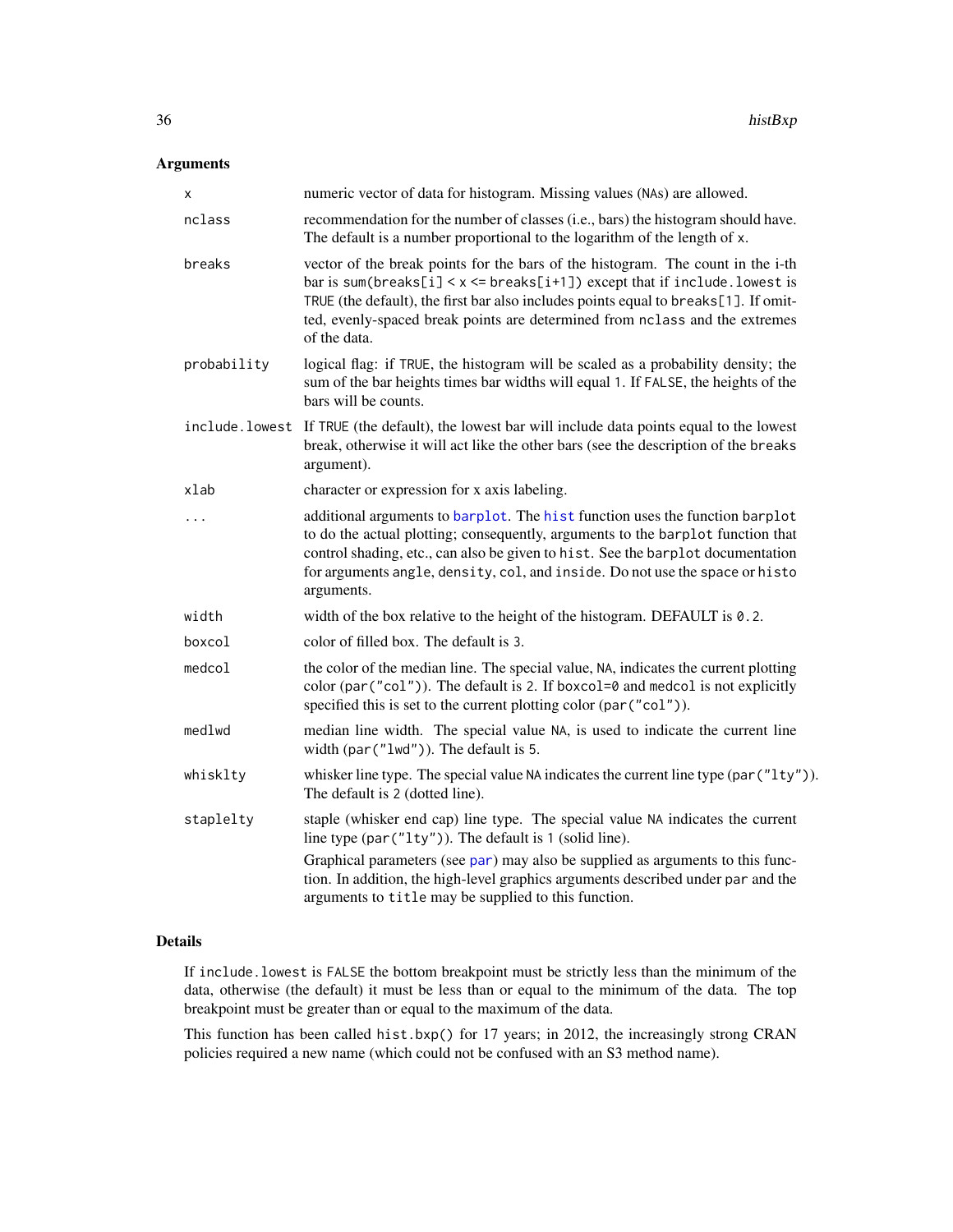## Arguments

| | |
|---|---|
| `x` | numeric vector of data for histogram. Missing values (`NA`s) are allowed. |
| `nclass` | recommendation for the number of classes (i.e., bars) the histogram should have. The default is a number proportional to the logarithm of the length of `x`. |
| `breaks` | vector of the break points for the bars of the histogram. The count in the i-th bar is `sum(breaks[i] < x <= breaks[i+1])` except that if `include.lowest` is `TRUE` (the default), the first bar also includes points equal to `breaks[1]`. If omitted, evenly-spaced break points are determined from `nclass` and the extremes of the data. |
| `probability` | logical flag: if `TRUE`, the histogram will be scaled as a probability density; the sum of the bar heights times bar widths will equal `1`. If `FALSE`, the heights of the bars will be counts. |
| `include.lowest` | If `TRUE` (the default), the lowest bar will include data points equal to the lowest break, otherwise it will act like the other bars (see the description of the `breaks` argument). |
| `xlab` | character or expression for x axis labeling. |
| `...` | additional arguments to `barplot`. The `hist` function uses the function `barplot` to do the actual plotting; consequently, arguments to the `barplot` function that control shading, etc., can also be given to `hist`. See the `barplot` documentation for arguments `angle`, `density`, `col`, and `inside`. Do not use the `space` or `histo` arguments. |
| `width` | width of the box relative to the height of the histogram. DEFAULT is `0.2`. |
| `boxcol` | color of filled box. The default is `3`. |
| `medcol` | the color of the median line. The special value, `NA`, indicates the current plotting color (`par("col")`). The default is `2`. If `boxcol=0` and `medcol` is not explicitly specified this is set to the current plotting color (`par("col")`). |
| `medlwd` | median line width. The special value `NA`, is used to indicate the current line width (`par("lwd")`). The default is `5`. |
| `whisklty` | whisker line type. The special value `NA` indicates the current line type (`par("lty")`). The default is `2` (dotted line). |
| `staplelty` | staple (whisker end cap) line type. The special value `NA` indicates the current line type (`par("lty")`). The default is `1` (solid line). <br><br> Graphical parameters (see `par`) may also be supplied as arguments to this function. In addition, the high-level graphics arguments described under `par` and the arguments to `title` may be supplied to this function. |

## Details

If `include.lowest` is `FALSE` the bottom breakpoint must be strictly less than the minimum of the data, otherwise (the default) it must be less than or equal to the minimum of the data. The top breakpoint must be greater than or equal to the maximum of the data.

This function has been called `hist.bxp()` for 17 years; in 2012, the increasingly strong CRAN policies required a new name (which could not be confused with an S3 method name).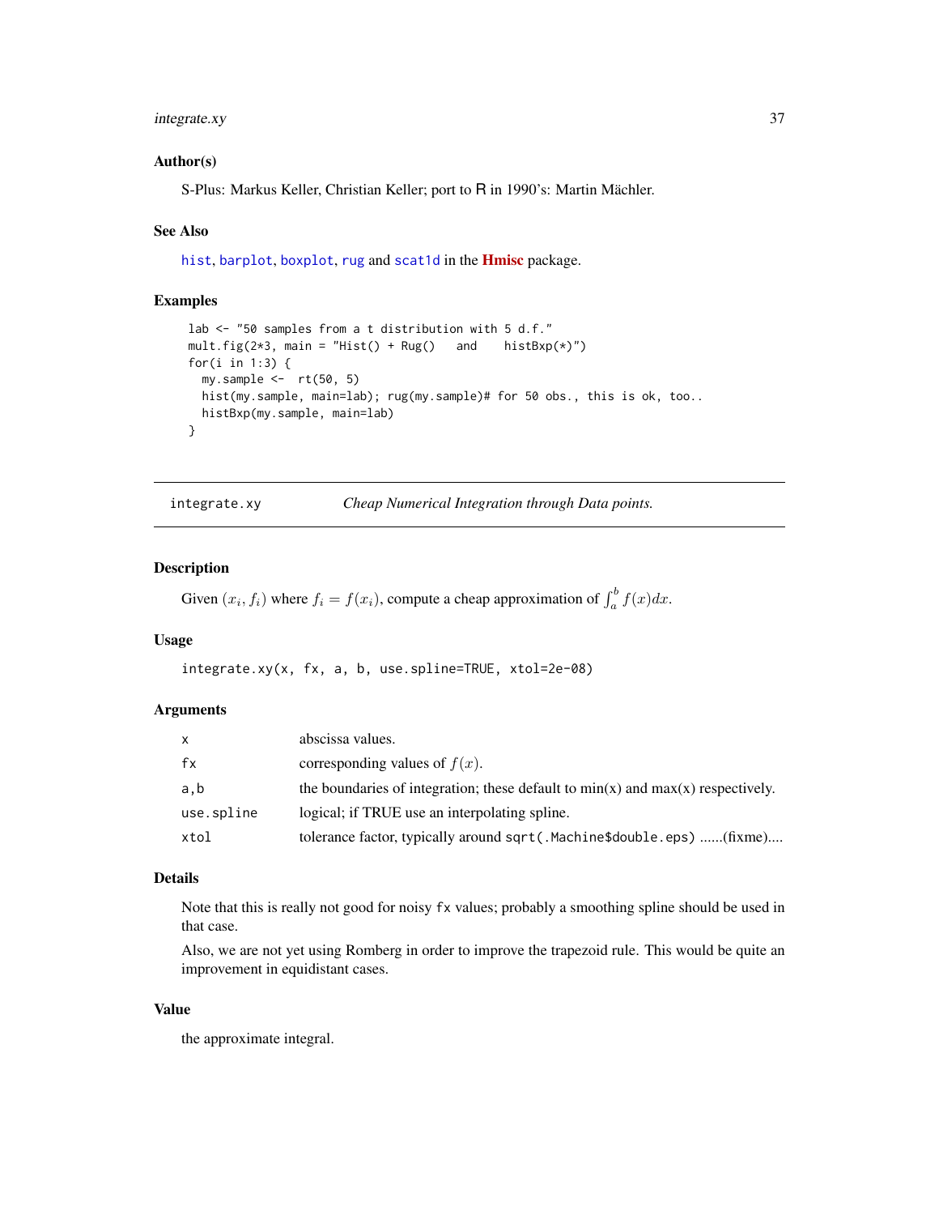### Author(s)

S-Plus: Markus Keller, Christian Keller; port to R in 1990's: Martin Mächler.

### See Also

hist, barplot, boxplot, rug and scat1d in the **Hmisc** package.

### Examples

```
lab <- "50 samples from a t distribution with 5 d.f."
mult.fig(2*3, main = "Hist() + Rug()   and    histBxp(*)")
for(i in 1:3) {
  my.sample <-  rt(50, 5)
  hist(my.sample, main=lab); rug(my.sample)# for 50 obs., this is ok, too..
  histBxp(my.sample, main=lab)
}
```

---

## integrate.xy — *Cheap Numerical Integration through Data points.*

---

### Description

Given $(x_i, f_i)$ where $f_i = f(x_i)$, compute a cheap approximation of $\int_a^b f(x)dx$.

### Usage

```
integrate.xy(x, fx, a, b, use.spline=TRUE, xtol=2e-08)
```

### Arguments

| | |
|---|---|
| `x` | abscissa values. |
| `fx` | corresponding values of $f(x)$. |
| `a,b` | the boundaries of integration; these default to min(x) and max(x) respectively. |
| `use.spline` | logical; if TRUE use an interpolating spline. |
| `xtol` | tolerance factor, typically around `sqrt(.Machine$double.eps)` ......(fixme).... |

### Details

Note that this is really not good for noisy `fx` values; probably a smoothing spline should be used in that case.

Also, we are not yet using Romberg in order to improve the trapezoid rule. This would be quite an improvement in equidistant cases.

### Value

the approximate integral.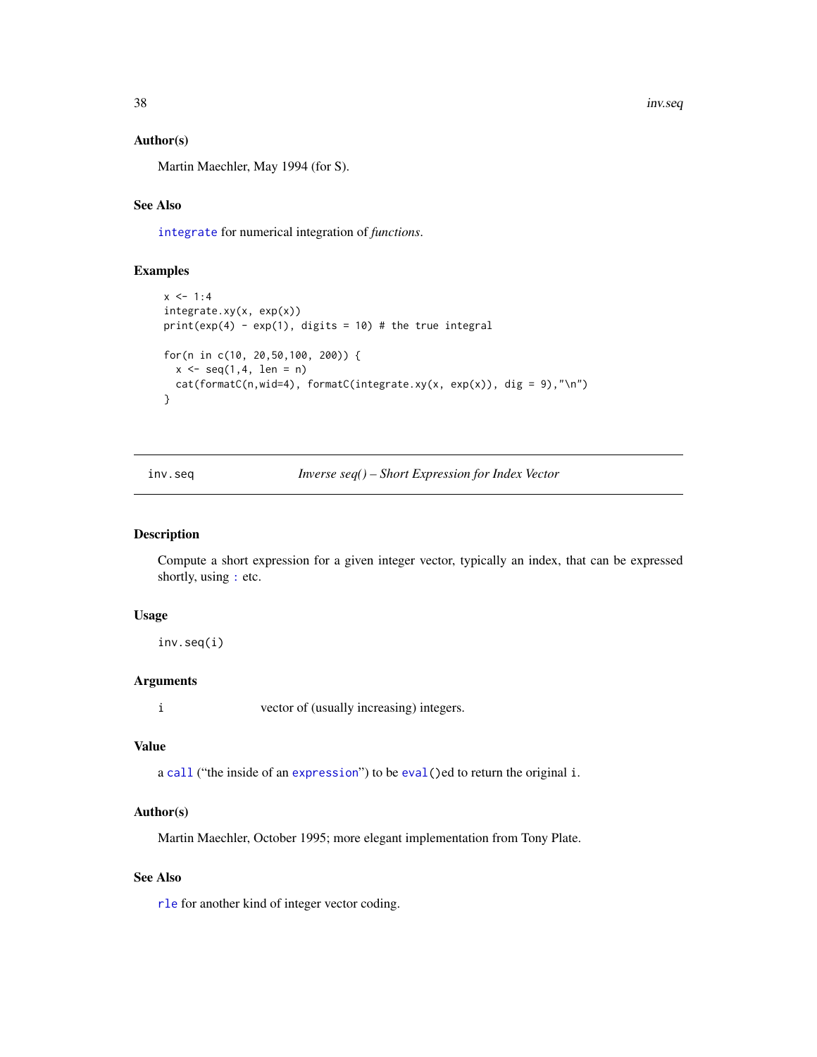### Author(s)

Martin Maechler, May 1994 (for S).

### See Also

`integrate` for numerical integration of *functions*.

### Examples

```
x <- 1:4
integrate.xy(x, exp(x))
print(exp(4) - exp(1), digits = 10) # the true integral

for(n in c(10, 20,50,100, 200)) {
  x <- seq(1,4, len = n)
  cat(formatC(n,wid=4), formatC(integrate.xy(x, exp(x)), dig = 9),"\n")
}
```

---

## inv.seq — *Inverse seq() – Short Expression for Index Vector*

### Description

Compute a short expression for a given integer vector, typically an index, that can be expressed shortly, using `:` etc.

### Usage

```
inv.seq(i)
```

### Arguments

| | |
|---|---|
| `i` | vector of (usually increasing) integers. |

### Value

a `call` ("the inside of an `expression`") to be `eval()`ed to return the original `i`.

### Author(s)

Martin Maechler, October 1995; more elegant implementation from Tony Plate.

### See Also

`rle` for another kind of integer vector coding.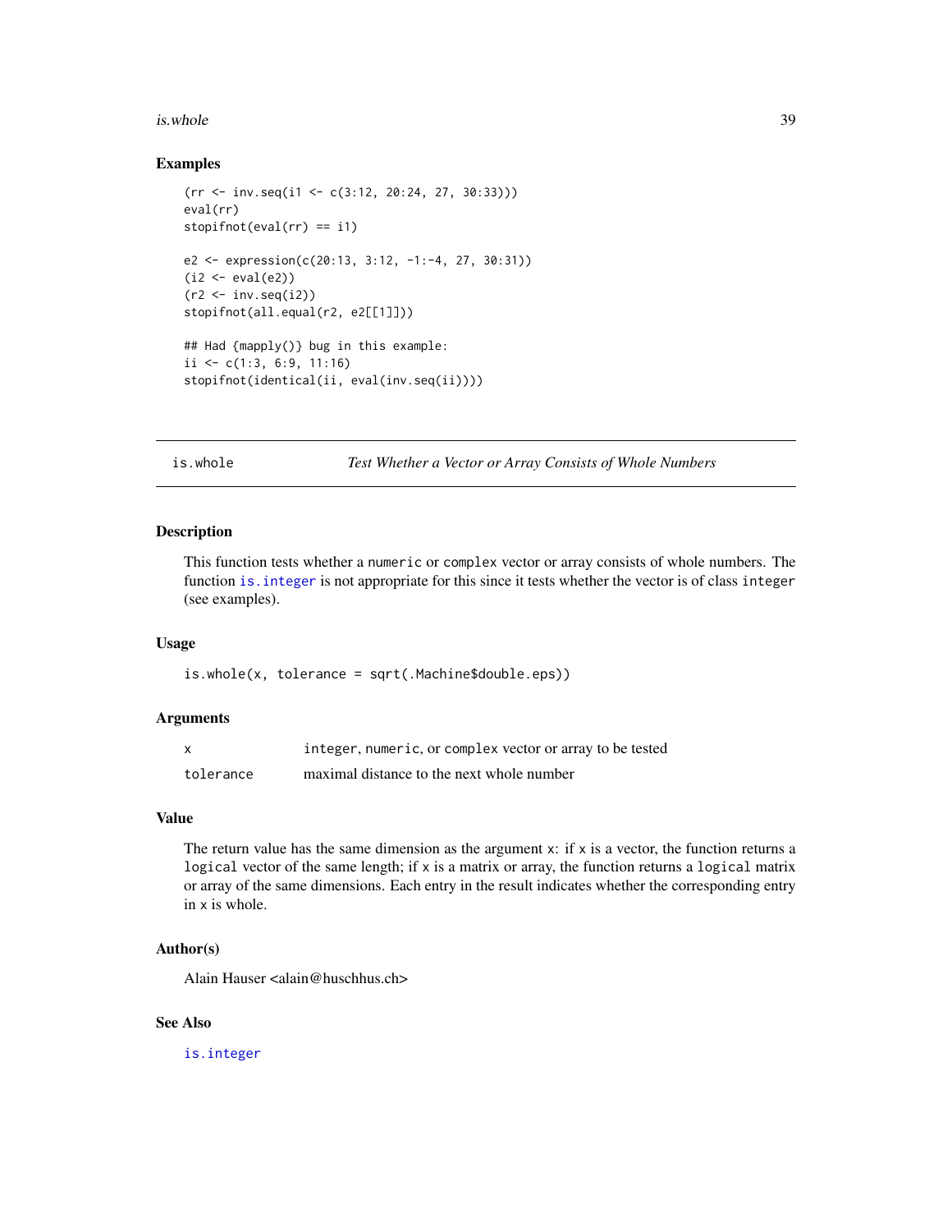## Examples

```
(rr <- inv.seq(i1 <- c(3:12, 20:24, 27, 30:33)))
eval(rr)
stopifnot(eval(rr) == i1)

e2 <- expression(c(20:13, 3:12, -1:-4, 27, 30:31))
(i2 <- eval(e2))
(r2 <- inv.seq(i2))
stopifnot(all.equal(r2, e2[[1]]))

## Had {mapply()} bug in this example:
ii <- c(1:3, 6:9, 11:16)
stopifnot(identical(ii, eval(inv.seq(ii))))
```

---

# is.whole *Test Whether a Vector or Array Consists of Whole Numbers*

---

## Description

This function tests whether a `numeric` or `complex` vector or array consists of whole numbers. The function `is.integer` is not appropriate for this since it tests whether the vector is of class `integer` (see examples).

## Usage

```
is.whole(x, tolerance = sqrt(.Machine$double.eps))
```

## Arguments

| | |
|---|---|
| `x` | `integer`, `numeric`, or `complex` vector or array to be tested |
| `tolerance` | maximal distance to the next whole number |

## Value

The return value has the same dimension as the argument `x`: if `x` is a vector, the function returns a `logical` vector of the same length; if `x` is a matrix or array, the function returns a `logical` matrix or array of the same dimensions. Each entry in the result indicates whether the corresponding entry in `x` is whole.

## Author(s)

Alain Hauser <alain@huschhus.ch>

## See Also

`is.integer`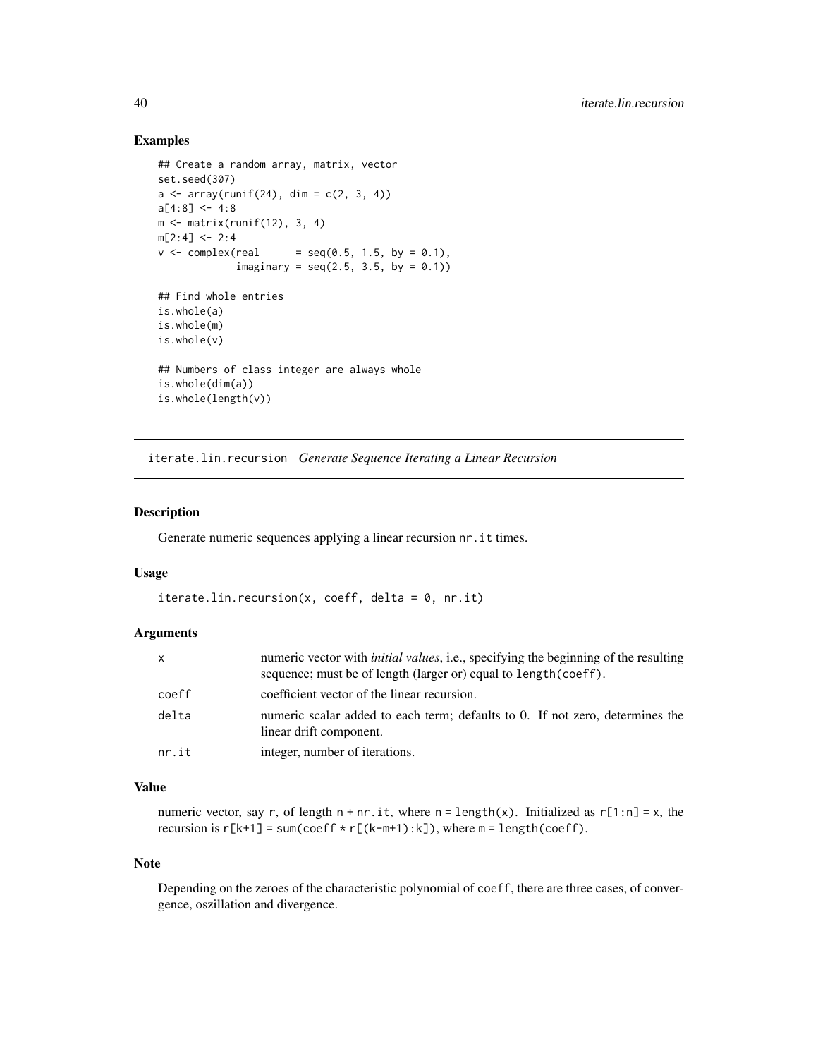### Examples

```
## Create a random array, matrix, vector
set.seed(307)
a <- array(runif(24), dim = c(2, 3, 4))
a[4:8] <- 4:8
m <- matrix(runif(12), 3, 4)
m[2:4] <- 2:4
v <- complex(real      = seq(0.5, 1.5, by = 0.1),
             imaginary = seq(2.5, 3.5, by = 0.1))

## Find whole entries
is.whole(a)
is.whole(m)
is.whole(v)

## Numbers of class integer are always whole
is.whole(dim(a))
is.whole(length(v))
```

---

## iterate.lin.recursion *Generate Sequence Iterating a Linear Recursion*

---

### Description

Generate numeric sequences applying a linear recursion `nr.it` times.

### Usage

```
iterate.lin.recursion(x, coeff, delta = 0, nr.it)
```

### Arguments

| | |
|---|---|
| `x` | numeric vector with *initial values*, i.e., specifying the beginning of the resulting sequence; must be of length (larger or) equal to `length(coeff)`. |
| `coeff` | coefficient vector of the linear recursion. |
| `delta` | numeric scalar added to each term; defaults to 0. If not zero, determines the linear drift component. |
| `nr.it` | integer, number of iterations. |

### Value

numeric vector, say `r`, of length `n + nr.it`, where `n = length(x)`. Initialized as `r[1:n] = x`, the recursion is `r[k+1] = sum(coeff * r[(k-m+1):k])`, where `m = length(coeff)`.

### Note

Depending on the zeroes of the characteristic polynomial of `coeff`, there are three cases, of convergence, oszillation and divergence.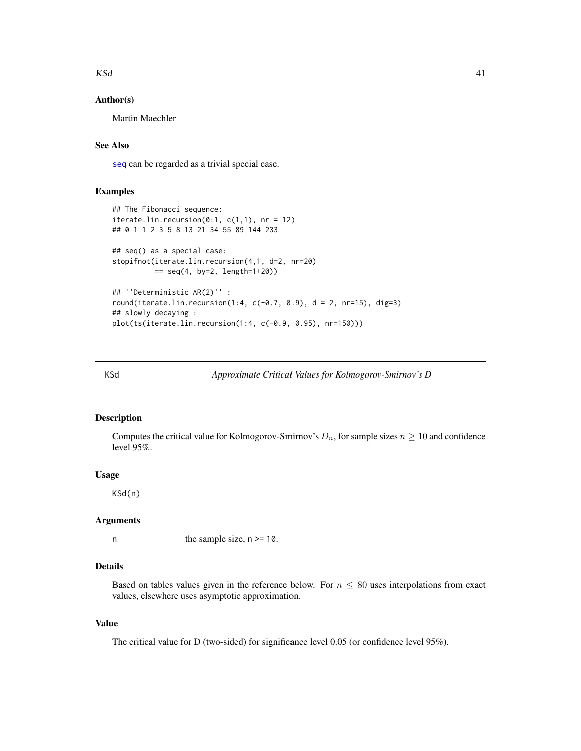## Author(s)

Martin Maechler

## See Also

seq can be regarded as a trivial special case.

## Examples

```
## The Fibonacci sequence:
iterate.lin.recursion(0:1, c(1,1), nr = 12)
## 0 1 1 2 3 5 8 13 21 34 55 89 144 233

## seq() as a special case:
stopifnot(iterate.lin.recursion(4,1, d=2, nr=20)
          == seq(4, by=2, length=1+20))

## ''Deterministic AR(2)'' :
round(iterate.lin.recursion(1:4, c(-0.7, 0.9), d = 2, nr=15), dig=3)
## slowly decaying :
plot(ts(iterate.lin.recursion(1:4, c(-0.9, 0.95), nr=150)))
```

---

# KSd — *Approximate Critical Values for Kolmogorov-Smirnov's D*

## Description

Computes the critical value for Kolmogorov-Smirnov's $D_n$, for sample sizes $n \geq 10$ and confidence level 95%.

## Usage

```
KSd(n)
```

## Arguments

| | |
|---|---|
| `n` | the sample size, `n >= 10`. |

## Details

Based on tables values given in the reference below. For $n \leq 80$ uses interpolations from exact values, elsewhere uses asymptotic approximation.

## Value

The critical value for D (two-sided) for significance level 0.05 (or confidence level 95%).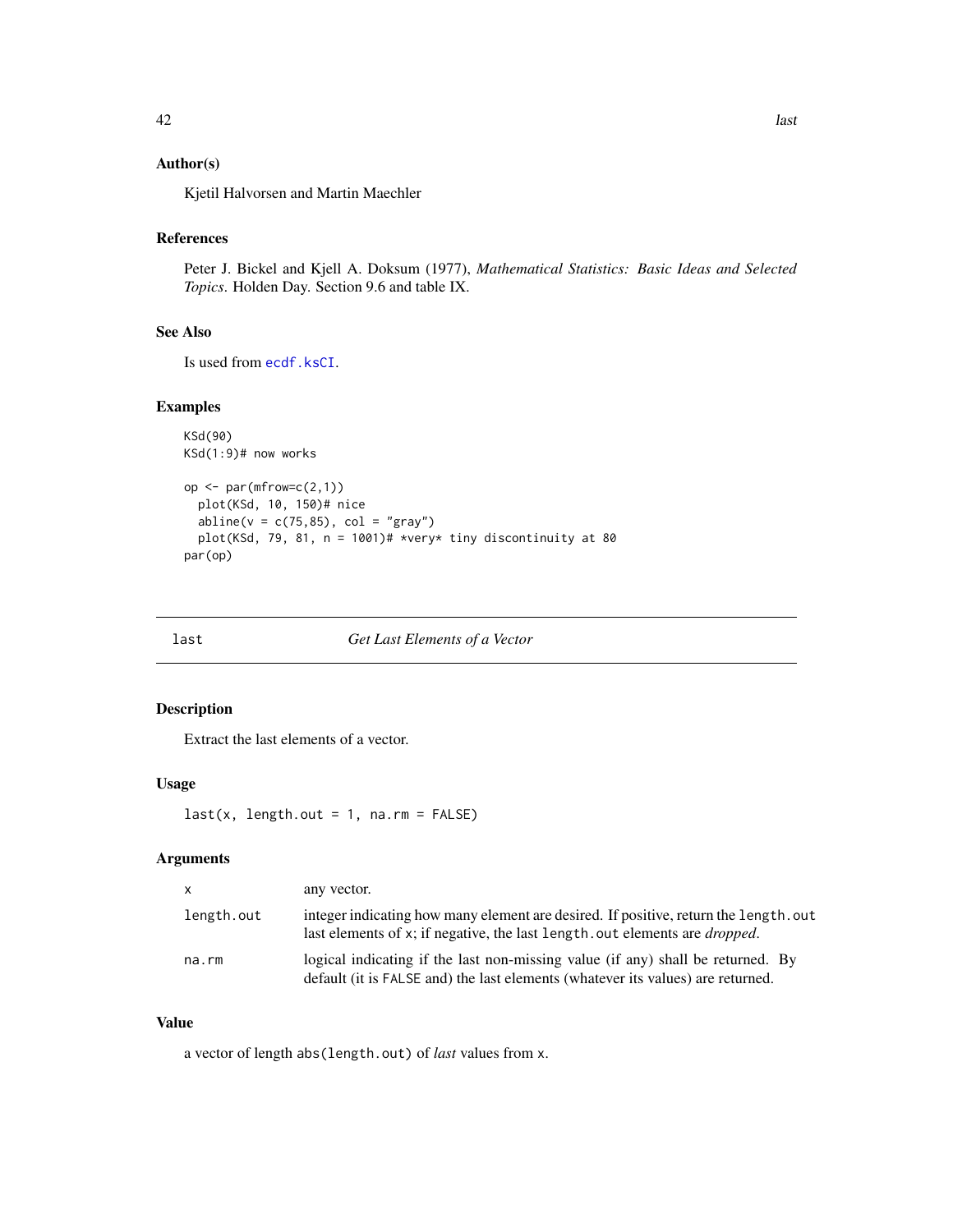## Author(s)

Kjetil Halvorsen and Martin Maechler

## References

Peter J. Bickel and Kjell A. Doksum (1977), *Mathematical Statistics: Basic Ideas and Selected Topics*. Holden Day. Section 9.6 and table IX.

## See Also

Is used from `ecdf.ksCI`.

## Examples

```
KSd(90)
KSd(1:9)# now works

op <- par(mfrow=c(2,1))
  plot(KSd, 10, 150)# nice
  abline(v = c(75,85), col = "gray")
  plot(KSd, 79, 81, n = 1001)# *very* tiny discontinuity at 80
par(op)
```

---

# last — *Get Last Elements of a Vector*

## Description

Extract the last elements of a vector.

## Usage

```
last(x, length.out = 1, na.rm = FALSE)
```

## Arguments

| | |
|---|---|
| `x` | any vector. |
| `length.out` | integer indicating how many element are desired. If positive, return the `length.out` last elements of `x`; if negative, the last `length.out` elements are *dropped*. |
| `na.rm` | logical indicating if the last non-missing value (if any) shall be returned. By default (it is `FALSE` and) the last elements (whatever its values) are returned. |

## Value

a vector of length `abs(length.out)` of *last* values from `x`.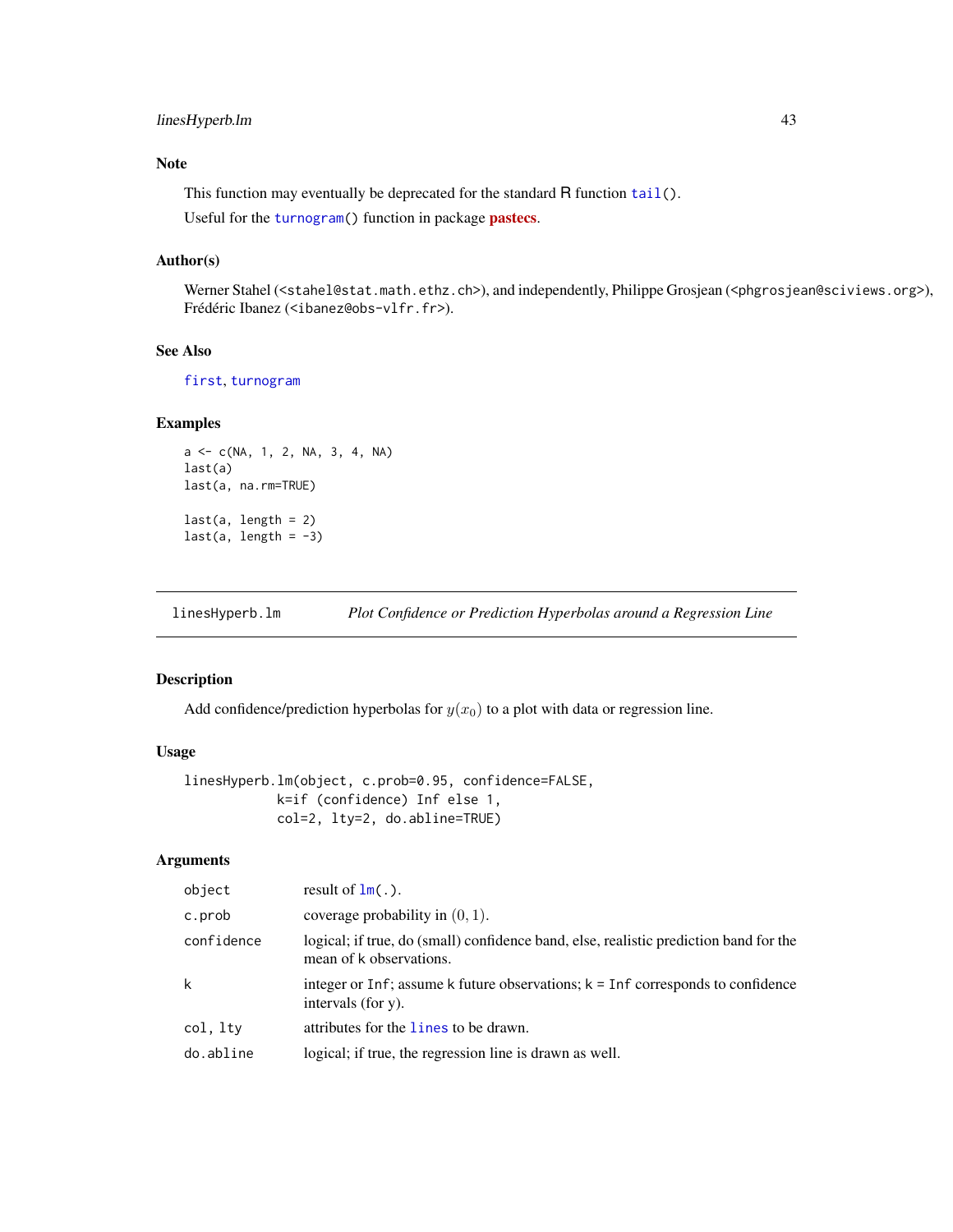### Note

This function may eventually be deprecated for the standard R function `tail()`.

Useful for the `turnogram()` function in package **pastecs**.

### Author(s)

Werner Stahel (<stahel@stat.math.ethz.ch>), and independently, Philippe Grosjean (<phgrosjean@sciviews.org>), Frédéric Ibanez (<ibanez@obs-vlfr.fr>).

### See Also

`first`, `turnogram`

### Examples

```
a <- c(NA, 1, 2, NA, 3, 4, NA)
last(a)
last(a, na.rm=TRUE)

last(a, length = 2)
last(a, length = -3)
```

---

## linesHyperb.lm — *Plot Confidence or Prediction Hyperbolas around a Regression Line*

---

### Description

Add confidence/prediction hyperbolas for $y(x_0)$ to a plot with data or regression line.

### Usage

```
linesHyperb.lm(object, c.prob=0.95, confidence=FALSE,
            k=if (confidence) Inf else 1,
            col=2, lty=2, do.abline=TRUE)
```

### Arguments

| | |
|---|---|
| `object` | result of `lm(.)`. |
| `c.prob` | coverage probability in $(0, 1)$. |
| `confidence` | logical; if true, do (small) confidence band, else, realistic prediction band for the mean of `k` observations. |
| `k` | integer or `Inf`; assume `k` future observations; `k = Inf` corresponds to confidence intervals (for y). |
| `col, lty` | attributes for the `lines` to be drawn. |
| `do.abline` | logical; if true, the regression line is drawn as well. |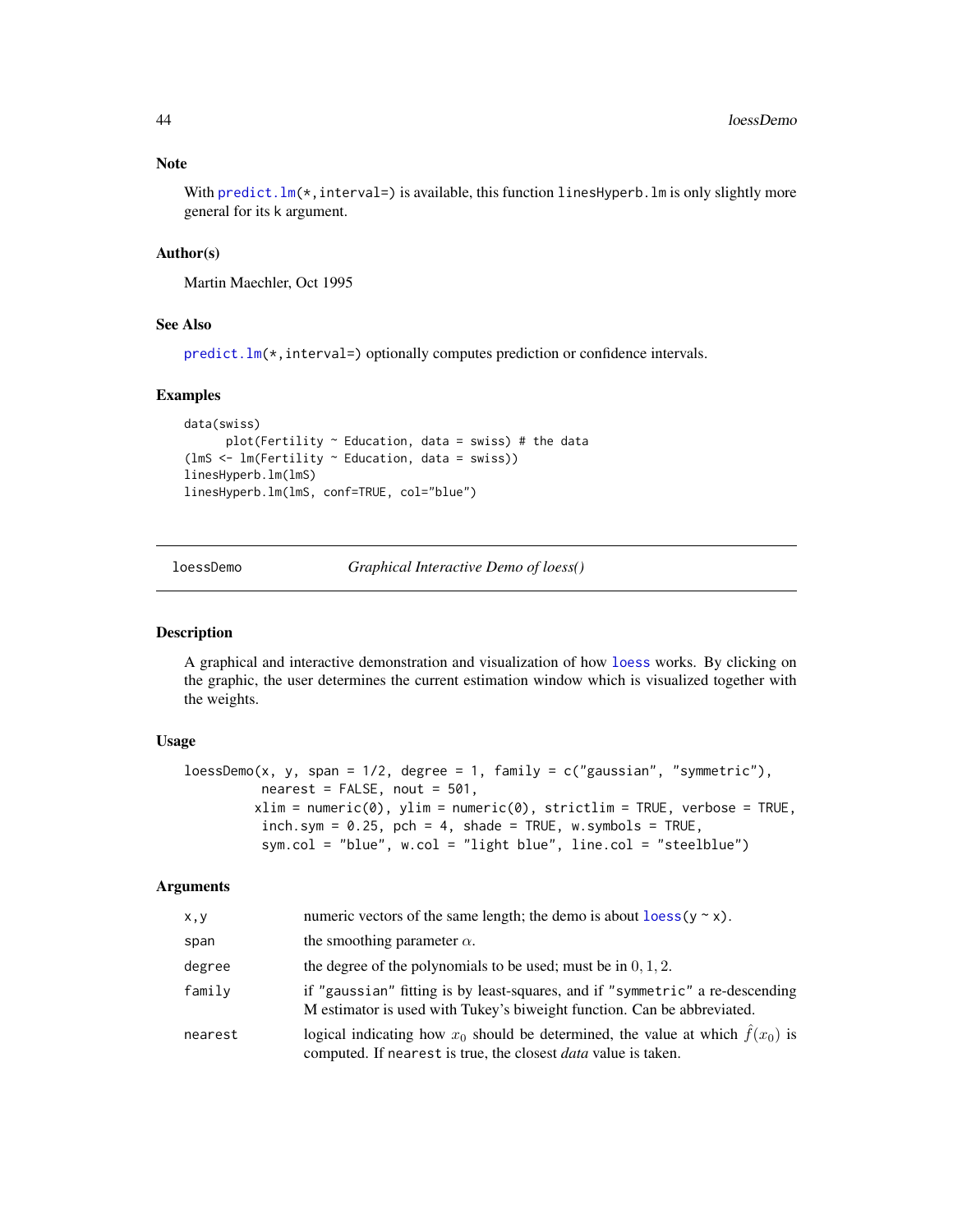### Note

With `predict.lm(*,interval=)` is available, this function `linesHyperb.lm` is only slightly more general for its k argument.

### Author(s)

Martin Maechler, Oct 1995

### See Also

`predict.lm(*,interval=)` optionally computes prediction or confidence intervals.

### Examples

```
data(swiss)
      plot(Fertility ~ Education, data = swiss) # the data
(lmS <- lm(Fertility ~ Education, data = swiss))
linesHyperb.lm(lmS)
linesHyperb.lm(lmS, conf=TRUE, col="blue")
```

---

## loessDemo — *Graphical Interactive Demo of loess()*

### Description

A graphical and interactive demonstration and visualization of how `loess` works. By clicking on the graphic, the user determines the current estimation window which is visualized together with the weights.

### Usage

```
loessDemo(x, y, span = 1/2, degree = 1, family = c("gaussian", "symmetric"),
          nearest = FALSE, nout = 501,
         xlim = numeric(0), ylim = numeric(0), strictlim = TRUE, verbose = TRUE,
          inch.sym = 0.25, pch = 4, shade = TRUE, w.symbols = TRUE,
          sym.col = "blue", w.col = "light blue", line.col = "steelblue")
```

### Arguments

| | |
|---|---|
| `x,y` | numeric vectors of the same length; the demo is about `loess(y ~ x)`. |
| `span` | the smoothing parameter $\alpha$. |
| `degree` | the degree of the polynomials to be used; must be in $0, 1, 2$. |
| `family` | if `"gaussian"` fitting is by least-squares, and if `"symmetric"` a re-descending M estimator is used with Tukey's biweight function. Can be abbreviated. |
| `nearest` | logical indicating how $x_0$ should be determined, the value at which $\hat{f}(x_0)$ is computed. If `nearest` is true, the closest *data* value is taken. |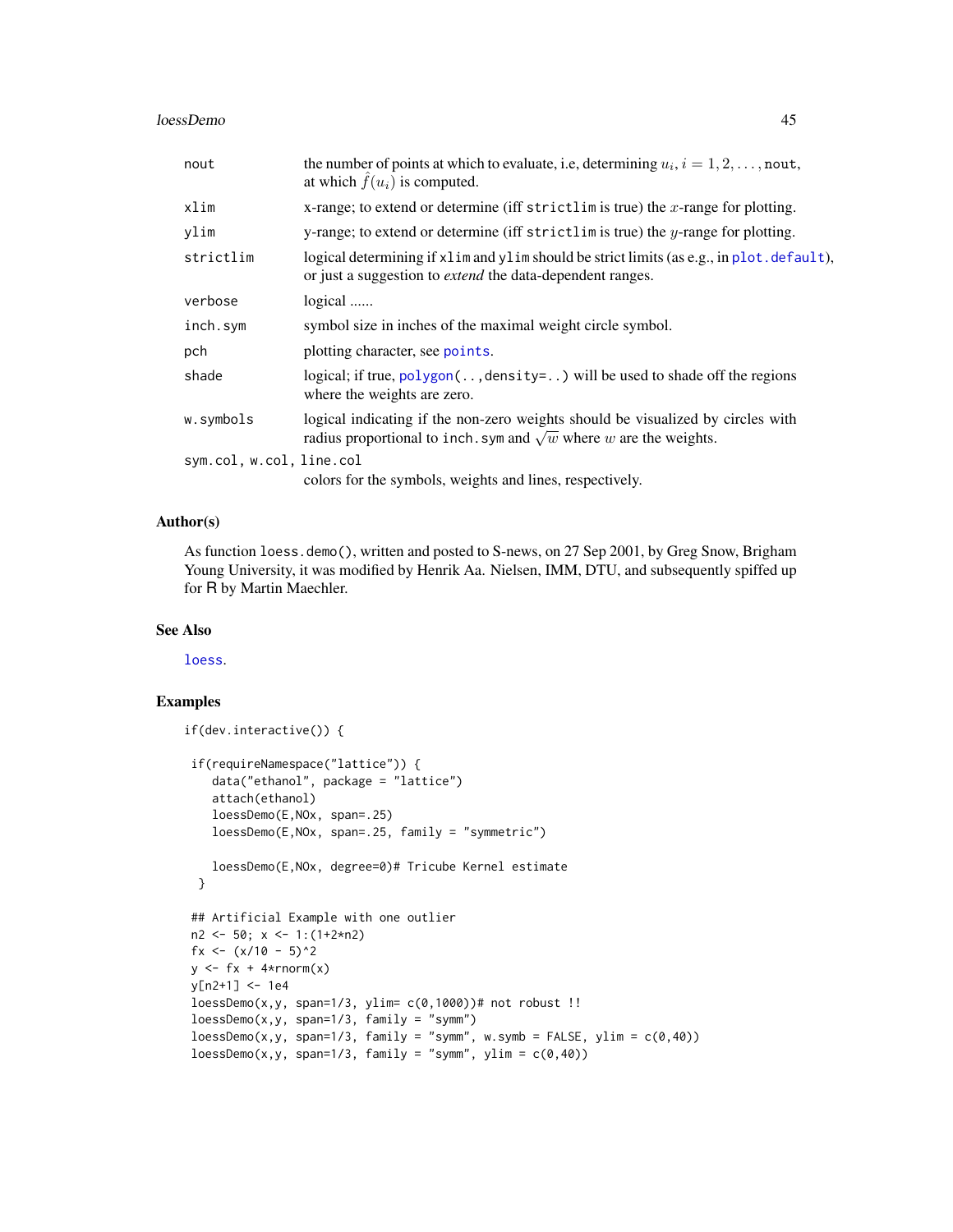| | |
|---|---|
| nout | the number of points at which to evaluate, i.e, determining $u_i, i = 1, 2, \ldots,$ nout, at which $\hat{f}(u_i)$ is computed. |
| xlim | x-range; to extend or determine (iff strictlim is true) the $x$-range for plotting. |
| ylim | y-range; to extend or determine (iff strictlim is true) the $y$-range for plotting. |
| strictlim | logical determining if xlim and ylim should be strict limits (as e.g., in plot.default), or just a suggestion to *extend* the data-dependent ranges. |
| verbose | logical ...... |
| inch.sym | symbol size in inches of the maximal weight circle symbol. |
| pch | plotting character, see points. |
| shade | logical; if true, polygon(..,density=..) will be used to shade off the regions where the weights are zero. |
| w.symbols | logical indicating if the non-zero weights should be visualized by circles with radius proportional to inch.sym and $\sqrt{w}$ where $w$ are the weights. |
| sym.col, w.col, line.col | colors for the symbols, weights and lines, respectively. |

## Author(s)

As function loess.demo(), written and posted to S-news, on 27 Sep 2001, by Greg Snow, Brigham Young University, it was modified by Henrik Aa. Nielsen, IMM, DTU, and subsequently spiffed up for R by Martin Maechler.

## See Also

loess.

## Examples

```
if(dev.interactive()) {

 if(requireNamespace("lattice")) {
    data("ethanol", package = "lattice")
    attach(ethanol)
    loessDemo(E,NOx, span=.25)
    loessDemo(E,NOx, span=.25, family = "symmetric")

    loessDemo(E,NOx, degree=0)# Tricube Kernel estimate
  }

 ## Artificial Example with one outlier
 n2 <- 50; x <- 1:(1+2*n2)
 fx <- (x/10 - 5)^2
 y <- fx + 4*rnorm(x)
 y[n2+1] <- 1e4
 loessDemo(x,y, span=1/3, ylim= c(0,1000))# not robust !!
 loessDemo(x,y, span=1/3, family = "symm")
 loessDemo(x,y, span=1/3, family = "symm", w.symb = FALSE, ylim = c(0,40))
 loessDemo(x,y, span=1/3, family = "symm", ylim = c(0,40))
```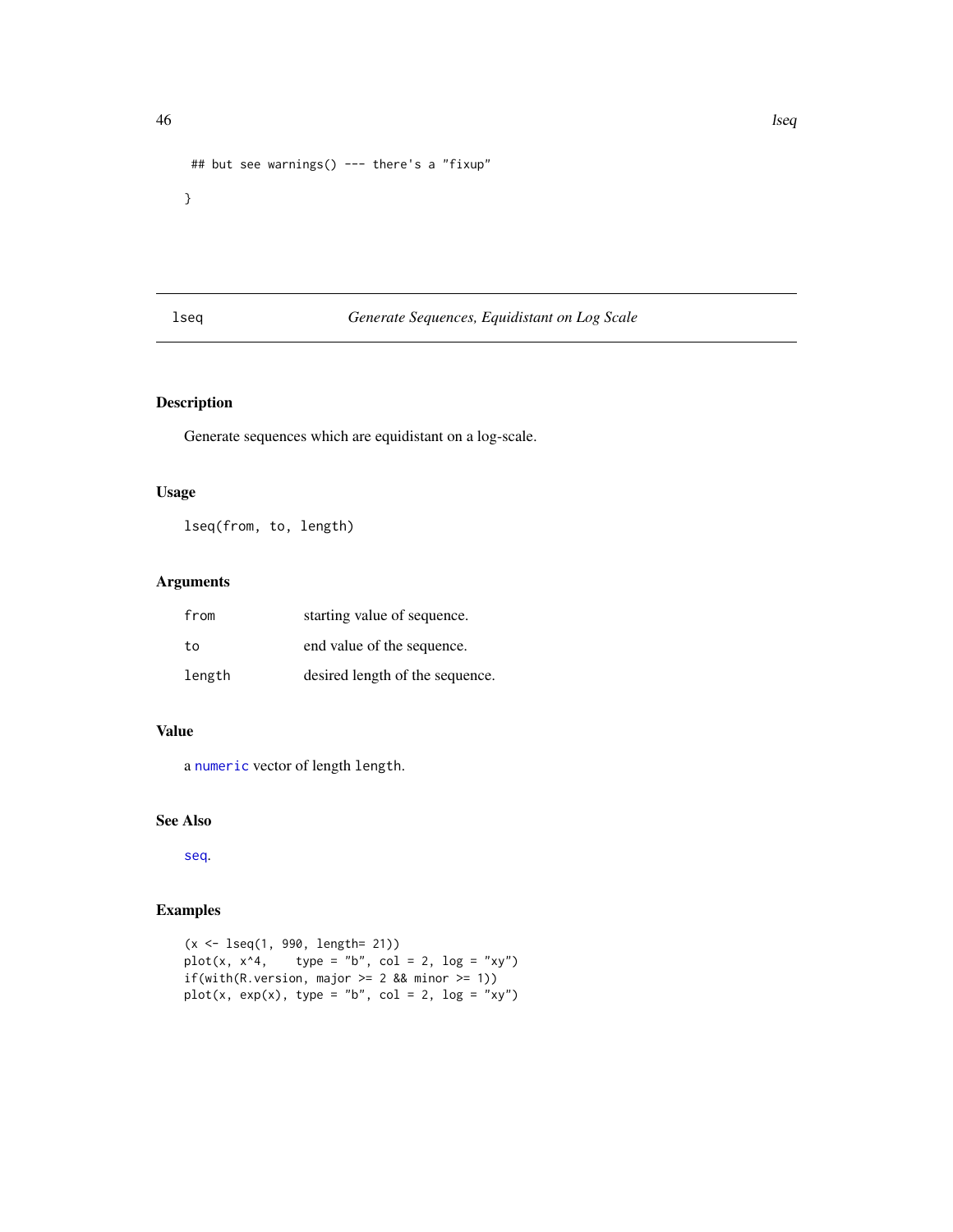```
## but see warnings() --- there's a "fixup"

}
```

## lseq — *Generate Sequences, Equidistant on Log Scale*

### Description

Generate sequences which are equidistant on a log-scale.

### Usage

```
lseq(from, to, length)
```

### Arguments

| | |
|---|---|
| `from` | starting value of sequence. |
| `to` | end value of the sequence. |
| `length` | desired length of the sequence. |

### Value

a `numeric` vector of length `length`.

### See Also

`seq`.

### Examples

```
(x <- lseq(1, 990, length= 21))
plot(x, x^4,    type = "b", col = 2, log = "xy")
if(with(R.version, major >= 2 && minor >= 1))
plot(x, exp(x), type = "b", col = 2, log = "xy")
```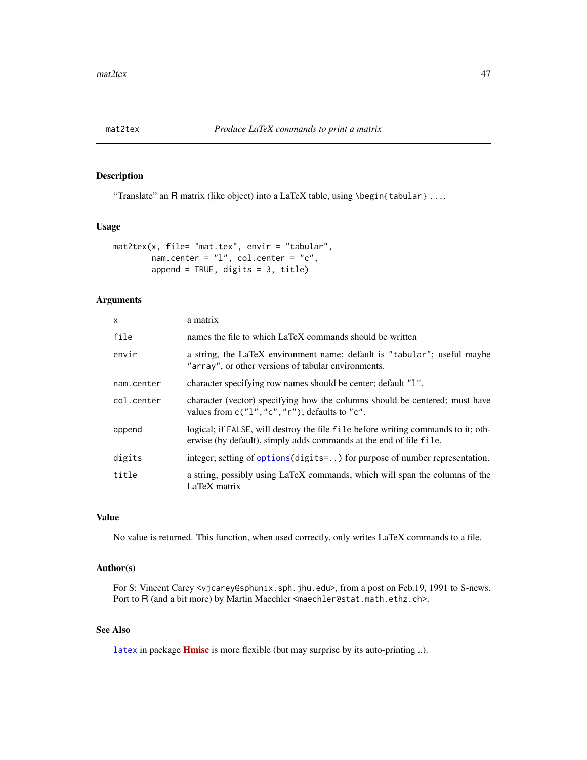## mat2tex *Produce LaTeX commands to print a matrix*

### Description

"Translate" an R matrix (like object) into a LaTeX table, using `\begin{tabular} ...`.

### Usage

```
mat2tex(x, file= "mat.tex", envir = "tabular",
        nam.center = "l", col.center = "c",
        append = TRUE, digits = 3, title)
```

### Arguments

| | |
|---|---|
| `x` | a matrix |
| `file` | names the file to which LaTeX commands should be written |
| `envir` | a string, the LaTeX environment name; default is `"tabular"`; useful maybe `"array"`, or other versions of tabular environments. |
| `nam.center` | character specifying row names should be center; default `"l"`. |
| `col.center` | character (vector) specifying how the columns should be centered; must have values from `c("l","c","r")`; defaults to `"c"`. |
| `append` | logical; if `FALSE`, will destroy the file `file` before writing commands to it; otherwise (by default), simply adds commands at the end of file `file`. |
| `digits` | integer; setting of `options(digits=..)` for purpose of number representation. |
| `title` | a string, possibly using LaTeX commands, which will span the columns of the LaTeX matrix |

### Value

No value is returned. This function, when used correctly, only writes LaTeX commands to a file.

### Author(s)

For S: Vincent Carey <vjcarey@sphunix.sph.jhu.edu>, from a post on Feb.19, 1991 to S-news. Port to R (and a bit more) by Martin Maechler <maechler@stat.math.ethz.ch>.

### See Also

`latex` in package **Hmisc** is more flexible (but may surprise by its auto-printing ..).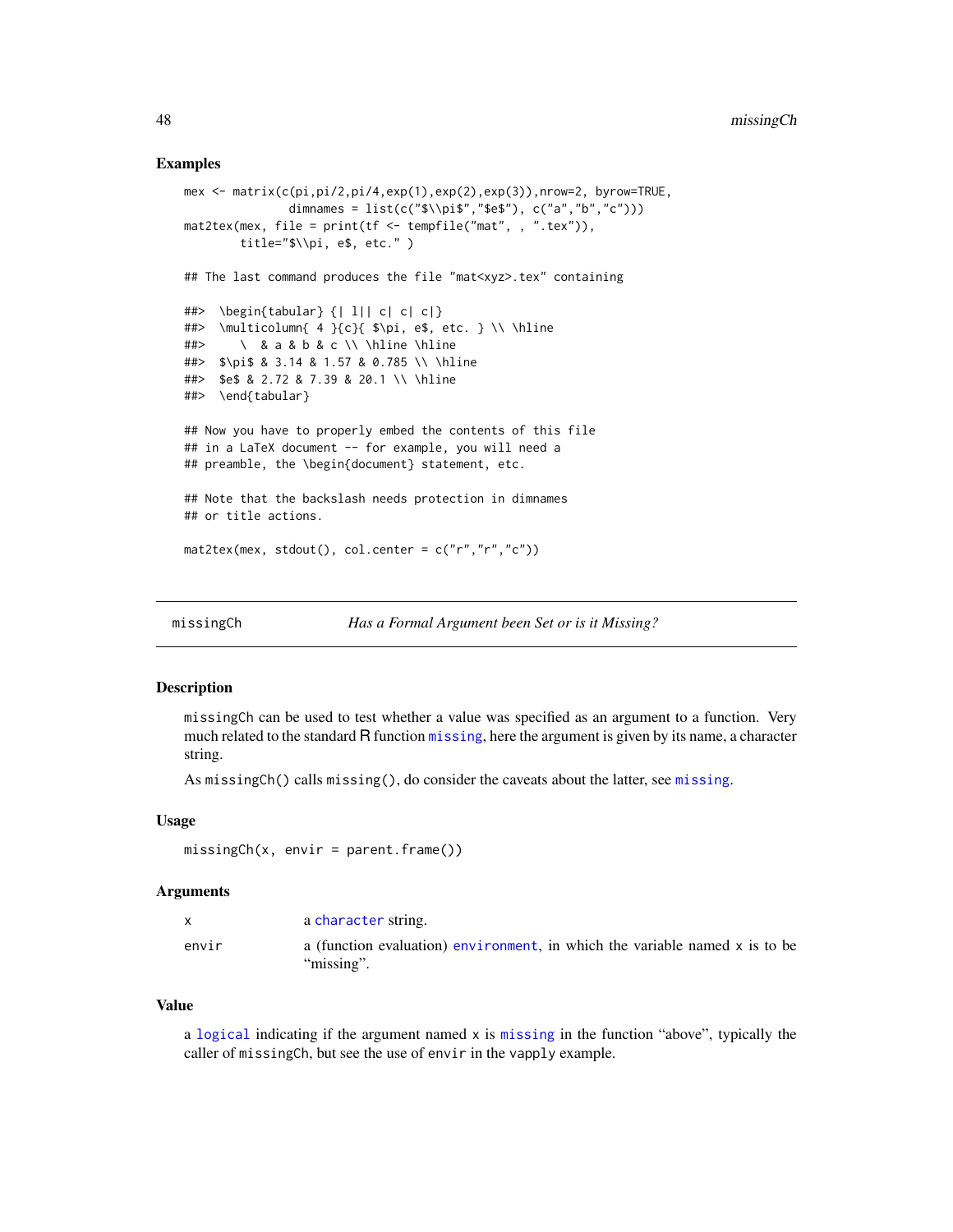### Examples

```
mex <- matrix(c(pi,pi/2,pi/4,exp(1),exp(2),exp(3)),nrow=2, byrow=TRUE,
              dimnames = list(c("$\\pi$","$e$"), c("a","b","c")))
mat2tex(mex, file = print(tf <- tempfile("mat", , ".tex")),
        title="$\\pi, e$, etc." )

## The last command produces the file "mat<xyz>.tex" containing

##>  \begin{tabular} {| l|| c| c| c|}
##>  \multicolumn{ 4 }{c}{ $\pi, e$, etc. } \\ \hline
##>     \  & a & b & c \\ \hline \hline
##>  $\pi$ & 3.14 & 1.57 & 0.785 \\ \hline
##>  $e$ & 2.72 & 7.39 & 20.1 \\ \hline
##>  \end{tabular}

## Now you have to properly embed the contents of this file
## in a LaTeX document -- for example, you will need a
## preamble, the \begin{document} statement, etc.

## Note that the backslash needs protection in dimnames
## or title actions.

mat2tex(mex, stdout(), col.center = c("r","r","c"))
```

---

## missingCh — *Has a Formal Argument been Set or is it Missing?*

### Description

`missingCh` can be used to test whether a value was specified as an argument to a function. Very much related to the standard R function `missing`, here the argument is given by its name, a character string.

As `missingCh()` calls `missing()`, do consider the caveats about the latter, see `missing`.

### Usage

```
missingCh(x, envir = parent.frame())
```

### Arguments

| | |
|---|---|
| `x` | a `character` string. |
| `envir` | a (function evaluation) `environment`, in which the variable named `x` is to be "missing". |

### Value

a `logical` indicating if the argument named `x` is `missing` in the function "above", typically the caller of `missingCh`, but see the use of `envir` in the `vapply` example.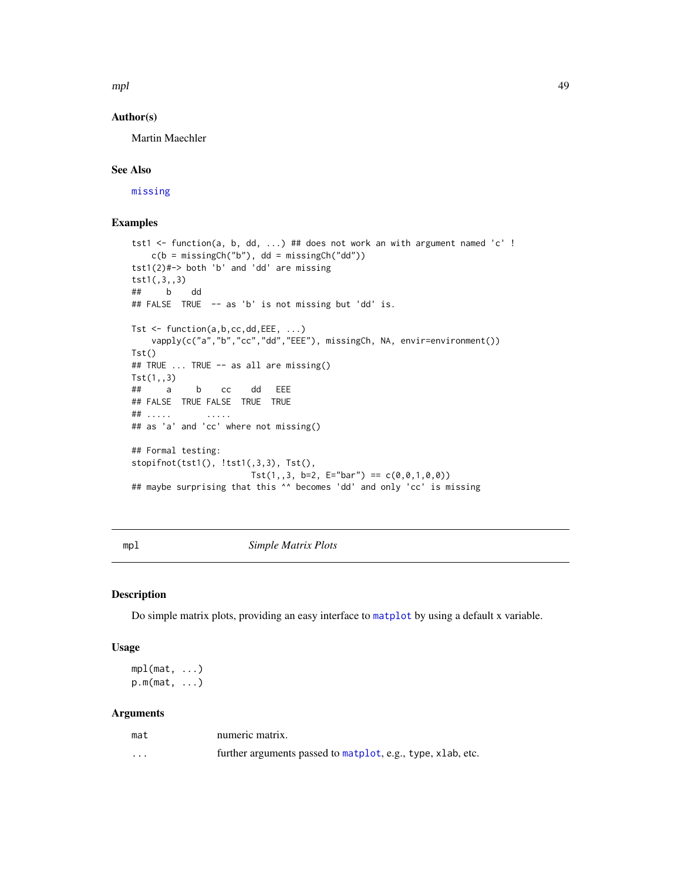## Author(s)

Martin Maechler

## See Also

missing

## Examples

```
tst1 <- function(a, b, dd, ...) ## does not work an with argument named 'c' !
    c(b = missingCh("b"), dd = missingCh("dd"))
tst1(2)#-> both 'b' and 'dd' are missing
tst1(,3,,3)
##     b    dd
## FALSE  TRUE  -- as 'b' is not missing but 'dd' is.

Tst <- function(a,b,cc,dd,EEE, ...)
    vapply(c("a","b","cc","dd","EEE"), missingCh, NA, envir=environment())
Tst()
## TRUE ... TRUE -- as all are missing()
Tst(1,,3)
##     a     b    cc    dd   EEE
## FALSE  TRUE FALSE  TRUE  TRUE
## .....       .....
## as 'a' and 'cc' where not missing()

## Formal testing:
stopifnot(tst1(), !tst1(,3,3), Tst(),
                      Tst(1,,3, b=2, E="bar") == c(0,0,1,0,0))
## maybe surprising that this ^^ becomes 'dd' and only 'cc' is missing
```

---

# mpl — *Simple Matrix Plots*

## Description

Do simple matrix plots, providing an easy interface to matplot by using a default x variable.

## Usage

```
mpl(mat, ...)
p.m(mat, ...)
```

## Arguments

| | |
|---|---|
| mat | numeric matrix. |
| ... | further arguments passed to matplot, e.g., type, xlab, etc. |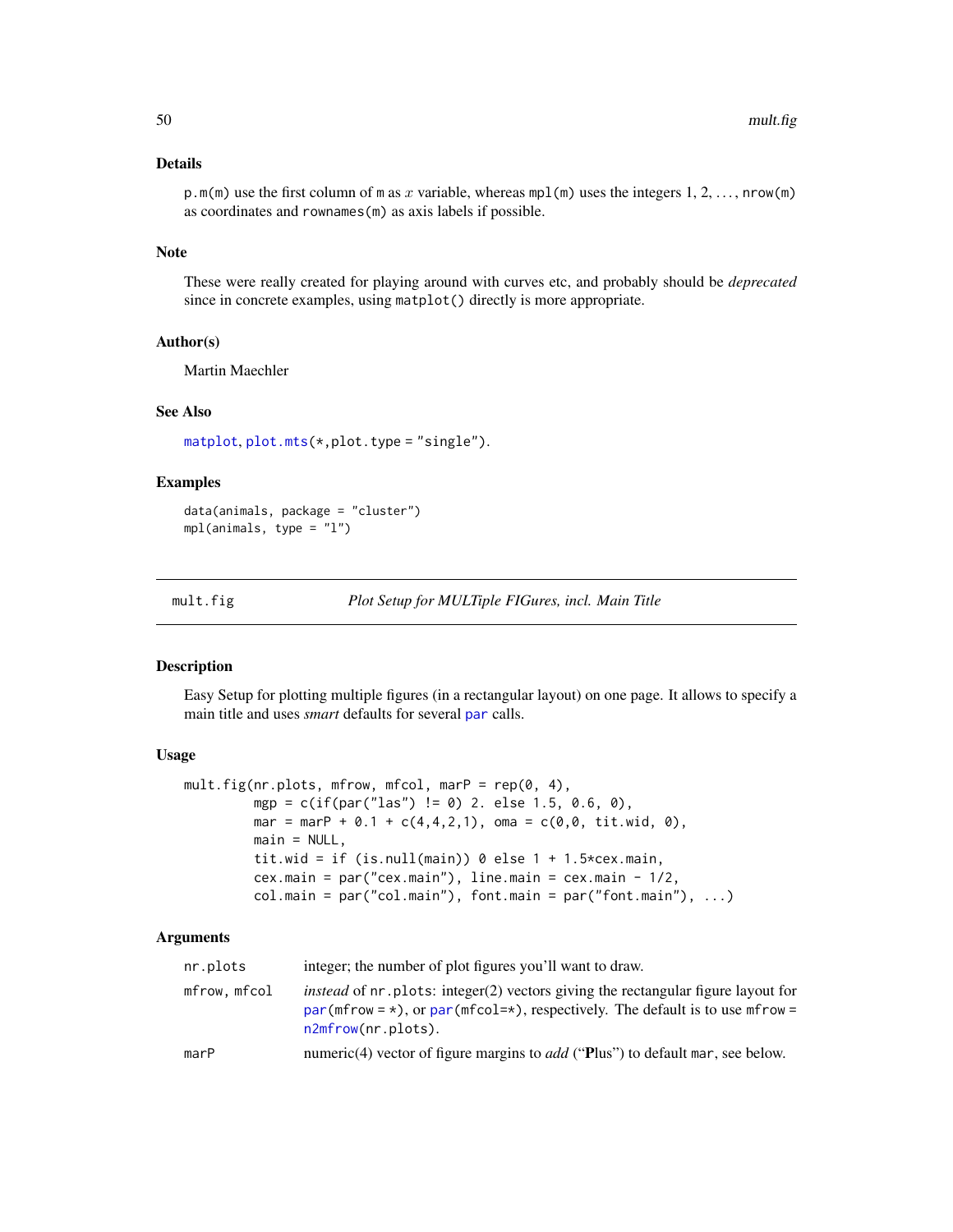### Details

`p.m(m)` use the first column of `m` as $x$ variable, whereas `mpl(m)` uses the integers $1, 2, \ldots,$ `nrow(m)` as coordinates and `rownames(m)` as axis labels if possible.

### Note

These were really created for playing around with curves etc, and probably should be *deprecated* since in concrete examples, using `matplot()` directly is more appropriate.

### Author(s)

Martin Maechler

### See Also

`matplot`, `plot.mts(*,plot.type = "single")`.

### Examples

```
data(animals, package = "cluster")
mpl(animals, type = "l")
```

---

## mult.fig — *Plot Setup for MULTiple FIGures, incl. Main Title*

---

### Description

Easy Setup for plotting multiple figures (in a rectangular layout) on one page. It allows to specify a main title and uses *smart* defaults for several `par` calls.

### Usage

```
mult.fig(nr.plots, mfrow, mfcol, marP = rep(0, 4),
         mgp = c(if(par("las") != 0) 2. else 1.5, 0.6, 0),
         mar = marP + 0.1 + c(4,4,2,1), oma = c(0,0, tit.wid, 0),
         main = NULL,
         tit.wid = if (is.null(main)) 0 else 1 + 1.5*cex.main,
         cex.main = par("cex.main"), line.main = cex.main - 1/2,
         col.main = par("col.main"), font.main = par("font.main"), ...)
```

### Arguments

| | |
|---|---|
| `nr.plots` | integer; the number of plot figures you'll want to draw. |
| `mfrow, mfcol` | *instead* of `nr.plots`: integer(2) vectors giving the rectangular figure layout for `par(mfrow = *)`, or `par(mfcol=*)`, respectively. The default is to use `mfrow = n2mfrow(nr.plots)`. |
| `marP` | numeric(4) vector of figure margins to *add* ("**P**lus") to default `mar`, see below. |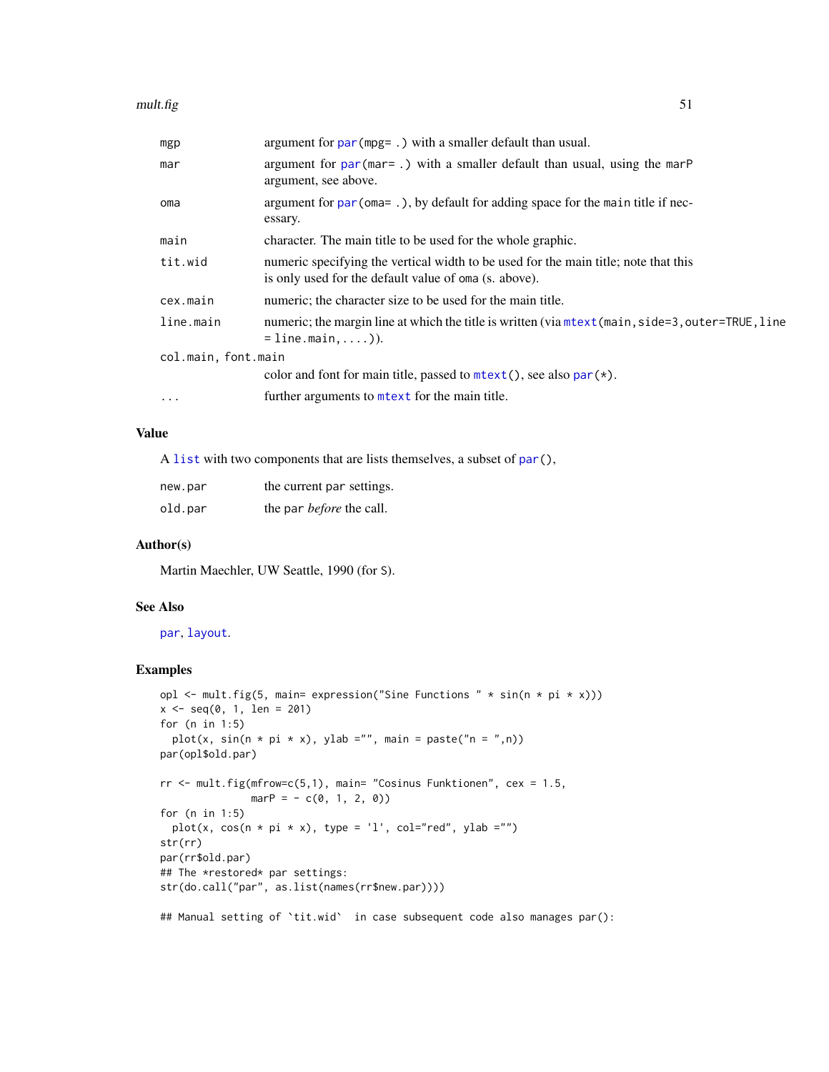| | |
|---|---|
| `mgp` | argument for `par(mpg= .)` with a smaller default than usual. |
| `mar` | argument for `par(mar= .)` with a smaller default than usual, using the `marP` argument, see above. |
| `oma` | argument for `par(oma= .)`, by default for adding space for the `main` title if necessary. |
| `main` | character. The main title to be used for the whole graphic. |
| `tit.wid` | numeric specifying the vertical width to be used for the main title; note that this is only used for the default value of `oma` (s. above). |
| `cex.main` | numeric; the character size to be used for the main title. |
| `line.main` | numeric; the margin line at which the title is written (via `mtext(main,side=3,outer=TRUE,line = line.main,....)`). |
| `col.main, font.main` | color and font for main title, passed to `mtext()`, see also `par(*)`. |
| `...` | further arguments to `mtext` for the main title. |

## Value

A `list` with two components that are lists themselves, a subset of `par()`,

| | |
|---|---|
| `new.par` | the current `par` settings. |
| `old.par` | the `par` *before* the call. |

## Author(s)

Martin Maechler, UW Seattle, 1990 (for S).

## See Also

`par`, `layout`.

## Examples

```
opl <- mult.fig(5, main= expression("Sine Functions " * sin(n * pi * x)))
x <- seq(0, 1, len = 201)
for (n in 1:5)
  plot(x, sin(n * pi * x), ylab ="", main = paste("n = ",n))
par(opl$old.par)

rr <- mult.fig(mfrow=c(5,1), main= "Cosinus Funktionen", cex = 1.5,
               marP = - c(0, 1, 2, 0))
for (n in 1:5)
  plot(x, cos(n * pi * x), type = 'l', col="red", ylab ="")
str(rr)
par(rr$old.par)
## The *restored* par settings:
str(do.call("par", as.list(names(rr$new.par))))

## Manual setting of `tit.wid`  in case subsequent code also manages par():
```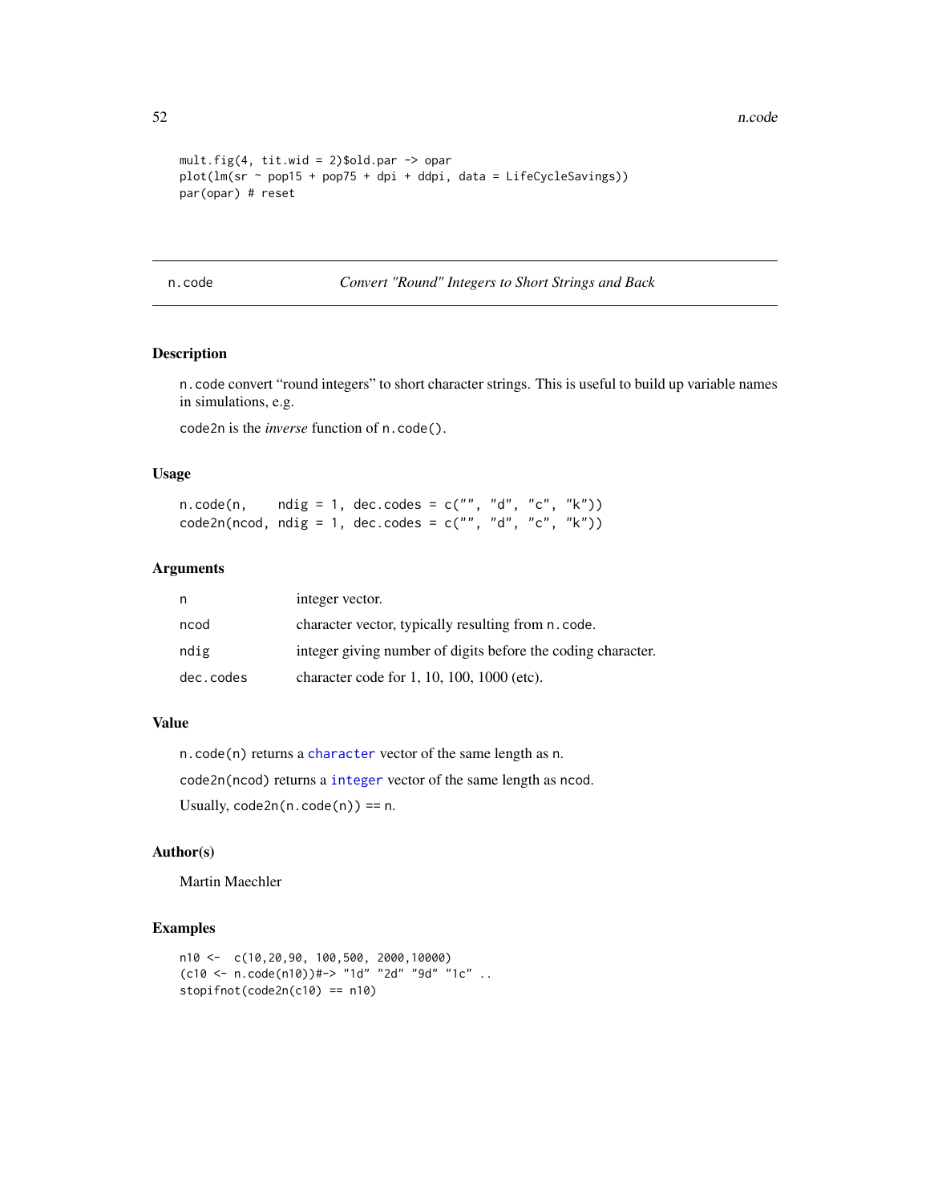```
mult.fig(4, tit.wid = 2)$old.par -> opar
plot(lm(sr ~ pop15 + pop75 + dpi + ddpi, data = LifeCycleSavings))
par(opar) # reset
```

---

## n.code — *Convert "Round" Integers to Short Strings and Back*

---

### Description

n.code convert "round integers" to short character strings. This is useful to build up variable names in simulations, e.g.

code2n is the *inverse* function of n.code().

### Usage

```
n.code(n,    ndig = 1, dec.codes = c("", "d", "c", "k"))
code2n(ncod, ndig = 1, dec.codes = c("", "d", "c", "k"))
```

### Arguments

| | |
|---|---|
| n | integer vector. |
| ncod | character vector, typically resulting from n.code. |
| ndig | integer giving number of digits before the coding character. |
| dec.codes | character code for 1, 10, 100, 1000 (etc). |

### Value

n.code(n) returns a character vector of the same length as n.

code2n(ncod) returns a integer vector of the same length as ncod.

Usually, code2n(n.code(n)) == n.

### Author(s)

Martin Maechler

### Examples

```
n10 <-  c(10,20,90, 100,500, 2000,10000)
(c10 <- n.code(n10))#-> "1d" "2d" "9d" "1c" ..
stopifnot(code2n(c10) == n10)
```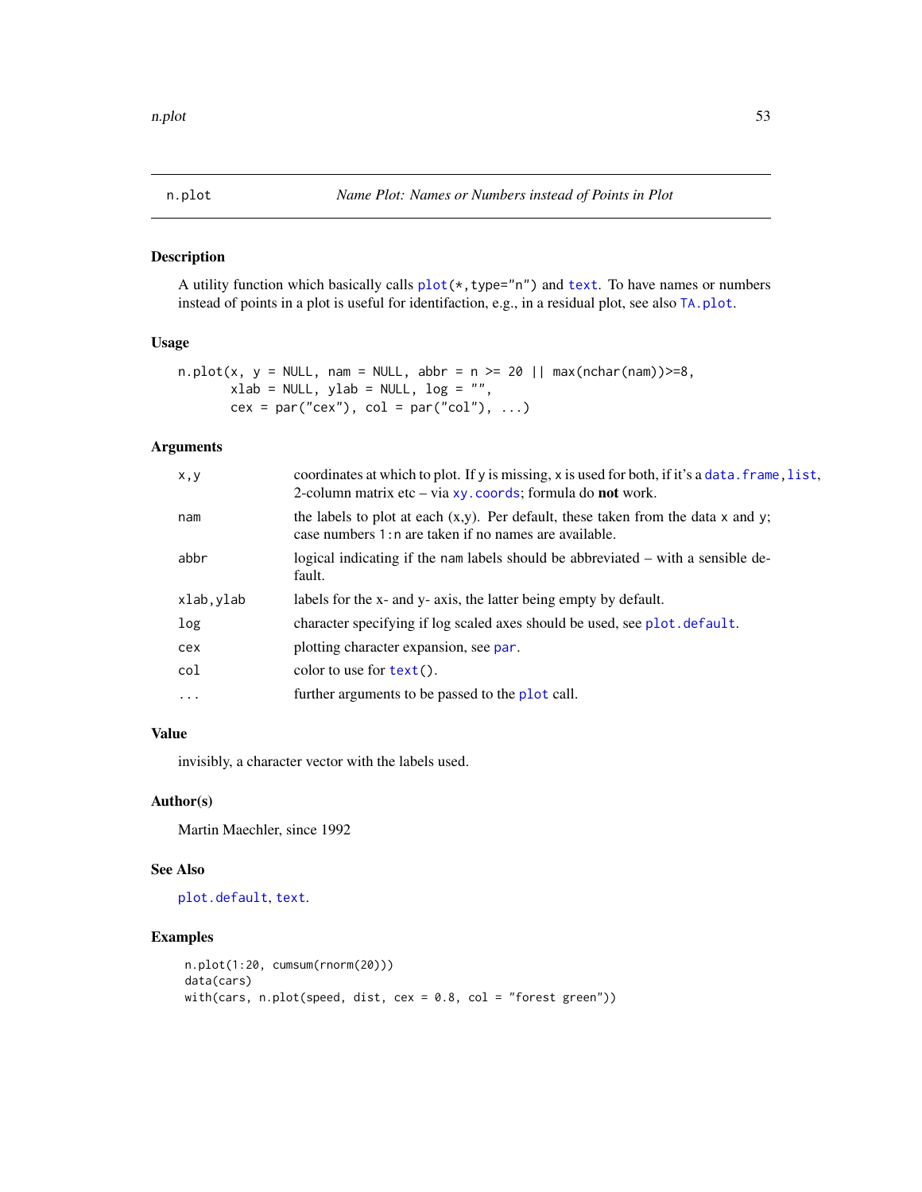n.plot *Name Plot: Names or Numbers instead of Points in Plot*

## Description

A utility function which basically calls `plot(*,type="n")` and `text`. To have names or numbers instead of points in a plot is useful for identifaction, e.g., in a residual plot, see also `TA.plot`.

## Usage

```
n.plot(x, y = NULL, nam = NULL, abbr = n >= 20 || max(nchar(nam))>=8,
       xlab = NULL, ylab = NULL, log = "",
       cex = par("cex"), col = par("col"), ...)
```

## Arguments

| | |
|---|---|
| `x,y` | coordinates at which to plot. If `y` is missing, `x` is used for both, if it's a `data.frame`, `list`, 2-column matrix etc – via `xy.coords`; formula do **not** work. |
| `nam` | the labels to plot at each (x,y). Per default, these taken from the data `x` and `y`; case numbers `1:n` are taken if no names are available. |
| `abbr` | logical indicating if the `nam` labels should be abbreviated – with a sensible default. |
| `xlab,ylab` | labels for the x- and y- axis, the latter being empty by default. |
| `log` | character specifying if log scaled axes should be used, see `plot.default`. |
| `cex` | plotting character expansion, see `par`. |
| `col` | color to use for `text()`. |
| `...` | further arguments to be passed to the `plot` call. |

## Value

invisibly, a character vector with the labels used.

## Author(s)

Martin Maechler, since 1992

## See Also

`plot.default`, `text`.

## Examples

```
n.plot(1:20, cumsum(rnorm(20)))
data(cars)
with(cars, n.plot(speed, dist, cex = 0.8, col = "forest green"))
```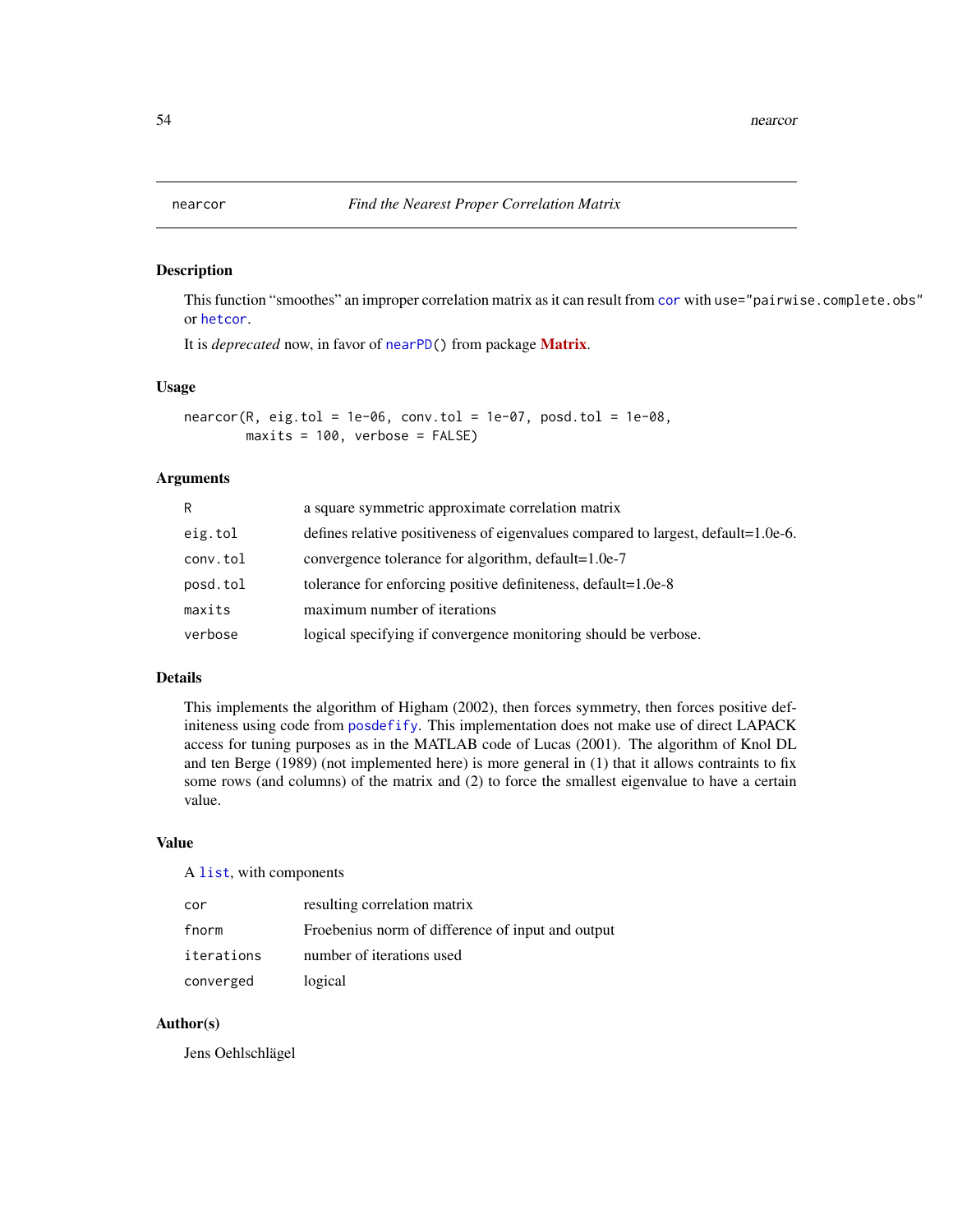## nearcor — *Find the Nearest Proper Correlation Matrix*

### Description

This function "smoothes" an improper correlation matrix as it can result from `cor` with `use="pairwise.complete.obs"` or `hetcor`.

It is *deprecated* now, in favor of `nearPD()` from package **Matrix**.

### Usage

```
nearcor(R, eig.tol = 1e-06, conv.tol = 1e-07, posd.tol = 1e-08,
        maxits = 100, verbose = FALSE)
```

### Arguments

| | |
|---|---|
| `R` | a square symmetric approximate correlation matrix |
| `eig.tol` | defines relative positiveness of eigenvalues compared to largest, default=1.0e-6. |
| `conv.tol` | convergence tolerance for algorithm, default=1.0e-7 |
| `posd.tol` | tolerance for enforcing positive definiteness, default=1.0e-8 |
| `maxits` | maximum number of iterations |
| `verbose` | logical specifying if convergence monitoring should be verbose. |

### Details

This implements the algorithm of Higham (2002), then forces symmetry, then forces positive definiteness using code from `posdefify`. This implementation does not make use of direct LAPACK access for tuning purposes as in the MATLAB code of Lucas (2001). The algorithm of Knol DL and ten Berge (1989) (not implemented here) is more general in (1) that it allows contraints to fix some rows (and columns) of the matrix and (2) to force the smallest eigenvalue to have a certain value.

### Value

A `list`, with components

| | |
|---|---|
| `cor` | resulting correlation matrix |
| `fnorm` | Froebenius norm of difference of input and output |
| `iterations` | number of iterations used |
| `converged` | logical |

### Author(s)

Jens Oehlschlägel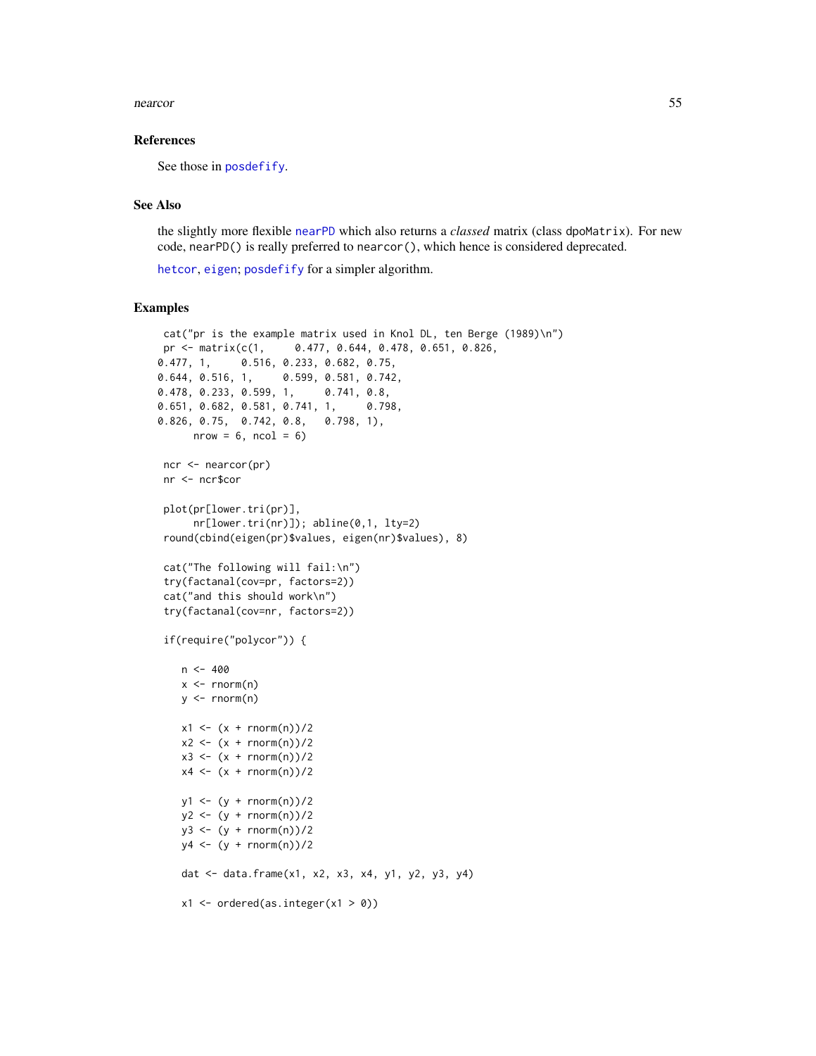### References

See those in posdefify.

### See Also

the slightly more flexible nearPD which also returns a *classed* matrix (class dpoMatrix). For new code, nearPD() is really preferred to nearcor(), which hence is considered deprecated.

hetcor, eigen; posdefify for a simpler algorithm.

### Examples

```
 cat("pr is the example matrix used in Knol DL, ten Berge (1989)\n")
 pr <- matrix(c(1,     0.477, 0.644, 0.478, 0.651, 0.826,
0.477, 1,     0.516, 0.233, 0.682, 0.75,
0.644, 0.516, 1,     0.599, 0.581, 0.742,
0.478, 0.233, 0.599, 1,     0.741, 0.8,
0.651, 0.682, 0.581, 0.741, 1,     0.798,
0.826, 0.75,  0.742, 0.8,   0.798, 1),
      nrow = 6, ncol = 6)

 ncr <- nearcor(pr)
 nr <- ncr$cor

 plot(pr[lower.tri(pr)],
      nr[lower.tri(nr)]); abline(0,1, lty=2)
 round(cbind(eigen(pr)$values, eigen(nr)$values), 8)

 cat("The following will fail:\n")
 try(factanal(cov=pr, factors=2))
 cat("and this should work\n")
 try(factanal(cov=nr, factors=2))

 if(require("polycor")) {

    n <- 400
    x <- rnorm(n)
    y <- rnorm(n)

    x1 <- (x + rnorm(n))/2
    x2 <- (x + rnorm(n))/2
    x3 <- (x + rnorm(n))/2
    x4 <- (x + rnorm(n))/2

    y1 <- (y + rnorm(n))/2
    y2 <- (y + rnorm(n))/2
    y3 <- (y + rnorm(n))/2
    y4 <- (y + rnorm(n))/2

    dat <- data.frame(x1, x2, x3, x4, y1, y2, y3, y4)

    x1 <- ordered(as.integer(x1 > 0))
```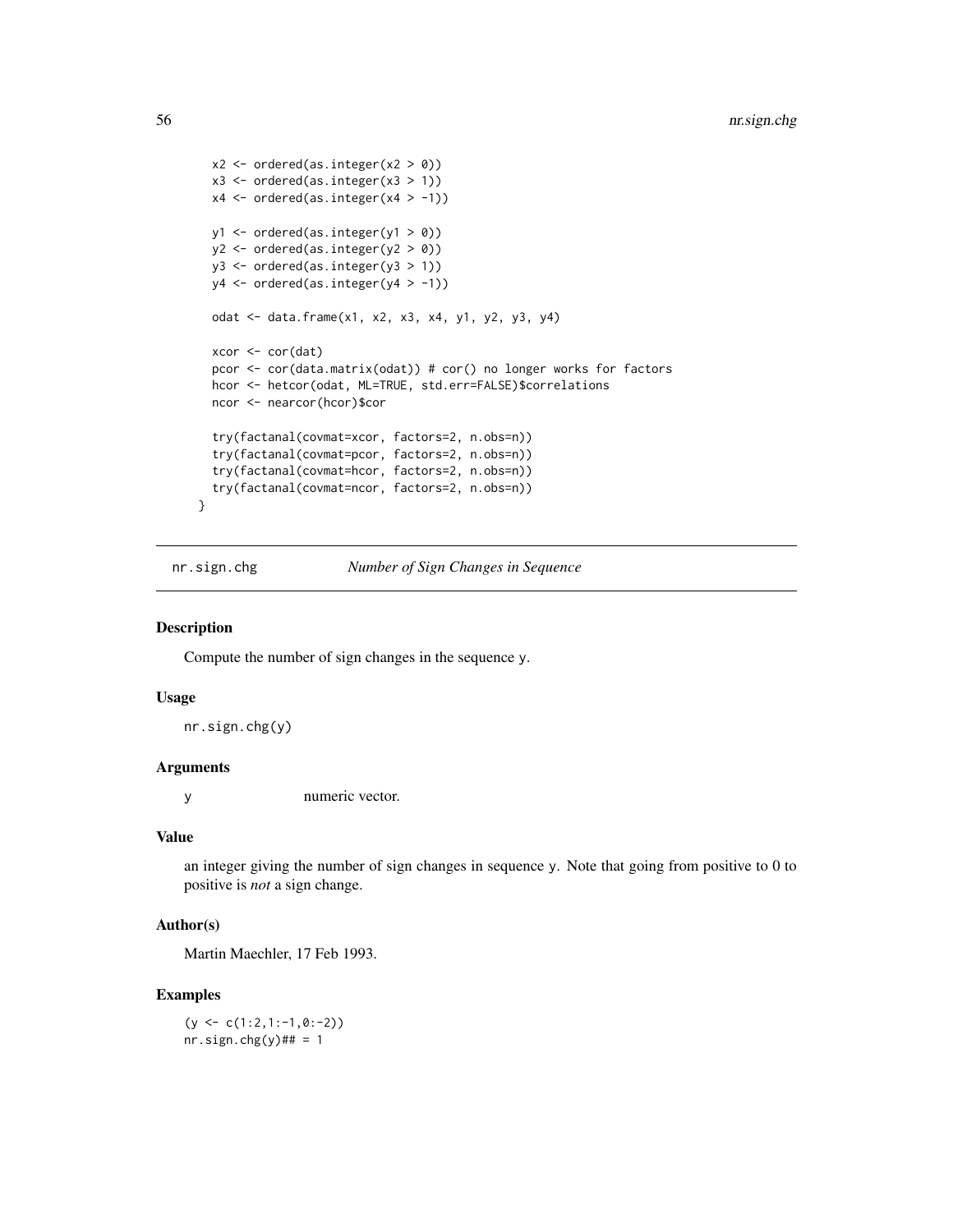```r
  x2 <- ordered(as.integer(x2 > 0))
  x3 <- ordered(as.integer(x3 > 1))
  x4 <- ordered(as.integer(x4 > -1))

  y1 <- ordered(as.integer(y1 > 0))
  y2 <- ordered(as.integer(y2 > 0))
  y3 <- ordered(as.integer(y3 > 1))
  y4 <- ordered(as.integer(y4 > -1))

  odat <- data.frame(x1, x2, x3, x4, y1, y2, y3, y4)

  xcor <- cor(dat)
  pcor <- cor(data.matrix(odat)) # cor() no longer works for factors
  hcor <- hetcor(odat, ML=TRUE, std.err=FALSE)$correlations
  ncor <- nearcor(hcor)$cor

  try(factanal(covmat=xcor, factors=2, n.obs=n))
  try(factanal(covmat=pcor, factors=2, n.obs=n))
  try(factanal(covmat=hcor, factors=2, n.obs=n))
  try(factanal(covmat=ncor, factors=2, n.obs=n))
}
```

---

## nr.sign.chg — *Number of Sign Changes in Sequence*

### Description

Compute the number of sign changes in the sequence y.

### Usage

```r
nr.sign.chg(y)
```

### Arguments

| | |
|---|---|
| y | numeric vector. |

### Value

an integer giving the number of sign changes in sequence y. Note that going from positive to 0 to positive is *not* a sign change.

### Author(s)

Martin Maechler, 17 Feb 1993.

### Examples

```r
(y <- c(1:2,1:-1,0:-2))
nr.sign.chg(y)## = 1
```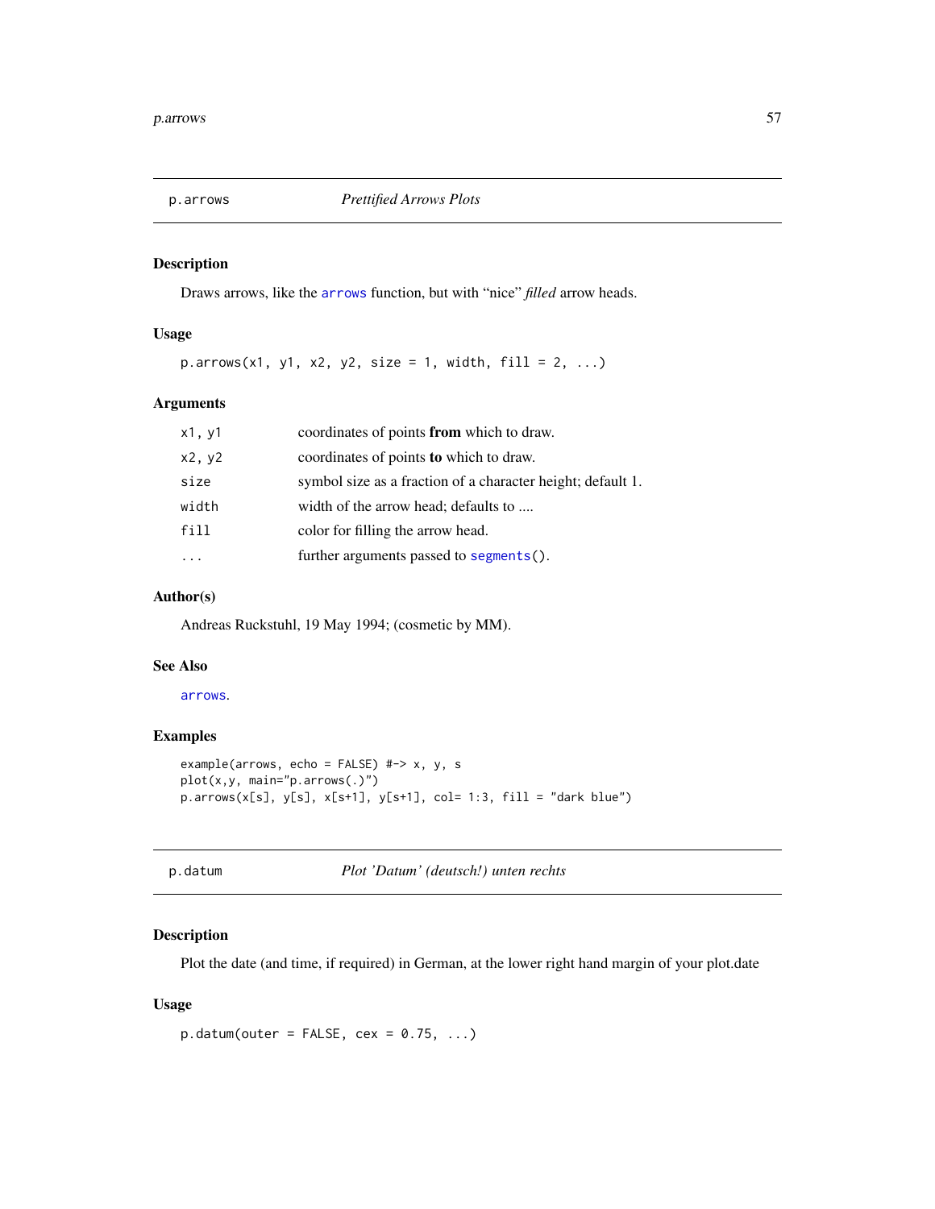## p.arrows — *Prettified Arrows Plots*

### Description

Draws arrows, like the `arrows` function, but with "nice" *filled* arrow heads.

### Usage

```
p.arrows(x1, y1, x2, y2, size = 1, width, fill = 2, ...)
```

### Arguments

| | |
|---|---|
| `x1, y1` | coordinates of points **from** which to draw. |
| `x2, y2` | coordinates of points **to** which to draw. |
| `size` | symbol size as a fraction of a character height; default 1. |
| `width` | width of the arrow head; defaults to .... |
| `fill` | color for filling the arrow head. |
| `...` | further arguments passed to `segments()`. |

### Author(s)

Andreas Ruckstuhl, 19 May 1994; (cosmetic by MM).

### See Also

`arrows`.

### Examples

```
example(arrows, echo = FALSE) #-> x, y, s
plot(x,y, main="p.arrows(.)")
p.arrows(x[s], y[s], x[s+1], y[s+1], col= 1:3, fill = "dark blue")
```

## p.datum — *Plot 'Datum' (deutsch!) unten rechts*

### Description

Plot the date (and time, if required) in German, at the lower right hand margin of your plot.date

### Usage

```
p.datum(outer = FALSE, cex = 0.75, ...)
```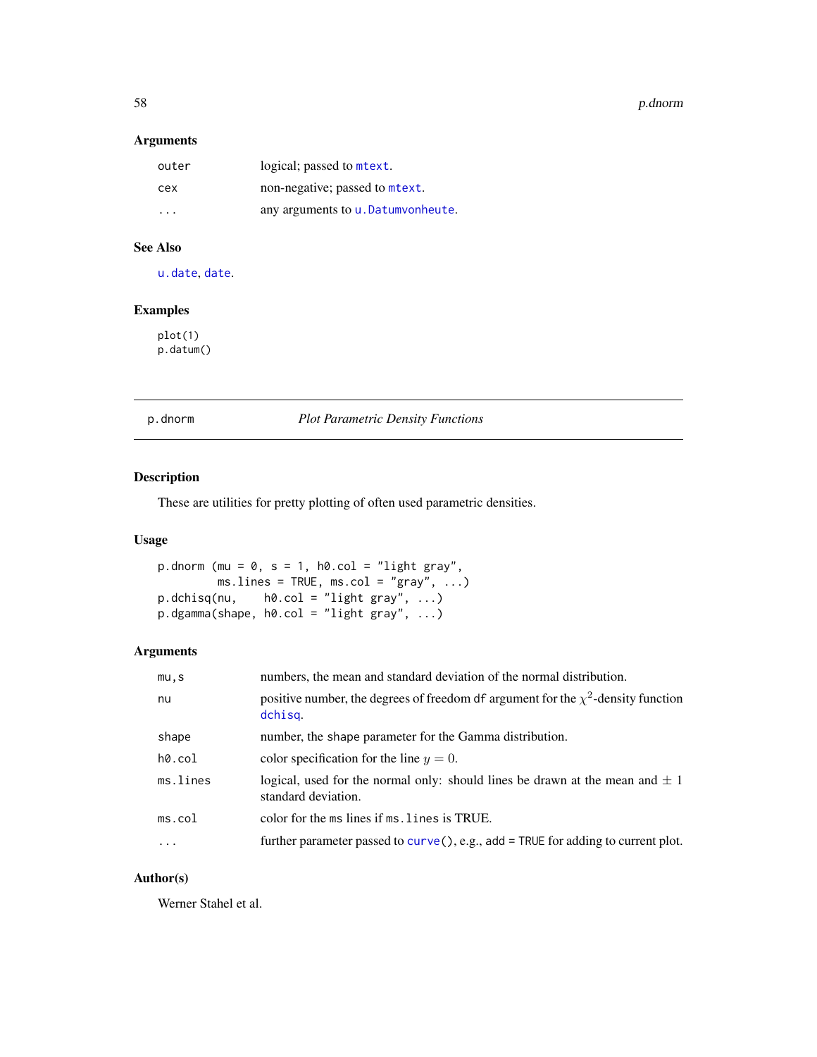## Arguments

| | |
|---|---|
| outer | logical; passed to mtext. |
| cex | non-negative; passed to mtext. |
| ... | any arguments to u.Datumvonheute. |

## See Also

u.date, date.

## Examples

```
plot(1)
p.datum()
```

---

# p.dnorm *Plot Parametric Density Functions*

---

## Description

These are utilities for pretty plotting of often used parametric densities.

## Usage

```
p.dnorm (mu = 0, s = 1, h0.col = "light gray",
         ms.lines = TRUE, ms.col = "gray", ...)
p.dchisq(nu,    h0.col = "light gray", ...)
p.dgamma(shape, h0.col = "light gray", ...)
```

## Arguments

| | |
|---|---|
| mu,s | numbers, the mean and standard deviation of the normal distribution. |
| nu | positive number, the degrees of freedom df argument for the $\chi^2$-density function dchisq. |
| shape | number, the shape parameter for the Gamma distribution. |
| h0.col | color specification for the line $y = 0$. |
| ms.lines | logical, used for the normal only: should lines be drawn at the mean and $\pm$ 1 standard deviation. |
| ms.col | color for the ms lines if ms.lines is TRUE. |
| ... | further parameter passed to curve(), e.g., add = TRUE for adding to current plot. |

## Author(s)

Werner Stahel et al.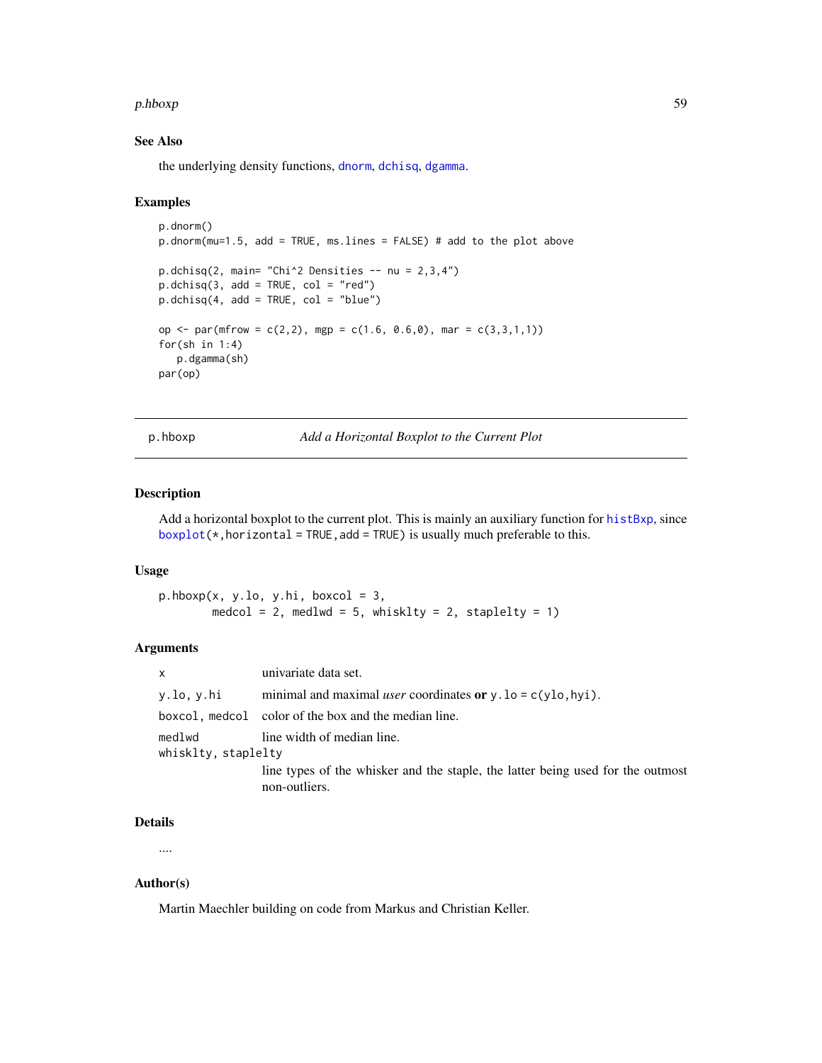## See Also

the underlying density functions, dnorm, dchisq, dgamma.

## Examples

```
p.dnorm()
p.dnorm(mu=1.5, add = TRUE, ms.lines = FALSE) # add to the plot above

p.dchisq(2, main= "Chi^2 Densities -- nu = 2,3,4")
p.dchisq(3, add = TRUE, col = "red")
p.dchisq(4, add = TRUE, col = "blue")

op <- par(mfrow = c(2,2), mgp = c(1.6, 0.6,0), mar = c(3,3,1,1))
for(sh in 1:4)
   p.dgamma(sh)
par(op)
```

---

# p.hboxp — *Add a Horizontal Boxplot to the Current Plot*

## Description

Add a horizontal boxplot to the current plot. This is mainly an auxiliary function for histBxp, since boxplot(*,horizontal = TRUE,add = TRUE) is usually much preferable to this.

## Usage

```
p.hboxp(x, y.lo, y.hi, boxcol = 3,
        medcol = 2, medlwd = 5, whisklty = 2, staplelty = 1)
```

## Arguments

| | |
|---|---|
| x | univariate data set. |
| y.lo, y.hi | minimal and maximal *user* coordinates **or** y.lo = c(ylo,hyi). |
| boxcol, medcol | color of the box and the median line. |
| medlwd | line width of median line. |
| whisklty, staplelty | line types of the whisker and the staple, the latter being used for the outmost non-outliers. |

## Details

....

## Author(s)

Martin Maechler building on code from Markus and Christian Keller.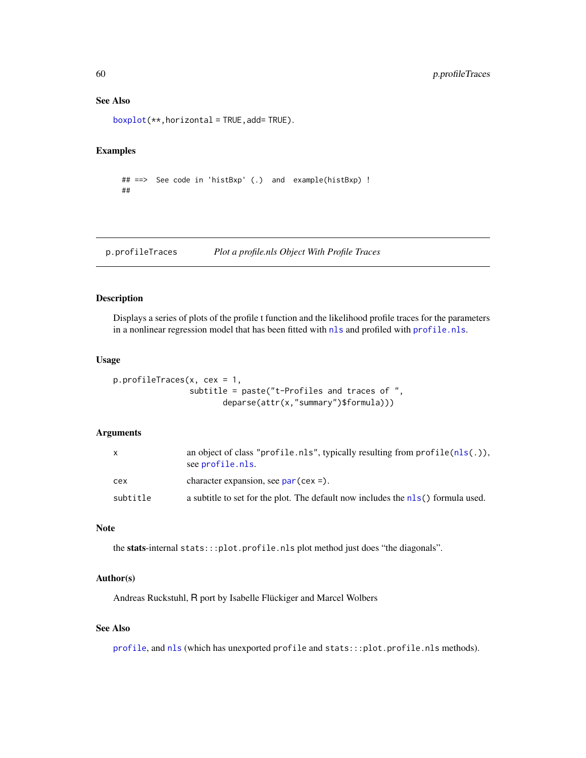### See Also

boxplot(**,horizontal = TRUE,add= TRUE).

### Examples

```
## ==>  See code in 'histBxp' (.)  and  example(histBxp) !
##
```

---

## p.profileTraces — *Plot a profile.nls Object With Profile Traces*

---

### Description

Displays a series of plots of the profile t function and the likelihood profile traces for the parameters in a nonlinear regression model that has been fitted with nls and profiled with profile.nls.

### Usage

```
p.profileTraces(x, cex = 1,
                subtitle = paste("t-Profiles and traces of ",
                        deparse(attr(x,"summary")$formula)))
```

### Arguments

| | |
|---|---|
| x | an object of class "profile.nls", typically resulting from profile(nls(.)), see profile.nls. |
| cex | character expansion, see par(cex =). |
| subtitle | a subtitle to set for the plot. The default now includes the nls() formula used. |

### Note

the **stats**-internal stats:::plot.profile.nls plot method just does "the diagonals".

### Author(s)

Andreas Ruckstuhl, R port by Isabelle Flückiger and Marcel Wolbers

### See Also

profile, and nls (which has unexported profile and stats:::plot.profile.nls methods).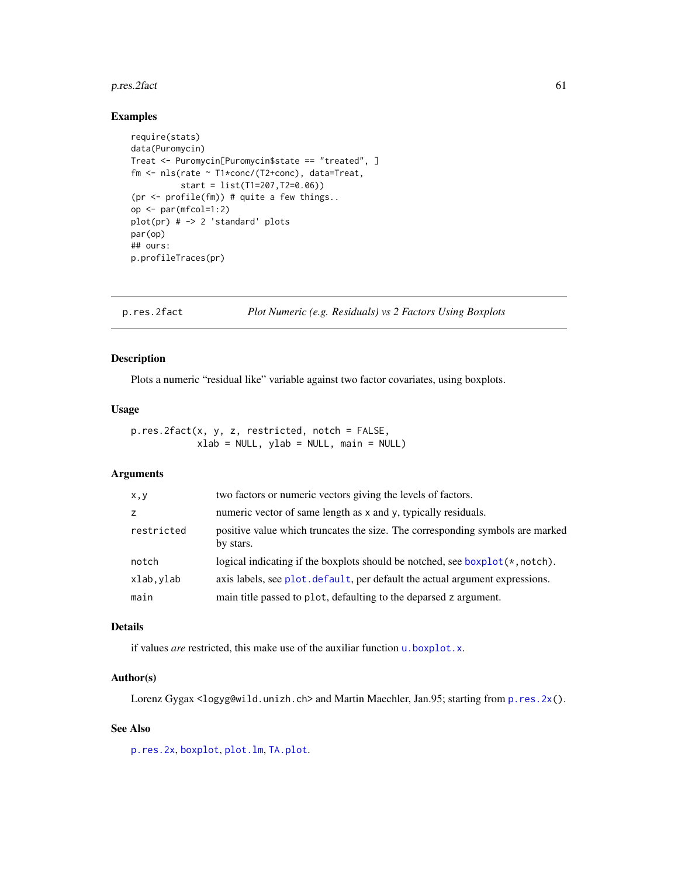## Examples

```
require(stats)
data(Puromycin)
Treat <- Puromycin[Puromycin$state == "treated", ]
fm <- nls(rate ~ T1*conc/(T2+conc), data=Treat,
          start = list(T1=207,T2=0.06))
(pr <- profile(fm)) # quite a few things..
op <- par(mfcol=1:2)
plot(pr) # -> 2 'standard' plots
par(op)
## ours:
p.profileTraces(pr)
```

---

# p.res.2fact — *Plot Numeric (e.g. Residuals) vs 2 Factors Using Boxplots*

---

## Description

Plots a numeric "residual like" variable against two factor covariates, using boxplots.

## Usage

```
p.res.2fact(x, y, z, restricted, notch = FALSE,
            xlab = NULL, ylab = NULL, main = NULL)
```

## Arguments

| | |
|---|---|
| `x,y` | two factors or numeric vectors giving the levels of factors. |
| `z` | numeric vector of same length as `x` and `y`, typically residuals. |
| `restricted` | positive value which truncates the size. The corresponding symbols are marked by stars. |
| `notch` | logical indicating if the boxplots should be notched, see `boxplot(*,notch)`. |
| `xlab,ylab` | axis labels, see `plot.default`, per default the actual argument expressions. |
| `main` | main title passed to `plot`, defaulting to the deparsed `z` argument. |

## Details

if values *are* restricted, this make use of the auxiliar function `u.boxplot.x`.

## Author(s)

Lorenz Gygax <logyg@wild.unizh.ch> and Martin Maechler, Jan.95; starting from `p.res.2x()`.

## See Also

`p.res.2x`, `boxplot`, `plot.lm`, `TA.plot`.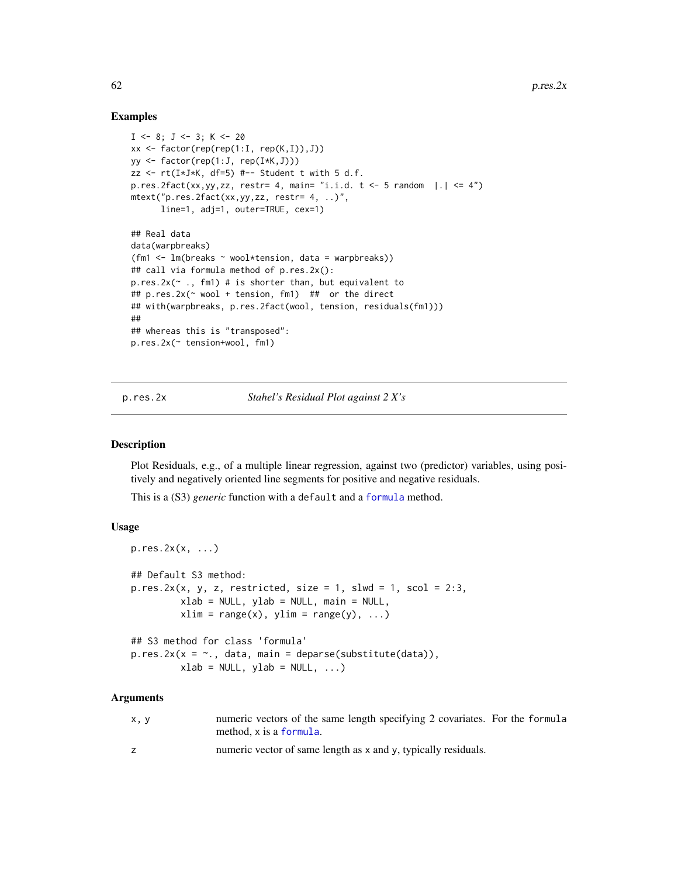## Examples

```
I <- 8; J <- 3; K <- 20
xx <- factor(rep(rep(1:I, rep(K,I)),J))
yy <- factor(rep(1:J, rep(I*K,J)))
zz <- rt(I*J*K, df=5) #-- Student t with 5 d.f.
p.res.2fact(xx,yy,zz, restr= 4, main= "i.i.d. t <- 5 random  |.| <= 4")
mtext("p.res.2fact(xx,yy,zz, restr= 4, ..)",
      line=1, adj=1, outer=TRUE, cex=1)

## Real data
data(warpbreaks)
(fm1 <- lm(breaks ~ wool*tension, data = warpbreaks))
## call via formula method of p.res.2x():
p.res.2x(~ ., fm1) # is shorter than, but equivalent to
## p.res.2x(~ wool + tension, fm1)  ##  or the direct
## with(warpbreaks, p.res.2fact(wool, tension, residuals(fm1)))
##
## whereas this is "transposed":
p.res.2x(~ tension+wool, fm1)
```

---

`p.res.2x` *Stahel's Residual Plot against 2 X's*

---

## Description

Plot Residuals, e.g., of a multiple linear regression, against two (predictor) variables, using positively and negatively oriented line segments for positive and negative residuals.

This is a (S3) *generic* function with a `default` and a `formula` method.

## Usage

```
p.res.2x(x, ...)

## Default S3 method:
p.res.2x(x, y, z, restricted, size = 1, slwd = 1, scol = 2:3,
         xlab = NULL, ylab = NULL, main = NULL,
         xlim = range(x), ylim = range(y), ...)

## S3 method for class 'formula'
p.res.2x(x = ~., data, main = deparse(substitute(data)),
         xlab = NULL, ylab = NULL, ...)
```

## Arguments

| | |
|---|---|
| `x, y` | numeric vectors of the same length specifying 2 covariates. For the `formula` method, `x` is a `formula`. |
| `z` | numeric vector of same length as `x` and `y`, typically residuals. |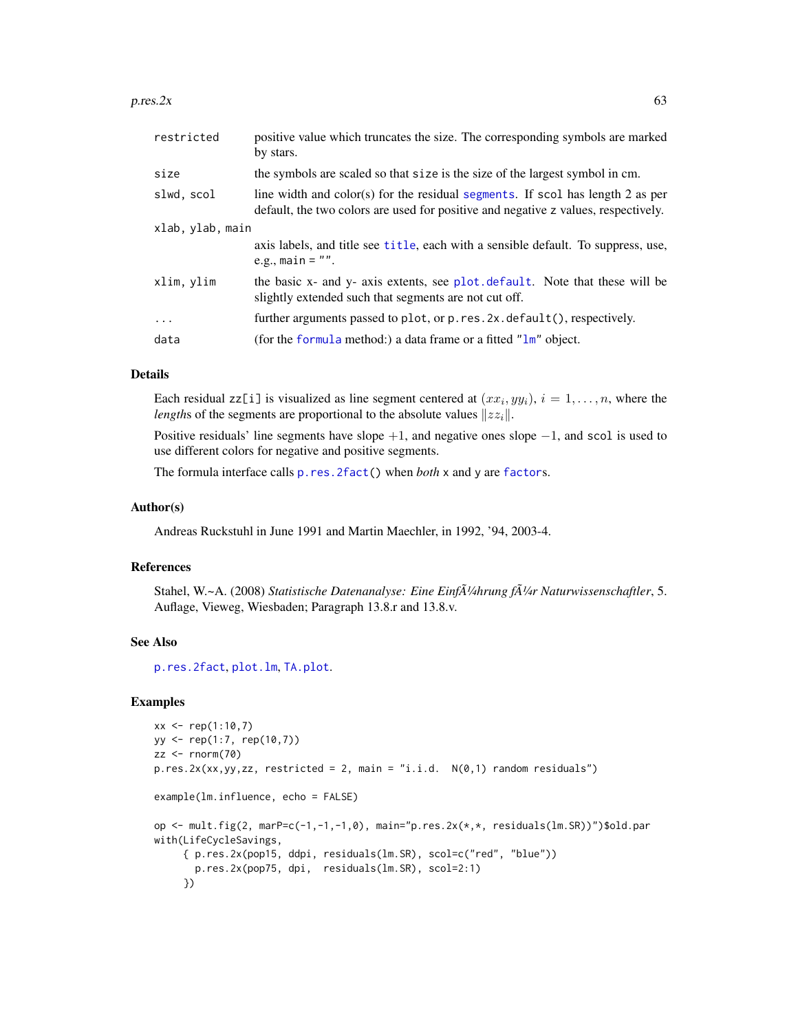| | |
|---|---|
| `restricted` | positive value which truncates the size. The corresponding symbols are marked by stars. |
| `size` | the symbols are scaled so that `size` is the size of the largest symbol in cm. |
| `slwd, scol` | line width and color(s) for the residual `segments`. If `scol` has length 2 as per default, the two colors are used for positive and negative `z` values, respectively. |
| `xlab, ylab, main` | axis labels, and title see `title`, each with a sensible default. To suppress, use, e.g., `main = ""`. |
| `xlim, ylim` | the basic x- and y- axis extents, see `plot.default`. Note that these will be slightly extended such that segments are not cut off. |
| `...` | further arguments passed to `plot`, or `p.res.2x.default()`, respectively. |
| `data` | (for the `formula` method:) a data frame or a fitted `"lm"` object. |

## Details

Each residual `zz[i]` is visualized as line segment centered at $(xx_i, yy_i)$, $i = 1, \ldots, n$, where the *length*s of the segments are proportional to the absolute values $\|zz_i\|$.

Positive residuals' line segments have slope $+1$, and negative ones slope $-1$, and `scol` is used to use different colors for negative and positive segments.

The formula interface calls `p.res.2fact()` when *both* `x` and `y` are `factor`s.

## Author(s)

Andreas Ruckstuhl in June 1991 and Martin Maechler, in 1992, '94, 2003-4.

## References

Stahel, W.~A. (2008) *Statistische Datenanalyse: Eine EinfÃ¼hrung fÃ¼r Naturwissenschaftler*, 5. Auflage, Vieweg, Wiesbaden; Paragraph 13.8.r and 13.8.v.

## See Also

`p.res.2fact`, `plot.lm`, `TA.plot`.

## Examples

```
xx <- rep(1:10,7)
yy <- rep(1:7, rep(10,7))
zz <- rnorm(70)
p.res.2x(xx,yy,zz, restricted = 2, main = "i.i.d.  N(0,1) random residuals")

example(lm.influence, echo = FALSE)

op <- mult.fig(2, marP=c(-1,-1,-1,0), main="p.res.2x(*,*, residuals(lm.SR))")$old.par
with(LifeCycleSavings,
     { p.res.2x(pop15, ddpi, residuals(lm.SR), scol=c("red", "blue"))
       p.res.2x(pop75, dpi,  residuals(lm.SR), scol=2:1)
     })
```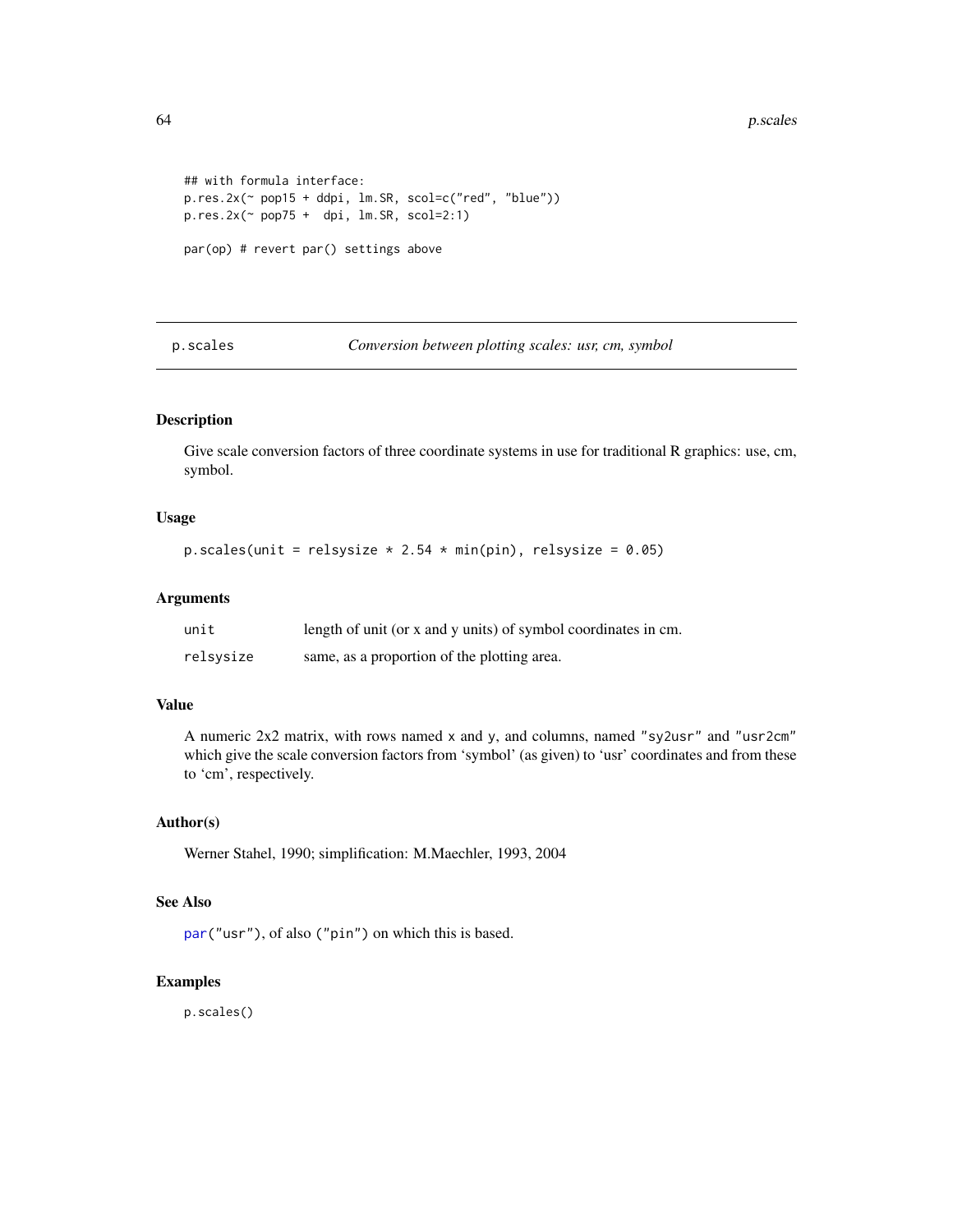```
## with formula interface:
p.res.2x(~ pop15 + ddpi, lm.SR, scol=c("red", "blue"))
p.res.2x(~ pop75 +  dpi, lm.SR, scol=2:1)

par(op) # revert par() settings above
```

---

p.scales *Conversion between plotting scales: usr, cm, symbol*

---

## Description

Give scale conversion factors of three coordinate systems in use for traditional R graphics: use, cm, symbol.

## Usage

```
p.scales(unit = relsysize * 2.54 * min(pin), relsysize = 0.05)
```

## Arguments

| | |
|---|---|
| `unit` | length of unit (or x and y units) of symbol coordinates in cm. |
| `relsysize` | same, as a proportion of the plotting area. |

## Value

A numeric 2x2 matrix, with rows named `x` and `y`, and columns, named `"sy2usr"` and `"usr2cm"` which give the scale conversion factors from 'symbol' (as given) to 'usr' coordinates and from these to 'cm', respectively.

## Author(s)

Werner Stahel, 1990; simplification: M.Maechler, 1993, 2004

## See Also

`par("usr")`, of also `("pin")` on which this is based.

## Examples

```
p.scales()
```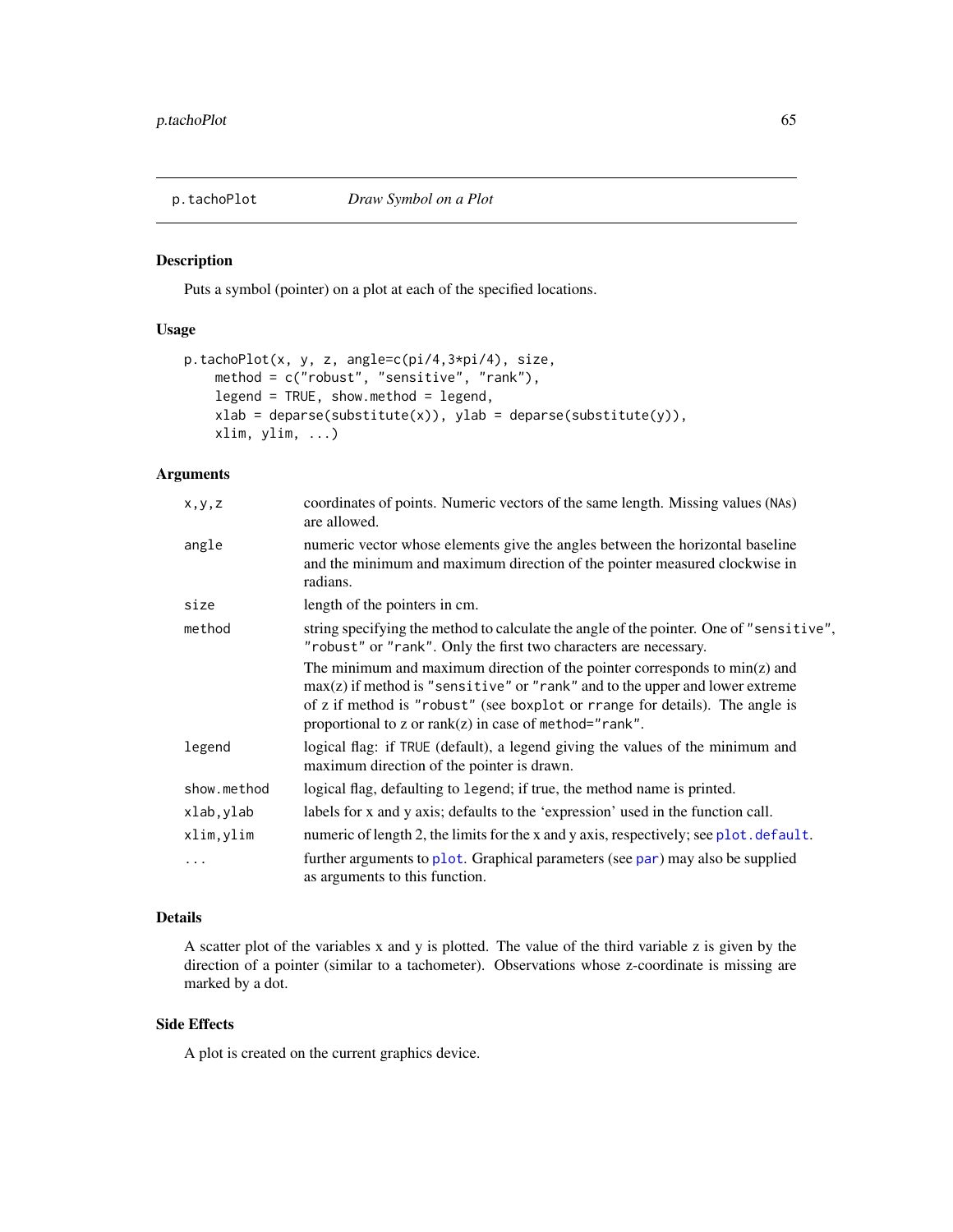## p.tachoPlot — *Draw Symbol on a Plot*

### Description

Puts a symbol (pointer) on a plot at each of the specified locations.

### Usage

```
p.tachoPlot(x, y, z, angle=c(pi/4,3*pi/4), size,
    method = c("robust", "sensitive", "rank"),
    legend = TRUE, show.method = legend,
    xlab = deparse(substitute(x)), ylab = deparse(substitute(y)),
    xlim, ylim, ...)
```

### Arguments

| | |
|---|---|
| `x,y,z` | coordinates of points. Numeric vectors of the same length. Missing values (`NA`s) are allowed. |
| `angle` | numeric vector whose elements give the angles between the horizontal baseline and the minimum and maximum direction of the pointer measured clockwise in radians. |
| `size` | length of the pointers in cm. |
| `method` | string specifying the method to calculate the angle of the pointer. One of `"sensitive"`, `"robust"` or `"rank"`. Only the first two characters are necessary. The minimum and maximum direction of the pointer corresponds to min(z) and max(z) if method is `"sensitive"` or `"rank"` and to the upper and lower extreme of z if method is `"robust"` (see `boxplot` or `rrange` for details). The angle is proportional to z or rank(z) in case of `method="rank"`. |
| `legend` | logical flag: if `TRUE` (default), a legend giving the values of the minimum and maximum direction of the pointer is drawn. |
| `show.method` | logical flag, defaulting to `legend`; if true, the method name is printed. |
| `xlab,ylab` | labels for x and y axis; defaults to the 'expression' used in the function call. |
| `xlim,ylim` | numeric of length 2, the limits for the x and y axis, respectively; see `plot.default`. |
| `...` | further arguments to `plot`. Graphical parameters (see `par`) may also be supplied as arguments to this function. |

### Details

A scatter plot of the variables x and y is plotted. The value of the third variable z is given by the direction of a pointer (similar to a tachometer). Observations whose z-coordinate is missing are marked by a dot.

### Side Effects

A plot is created on the current graphics device.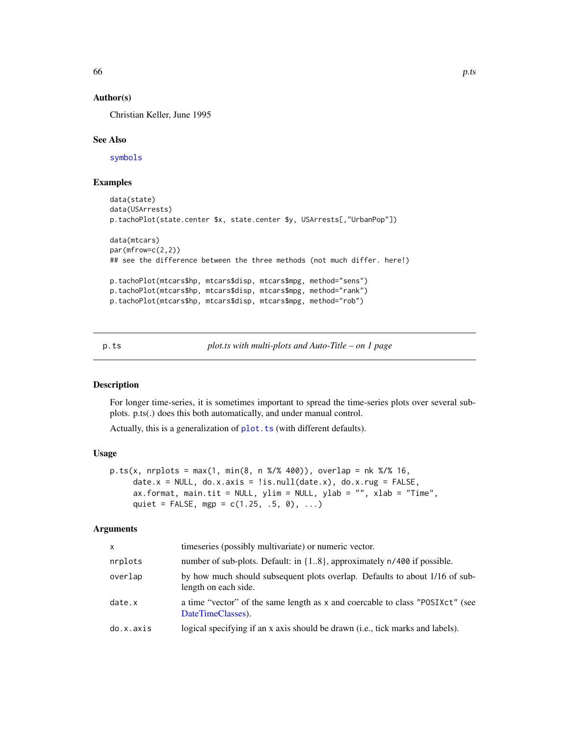## Author(s)

Christian Keller, June 1995

## See Also

symbols

## Examples

```
data(state)
data(USArrests)
p.tachoPlot(state.center $x, state.center $y, USArrests[,"UrbanPop"])

data(mtcars)
par(mfrow=c(2,2))
## see the difference between the three methods (not much differ. here!)

p.tachoPlot(mtcars$hp, mtcars$disp, mtcars$mpg, method="sens")
p.tachoPlot(mtcars$hp, mtcars$disp, mtcars$mpg, method="rank")
p.tachoPlot(mtcars$hp, mtcars$disp, mtcars$mpg, method="rob")
```

---

# p.ts — *plot.ts with multi-plots and Auto-Title – on 1 page*

## Description

For longer time-series, it is sometimes important to spread the time-series plots over several subplots. p.ts(.) does this both automatically, and under manual control.

Actually, this is a generalization of plot.ts (with different defaults).

## Usage

```
p.ts(x, nrplots = max(1, min(8, n %/% 400)), overlap = nk %/% 16,
     date.x = NULL, do.x.axis = !is.null(date.x), do.x.rug = FALSE,
     ax.format, main.tit = NULL, ylim = NULL, ylab = "", xlab = "Time",
     quiet = FALSE, mgp = c(1.25, .5, 0), ...)
```

## Arguments

| | |
|---|---|
| x | timeseries (possibly multivariate) or numeric vector. |
| nrplots | number of sub-plots. Default: in {1..8}, approximately n/400 if possible. |
| overlap | by how much should subsequent plots overlap. Defaults to about 1/16 of sub-length on each side. |
| date.x | a time "vector" of the same length as x and coercable to class "POSIXct" (see DateTimeClasses). |
| do.x.axis | logical specifying if an x axis should be drawn (i.e., tick marks and labels). |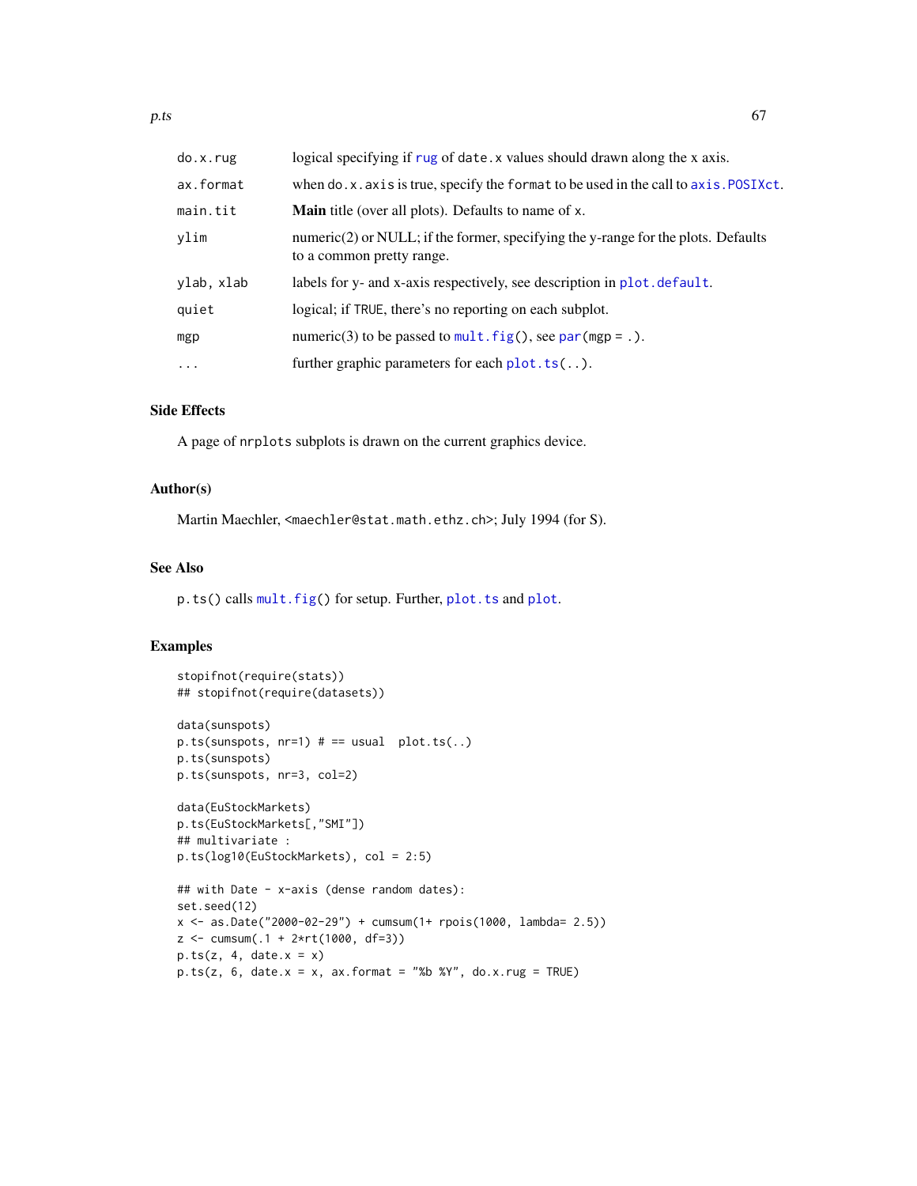| | |
|---|---|
| `do.x.rug` | logical specifying if `rug` of `date.x` values should drawn along the x axis. |
| `ax.format` | when `do.x.axis` is true, specify the `format` to be used in the call to `axis.POSIXct`. |
| `main.tit` | **Main** title (over all plots). Defaults to name of `x`. |
| `ylim` | numeric(2) or NULL; if the former, specifying the y-range for the plots. Defaults to a common pretty range. |
| `ylab, xlab` | labels for y- and x-axis respectively, see description in `plot.default`. |
| `quiet` | logical; if `TRUE`, there's no reporting on each subplot. |
| `mgp` | numeric(3) to be passed to `mult.fig()`, see `par(mgp = .)`. |
| `...` | further graphic parameters for each `plot.ts(..)`. |

## Side Effects

A page of `nrplots` subplots is drawn on the current graphics device.

## Author(s)

Martin Maechler, `<maechler@stat.math.ethz.ch>`; July 1994 (for S).

## See Also

`p.ts()` calls `mult.fig()` for setup. Further, `plot.ts` and `plot`.

## Examples

```
stopifnot(require(stats))
## stopifnot(require(datasets))

data(sunspots)
p.ts(sunspots, nr=1) # == usual  plot.ts(..)
p.ts(sunspots)
p.ts(sunspots, nr=3, col=2)

data(EuStockMarkets)
p.ts(EuStockMarkets[,"SMI"])
## multivariate :
p.ts(log10(EuStockMarkets), col = 2:5)

## with Date - x-axis (dense random dates):
set.seed(12)
x <- as.Date("2000-02-29") + cumsum(1+ rpois(1000, lambda= 2.5))
z <- cumsum(.1 + 2*rt(1000, df=3))
p.ts(z, 4, date.x = x)
p.ts(z, 6, date.x = x, ax.format = "%b %Y", do.x.rug = TRUE)
```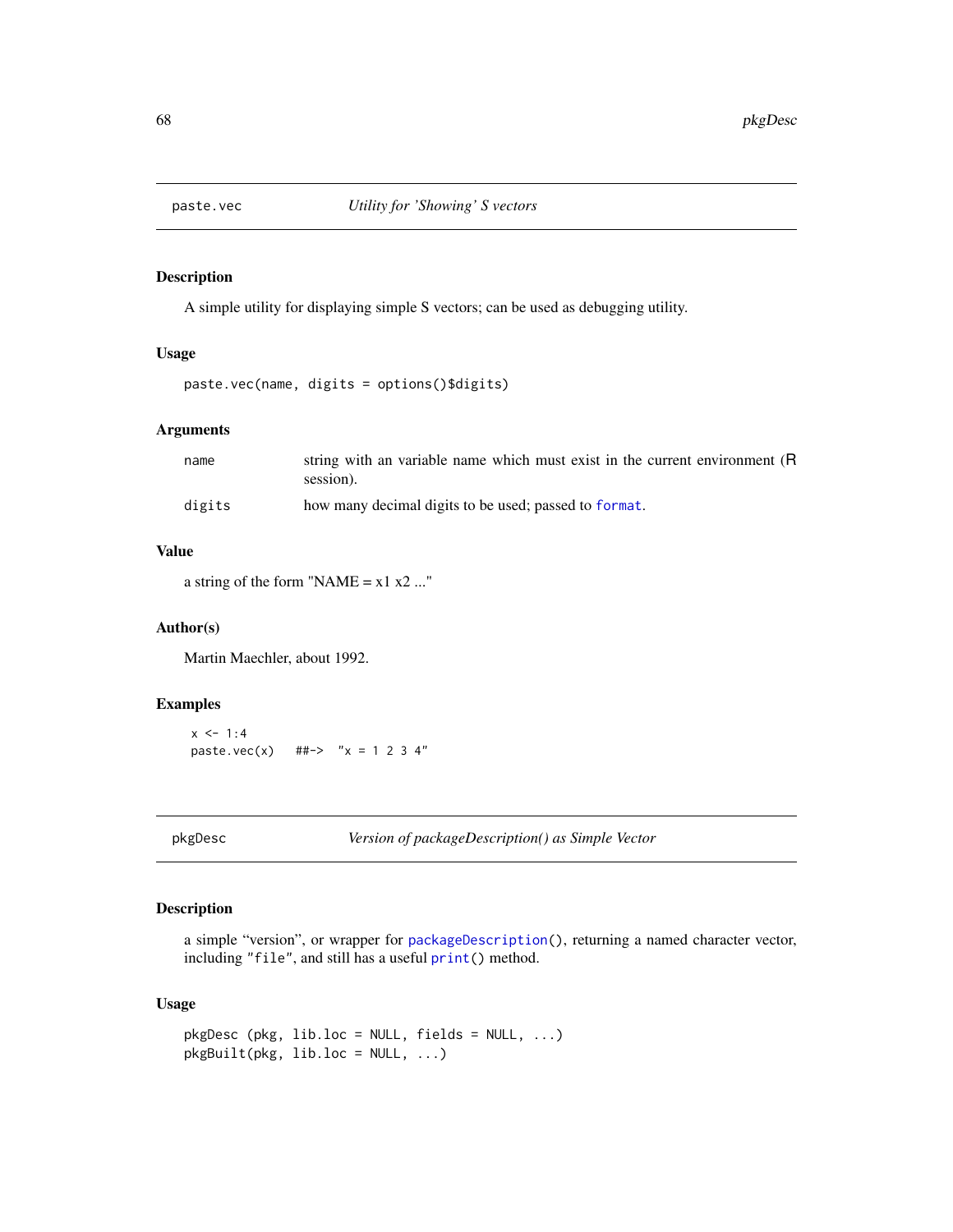## paste.vec — *Utility for 'Showing' S vectors*

### Description

A simple utility for displaying simple S vectors; can be used as debugging utility.

### Usage

```
paste.vec(name, digits = options()$digits)
```

### Arguments

| | |
|---|---|
| `name` | string with an variable name which must exist in the current environment (R session). |
| `digits` | how many decimal digits to be used; passed to `format`. |

### Value

a string of the form "NAME = x1 x2 ..."

### Author(s)

Martin Maechler, about 1992.

### Examples

```
x <- 1:4
paste.vec(x)   ##->  "x = 1 2 3 4"
```

## pkgDesc — *Version of packageDescription() as Simple Vector*

### Description

a simple "version", or wrapper for `packageDescription()`, returning a named character vector, including `"file"`, and still has a useful `print()` method.

### Usage

```
pkgDesc (pkg, lib.loc = NULL, fields = NULL, ...)
pkgBuilt(pkg, lib.loc = NULL, ...)
```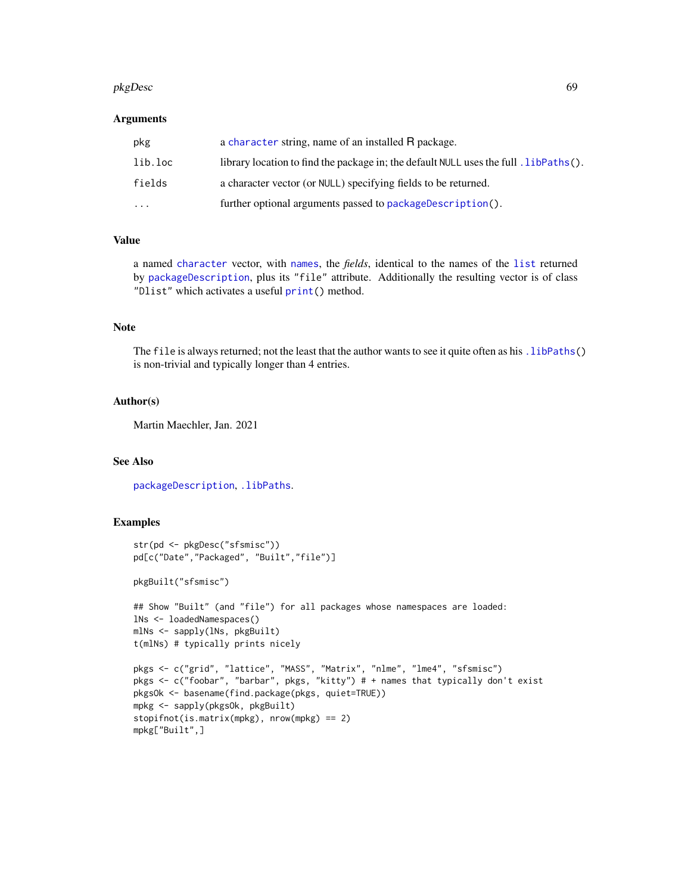### Arguments

| | |
|---|---|
| pkg | a `character` string, name of an installed R package. |
| lib.loc | library location to find the package in; the default `NULL` uses the full `.libPaths()`. |
| fields | a character vector (or `NULL`) specifying fields to be returned. |
| ... | further optional arguments passed to `packageDescription()`. |

### Value

a named `character` vector, with `names`, the *fields*, identical to the names of the `list` returned by `packageDescription`, plus its `"file"` attribute. Additionally the resulting vector is of class `"Dlist"` which activates a useful `print()` method.

### Note

The `file` is always returned; not the least that the author wants to see it quite often as his `.libPaths()` is non-trivial and typically longer than 4 entries.

### Author(s)

Martin Maechler, Jan. 2021

### See Also

`packageDescription`, `.libPaths`.

### Examples

```
str(pd <- pkgDesc("sfsmisc"))
pd[c("Date","Packaged", "Built","file")]

pkgBuilt("sfsmisc")

## Show "Built" (and "file") for all packages whose namespaces are loaded:
lNs <- loadedNamespaces()
mlNs <- sapply(lNs, pkgBuilt)
t(mlNs) # typically prints nicely

pkgs <- c("grid", "lattice", "MASS", "Matrix", "nlme", "lme4", "sfsmisc")
pkgs <- c("foobar", "barbar", pkgs, "kitty") # + names that typically don't exist
pkgsOk <- basename(find.package(pkgs, quiet=TRUE))
mpkg <- sapply(pkgsOk, pkgBuilt)
stopifnot(is.matrix(mpkg), nrow(mpkg) == 2)
mpkg["Built",]
```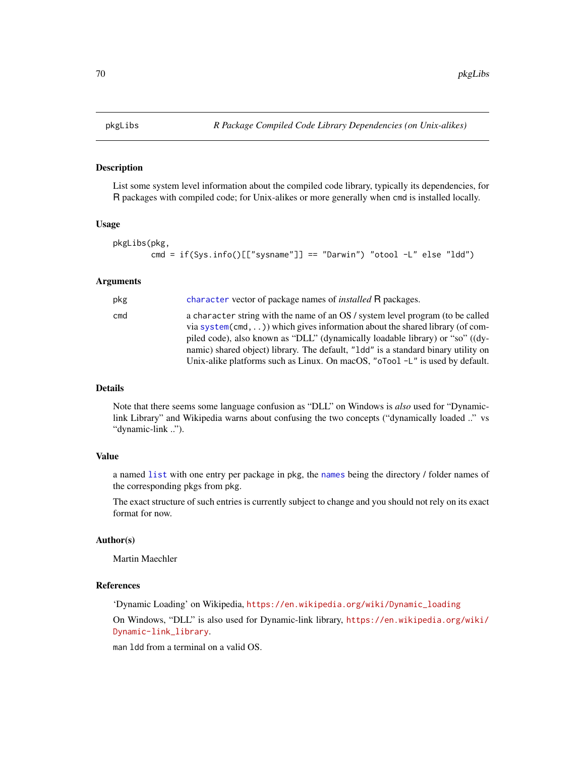## pkgLibs — *R Package Compiled Code Library Dependencies (on Unix-alikes)*

### Description

List some system level information about the compiled code library, typically its dependencies, for R packages with compiled code; for Unix-alikes or more generally when `cmd` is installed locally.

### Usage

```
pkgLibs(pkg,
        cmd = if(Sys.info()[["sysname"]] == "Darwin") "otool -L" else "ldd")
```

### Arguments

| | |
|---|---|
| `pkg` | `character` vector of package names of *installed* R packages. |
| `cmd` | a `character` string with the name of an OS / system level program (to be called via `system(cmd, ..)`) which gives information about the shared library (of compiled code), also known as "DLL" (dynamically loadable library) or "so" ((dynamic) shared object) library. The default, `"ldd"` is a standard binary utility on Unix-alike platforms such as Linux. On macOS, `"oTool -L"` is used by default. |

### Details

Note that there seems some language confusion as "DLL" on Windows is *also* used for "Dynamic-link Library" and Wikipedia warns about confusing the two concepts ("dynamically loaded .." vs "dynamic-link ..").

### Value

a named `list` with one entry per package in `pkg`, the `names` being the directory / folder names of the corresponding pkgs from `pkg`.

The exact structure of such entries is currently subject to change and you should not rely on its exact format for now.

### Author(s)

Martin Maechler

### References

'Dynamic Loading' on Wikipedia, https://en.wikipedia.org/wiki/Dynamic_loading

On Windows, "DLL" is also used for Dynamic-link library, https://en.wikipedia.org/wiki/Dynamic-link_library.

`man ldd` from a terminal on a valid OS.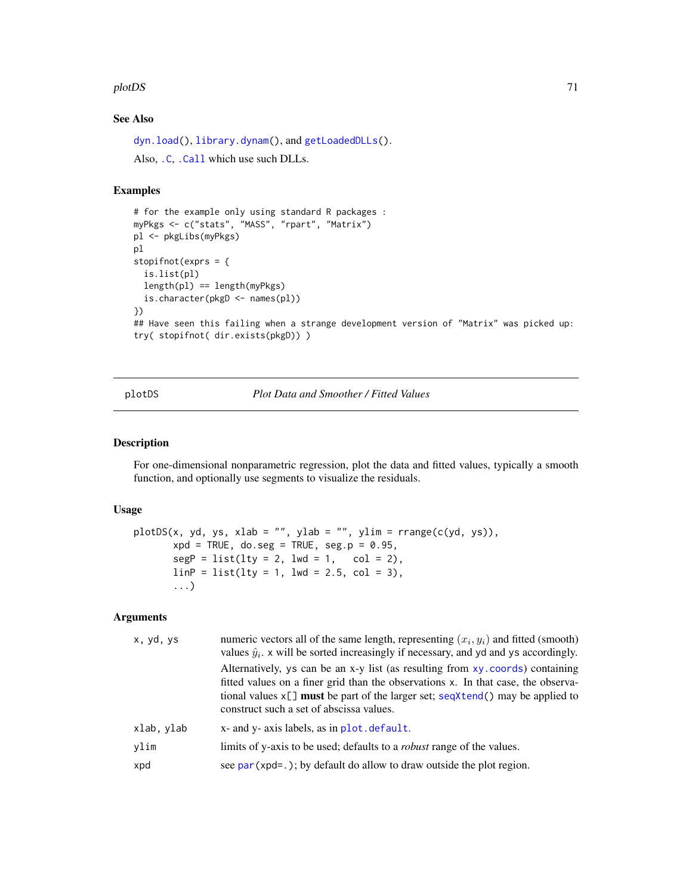### See Also

`dyn.load()`, `library.dynam()`, and `getLoadedDLLs()`.

Also, `.C`, `.Call` which use such DLLs.

### Examples

```
# for the example only using standard R packages :
myPkgs <- c("stats", "MASS", "rpart", "Matrix")
pl <- pkgLibs(myPkgs)
pl
stopifnot(exprs = {
  is.list(pl)
  length(pl) == length(myPkgs)
  is.character(pkgD <- names(pl))
})
## Have seen this failing when a strange development version of "Matrix" was picked up:
try( stopifnot( dir.exists(pkgD)) )
```

---

## plotDS — *Plot Data and Smoother / Fitted Values*

### Description

For one-dimensional nonparametric regression, plot the data and fitted values, typically a smooth function, and optionally use segments to visualize the residuals.

### Usage

```
plotDS(x, yd, ys, xlab = "", ylab = "", ylim = rrange(c(yd, ys)),
       xpd = TRUE, do.seg = TRUE, seg.p = 0.95,
       segP = list(lty = 2, lwd = 1,   col = 2),
       linP = list(lty = 1, lwd = 2.5, col = 3),
       ...)
```

### Arguments

| | |
|---|---|
| `x, yd, ys` | numeric vectors all of the same length, representing $(x_i, y_i)$ and fitted (smooth) values $\hat{y}_i$. `x` will be sorted increasingly if necessary, and `yd` and `ys` accordingly. <br> Alternatively, `ys` can be an x-y list (as resulting from `xy.coords`) containing fitted values on a finer grid than the observations `x`. In that case, the observational values `x[]` **must** be part of the larger set; `seqXtend()` may be applied to construct such a set of abscissa values. |
| `xlab, ylab` | x- and y- axis labels, as in `plot.default`. |
| `ylim` | limits of y-axis to be used; defaults to a *robust* range of the values. |
| `xpd` | see `par(xpd=.)`; by default do allow to draw outside the plot region. |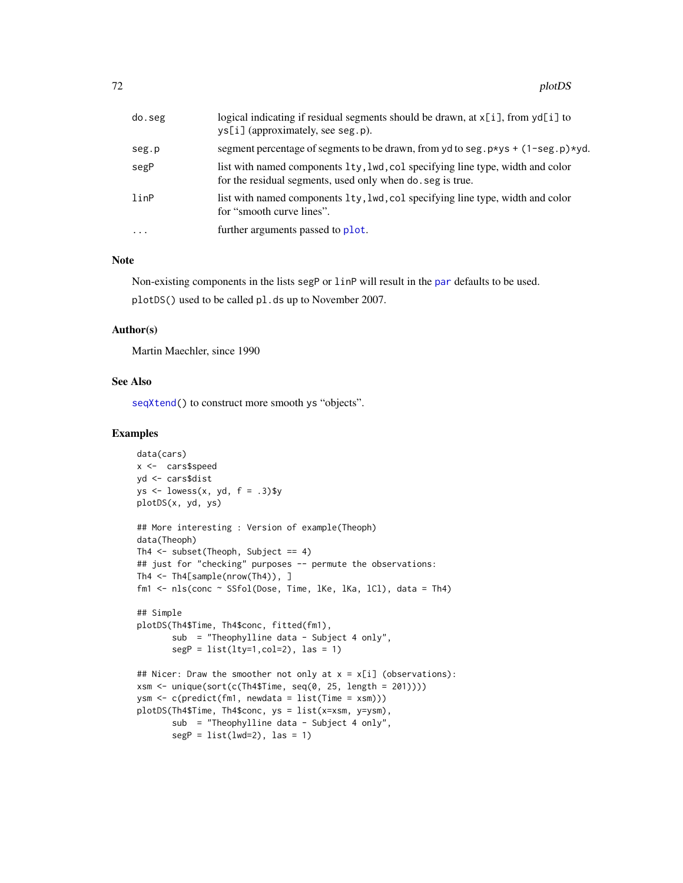| | |
|---|---|
| do.seg | logical indicating if residual segments should be drawn, at x[i], from yd[i] to ys[i] (approximately, see seg.p). |
| seg.p | segment percentage of segments to be drawn, from yd to seg.p*ys + (1-seg.p)*yd. |
| segP | list with named components lty,lwd,col specifying line type, width and color for the residual segments, used only when do.seg is true. |
| linP | list with named components lty,lwd,col specifying line type, width and color for "smooth curve lines". |
| ... | further arguments passed to plot. |

## Note

Non-existing components in the lists segP or linP will result in the par defaults to be used.

plotDS() used to be called pl.ds up to November 2007.

## Author(s)

Martin Maechler, since 1990

## See Also

seqXtend() to construct more smooth ys "objects".

## Examples

```
data(cars)
x <-  cars$speed
yd <- cars$dist
ys <- lowess(x, yd, f = .3)$y
plotDS(x, yd, ys)

## More interesting : Version of example(Theoph)
data(Theoph)
Th4 <- subset(Theoph, Subject == 4)
## just for "checking" purposes -- permute the observations:
Th4 <- Th4[sample(nrow(Th4)), ]
fm1 <- nls(conc ~ SSfol(Dose, Time, lKe, lKa, lCl), data = Th4)

## Simple
plotDS(Th4$Time, Th4$conc, fitted(fm1),
       sub  = "Theophylline data - Subject 4 only",
       segP = list(lty=1,col=2), las = 1)

## Nicer: Draw the smoother not only at x = x[i] (observations):
xsm <- unique(sort(c(Th4$Time, seq(0, 25, length = 201))))
ysm <- c(predict(fm1, newdata = list(Time = xsm)))
plotDS(Th4$Time, Th4$conc, ys = list(x=xsm, y=ysm),
       sub  = "Theophylline data - Subject 4 only",
       segP = list(lwd=2), las = 1)
```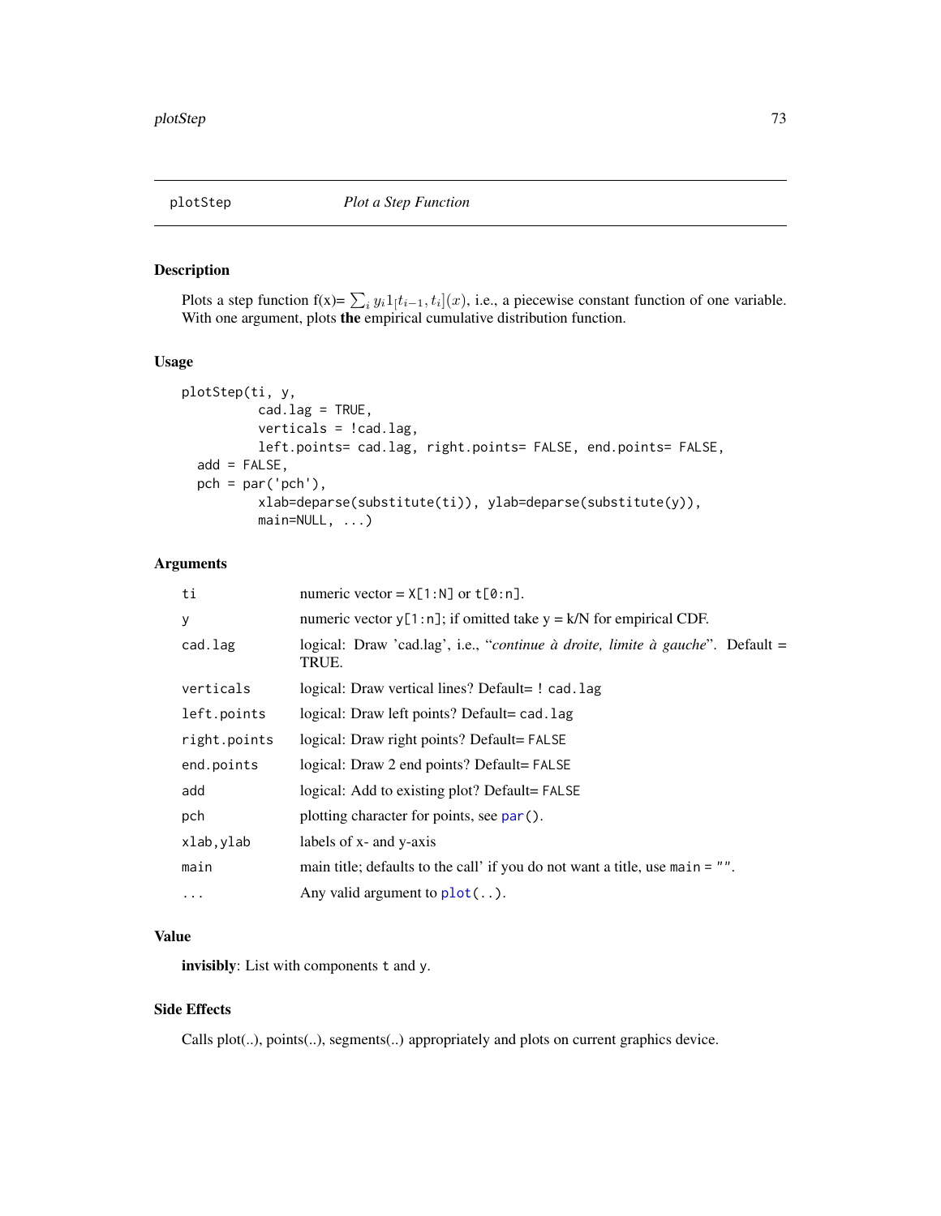## plotStep — *Plot a Step Function*

### Description

Plots a step function f(x)= $\sum_i y_i 1_[t_{i-1}, t_i](x)$, i.e., a piecewise constant function of one variable. With one argument, plots **the** empirical cumulative distribution function.

### Usage

```
plotStep(ti, y,
         cad.lag = TRUE,
         verticals = !cad.lag,
         left.points= cad.lag, right.points= FALSE, end.points= FALSE,
  add = FALSE,
  pch = par('pch'),
         xlab=deparse(substitute(ti)), ylab=deparse(substitute(y)),
         main=NULL, ...)
```

### Arguments

| | |
|---|---|
| `ti` | numeric vector = `X[1:N]` or `t[0:n]`. |
| `y` | numeric vector `y[1:n]`; if omitted take y = k/N for empirical CDF. |
| `cad.lag` | logical: Draw 'cad.lag', i.e., "*continue à droite, limite à gauche*". Default = TRUE. |
| `verticals` | logical: Draw vertical lines? Default= ! `cad.lag` |
| `left.points` | logical: Draw left points? Default= `cad.lag` |
| `right.points` | logical: Draw right points? Default= `FALSE` |
| `end.points` | logical: Draw 2 end points? Default= `FALSE` |
| `add` | logical: Add to existing plot? Default= `FALSE` |
| `pch` | plotting character for points, see `par()`. |
| `xlab,ylab` | labels of x- and y-axis |
| `main` | main title; defaults to the call' if you do not want a title, use `main = ""`. |
| `...` | Any valid argument to `plot(..)`. |

### Value

**invisibly**: List with components `t` and `y`.

### Side Effects

Calls plot(..), points(..), segments(..) appropriately and plots on current graphics device.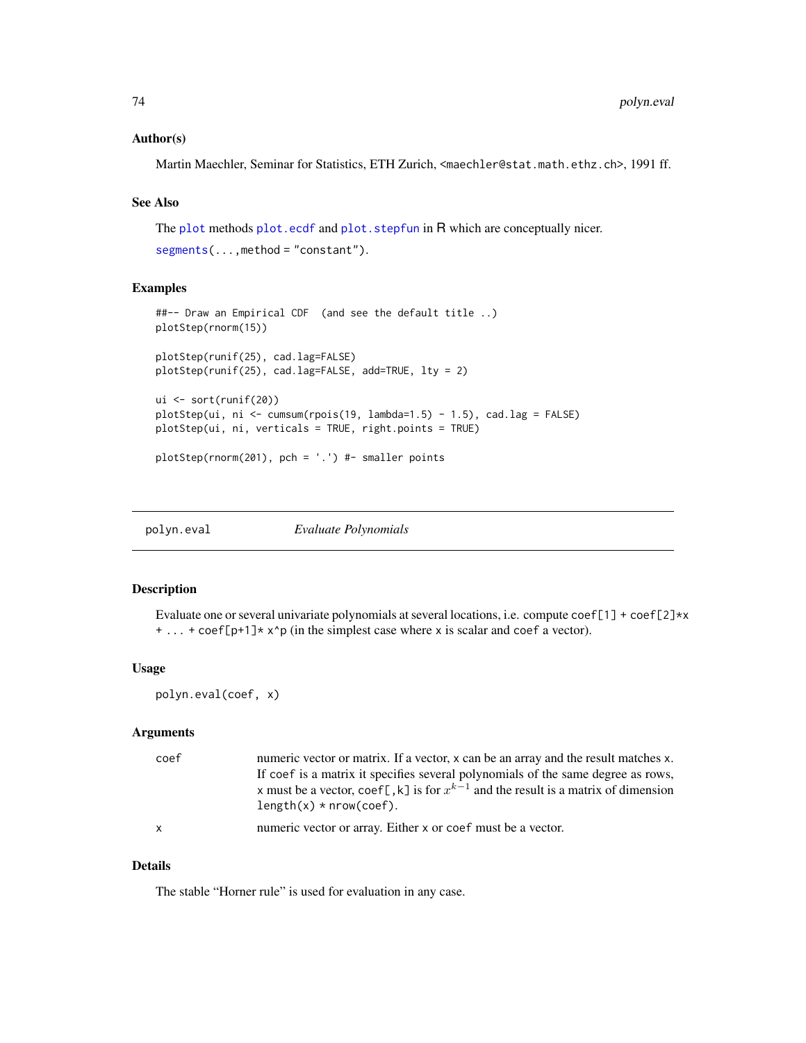## Author(s)

Martin Maechler, Seminar for Statistics, ETH Zurich, <maechler@stat.math.ethz.ch>, 1991 ff.

## See Also

The `plot` methods `plot.ecdf` and `plot.stepfun` in R which are conceptually nicer.

`segments(...,method = "constant")`.

## Examples

```
##-- Draw an Empirical CDF  (and see the default title ..)
plotStep(rnorm(15))

plotStep(runif(25), cad.lag=FALSE)
plotStep(runif(25), cad.lag=FALSE, add=TRUE, lty = 2)

ui <- sort(runif(20))
plotStep(ui, ni <- cumsum(rpois(19, lambda=1.5) - 1.5), cad.lag = FALSE)
plotStep(ui, ni, verticals = TRUE, right.points = TRUE)

plotStep(rnorm(201), pch = '.') #- smaller points
```

---

# polyn.eval — *Evaluate Polynomials*

---

## Description

Evaluate one or several univariate polynomials at several locations, i.e. compute `coef[1] + coef[2]*x + ... + coef[p+1]* x^p` (in the simplest case where `x` is scalar and `coef` a vector).

## Usage

```
polyn.eval(coef, x)
```

## Arguments

| | |
|---|---|
| `coef` | numeric vector or matrix. If a vector, `x` can be an array and the result matches `x`. If `coef` is a matrix it specifies several polynomials of the same degree as rows, `x` must be a vector, `coef[,k]` is for $x^{k-1}$ and the result is a matrix of dimension `length(x) * nrow(coef)`. |
| `x` | numeric vector or array. Either `x` or `coef` must be a vector. |

## Details

The stable "Horner rule" is used for evaluation in any case.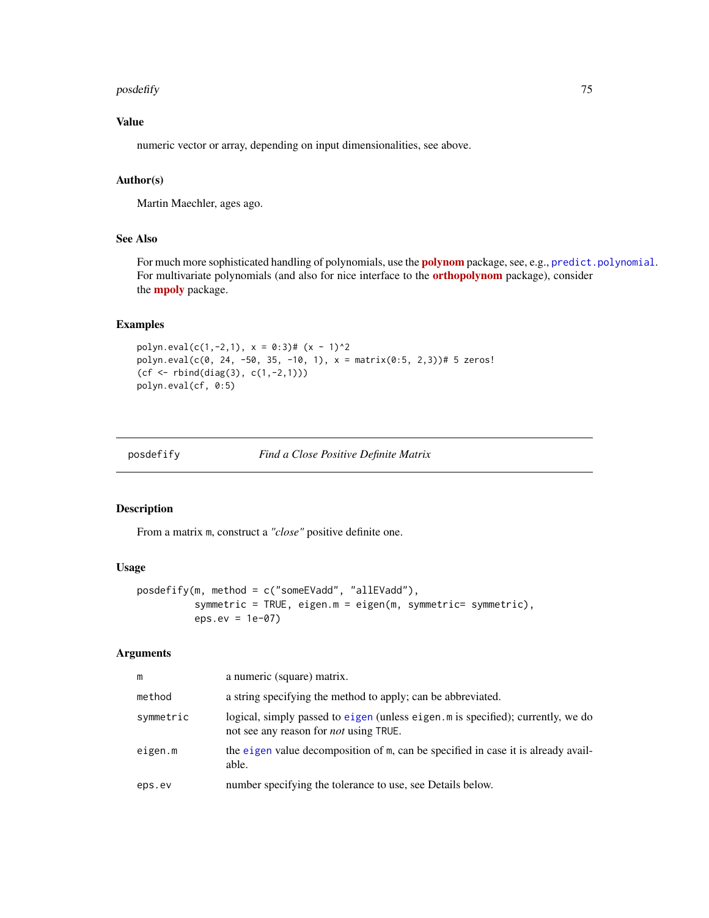### Value

numeric vector or array, depending on input dimensionalities, see above.

### Author(s)

Martin Maechler, ages ago.

### See Also

For much more sophisticated handling of polynomials, use the **polynom** package, see, e.g., `predict.polynomial`. For multivariate polynomials (and also for nice interface to the **orthopolynom** package), consider the **mpoly** package.

### Examples

```
polyn.eval(c(1,-2,1), x = 0:3)# (x - 1)^2
polyn.eval(c(0, 24, -50, 35, -10, 1), x = matrix(0:5, 2,3))# 5 zeros!
(cf <- rbind(diag(3), c(1,-2,1)))
polyn.eval(cf, 0:5)
```

---

## posdefify — *Find a Close Positive Definite Matrix*

### Description

From a matrix `m`, construct a *"close"* positive definite one.

### Usage

```
posdefify(m, method = c("someEVadd", "allEVadd"),
          symmetric = TRUE, eigen.m = eigen(m, symmetric= symmetric),
          eps.ev = 1e-07)
```

### Arguments

| | |
|---|---|
| `m` | a numeric (square) matrix. |
| `method` | a string specifying the method to apply; can be abbreviated. |
| `symmetric` | logical, simply passed to `eigen` (unless `eigen.m` is specified); currently, we do not see any reason for *not* using `TRUE`. |
| `eigen.m` | the `eigen` value decomposition of `m`, can be specified in case it is already available. |
| `eps.ev` | number specifying the tolerance to use, see Details below. |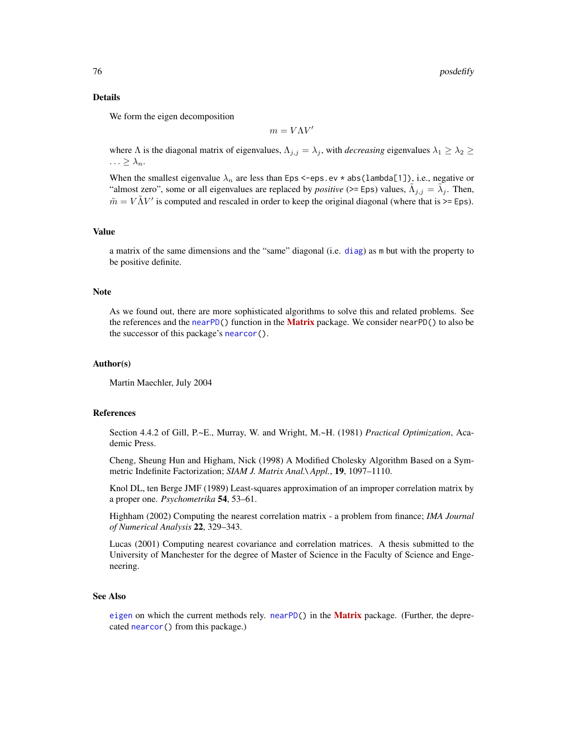## Details

We form the eigen decomposition

$$m = V \Lambda V'$$

where $\Lambda$ is the diagonal matrix of eigenvalues, $\Lambda_{j,j} = \lambda_j$, with *decreasing* eigenvalues $\lambda_1 \geq \lambda_2 \geq \ldots \geq \lambda_n$.

When the smallest eigenvalue $\lambda_n$ are less than `Eps <-eps.ev * abs(lambda[1])`, i.e., negative or "almost zero", some or all eigenvalues are replaced by *positive* (`>= Eps`) values, $\tilde{\Lambda}_{j,j} = \tilde{\lambda}_j$. Then, $\tilde{m} = V \tilde{\Lambda} V'$ is computed and rescaled in order to keep the original diagonal (where that is `>= Eps`).

## Value

a matrix of the same dimensions and the "same" diagonal (i.e. `diag`) as `m` but with the property to be positive definite.

## Note

As we found out, there are more sophisticated algorithms to solve this and related problems. See the references and the `nearPD()` function in the **Matrix** package. We consider `nearPD()` to also be the successor of this package's `nearcor()`.

## Author(s)

Martin Maechler, July 2004

## References

Section 4.4.2 of Gill, P.~E., Murray, W. and Wright, M.~H. (1981) *Practical Optimization*, Academic Press.

Cheng, Sheung Hun and Higham, Nick (1998) A Modified Cholesky Algorithm Based on a Symmetric Indefinite Factorization; *SIAM J. Matrix Anal.\ Appl.*, **19**, 1097–1110.

Knol DL, ten Berge JMF (1989) Least-squares approximation of an improper correlation matrix by a proper one. *Psychometrika* **54**, 53–61.

Highham (2002) Computing the nearest correlation matrix - a problem from finance; *IMA Journal of Numerical Analysis* **22**, 329–343.

Lucas (2001) Computing nearest covariance and correlation matrices. A thesis submitted to the University of Manchester for the degree of Master of Science in the Faculty of Science and Engeneering.

## See Also

`eigen` on which the current methods rely. `nearPD()` in the **Matrix** package. (Further, the deprecated `nearcor()` from this package.)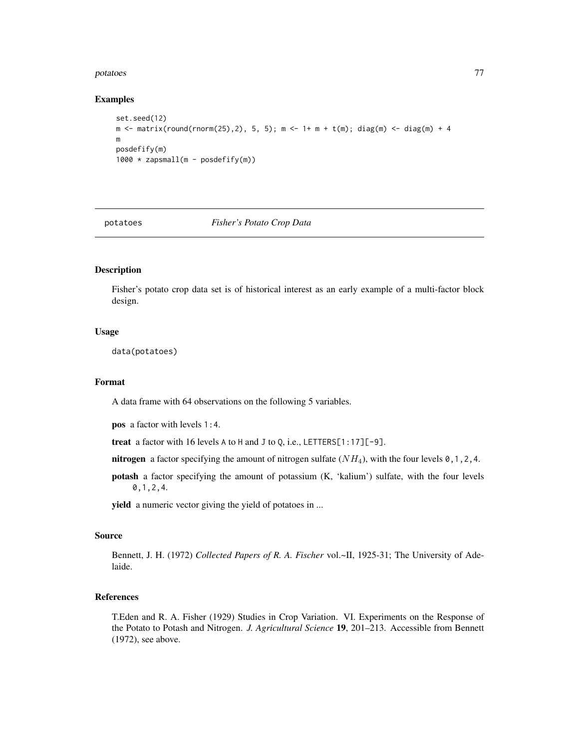### Examples

```
set.seed(12)
m <- matrix(round(rnorm(25),2), 5, 5); m <- 1+ m + t(m); diag(m) <- diag(m) + 4
m
posdefify(m)
1000 * zapsmall(m - posdefify(m))
```

---

## potatoes *Fisher's Potato Crop Data*

---

### Description

Fisher's potato crop data set is of historical interest as an early example of a multi-factor block design.

### Usage

```
data(potatoes)
```

### Format

A data frame with 64 observations on the following 5 variables.

**pos** a factor with levels `1:4`.

**treat** a factor with 16 levels `A` to `H` and `J` to `Q`, i.e., `LETTERS[1:17][-9]`.

**nitrogen** a factor specifying the amount of nitrogen sulfate ($NH_4$), with the four levels `0,1,2,4`.

**potash** a factor specifying the amount of potassium (K, 'kalium') sulfate, with the four levels `0,1,2,4`.

**yield** a numeric vector giving the yield of potatoes in ...

### Source

Bennett, J. H. (1972) *Collected Papers of R. A. Fischer* vol.~II, 1925-31; The University of Adelaide.

### References

T.Eden and R. A. Fisher (1929) Studies in Crop Variation. VI. Experiments on the Response of the Potato to Potash and Nitrogen. *J. Agricultural Science* **19**, 201–213. Accessible from Bennett (1972), see above.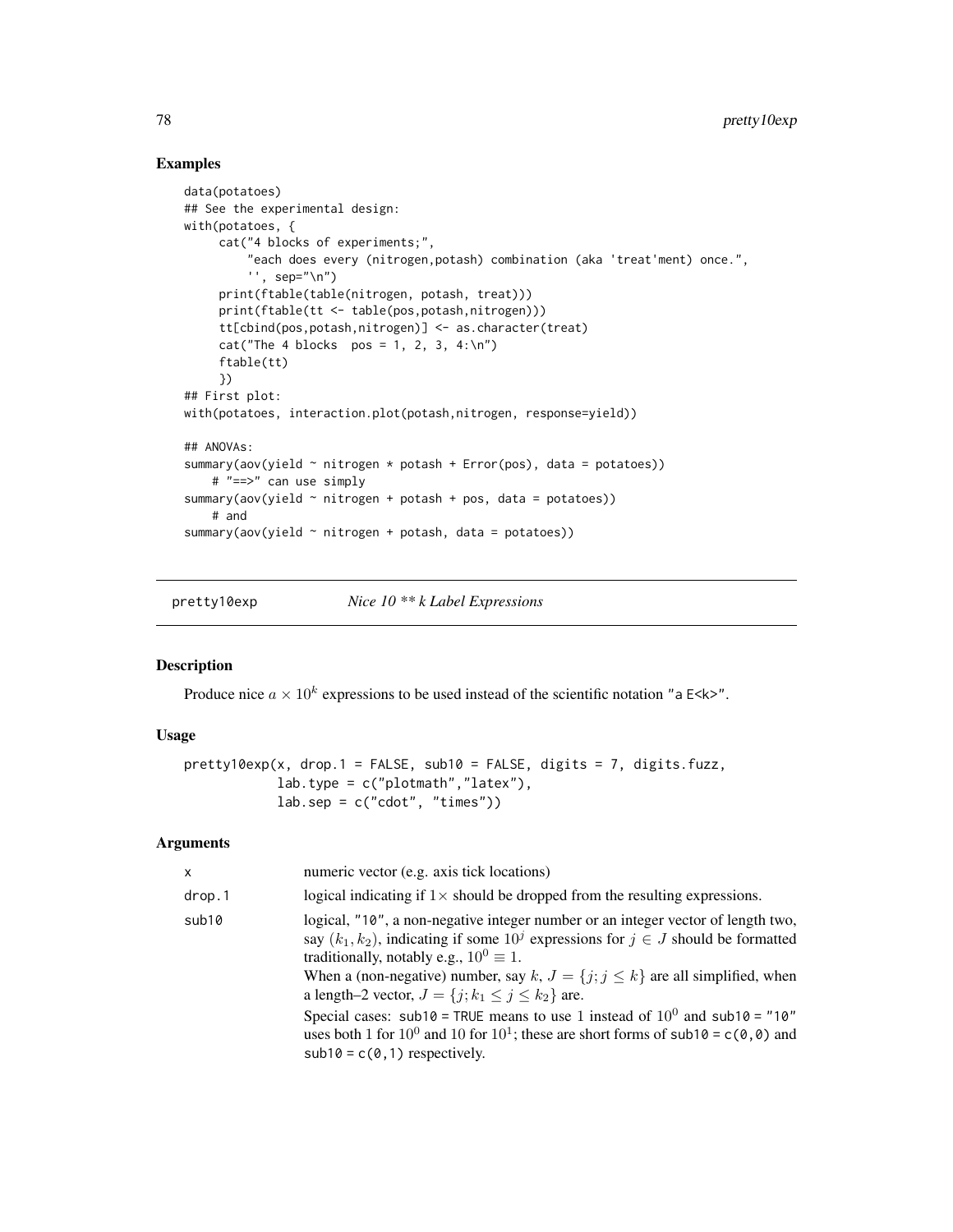## Examples

```
data(potatoes)
## See the experimental design:
with(potatoes, {
     cat("4 blocks of experiments;",
         "each does every (nitrogen,potash) combination (aka 'treat'ment) once.",
         '', sep="\n")
     print(ftable(table(nitrogen, potash, treat)))
     print(ftable(tt <- table(pos,potash,nitrogen)))
     tt[cbind(pos,potash,nitrogen)] <- as.character(treat)
     cat("The 4 blocks  pos = 1, 2, 3, 4:\n")
     ftable(tt)
     })
## First plot:
with(potatoes, interaction.plot(potash,nitrogen, response=yield))

## ANOVAs:
summary(aov(yield ~ nitrogen * potash + Error(pos), data = potatoes))
    # "==>" can use simply
summary(aov(yield ~ nitrogen + potash + pos, data = potatoes))
    # and
summary(aov(yield ~ nitrogen + potash, data = potatoes))
```

---

# pretty10exp    *Nice 10 ** k Label Expressions*

---

## Description

Produce nice $a \times 10^k$ expressions to be used instead of the scientific notation "a E<k>".

## Usage

```
pretty10exp(x, drop.1 = FALSE, sub10 = FALSE, digits = 7, digits.fuzz,
            lab.type = c("plotmath","latex"),
            lab.sep = c("cdot", "times"))
```

## Arguments

| | |
|---|---|
| x | numeric vector (e.g. axis tick locations) |
| drop.1 | logical indicating if $1\times$ should be dropped from the resulting expressions. |
| sub10 | logical, "10", a non-negative integer number or an integer vector of length two, say $(k_1, k_2)$, indicating if some $10^j$ expressions for $j \in J$ should be formatted traditionally, notably e.g., $10^0 \equiv 1$. When a (non-negative) number, say $k$, $J = \{j; j \le k\}$ are all simplified, when a length–2 vector, $J = \{j; k_1 \le j \le k_2\}$ are. Special cases: sub10 = TRUE means to use 1 instead of $10^0$ and sub10 = "10" uses both 1 for $10^0$ and 10 for $10^1$; these are short forms of sub10 = c(0,0) and sub10 = c(0,1) respectively. |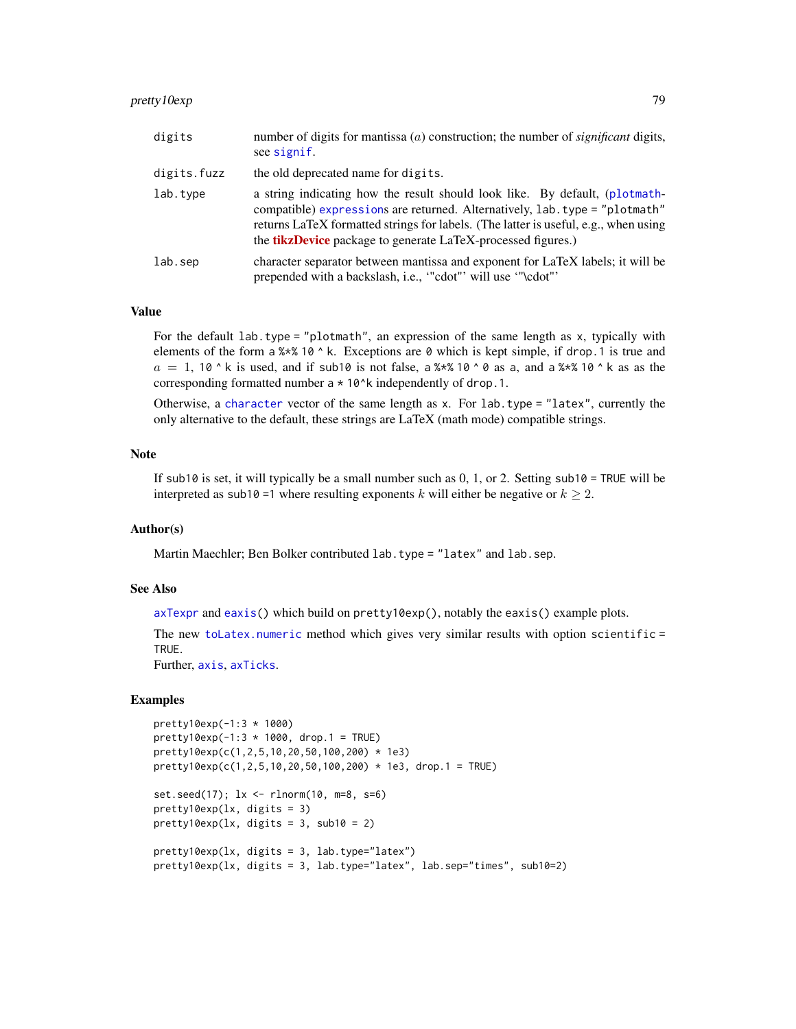| | |
|---|---|
| digits | number of digits for mantissa ($a$) construction; the number of *significant* digits, see signif. |
| digits.fuzz | the old deprecated name for digits. |
| lab.type | a string indicating how the result should look like. By default, (plotmath-compatible) expressions are returned. Alternatively, lab.type = "plotmath" returns LaTeX formatted strings for labels. (The latter is useful, e.g., when using the **tikzDevice** package to generate LaTeX-processed figures.) |
| lab.sep | character separator between mantissa and exponent for LaTeX labels; it will be prepended with a backslash, i.e., ‘"cdot"’ will use ‘"\cdot"’ |

## Value

For the default lab.type = "plotmath", an expression of the same length as x, typically with elements of the form a %*% 10 ^ k. Exceptions are 0 which is kept simple, if drop.1 is true and $a = 1$, 10 ^ k is used, and if sub10 is not false, a %*% 10 ^ 0 as a, and a %*% 10 ^ k as as the corresponding formatted number a * 10^k independently of drop.1.

Otherwise, a character vector of the same length as x. For lab.type = "latex", currently the only alternative to the default, these strings are LaTeX (math mode) compatible strings.

## Note

If sub10 is set, it will typically be a small number such as 0, 1, or 2. Setting sub10 = TRUE will be interpreted as sub10 =1 where resulting exponents $k$ will either be negative or $k \geq 2$.

## Author(s)

Martin Maechler; Ben Bolker contributed lab.type = "latex" and lab.sep.

## See Also

axTexpr and eaxis() which build on pretty10exp(), notably the eaxis() example plots.

The new toLatex.numeric method which gives very similar results with option scientific = TRUE.
Further, axis, axTicks.

## Examples

```
pretty10exp(-1:3 * 1000)
pretty10exp(-1:3 * 1000, drop.1 = TRUE)
pretty10exp(c(1,2,5,10,20,50,100,200) * 1e3)
pretty10exp(c(1,2,5,10,20,50,100,200) * 1e3, drop.1 = TRUE)

set.seed(17); lx <- rlnorm(10, m=8, s=6)
pretty10exp(lx, digits = 3)
pretty10exp(lx, digits = 3, sub10 = 2)

pretty10exp(lx, digits = 3, lab.type="latex")
pretty10exp(lx, digits = 3, lab.type="latex", lab.sep="times", sub10=2)
```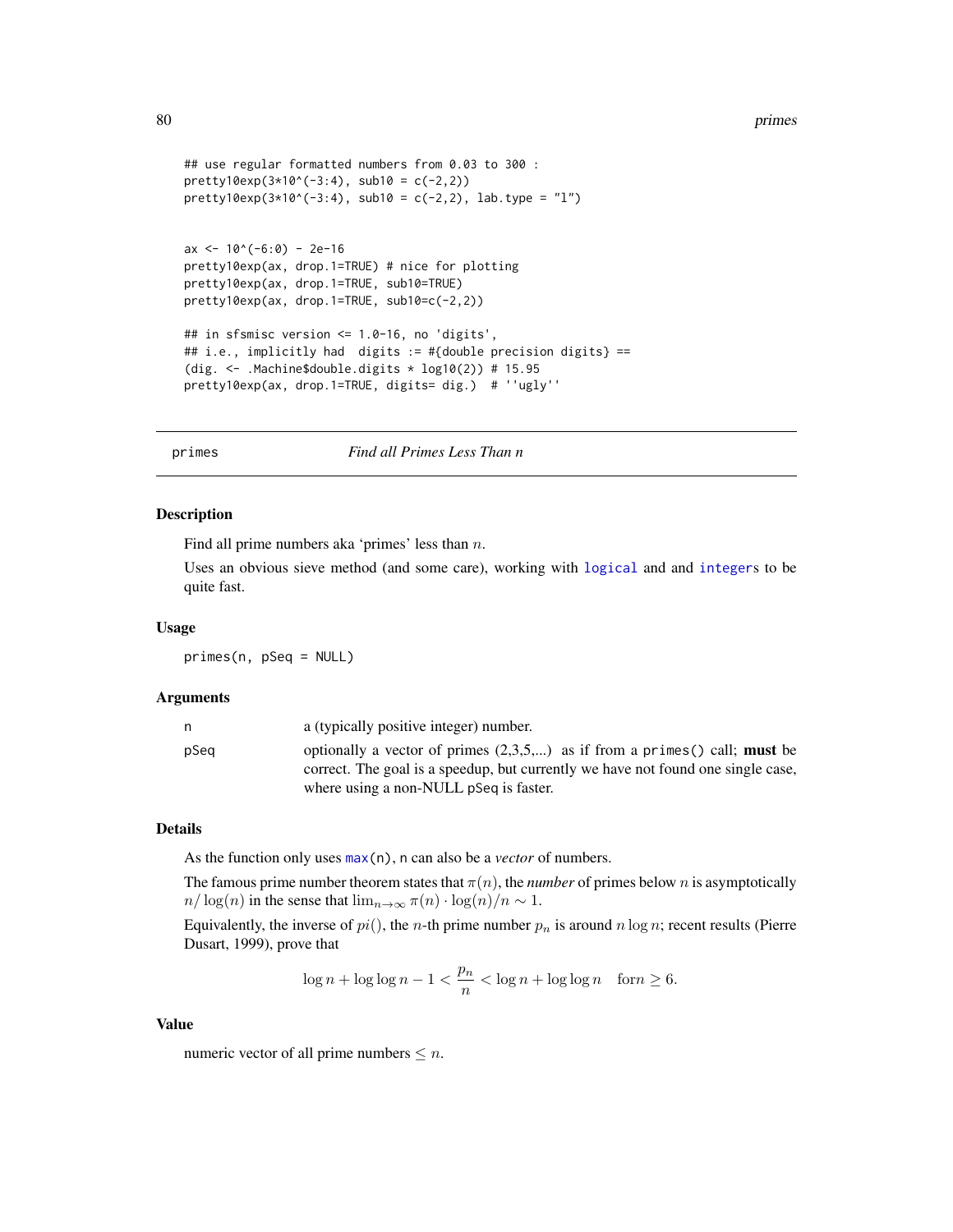```
## use regular formatted numbers from 0.03 to 300 :
pretty10exp(3*10^(-3:4), sub10 = c(-2,2))
pretty10exp(3*10^(-3:4), sub10 = c(-2,2), lab.type = "l")


ax <- 10^(-6:0) - 2e-16
pretty10exp(ax, drop.1=TRUE) # nice for plotting
pretty10exp(ax, drop.1=TRUE, sub10=TRUE)
pretty10exp(ax, drop.1=TRUE, sub10=c(-2,2))

## in sfsmisc version <= 1.0-16, no 'digits',
## i.e., implicitly had  digits := #{double precision digits} ==
(dig. <- .Machine$double.digits * log10(2)) # 15.95
pretty10exp(ax, drop.1=TRUE, digits= dig.)  # ''ugly''
```

---

## primes — *Find all Primes Less Than n*

### Description

Find all prime numbers aka 'primes' less than $n$.

Uses an obvious sieve method (and some care), working with `logical` and and `integer`s to be quite fast.

### Usage

```
primes(n, pSeq = NULL)
```

### Arguments

| | |
|---|---|
| `n` | a (typically positive integer) number. |
| `pSeq` | optionally a vector of primes (2,3,5,...) as if from a `primes()` call; **must** be correct. The goal is a speedup, but currently we have not found one single case, where using a non-NULL `pSeq` is faster. |

### Details

As the function only uses `max(n)`, `n` can also be a *vector* of numbers.

The famous prime number theorem states that $\pi(n)$, the *number* of primes below $n$ is asymptotically $n/\log(n)$ in the sense that $\lim_{n\to\infty}\pi(n)\cdot\log(n)/n \sim 1$.

Equivalently, the inverse of $pi()$, the $n$-th prime number $p_n$ is around $n\log n$; recent results (Pierre Dusart, 1999), prove that

$$\log n + \log\log n - 1 < \frac{p_n}{n} < \log n + \log\log n \quad \text{for} n \geq 6.$$

### Value

numeric vector of all prime numbers $\leq n$.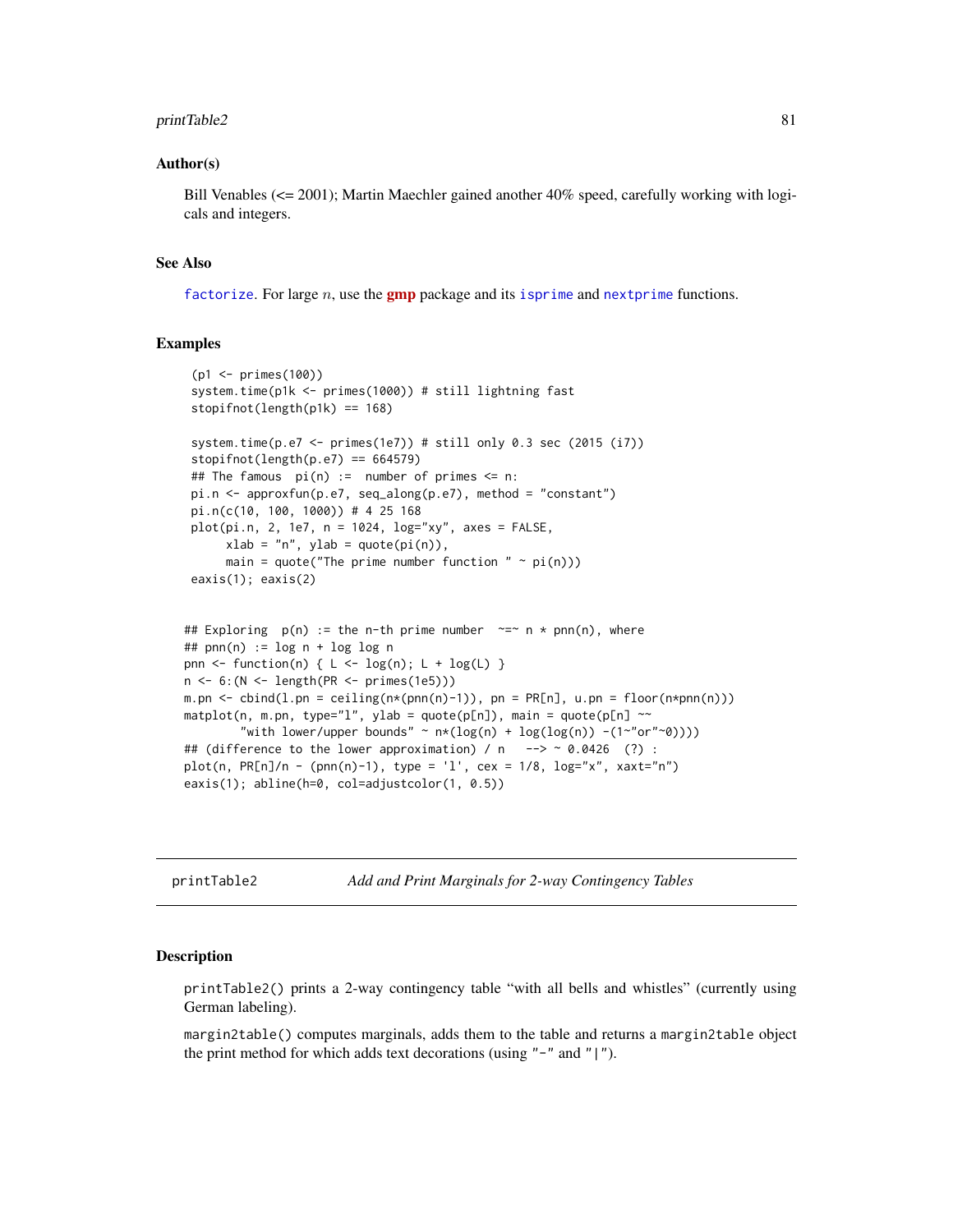### Author(s)

Bill Venables (<= 2001); Martin Maechler gained another 40% speed, carefully working with logicals and integers.

### See Also

`factorize`. For large $n$, use the **gmp** package and its `isprime` and `nextprime` functions.

### Examples

```
 (p1 <- primes(100))
 system.time(p1k <- primes(1000)) # still lightning fast
 stopifnot(length(p1k) == 168)

 system.time(p.e7 <- primes(1e7)) # still only 0.3 sec (2015 (i7))
 stopifnot(length(p.e7) == 664579)
 ## The famous  pi(n) :=  number of primes <= n:
 pi.n <- approxfun(p.e7, seq_along(p.e7), method = "constant")
 pi.n(c(10, 100, 1000)) # 4 25 168
 plot(pi.n, 2, 1e7, n = 1024, log="xy", axes = FALSE,
      xlab = "n", ylab = quote(pi(n)),
      main = quote("The prime number function " ~ pi(n)))
 eaxis(1); eaxis(2)


## Exploring  p(n) := the n-th prime number  ~=~ n * pnn(n), where
## pnn(n) := log n + log log n
pnn <- function(n) { L <- log(n); L + log(L) }
n <- 6:(N <- length(PR <- primes(1e5)))
m.pn <- cbind(l.pn = ceiling(n*(pnn(n)-1)), pn = PR[n], u.pn = floor(n*pnn(n)))
matplot(n, m.pn, type="l", ylab = quote(p[n]), main = quote(p[n] ~~
        "with lower/upper bounds" ~ n*(log(n) + log(log(n)) -(1~"or"~0))))
## (difference to the lower approximation) / n   --> ~ 0.0426  (?) :
plot(n, PR[n]/n - (pnn(n)-1), type = 'l', cex = 1/8, log="x", xaxt="n")
eaxis(1); abline(h=0, col=adjustcolor(1, 0.5))
```

---

## printTable2 — *Add and Print Marginals for 2-way Contingency Tables*

### Description

`printTable2()` prints a 2-way contingency table “with all bells and whistles” (currently using German labeling).

`margin2table()` computes marginals, adds them to the table and returns a `margin2table` object the print method for which adds text decorations (using `"-"` and `"|"`).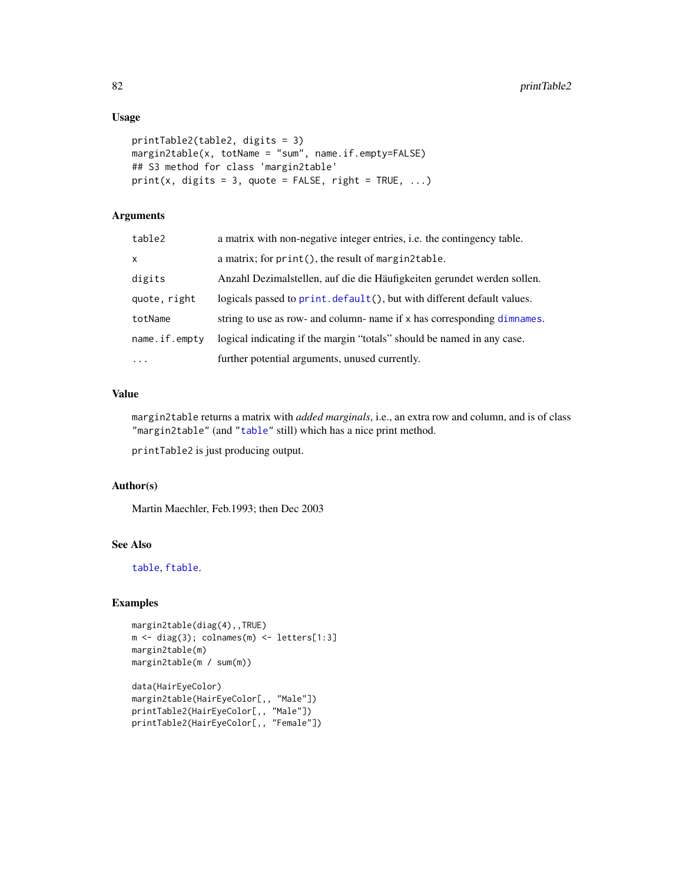### Usage

```
printTable2(table2, digits = 3)
margin2table(x, totName = "sum", name.if.empty=FALSE)
## S3 method for class 'margin2table'
print(x, digits = 3, quote = FALSE, right = TRUE, ...)
```

### Arguments

| | |
|---|---|
| table2 | a matrix with non-negative integer entries, i.e. the contingency table. |
| x | a matrix; for print(), the result of margin2table. |
| digits | Anzahl Dezimalstellen, auf die die Häufigkeiten gerundet werden sollen. |
| quote, right | logicals passed to print.default(), but with different default values. |
| totName | string to use as row- and column- name if x has corresponding dimnames. |
| name.if.empty | logical indicating if the margin "totals" should be named in any case. |
| ... | further potential arguments, unused currently. |

### Value

margin2table returns a matrix with *added marginals*, i.e., an extra row and column, and is of class "margin2table" (and "table" still) which has a nice print method.

printTable2 is just producing output.

### Author(s)

Martin Maechler, Feb.1993; then Dec 2003

### See Also

table, ftable.

### Examples

```
margin2table(diag(4),,TRUE)
m <- diag(3); colnames(m) <- letters[1:3]
margin2table(m)
margin2table(m / sum(m))

data(HairEyeColor)
margin2table(HairEyeColor[,, "Male"])
printTable2(HairEyeColor[,, "Male"])
printTable2(HairEyeColor[,, "Female"])
```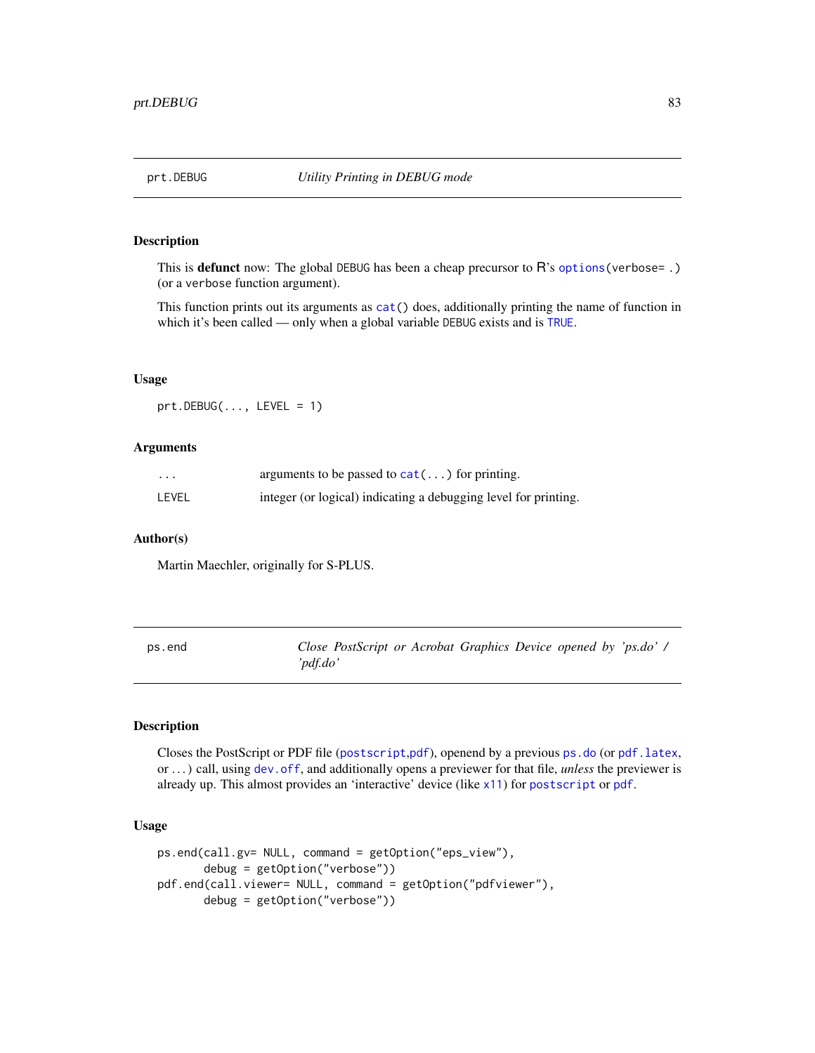## prt.DEBUG — *Utility Printing in DEBUG mode*

### Description

This is **defunct** now: The global `DEBUG` has been a cheap precursor to R's `options(verbose= .)` (or a `verbose` function argument).

This function prints out its arguments as `cat()` does, additionally printing the name of function in which it's been called — only when a global variable `DEBUG` exists and is `TRUE`.

### Usage

```
prt.DEBUG(..., LEVEL = 1)
```

### Arguments

| | |
|---|---|
| `...` | arguments to be passed to `cat(...)` for printing. |
| `LEVEL` | integer (or logical) indicating a debugging level for printing. |

### Author(s)

Martin Maechler, originally for S-PLUS.

## ps.end — *Close PostScript or Acrobat Graphics Device opened by 'ps.do' / 'pdf.do'*

### Description

Closes the PostScript or PDF file (`postscript`,`pdf`), openend by a previous `ps.do` (or `pdf.latex`, or ...) call, using `dev.off`, and additionally opens a previewer for that file, *unless* the previewer is already up. This almost provides an 'interactive' device (like `x11`) for `postscript` or `pdf`.

### Usage

```
ps.end(call.gv= NULL, command = getOption("eps_view"),
       debug = getOption("verbose"))
pdf.end(call.viewer= NULL, command = getOption("pdfviewer"),
       debug = getOption("verbose"))
```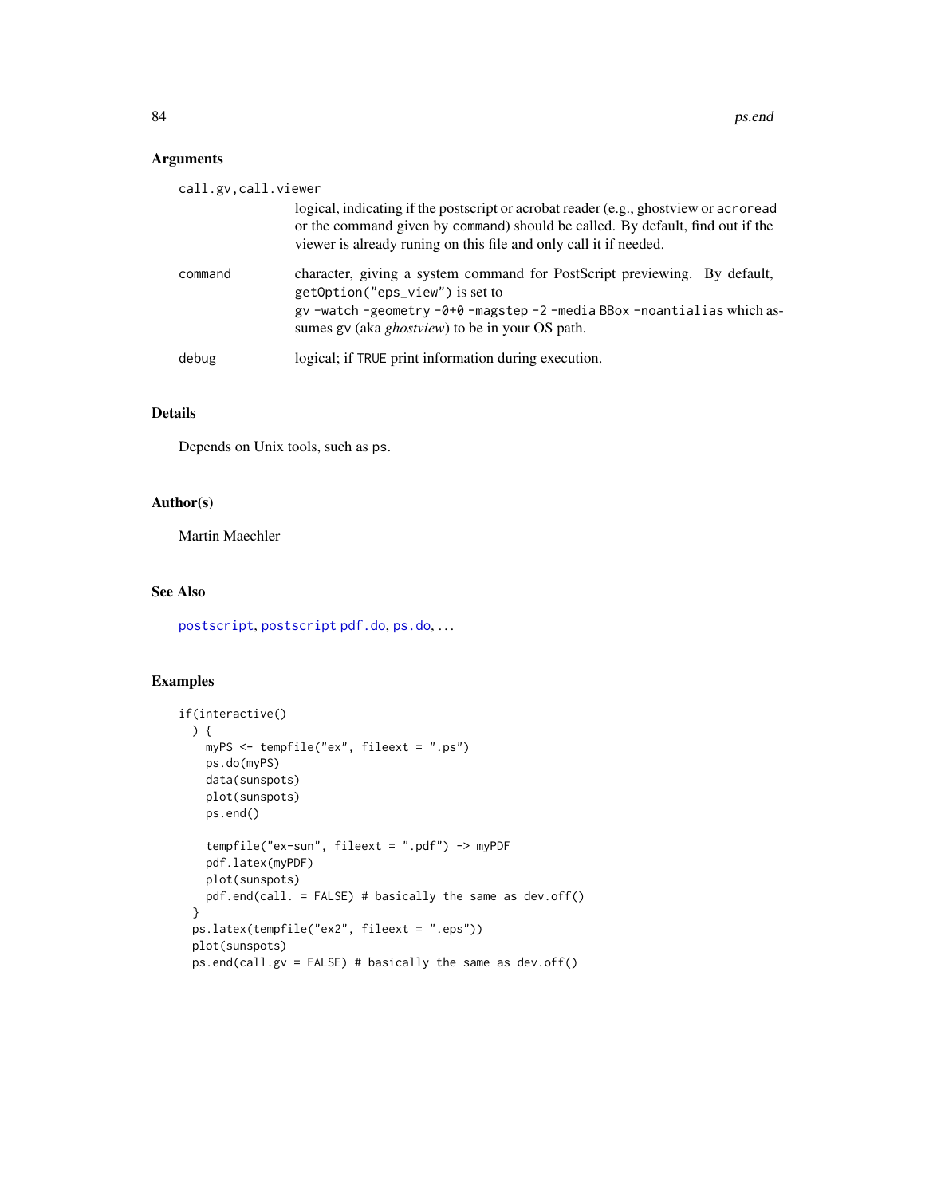## Arguments

call.gv,call.viewer
: logical, indicating if the postscript or acrobat reader (e.g., ghostview or `acroread` or the command given by `command`) should be called. By default, find out if the viewer is already runing on this file and only call it if needed.

command
: character, giving a system command for PostScript previewing. By default, `getOption("eps_view")` is set to `gv -watch -geometry -0+0 -magstep -2 -media BBox -noantialias` which assumes `gv` (aka *ghostview*) to be in your OS path.

debug
: logical; if `TRUE` print information during execution.

## Details

Depends on Unix tools, such as `ps`.

## Author(s)

Martin Maechler

## See Also

`postscript`, `postscript` `pdf.do`, `ps.do`, ...

## Examples

```
if(interactive()
  ) {
    myPS <- tempfile("ex", fileext = ".ps")
    ps.do(myPS)
    data(sunspots)
    plot(sunspots)
    ps.end()

    tempfile("ex-sun", fileext = ".pdf") -> myPDF
    pdf.latex(myPDF)
    plot(sunspots)
    pdf.end(call. = FALSE) # basically the same as dev.off()
  }
  ps.latex(tempfile("ex2", fileext = ".eps"))
  plot(sunspots)
  ps.end(call.gv = FALSE) # basically the same as dev.off()
```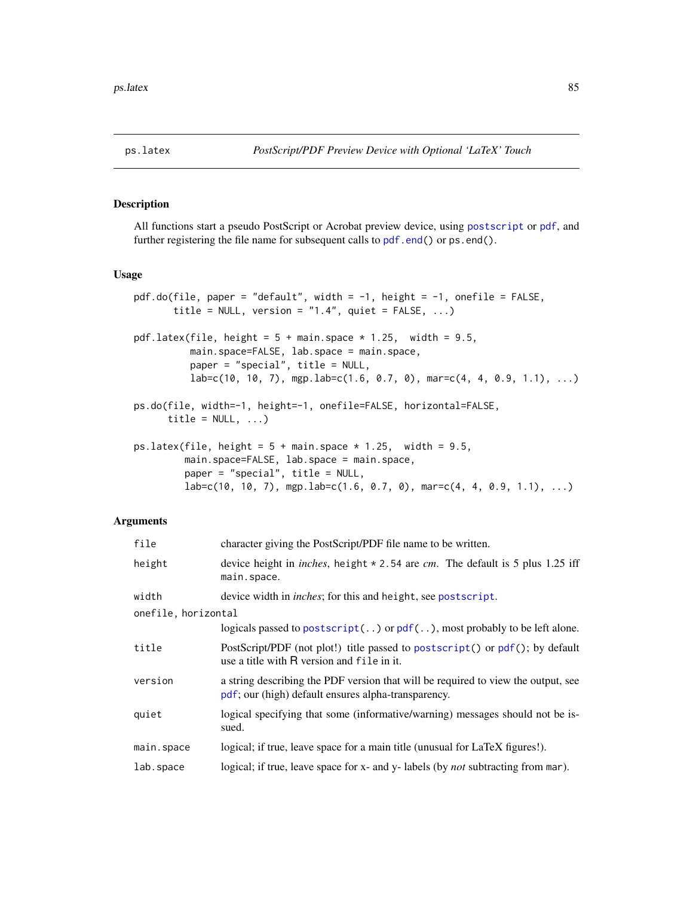## ps.latex *PostScript/PDF Preview Device with Optional 'LaTeX' Touch*

### Description

All functions start a pseudo PostScript or Acrobat preview device, using `postscript` or `pdf`, and further registering the file name for subsequent calls to `pdf.end()` or `ps.end()`.

### Usage

```
pdf.do(file, paper = "default", width = -1, height = -1, onefile = FALSE,
       title = NULL, version = "1.4", quiet = FALSE, ...)

pdf.latex(file, height = 5 + main.space * 1.25,  width = 9.5,
          main.space=FALSE, lab.space = main.space,
          paper = "special", title = NULL,
          lab=c(10, 10, 7), mgp.lab=c(1.6, 0.7, 0), mar=c(4, 4, 0.9, 1.1), ...)

ps.do(file, width=-1, height=-1, onefile=FALSE, horizontal=FALSE,
      title = NULL, ...)

ps.latex(file, height = 5 + main.space * 1.25,  width = 9.5,
         main.space=FALSE, lab.space = main.space,
         paper = "special", title = NULL,
         lab=c(10, 10, 7), mgp.lab=c(1.6, 0.7, 0), mar=c(4, 4, 0.9, 1.1), ...)
```

### Arguments

| | |
|---|---|
| `file` | character giving the PostScript/PDF file name to be written. |
| `height` | device height in *inches*, `height * 2.54` are *cm*. The default is 5 plus 1.25 iff `main.space`. |
| `width` | device width in *inches*; for this and `height`, see `postscript`. |
| `onefile, horizontal` | logicals passed to `postscript(..)` or `pdf(..)`, most probably to be left alone. |
| `title` | PostScript/PDF (not plot!) title passed to `postscript()` or `pdf()`; by default use a title with R version and `file` in it. |
| `version` | a string describing the PDF version that will be required to view the output, see `pdf`; our (high) default ensures alpha-transparency. |
| `quiet` | logical specifying that some (informative/warning) messages should not be issued. |
| `main.space` | logical; if true, leave space for a main title (unusual for LaTeX figures!). |
| `lab.space` | logical; if true, leave space for x- and y- labels (by *not* subtracting from `mar`). |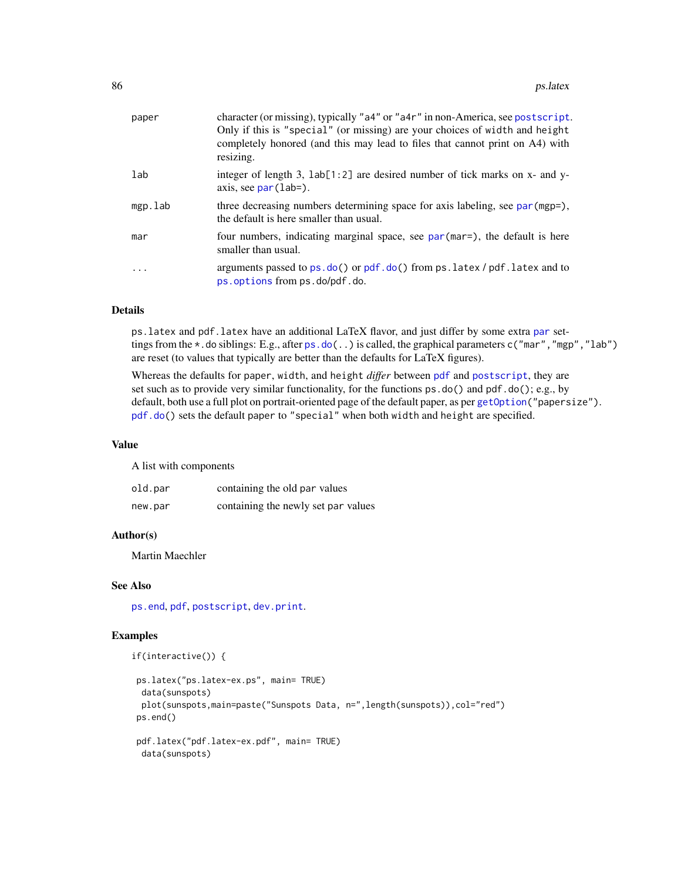| | |
|---|---|
| paper | character (or missing), typically "a4" or "a4r" in non-America, see postscript. Only if this is "special" (or missing) are your choices of width and height completely honored (and this may lead to files that cannot print on A4) with resizing. |
| lab | integer of length 3, lab[1:2] are desired number of tick marks on x- and y-axis, see par(lab=). |
| mgp.lab | three decreasing numbers determining space for axis labeling, see par(mgp=), the default is here smaller than usual. |
| mar | four numbers, indicating marginal space, see par(mar=), the default is here smaller than usual. |
| ... | arguments passed to ps.do() or pdf.do() from ps.latex / pdf.latex and to ps.options from ps.do/pdf.do. |

## Details

ps.latex and pdf.latex have an additional LaTeX flavor, and just differ by some extra par settings from the *.do siblings: E.g., after ps.do(..) is called, the graphical parameters c("mar","mgp","lab") are reset (to values that typically are better than the defaults for LaTeX figures).

Whereas the defaults for paper, width, and height *differ* between pdf and postscript, they are set such as to provide very similar functionality, for the functions ps.do() and pdf.do(); e.g., by default, both use a full plot on portrait-oriented page of the default paper, as per getOption("papersize"). pdf.do() sets the default paper to "special" when both width and height are specified.

## Value

A list with components

| | |
|---|---|
| old.par | containing the old par values |
| new.par | containing the newly set par values |

## Author(s)

Martin Maechler

## See Also

ps.end, pdf, postscript, dev.print.

## Examples

```
if(interactive()) {

 ps.latex("ps.latex-ex.ps", main= TRUE)
  data(sunspots)
  plot(sunspots,main=paste("Sunspots Data, n=",length(sunspots)),col="red")
 ps.end()

 pdf.latex("pdf.latex-ex.pdf", main= TRUE)
  data(sunspots)
```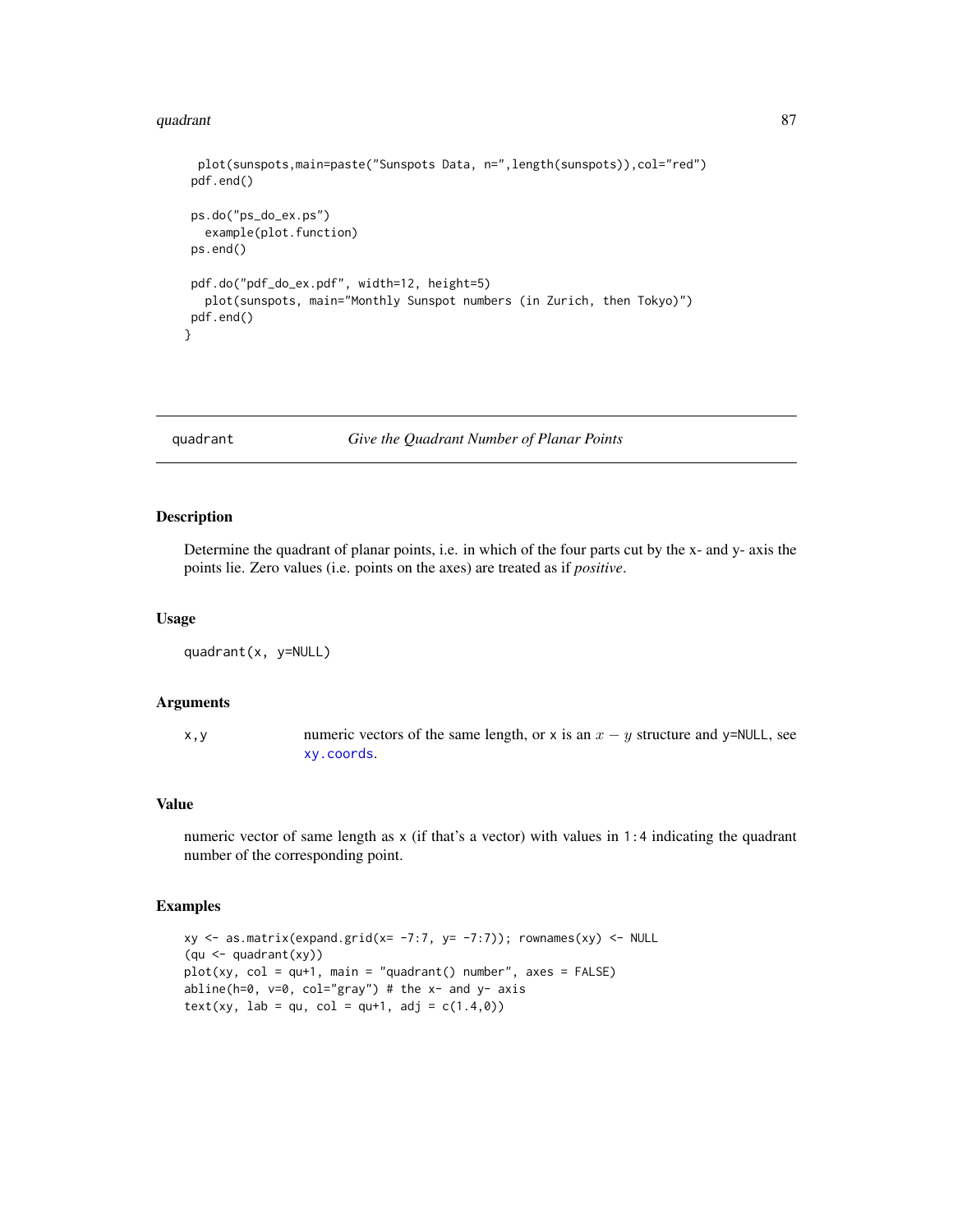```
  plot(sunspots,main=paste("Sunspots Data, n=",length(sunspots)),col="red")
 pdf.end()

 ps.do("ps_do_ex.ps")
   example(plot.function)
 ps.end()

 pdf.do("pdf_do_ex.pdf", width=12, height=5)
   plot(sunspots, main="Monthly Sunspot numbers (in Zurich, then Tokyo)")
 pdf.end()
}
```

## quadrant — *Give the Quadrant Number of Planar Points*

### Description

Determine the quadrant of planar points, i.e. in which of the four parts cut by the x- and y- axis the points lie. Zero values (i.e. points on the axes) are treated as if *positive*.

### Usage

```
quadrant(x, y=NULL)
```

### Arguments

| | |
|---|---|
| `x,y` | numeric vectors of the same length, or `x` is an $x - y$ structure and `y=NULL`, see `xy.coords`. |

### Value

numeric vector of same length as `x` (if that's a vector) with values in `1:4` indicating the quadrant number of the corresponding point.

### Examples

```
xy <- as.matrix(expand.grid(x= -7:7, y= -7:7)); rownames(xy) <- NULL
(qu <- quadrant(xy))
plot(xy, col = qu+1, main = "quadrant() number", axes = FALSE)
abline(h=0, v=0, col="gray") # the x- and y- axis
text(xy, lab = qu, col = qu+1, adj = c(1.4,0))
```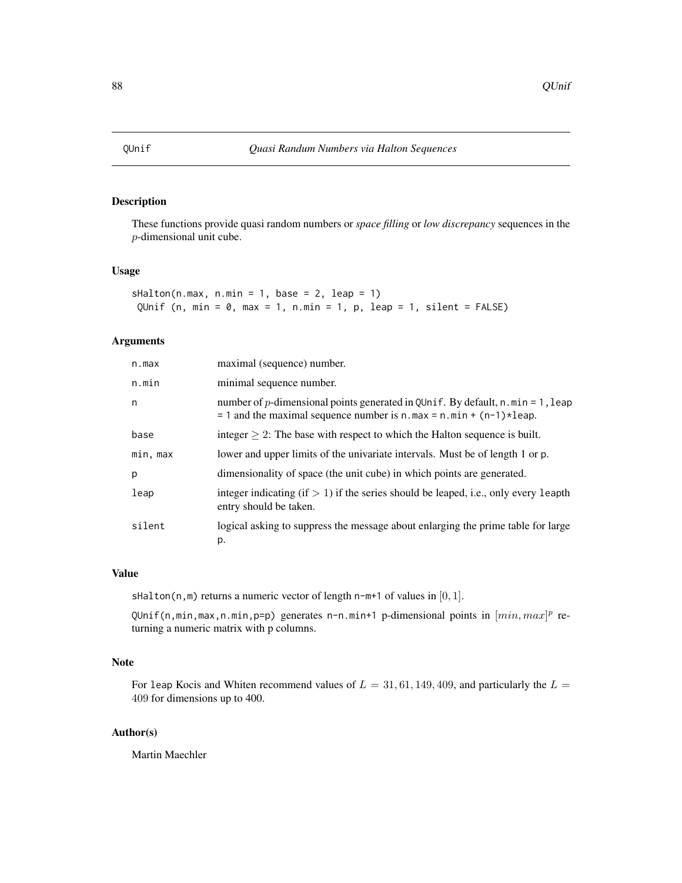# QUnif — *Quasi Randum Numbers via Halton Sequences*

## Description

These functions provide quasi random numbers or *space filling* or *low discrepancy* sequences in the $p$-dimensional unit cube.

## Usage

```
sHalton(n.max, n.min = 1, base = 2, leap = 1)
 QUnif (n, min = 0, max = 1, n.min = 1, p, leap = 1, silent = FALSE)
```

## Arguments

| | |
|---|---|
| n.max | maximal (sequence) number. |
| n.min | minimal sequence number. |
| n | number of $p$-dimensional points generated in QUnif. By default, n.min = 1, leap = 1 and the maximal sequence number is n.max = n.min + (n-1)*leap. |
| base | integer $\geq 2$: The base with respect to which the Halton sequence is built. |
| min, max | lower and upper limits of the univariate intervals. Must be of length 1 or p. |
| p | dimensionality of space (the unit cube) in which points are generated. |
| leap | integer indicating (if $> 1$) if the series should be leaped, i.e., only every leapth entry should be taken. |
| silent | logical asking to suppress the message about enlarging the prime table for large p. |

## Value

sHalton(n,m) returns a numeric vector of length n-m+1 of values in $[0, 1]$.

QUnif(n,min,max,n.min,p=p) generates n-n.min+1 p-dimensional points in $[min, max]^p$ returning a numeric matrix with p columns.

## Note

For leap Kocis and Whiten recommend values of $L = 31, 61, 149, 409$, and particularly the $L = 409$ for dimensions up to 400.

## Author(s)

Martin Maechler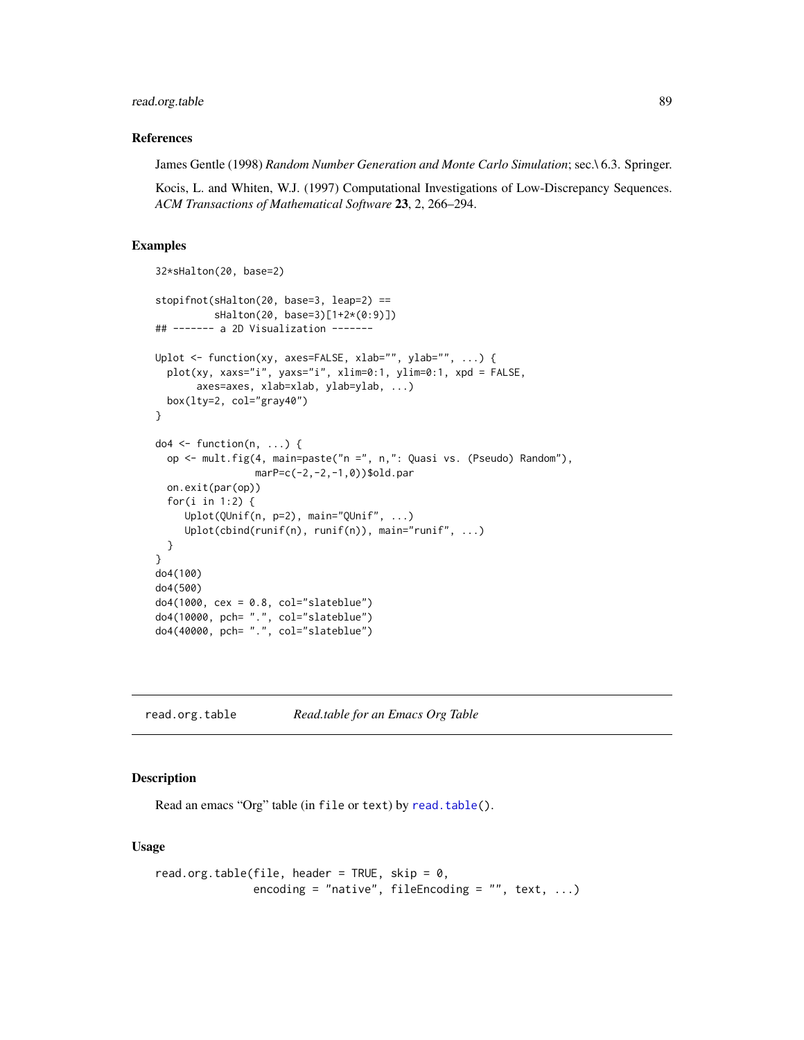## References

James Gentle (1998) *Random Number Generation and Monte Carlo Simulation*; sec.\ 6.3. Springer.

Kocis, L. and Whiten, W.J. (1997) Computational Investigations of Low-Discrepancy Sequences. *ACM Transactions of Mathematical Software* **23**, 2, 266–294.

## Examples

```
32*sHalton(20, base=2)

stopifnot(sHalton(20, base=3, leap=2) ==
          sHalton(20, base=3)[1+2*(0:9)])
## ------- a 2D Visualization -------

Uplot <- function(xy, axes=FALSE, xlab="", ylab="", ...) {
  plot(xy, xaxs="i", yaxs="i", xlim=0:1, ylim=0:1, xpd = FALSE,
       axes=axes, xlab=xlab, ylab=ylab, ...)
  box(lty=2, col="gray40")
}

do4 <- function(n, ...) {
  op <- mult.fig(4, main=paste("n =", n,": Quasi vs. (Pseudo) Random"),
                 marP=c(-2,-2,-1,0))$old.par
  on.exit(par(op))
  for(i in 1:2) {
     Uplot(QUnif(n, p=2), main="QUnif", ...)
     Uplot(cbind(runif(n), runif(n)), main="runif", ...)
  }
}
do4(100)
do4(500)
do4(1000, cex = 0.8, col="slateblue")
do4(10000, pch= ".", col="slateblue")
do4(40000, pch= ".", col="slateblue")
```

---

# read.org.table — *Read.table for an Emacs Org Table*

## Description

Read an emacs "Org" table (in `file` or `text`) by `read.table()`.

## Usage

```
read.org.table(file, header = TRUE, skip = 0,
               encoding = "native", fileEncoding = "", text, ...)
```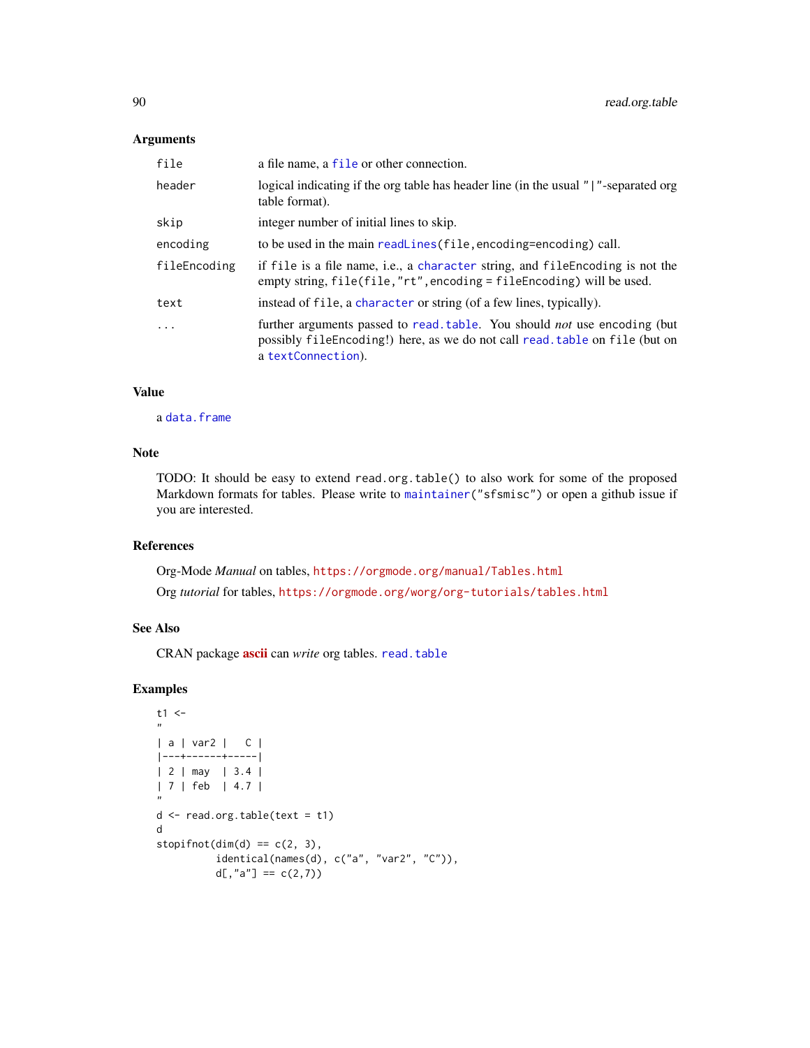### Arguments

| | |
|---|---|
| `file` | a file name, a `file` or other connection. |
| `header` | logical indicating if the org table has header line (in the usual `"|"`-separated org table format). |
| `skip` | integer number of initial lines to skip. |
| `encoding` | to be used in the main `readLines(file,encoding=encoding)` call. |
| `fileEncoding` | if `file` is a file name, i.e., a `character` string, and `fileEncoding` is not the empty string, `file(file,"rt",encoding = fileEncoding)` will be used. |
| `text` | instead of `file`, a `character` or string (of a few lines, typically). |
| `...` | further arguments passed to `read.table`. You should *not* use `encoding` (but possibly `fileEncoding`!) here, as we do not call `read.table` on `file` (but on a `textConnection`). |

### Value

a `data.frame`

### Note

TODO: It should be easy to extend `read.org.table()` to also work for some of the proposed Markdown formats for tables. Please write to `maintainer("sfsmisc")` or open a github issue if you are interested.

### References

Org-Mode *Manual* on tables, https://orgmode.org/manual/Tables.html

Org *tutorial* for tables, https://orgmode.org/worg/org-tutorials/tables.html

### See Also

CRAN package **ascii** can *write* org tables. `read.table`

### Examples

```
t1 <-
"
| a | var2 |   C |
|---+------+-----|
| 2 | may  | 3.4 |
| 7 | feb  | 4.7 |
"
d <- read.org.table(text = t1)
d
stopifnot(dim(d) == c(2, 3),
          identical(names(d), c("a", "var2", "C")),
          d[,"a"] == c(2,7))
```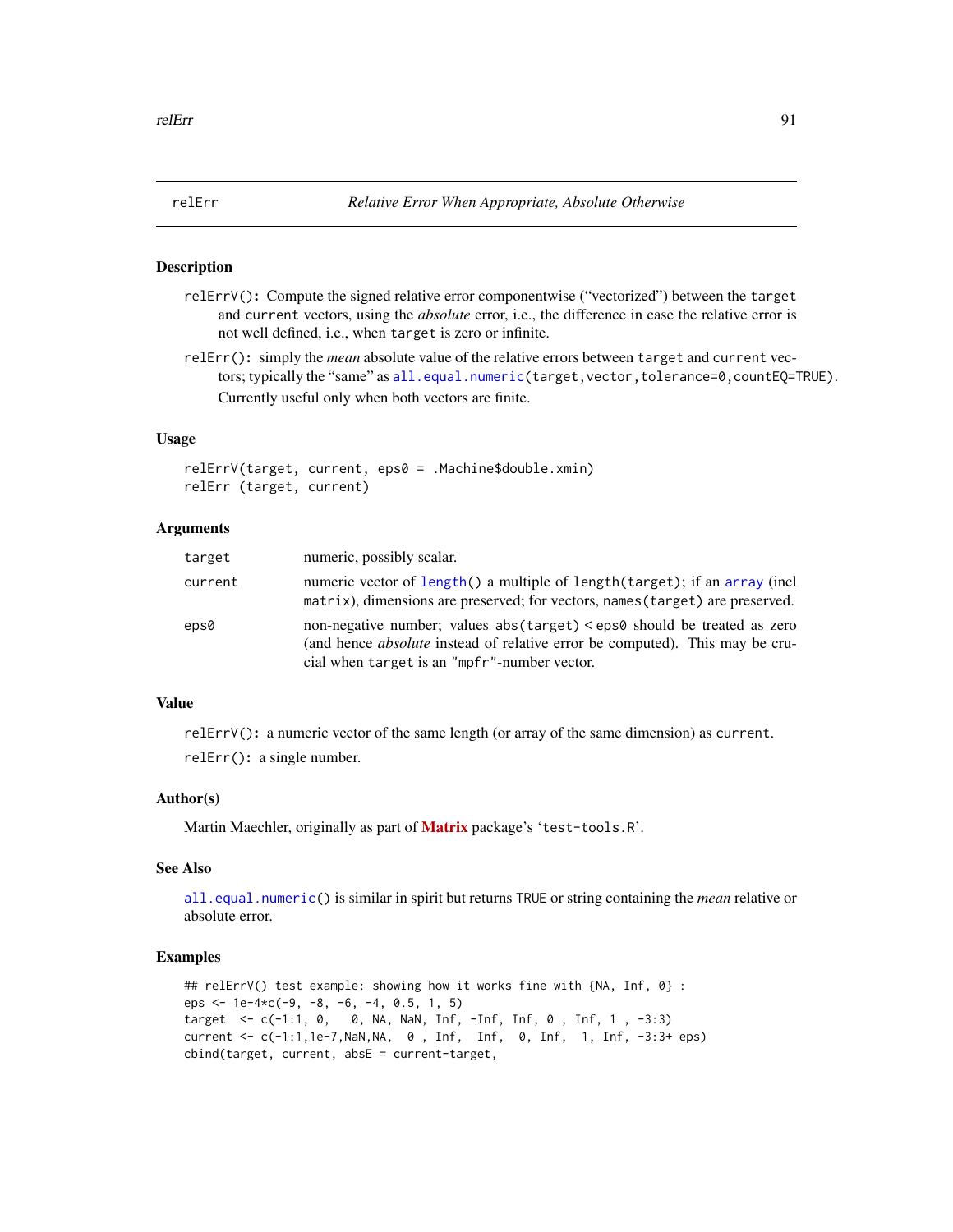## relErr — *Relative Error When Appropriate, Absolute Otherwise*

### Description

`relErrV()`: Compute the signed relative error componentwise ("vectorized") between the `target` and `current` vectors, using the *absolute* error, i.e., the difference in case the relative error is not well defined, i.e., when `target` is zero or infinite.

`relErr()`: simply the *mean* absolute value of the relative errors between `target` and `current` vectors; typically the "same" as `all.equal.numeric(target,vector,tolerance=0,countEQ=TRUE)`. Currently useful only when both vectors are finite.

### Usage

```
relErrV(target, current, eps0 = .Machine$double.xmin)
relErr (target, current)
```

### Arguments

| | |
|---|---|
| `target` | numeric, possibly scalar. |
| `current` | numeric vector of `length()` a multiple of `length(target)`; if an `array` (incl `matrix`), dimensions are preserved; for vectors, `names(target)` are preserved. |
| `eps0` | non-negative number; values `abs(target) < eps0` should be treated as zero (and hence *absolute* instead of relative error be computed). This may be crucial when `target` is an `"mpfr"`-number vector. |

### Value

`relErrV()`: a numeric vector of the same length (or array of the same dimension) as `current`.

`relErr()`: a single number.

### Author(s)

Martin Maechler, originally as part of **Matrix** package's 'test-tools.R'.

### See Also

`all.equal.numeric()` is similar in spirit but returns `TRUE` or string containing the *mean* relative or absolute error.

### Examples

```
## relErrV() test example: showing how it works fine with {NA, Inf, 0} :
eps <- 1e-4*c(-9, -8, -6, -4, 0.5, 1, 5)
target  <- c(-1:1, 0,   0, NA, NaN, Inf, -Inf, Inf, 0 , Inf, 1 , -3:3)
current <- c(-1:1,1e-7,NaN,NA,  0 , Inf,  Inf,  0, Inf,  1, Inf, -3:3+ eps)
cbind(target, current, absE = current-target,
```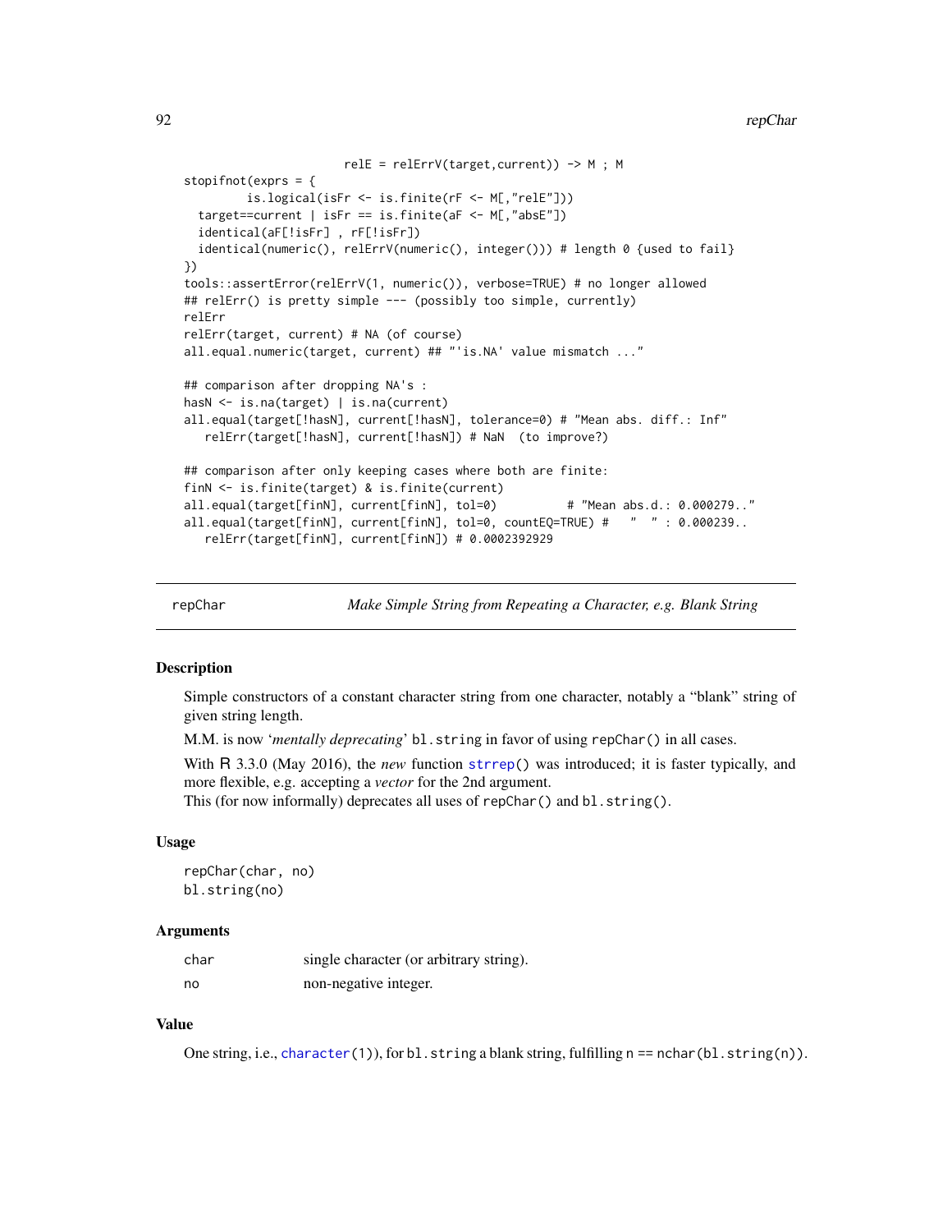```
                         relE = relErrV(target,current)) -> M ; M
stopifnot(exprs = {
         is.logical(isFr <- is.finite(rF <- M[,"relE"]))
  target==current | isFr == is.finite(aF <- M[,"absE"])
  identical(aF[!isFr] , rF[!isFr])
  identical(numeric(), relErrV(numeric(), integer())) # length 0 {used to fail}
})
tools::assertError(relErrV(1, numeric()), verbose=TRUE) # no longer allowed
## relErr() is pretty simple --- (possibly too simple, currently)
relErr
relErr(target, current) # NA (of course)
all.equal.numeric(target, current) ## "'is.NA' value mismatch ..."

## comparison after dropping NA's :
hasN <- is.na(target) | is.na(current)
all.equal(target[!hasN], current[!hasN], tolerance=0) # "Mean abs. diff.: Inf"
   relErr(target[!hasN], current[!hasN]) # NaN  (to improve?)

## comparison after only keeping cases where both are finite:
finN <- is.finite(target) & is.finite(current)
all.equal(target[finN], current[finN], tol=0)          # "Mean abs.d.: 0.000279.."
all.equal(target[finN], current[finN], tol=0, countEQ=TRUE) #   "  " : 0.000239..
   relErr(target[finN], current[finN]) # 0.0002392929
```

## repChar — *Make Simple String from Repeating a Character, e.g. Blank String*

### Description

Simple constructors of a constant character string from one character, notably a "blank" string of given string length.

M.M. is now '*mentally deprecating*' `bl.string` in favor of using `repChar()` in all cases.

With R 3.3.0 (May 2016), the *new* function `strrep()` was introduced; it is faster typically, and more flexible, e.g. accepting a *vector* for the 2nd argument.
This (for now informally) deprecates all uses of `repChar()` and `bl.string()`.

### Usage

```
repChar(char, no)
bl.string(no)
```

### Arguments

| | |
|---|---|
| `char` | single character (or arbitrary string). |
| `no` | non-negative integer. |

### Value

One string, i.e., `character(1)`), for `bl.string` a blank string, fulfilling `n == nchar(bl.string(n))`.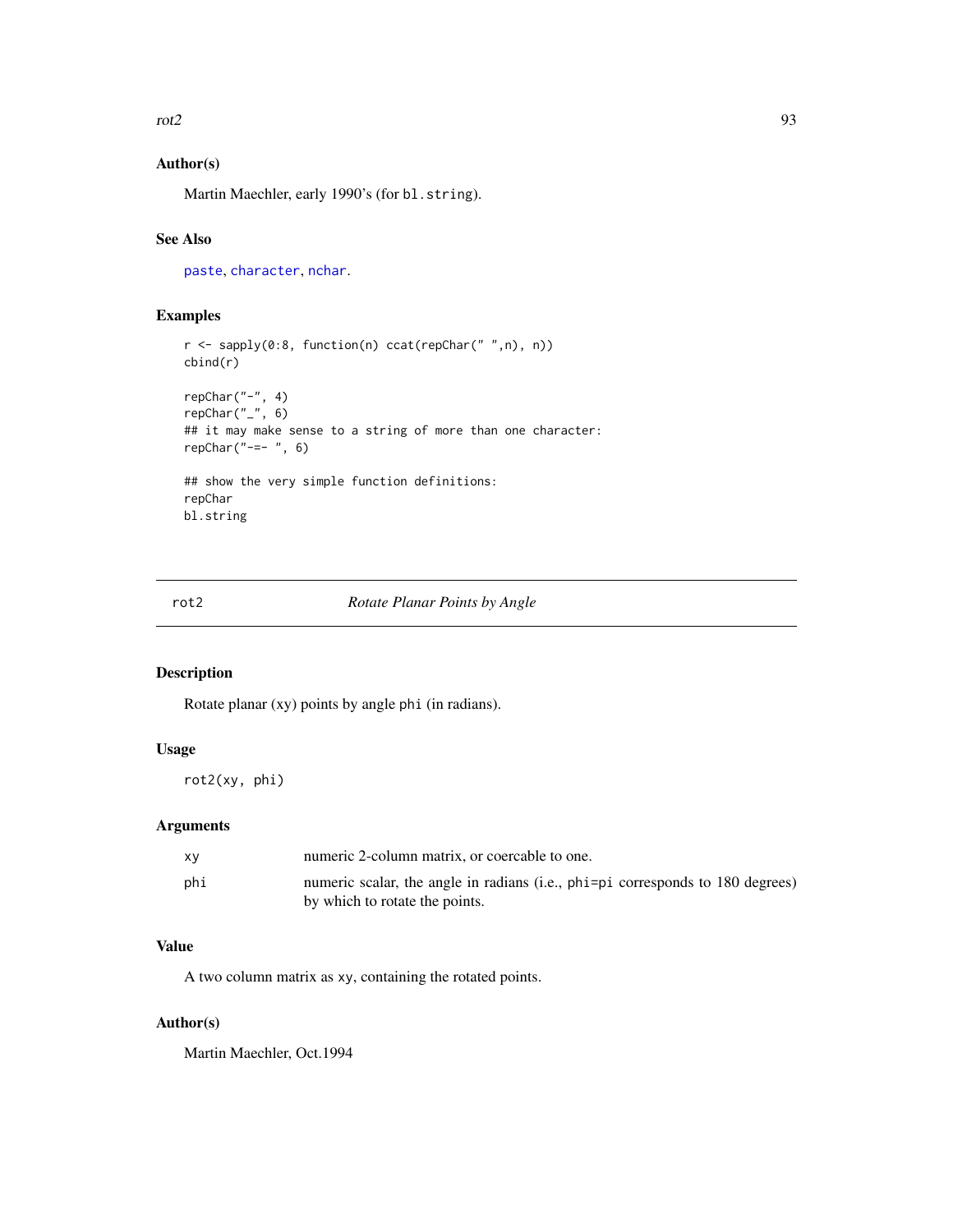### Author(s)

Martin Maechler, early 1990's (for `bl.string`).

### See Also

`paste`, `character`, `nchar`.

### Examples

```
r <- sapply(0:8, function(n) ccat(repChar(" ",n), n))
cbind(r)

repChar("-", 4)
repChar("_", 6)
## it may make sense to a string of more than one character:
repChar("-=- ", 6)

## show the very simple function definitions:
repChar
bl.string
```

---

## rot2 — *Rotate Planar Points by Angle*

### Description

Rotate planar (xy) points by angle `phi` (in radians).

### Usage

```
rot2(xy, phi)
```

### Arguments

| | |
|---|---|
| `xy` | numeric 2-column matrix, or coercable to one. |
| `phi` | numeric scalar, the angle in radians (i.e., `phi=pi` corresponds to 180 degrees) by which to rotate the points. |

### Value

A two column matrix as `xy`, containing the rotated points.

### Author(s)

Martin Maechler, Oct.1994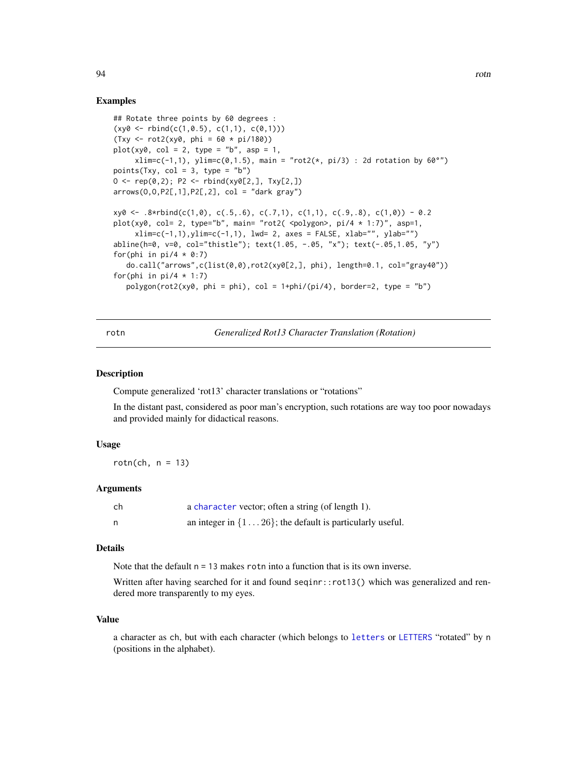### Examples

```
## Rotate three points by 60 degrees :
(xy0 <- rbind(c(1,0.5), c(1,1), c(0,1)))
(Txy <- rot2(xy0, phi = 60 * pi/180))
plot(xy0, col = 2, type = "b", asp = 1,
     xlim=c(-1,1), ylim=c(0,1.5), main = "rot2(*, pi/3) : 2d rotation by 60°")
points(Txy, col = 3, type = "b")
O <- rep(0,2); P2 <- rbind(xy0[2,], Txy[2,])
arrows(O,O,P2[,1],P2[,2], col = "dark gray")

xy0 <- .8*rbind(c(1,0), c(.5,.6), c(.7,1), c(1,1), c(.9,.8), c(1,0)) - 0.2
plot(xy0, col= 2, type="b", main= "rot2( <polygon>, pi/4 * 1:7)", asp=1,
     xlim=c(-1,1),ylim=c(-1,1), lwd= 2, axes = FALSE, xlab="", ylab="")
abline(h=0, v=0, col="thistle"); text(1.05, -.05, "x"); text(-.05,1.05, "y")
for(phi in pi/4 * 0:7)
   do.call("arrows",c(list(0,0),rot2(xy0[2,], phi), length=0.1, col="gray40"))
for(phi in pi/4 * 1:7)
   polygon(rot2(xy0, phi = phi), col = 1+phi/(pi/4), border=2, type = "b")
```

---

## rotn — *Generalized Rot13 Character Translation (Rotation)*

### Description

Compute generalized 'rot13' character translations or "rotations"

In the distant past, considered as poor man's encryption, such rotations are way too poor nowadays and provided mainly for didactical reasons.

### Usage

```
rotn(ch, n = 13)
```

### Arguments

| | |
|---|---|
| ch | a character vector; often a string (of length 1). |
| n | an integer in $\{1 \ldots 26\}$; the default is particularly useful. |

### Details

Note that the default n = 13 makes rotn into a function that is its own inverse.

Written after having searched for it and found seqinr::rot13() which was generalized and rendered more transparently to my eyes.

### Value

a character as ch, but with each character (which belongs to letters or LETTERS "rotated" by n (positions in the alphabet).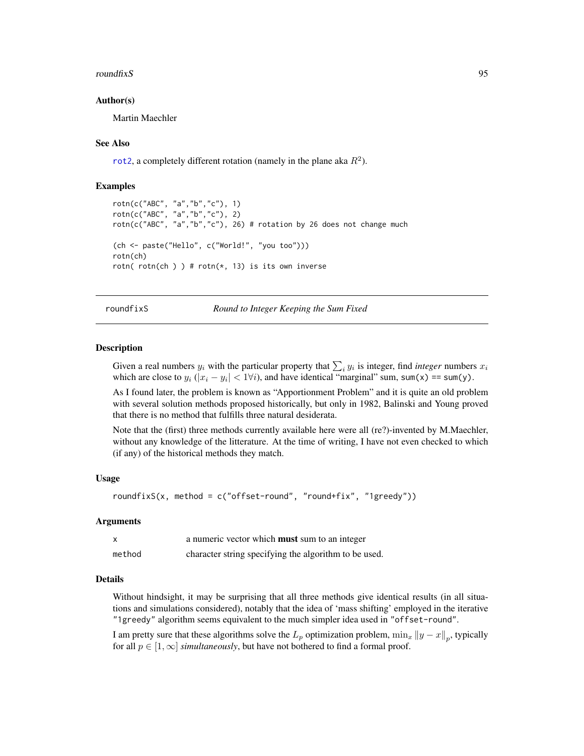### Author(s)

Martin Maechler

### See Also

rot2, a completely different rotation (namely in the plane aka $R^2$).

### Examples

```
rotn(c("ABC", "a","b","c"), 1)
rotn(c("ABC", "a","b","c"), 2)
rotn(c("ABC", "a","b","c"), 26) # rotation by 26 does not change much

(ch <- paste("Hello", c("World!", "you too")))
rotn(ch)
rotn( rotn(ch ) ) # rotn(*, 13) is its own inverse
```

---

## roundfixS — *Round to Integer Keeping the Sum Fixed*

### Description

Given a real numbers $y_i$ with the particular property that $\sum_i y_i$ is integer, find *integer* numbers $x_i$ which are close to $y_i$ ($|x_i - y_i| < 1 \forall i$), and have identical "marginal" sum, `sum(x) == sum(y)`.

As I found later, the problem is known as "Apportionment Problem" and it is quite an old problem with several solution methods proposed historically, but only in 1982, Balinski and Young proved that there is no method that fulfills three natural desiderata.

Note that the (first) three methods currently available here were all (re?)-invented by M.Maechler, without any knowledge of the litterature. At the time of writing, I have not even checked to which (if any) of the historical methods they match.

### Usage

```
roundfixS(x, method = c("offset-round", "round+fix", "1greedy"))
```

### Arguments

| | |
|---|---|
| x | a numeric vector which **must** sum to an integer |
| method | character string specifying the algorithm to be used. |

### Details

Without hindsight, it may be surprising that all three methods give identical results (in all situations and simulations considered), notably that the idea of 'mass shifting' employed in the iterative `"1greedy"` algorithm seems equivalent to the much simpler idea used in `"offset-round"`.

I am pretty sure that these algorithms solve the $L_p$ optimization problem, $\min_x \|y - x\|_p$, typically for all $p \in [1, \infty]$ *simultaneously*, but have not bothered to find a formal proof.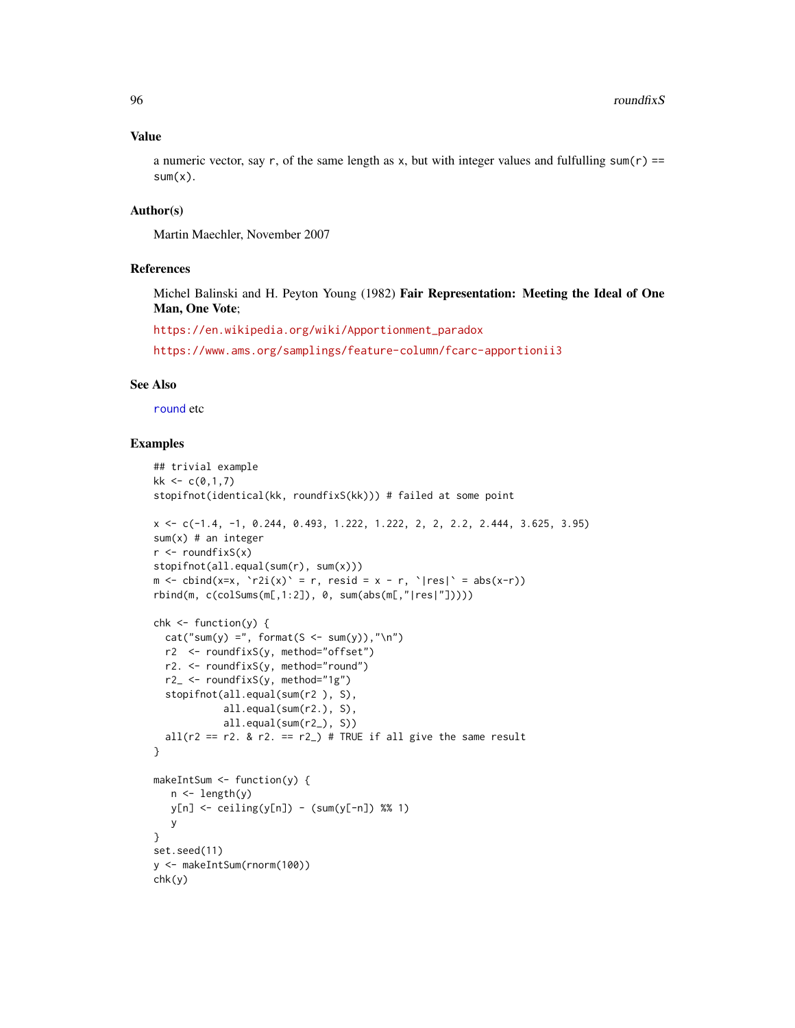## Value

a numeric vector, say `r`, of the same length as `x`, but with integer values and fulfulling `sum(r) == sum(x)`.

## Author(s)

Martin Maechler, November 2007

## References

Michel Balinski and H. Peyton Young (1982) **Fair Representation: Meeting the Ideal of One Man, One Vote**;

https://en.wikipedia.org/wiki/Apportionment_paradox

https://www.ams.org/samplings/feature-column/fcarc-apportionii3

## See Also

`round` etc

## Examples

```
## trivial example
kk <- c(0,1,7)
stopifnot(identical(kk, roundfixS(kk))) # failed at some point

x <- c(-1.4, -1, 0.244, 0.493, 1.222, 1.222, 2, 2, 2.2, 2.444, 3.625, 3.95)
sum(x) # an integer
r <- roundfixS(x)
stopifnot(all.equal(sum(r), sum(x)))
m <- cbind(x=x, `r2i(x)` = r, resid = x - r, `|res|` = abs(x-r))
rbind(m, c(colSums(m[,1:2]), 0, sum(abs(m[,"|res|"]))))

chk <- function(y) {
  cat("sum(y) =", format(S <- sum(y)),"\n")
  r2  <- roundfixS(y, method="offset")
  r2. <- roundfixS(y, method="round")
  r2_ <- roundfixS(y, method="1g")
  stopifnot(all.equal(sum(r2 ), S),
            all.equal(sum(r2.), S),
            all.equal(sum(r2_), S))
  all(r2 == r2. & r2. == r2_) # TRUE if all give the same result
}

makeIntSum <- function(y) {
   n <- length(y)
   y[n] <- ceiling(y[n]) - (sum(y[-n]) %% 1)
   y
}
set.seed(11)
y <- makeIntSum(rnorm(100))
chk(y)
```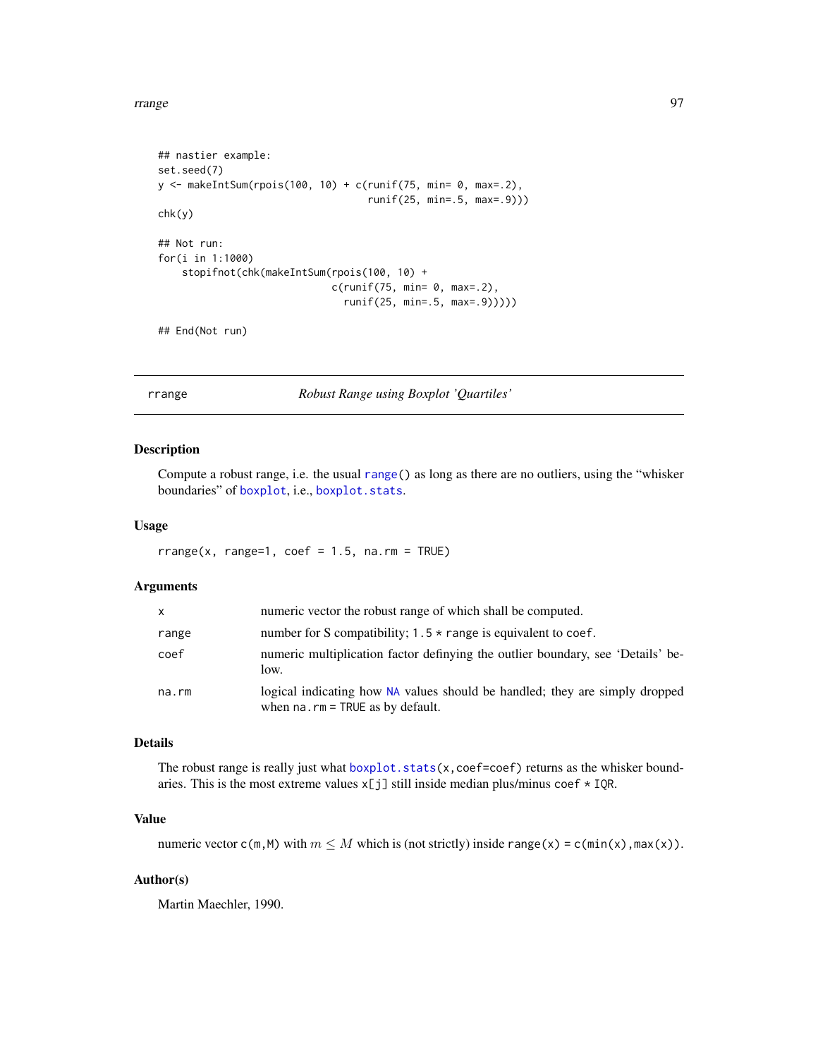```
## nastier example:
set.seed(7)
y <- makeIntSum(rpois(100, 10) + c(runif(75, min= 0, max=.2),
                                   runif(25, min=.5, max=.9)))
chk(y)

## Not run:
for(i in 1:1000)
    stopifnot(chk(makeIntSum(rpois(100, 10) +
                             c(runif(75, min= 0, max=.2),
                               runif(25, min=.5, max=.9)))))

## End(Not run)
```

---

## rrange — *Robust Range using Boxplot 'Quartiles'*

### Description

Compute a robust range, i.e. the usual `range()` as long as there are no outliers, using the "whisker boundaries" of `boxplot`, i.e., `boxplot.stats`.

### Usage

```
rrange(x, range=1, coef = 1.5, na.rm = TRUE)
```

### Arguments

| | |
|---|---|
| `x` | numeric vector the robust range of which shall be computed. |
| `range` | number for S compatibility; `1.5 * range` is equivalent to `coef`. |
| `coef` | numeric multiplication factor definying the outlier boundary, see 'Details' below. |
| `na.rm` | logical indicating how `NA` values should be handled; they are simply dropped when `na.rm = TRUE` as by default. |

### Details

The robust range is really just what `boxplot.stats(x,coef=coef)` returns as the whisker boundaries. This is the most extreme values `x[j]` still inside median plus/minus `coef * IQR`.

### Value

numeric vector `c(m,M)` with $m \leq M$ which is (not strictly) inside `range(x) = c(min(x),max(x))`.

### Author(s)

Martin Maechler, 1990.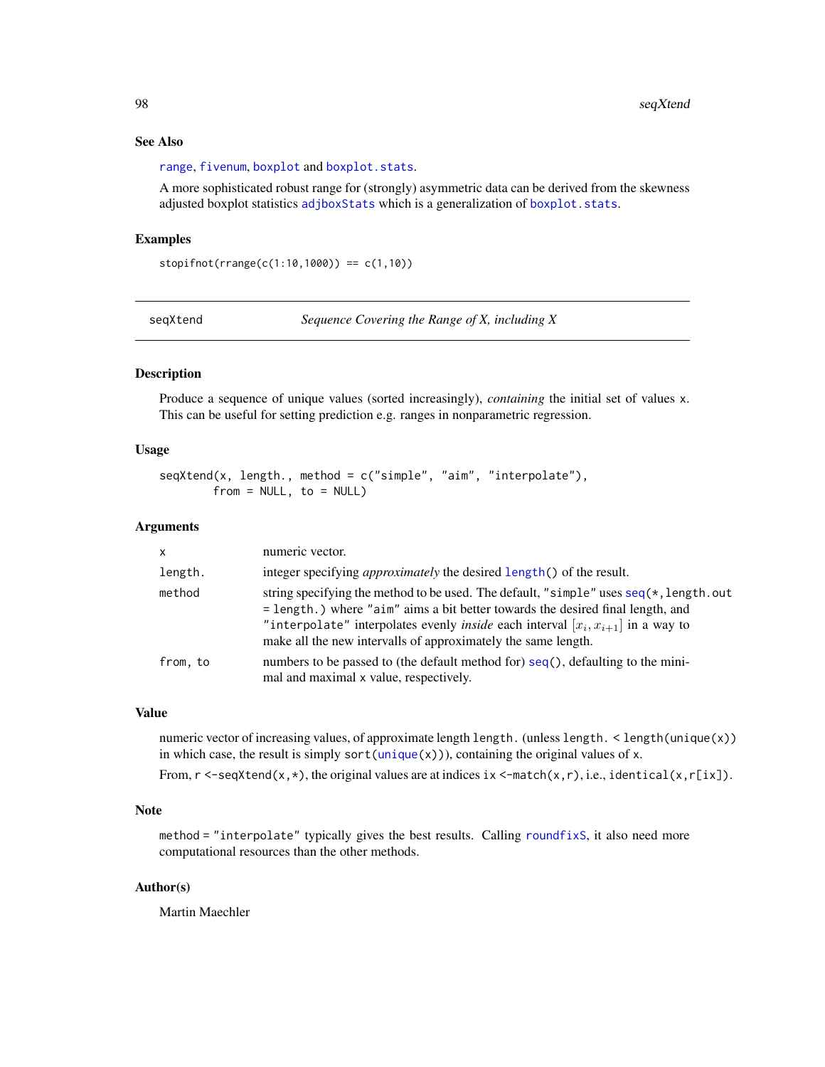### See Also

range, fivenum, boxplot and boxplot.stats.

A more sophisticated robust range for (strongly) asymmetric data can be derived from the skewness adjusted boxplot statistics adjboxStats which is a generalization of boxplot.stats.

### Examples

```
stopifnot(rrange(c(1:10,1000)) == c(1,10))
```

---

## seqXtend — *Sequence Covering the Range of X, including X*

---

### Description

Produce a sequence of unique values (sorted increasingly), *containing* the initial set of values x. This can be useful for setting prediction e.g. ranges in nonparametric regression.

### Usage

```
seqXtend(x, length., method = c("simple", "aim", "interpolate"),
         from = NULL, to = NULL)
```

### Arguments

| | |
|---|---|
| x | numeric vector. |
| length. | integer specifying *approximately* the desired length() of the result. |
| method | string specifying the method to be used. The default, "simple" uses seq(*,length.out = length.) where "aim" aims a bit better towards the desired final length, and "interpolate" interpolates evenly *inside* each interval $[x_i, x_{i+1}]$ in a way to make all the new intervalls of approximately the same length. |
| from, to | numbers to be passed to (the default method for) seq(), defaulting to the minimal and maximal x value, respectively. |

### Value

numeric vector of increasing values, of approximate length length. (unless length. < length(unique(x)) in which case, the result is simply sort(unique(x))), containing the original values of x.

From, r <-seqXtend(x,*), the original values are at indices ix <-match(x,r), i.e., identical(x,r[ix]).

### Note

method = "interpolate" typically gives the best results. Calling roundfixS, it also need more computational resources than the other methods.

### Author(s)

Martin Maechler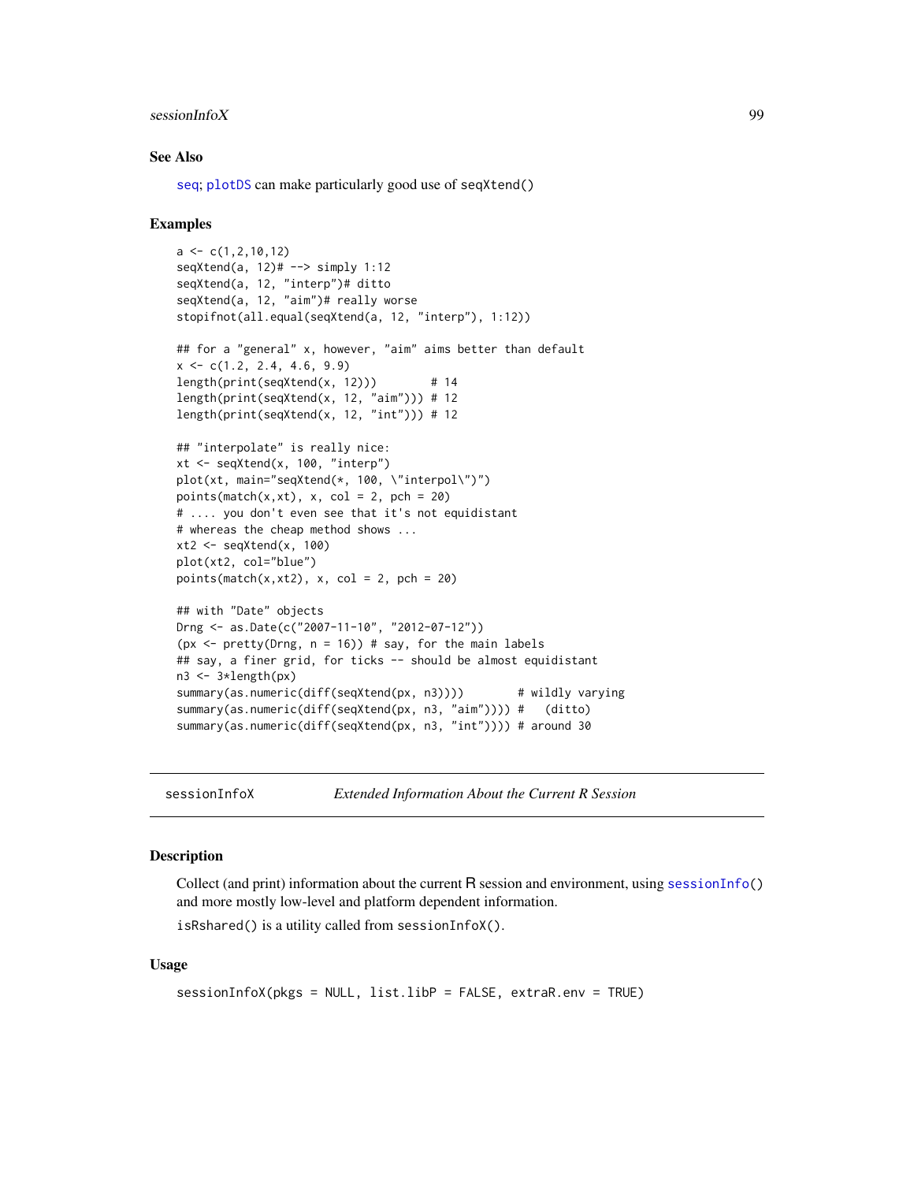### See Also

seq; plotDS can make particularly good use of seqXtend()

### Examples

```
a <- c(1,2,10,12)
seqXtend(a, 12)# --> simply 1:12
seqXtend(a, 12, "interp")# ditto
seqXtend(a, 12, "aim")# really worse
stopifnot(all.equal(seqXtend(a, 12, "interp"), 1:12))

## for a "general" x, however, "aim" aims better than default
x <- c(1.2, 2.4, 4.6, 9.9)
length(print(seqXtend(x, 12)))        # 14
length(print(seqXtend(x, 12, "aim"))) # 12
length(print(seqXtend(x, 12, "int"))) # 12

## "interpolate" is really nice:
xt <- seqXtend(x, 100, "interp")
plot(xt, main="seqXtend(*, 100, \"interpol\")")
points(match(x,xt), x, col = 2, pch = 20)
# .... you don't even see that it's not equidistant
# whereas the cheap method shows ...
xt2 <- seqXtend(x, 100)
plot(xt2, col="blue")
points(match(x,xt2), x, col = 2, pch = 20)

## with "Date" objects
Drng <- as.Date(c("2007-11-10", "2012-07-12"))
(px <- pretty(Drng, n = 16)) # say, for the main labels
## say, a finer grid, for ticks -- should be almost equidistant
n3 <- 3*length(px)
summary(as.numeric(diff(seqXtend(px, n3))))        # wildly varying
summary(as.numeric(diff(seqXtend(px, n3, "aim")))) #   (ditto)
summary(as.numeric(diff(seqXtend(px, n3, "int")))) # around 30
```

---

## sessionInfoX — *Extended Information About the Current R Session*

### Description

Collect (and print) information about the current R session and environment, using sessionInfo() and more mostly low-level and platform dependent information.

isRshared() is a utility called from sessionInfoX().

### Usage

```
sessionInfoX(pkgs = NULL, list.libP = FALSE, extraR.env = TRUE)
```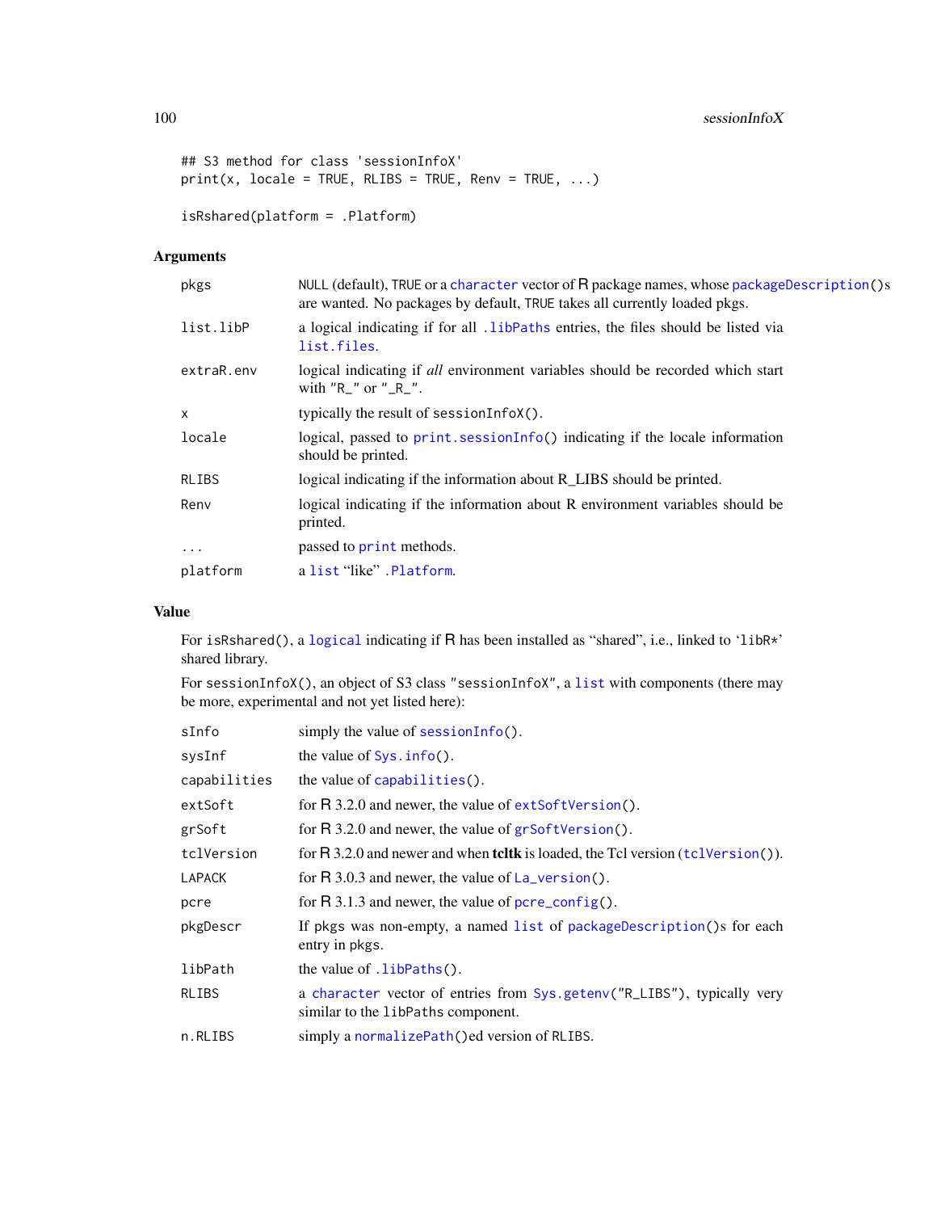```
## S3 method for class 'sessionInfoX'
print(x, locale = TRUE, RLIBS = TRUE, Renv = TRUE, ...)

isRshared(platform = .Platform)
```

## Arguments

| | |
|---|---|
| `pkgs` | `NULL` (default), `TRUE` or a `character` vector of R package names, whose `packageDescription()`s are wanted. No packages by default, `TRUE` takes all currently loaded pkgs. |
| `list.libP` | a logical indicating if for all `.libPaths` entries, the files should be listed via `list.files`. |
| `extraR.env` | logical indicating if *all* environment variables should be recorded which start with `"R_"` or `"_R_"`. |
| `x` | typically the result of `sessionInfoX()`. |
| `locale` | logical, passed to `print.sessionInfo()` indicating if the locale information should be printed. |
| `RLIBS` | logical indicating if the information about R_LIBS should be printed. |
| `Renv` | logical indicating if the information about R environment variables should be printed. |
| `...` | passed to `print` methods. |
| `platform` | a `list` "like" `.Platform`. |

## Value

For `isRshared()`, a `logical` indicating if R has been installed as "shared", i.e., linked to 'libR*' shared library.

For `sessionInfoX()`, an object of S3 class `"sessionInfoX"`, a `list` with components (there may be more, experimental and not yet listed here):

| | |
|---|---|
| `sInfo` | simply the value of `sessionInfo()`. |
| `sysInf` | the value of `Sys.info()`. |
| `capabilities` | the value of `capabilities()`. |
| `extSoft` | for R 3.2.0 and newer, the value of `extSoftVersion()`. |
| `grSoft` | for R 3.2.0 and newer, the value of `grSoftVersion()`. |
| `tclVersion` | for R 3.2.0 and newer and when **tcltk** is loaded, the Tcl version (`tclVersion()`). |
| `LAPACK` | for R 3.0.3 and newer, the value of `La_version()`. |
| `pcre` | for R 3.1.3 and newer, the value of `pcre_config()`. |
| `pkgDescr` | If `pkgs` was non-empty, a named `list` of `packageDescription()`s for each entry in `pkgs`. |
| `libPath` | the value of `.libPaths()`. |
| `RLIBS` | a `character` vector of entries from `Sys.getenv("R_LIBS")`, typically very similar to the `libPaths` component. |
| `n.RLIBS` | simply a `normalizePath()`ed version of `RLIBS`. |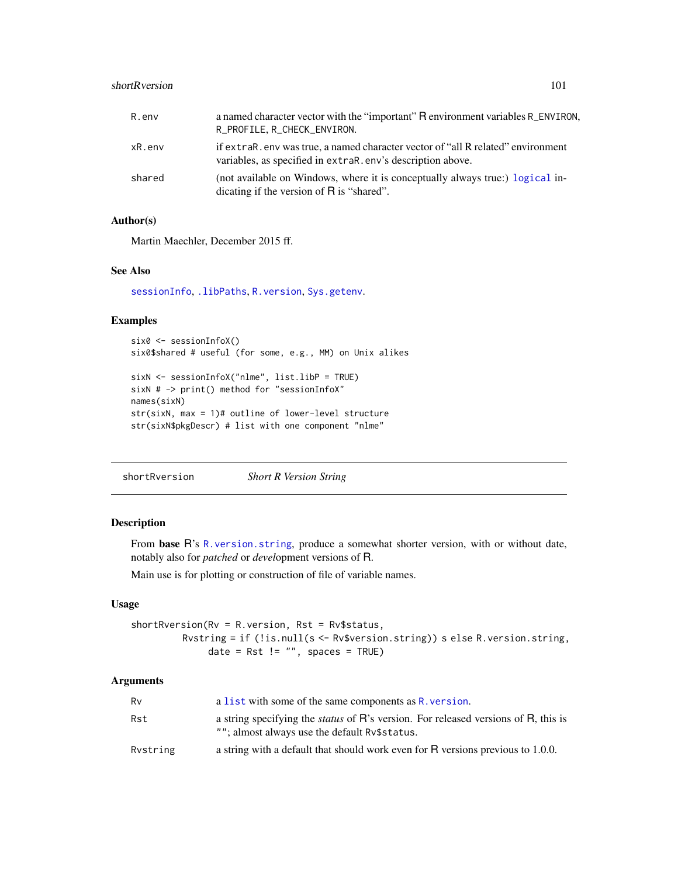| | |
|---|---|
| R.env | a named character vector with the "important" R environment variables R_ENVIRON, R_PROFILE, R_CHECK_ENVIRON. |
| xR.env | if extraR.env was true, a named character vector of "all R related" environment variables, as specified in extraR.env's description above. |
| shared | (not available on Windows, where it is conceptually always true:) logical indicating if the version of R is "shared". |

## Author(s)

Martin Maechler, December 2015 ff.

## See Also

sessionInfo, .libPaths, R.version, Sys.getenv.

## Examples

```
six0 <- sessionInfoX()
six0$shared # useful (for some, e.g., MM) on Unix alikes

sixN <- sessionInfoX("nlme", list.libP = TRUE)
sixN # -> print() method for "sessionInfoX"
names(sixN)
str(sixN, max = 1)# outline of lower-level structure
str(sixN$pkgDescr) # list with one component "nlme"
```

---

# shortRversion &emsp; *Short R Version String*

---

## Description

From **base** R's R.version.string, produce a somewhat shorter version, with or without date, notably also for *patched* or *devel*opment versions of R.

Main use is for plotting or construction of file of variable names.

## Usage

```
shortRversion(Rv = R.version, Rst = Rv$status,
          Rvstring = if (!is.null(s <- Rv$version.string)) s else R.version.string,
               date = Rst != "", spaces = TRUE)
```

## Arguments

| | |
|---|---|
| Rv | a list with some of the same components as R.version. |
| Rst | a string specifying the *status* of R's version. For released versions of R, this is ""; almost always use the default Rv$status. |
| Rvstring | a string with a default that should work even for R versions previous to 1.0.0. |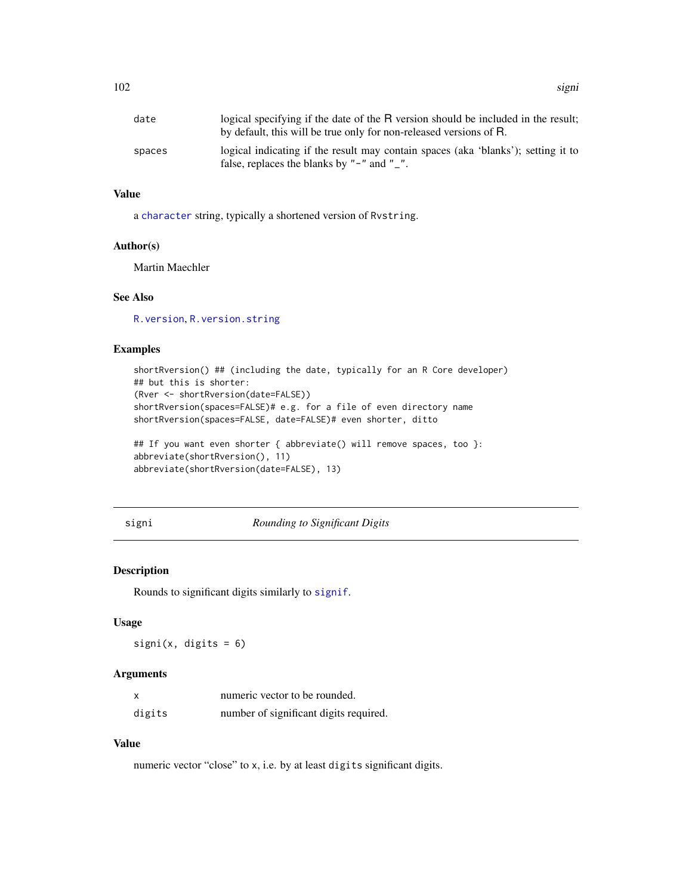| | |
|---|---|
| date | logical specifying if the date of the R version should be included in the result; by default, this will be true only for non-released versions of R. |
| spaces | logical indicating if the result may contain spaces (aka 'blanks'); setting it to false, replaces the blanks by "-" and "_". |

### Value

a character string, typically a shortened version of Rvstring.

### Author(s)

Martin Maechler

### See Also

R.version, R.version.string

### Examples

```
shortRversion() ## (including the date, typically for an R Core developer)
## but this is shorter:
(Rver <- shortRversion(date=FALSE))
shortRversion(spaces=FALSE)# e.g. for a file of even directory name
shortRversion(spaces=FALSE, date=FALSE)# even shorter, ditto

## If you want even shorter { abbreviate() will remove spaces, too }:
abbreviate(shortRversion(), 11)
abbreviate(shortRversion(date=FALSE), 13)
```

---

## signi — *Rounding to Significant Digits*

---

### Description

Rounds to significant digits similarly to signif.

### Usage

```
signi(x, digits = 6)
```

### Arguments

| | |
|---|---|
| x | numeric vector to be rounded. |
| digits | number of significant digits required. |

### Value

numeric vector "close" to x, i.e. by at least digits significant digits.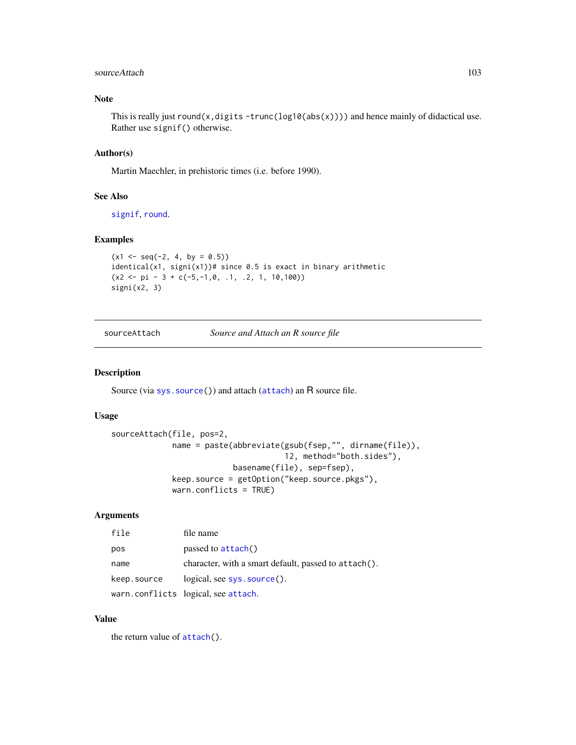### Note

This is really just `round(x,digits -trunc(log10(abs(x))))` and hence mainly of didactical use. Rather use `signif()` otherwise.

### Author(s)

Martin Maechler, in prehistoric times (i.e. before 1990).

### See Also

`signif`, `round`.

### Examples

```
(x1 <- seq(-2, 4, by = 0.5))
identical(x1, signi(x1))# since 0.5 is exact in binary arithmetic
(x2 <- pi - 3 + c(-5,-1,0, .1, .2, 1, 10,100))
signi(x2, 3)
```

---

## sourceAttach — *Source and Attach an R source file*

---

### Description

Source (via `sys.source()`) and attach (`attach`) an R source file.

### Usage

```
sourceAttach(file, pos=2,
             name = paste(abbreviate(gsub(fsep,"", dirname(file)),
                                     12, method="both.sides"),
                          basename(file), sep=fsep),
             keep.source = getOption("keep.source.pkgs"),
             warn.conflicts = TRUE)
```

### Arguments

| | |
|---|---|
| `file` | file name |
| `pos` | passed to `attach()` |
| `name` | character, with a smart default, passed to `attach()`. |
| `keep.source` | logical, see `sys.source()`. |
| `warn.conflicts` | logical, see `attach`. |

### Value

the return value of `attach()`.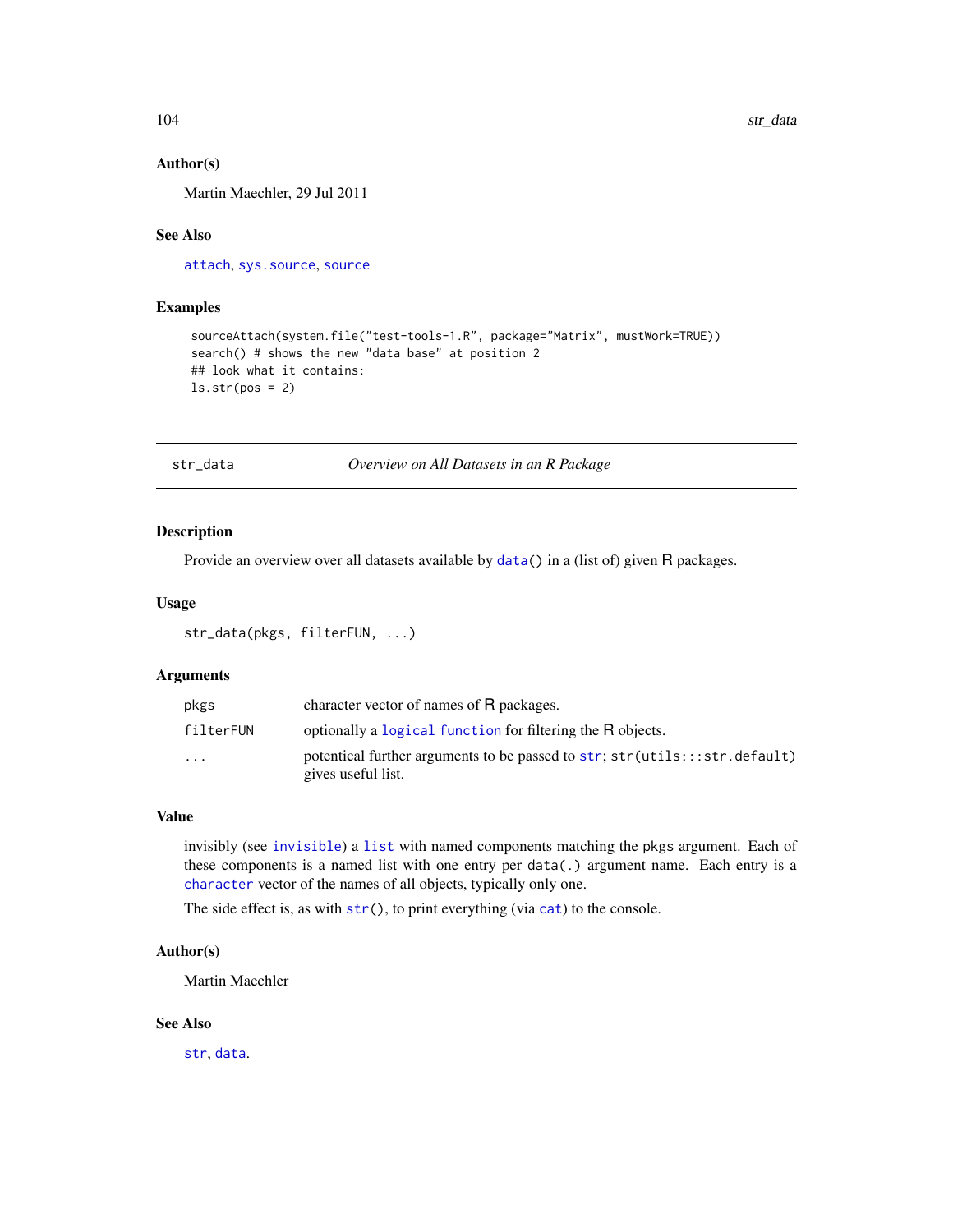### Author(s)

Martin Maechler, 29 Jul 2011

### See Also

attach, sys.source, source

### Examples

```
sourceAttach(system.file("test-tools-1.R", package="Matrix", mustWork=TRUE))
search() # shows the new "data base" at position 2
## look what it contains:
ls.str(pos = 2)
```

---

## str_data *Overview on All Datasets in an R Package*

---

### Description

Provide an overview over all datasets available by `data()` in a (list of) given R packages.

### Usage

```
str_data(pkgs, filterFUN, ...)
```

### Arguments

| | |
|---|---|
| `pkgs` | character vector of names of R packages. |
| `filterFUN` | optionally a `logical` `function` for filtering the R objects. |
| `...` | potential further arguments to be passed to `str`; `str(utils:::str.default)` gives useful list. |

### Value

invisibly (see `invisible`) a `list` with named components matching the `pkgs` argument. Each of these components is a named list with one entry per `data(.)` argument name. Each entry is a `character` vector of the names of all objects, typically only one.

The side effect is, as with `str()`, to print everything (via `cat`) to the console.

### Author(s)

Martin Maechler

### See Also

`str`, `data`.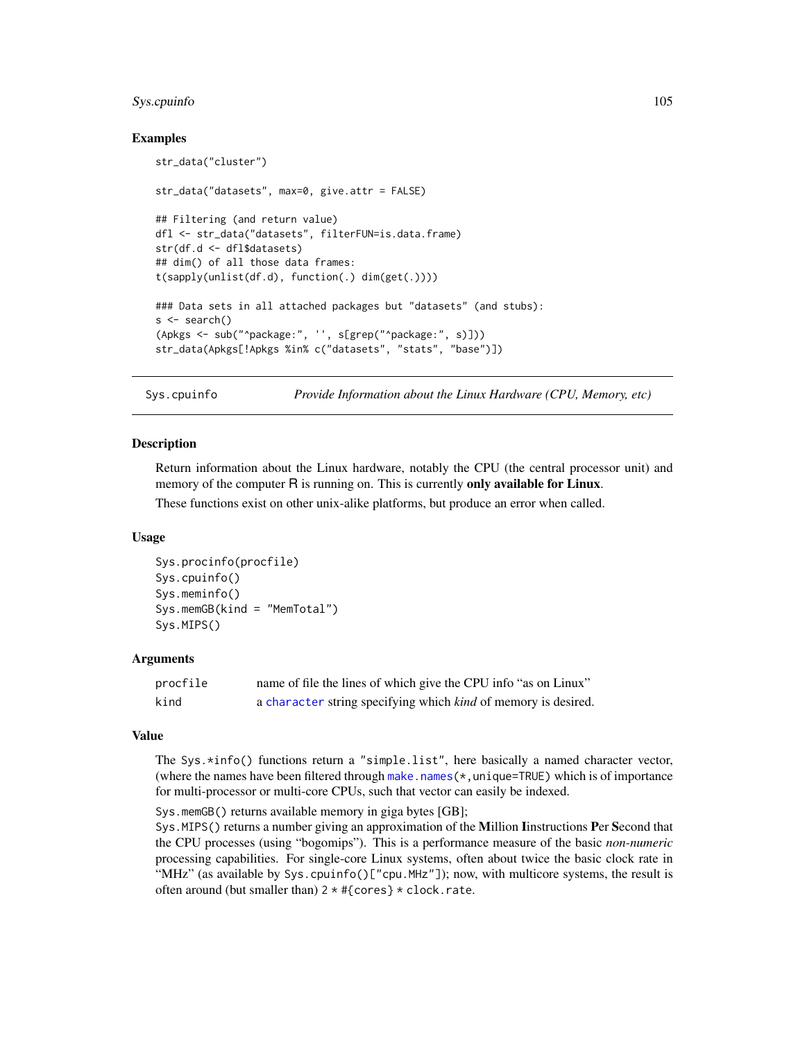### Examples

```
str_data("cluster")

str_data("datasets", max=0, give.attr = FALSE)

## Filtering (and return value)
dfl <- str_data("datasets", filterFUN=is.data.frame)
str(df.d <- dfl$datasets)
## dim() of all those data frames:
t(sapply(unlist(df.d), function(.) dim(get(.))))

### Data sets in all attached packages but "datasets" (and stubs):
s <- search()
(Apkgs <- sub("^package:", '', s[grep("^package:", s)]))
str_data(Apkgs[!Apkgs %in% c("datasets", "stats", "base")])
```

---

## Sys.cpuinfo — *Provide Information about the Linux Hardware (CPU, Memory, etc)*

### Description

Return information about the Linux hardware, notably the CPU (the central processor unit) and memory of the computer R is running on. This is currently **only available for Linux**.

These functions exist on other unix-alike platforms, but produce an error when called.

### Usage

```
Sys.procinfo(procfile)
Sys.cpuinfo()
Sys.meminfo()
Sys.memGB(kind = "MemTotal")
Sys.MIPS()
```

### Arguments

| | |
|---|---|
| `procfile` | name of file the lines of which give the CPU info "as on Linux" |
| `kind` | a `character` string specifying which *kind* of memory is desired. |

### Value

The `Sys.*info()` functions return a `"simple.list"`, here basically a named character vector, (where the names have been filtered through `make.names(*,unique=TRUE)` which is of importance for multi-processor or multi-core CPUs, such that vector can easily be indexed.

`Sys.memGB()` returns available memory in giga bytes [GB];
`Sys.MIPS()` returns a number giving an approximation of the **M**illion **I**instructions **P**er **S**econd that the CPU processes (using "bogomips"). This is a performance measure of the basic *non-numeric* processing capabilities. For single-core Linux systems, often about twice the basic clock rate in "MHz" (as available by `Sys.cpuinfo()["cpu.MHz"]`); now, with multicore systems, the result is often around (but smaller than) `2 * #{cores} * clock.rate`.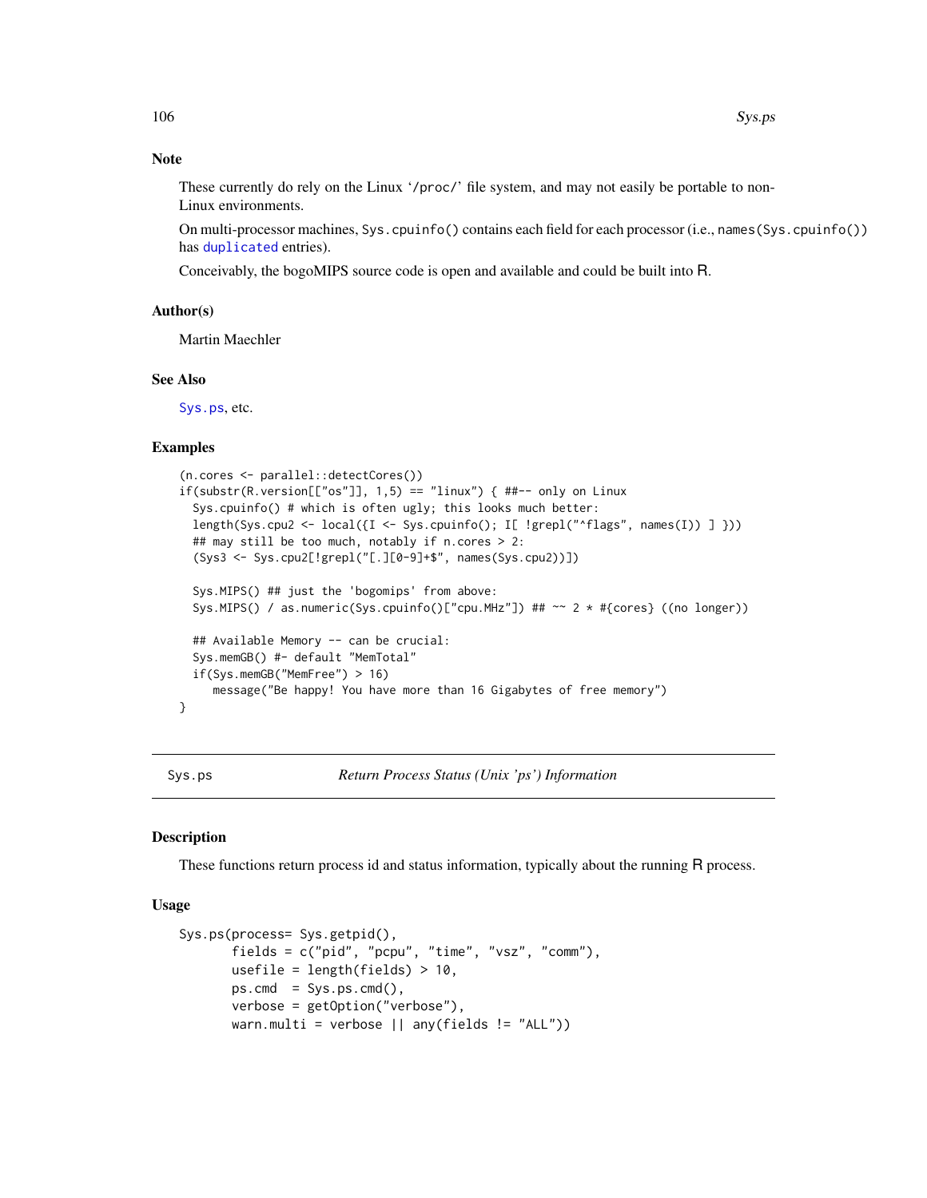### Note

These currently do rely on the Linux '/proc/' file system, and may not easily be portable to non-Linux environments.

On multi-processor machines, `Sys.cpuinfo()` contains each field for each processor (i.e., `names(Sys.cpuinfo())` has duplicated entries).

Conceivably, the bogoMIPS source code is open and available and could be built into R.

### Author(s)

Martin Maechler

### See Also

`Sys.ps`, etc.

### Examples

```
(n.cores <- parallel::detectCores())
if(substr(R.version[["os"]], 1,5) == "linux") { ##-- only on Linux
  Sys.cpuinfo() # which is often ugly; this looks much better:
  length(Sys.cpu2 <- local({I <- Sys.cpuinfo(); I[ !grepl("^flags", names(I)) ] }))
  ## may still be too much, notably if n.cores > 2:
  (Sys3 <- Sys.cpu2[!grepl("[.][0-9]+$", names(Sys.cpu2))])

  Sys.MIPS() ## just the 'bogomips' from above:
  Sys.MIPS() / as.numeric(Sys.cpuinfo()["cpu.MHz"]) ## ~~ 2 * #{cores} ((no longer))

  ## Available Memory -- can be crucial:
  Sys.memGB() #- default "MemTotal"
  if(Sys.memGB("MemFree") > 16)
     message("Be happy! You have more than 16 Gigabytes of free memory")
}
```

---

## Sys.ps — *Return Process Status (Unix 'ps') Information*

### Description

These functions return process id and status information, typically about the running R process.

### Usage

```
Sys.ps(process= Sys.getpid(),
       fields = c("pid", "pcpu", "time", "vsz", "comm"),
       usefile = length(fields) > 10,
       ps.cmd  = Sys.ps.cmd(),
       verbose = getOption("verbose"),
       warn.multi = verbose || any(fields != "ALL"))
```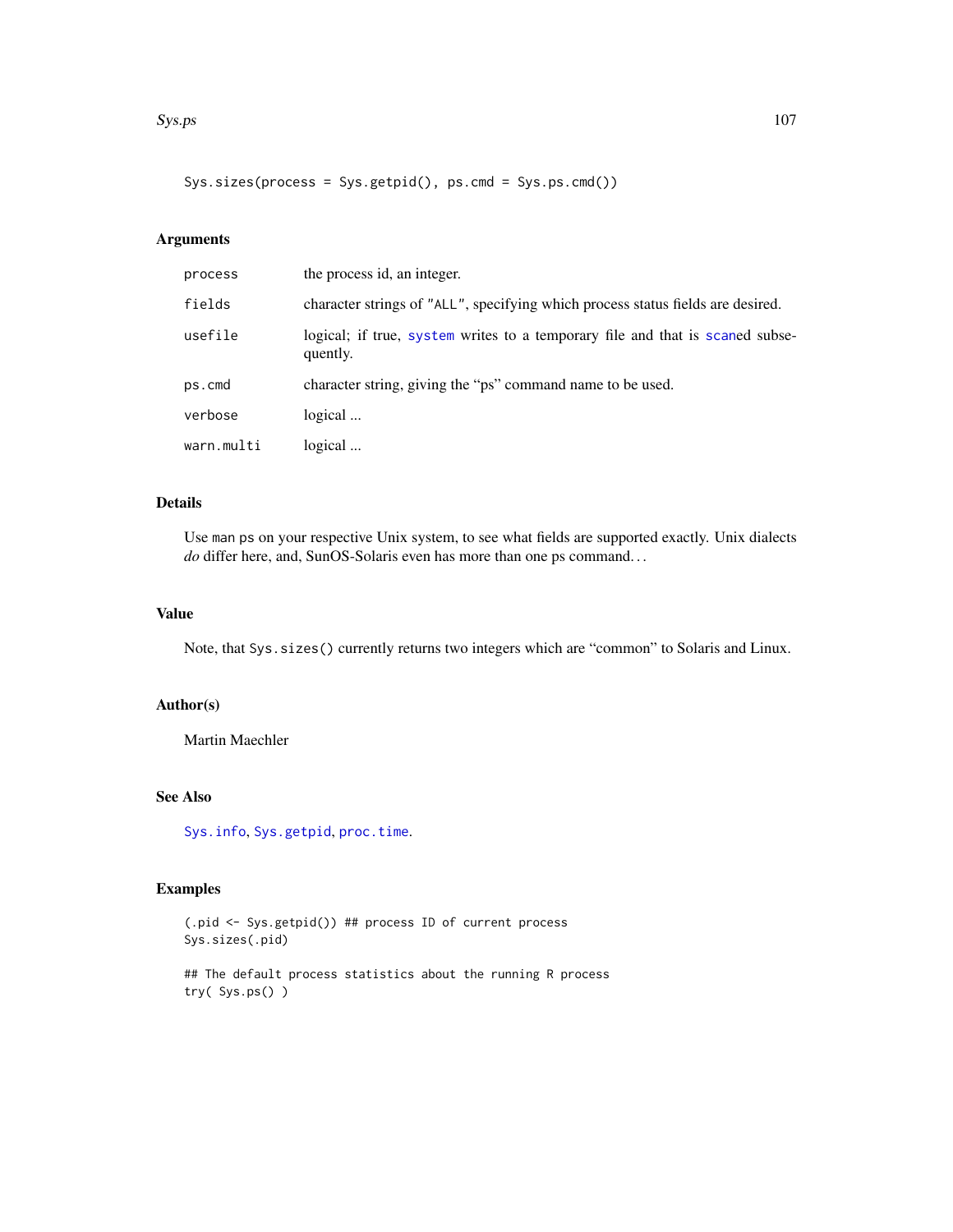```
Sys.sizes(process = Sys.getpid(), ps.cmd = Sys.ps.cmd())
```

## Arguments

| | |
|---|---|
| `process` | the process id, an integer. |
| `fields` | character strings of `"ALL"`, specifying which process status fields are desired. |
| `usefile` | logical; if true, `system` writes to a temporary file and that is `scan`ed subsequently. |
| `ps.cmd` | character string, giving the “ps” command name to be used. |
| `verbose` | logical ... |
| `warn.multi` | logical ... |

## Details

Use `man ps` on your respective Unix system, to see what fields are supported exactly. Unix dialects *do* differ here, and, SunOS-Solaris even has more than one ps command…

## Value

Note, that `Sys.sizes()` currently returns two integers which are “common” to Solaris and Linux.

## Author(s)

Martin Maechler

## See Also

`Sys.info`, `Sys.getpid`, `proc.time`.

## Examples

```
(.pid <- Sys.getpid()) ## process ID of current process
Sys.sizes(.pid)

## The default process statistics about the running R process
try( Sys.ps() )
```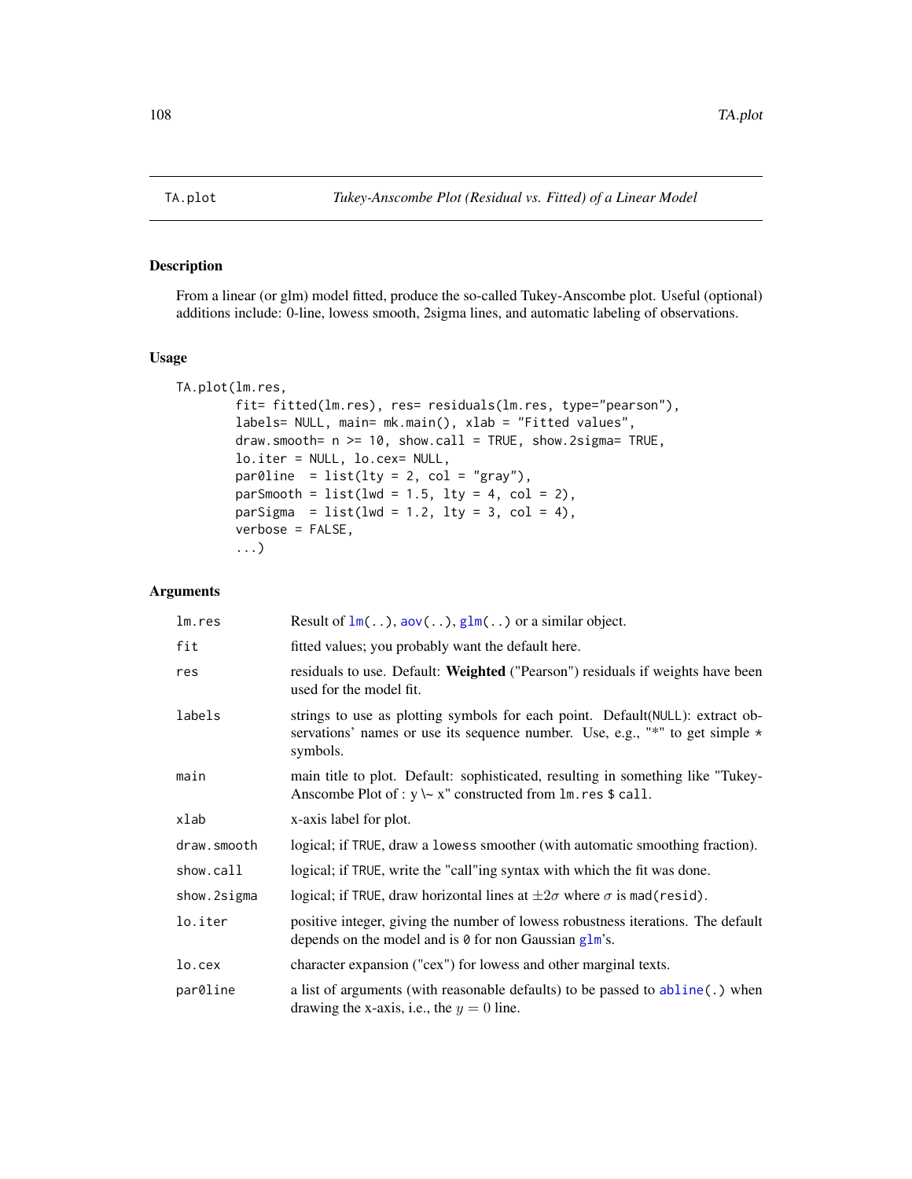## TA.plot — Tukey-Anscombe Plot (Residual vs. Fitted) of a Linear Model

### Description

From a linear (or glm) model fitted, produce the so-called Tukey-Anscombe plot. Useful (optional) additions include: 0-line, lowess smooth, 2sigma lines, and automatic labeling of observations.

### Usage

```
TA.plot(lm.res,
        fit= fitted(lm.res), res= residuals(lm.res, type="pearson"),
        labels= NULL, main= mk.main(), xlab = "Fitted values",
        draw.smooth= n >= 10, show.call = TRUE, show.2sigma= TRUE,
        lo.iter = NULL, lo.cex= NULL,
        par0line  = list(lty = 2, col = "gray"),
        parSmooth = list(lwd = 1.5, lty = 4, col = 2),
        parSigma  = list(lwd = 1.2, lty = 3, col = 4),
        verbose = FALSE,
        ...)
```

### Arguments

| | |
|---|---|
| `lm.res` | Result of `lm(..)`, `aov(..)`, `glm(..)` or a similar object. |
| `fit` | fitted values; you probably want the default here. |
| `res` | residuals to use. Default: **Weighted** ("Pearson") residuals if weights have been used for the model fit. |
| `labels` | strings to use as plotting symbols for each point. Default(`NULL`): extract observations' names or use its sequence number. Use, e.g., "*" to get simple `*` symbols. |
| `main` | main title to plot. Default: sophisticated, resulting in something like "Tukey-Anscombe Plot of : y \~ x" constructed from `lm.res $ call`. |
| `xlab` | x-axis label for plot. |
| `draw.smooth` | logical; if `TRUE`, draw a `lowess` smoother (with automatic smoothing fraction). |
| `show.call` | logical; if `TRUE`, write the "call"ing syntax with which the fit was done. |
| `show.2sigma` | logical; if `TRUE`, draw horizontal lines at $\pm 2\sigma$ where $\sigma$ is `mad(resid)`. |
| `lo.iter` | positive integer, giving the number of lowess robustness iterations. The default depends on the model and is `0` for non Gaussian `glm`'s. |
| `lo.cex` | character expansion ("cex") for lowess and other marginal texts. |
| `par0line` | a list of arguments (with reasonable defaults) to be passed to `abline(.)` when drawing the x-axis, i.e., the $y = 0$ line. |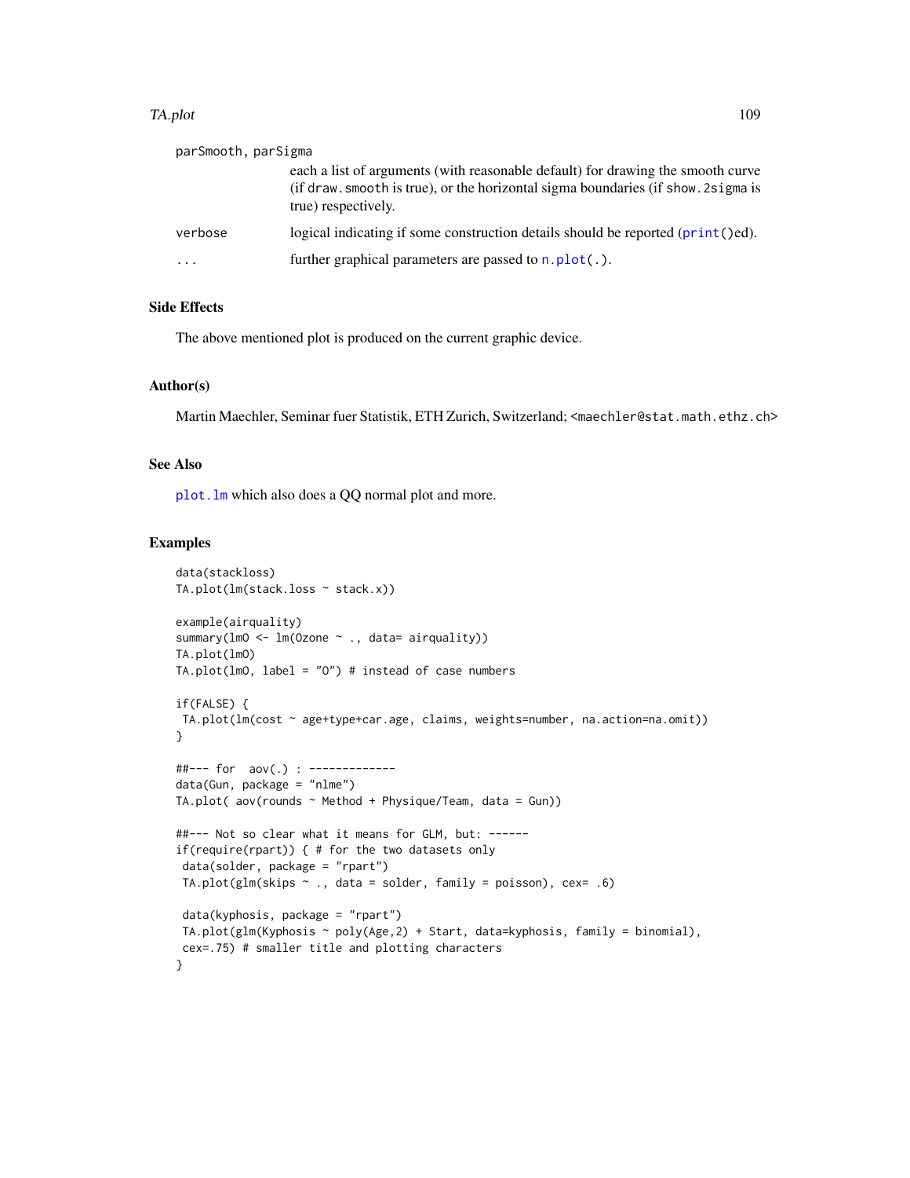parSmooth, parSigma
: each a list of arguments (with reasonable default) for drawing the smooth curve (if `draw.smooth` is true), or the horizontal sigma boundaries (if `show.2sigma` is true) respectively.

verbose
: logical indicating if some construction details should be reported (`print()`ed).

...
: further graphical parameters are passed to `n.plot(.)`.

## Side Effects

The above mentioned plot is produced on the current graphic device.

## Author(s)

Martin Maechler, Seminar fuer Statistik, ETH Zurich, Switzerland; <maechler@stat.math.ethz.ch>

## See Also

`plot.lm` which also does a QQ normal plot and more.

## Examples

```
data(stackloss)
TA.plot(lm(stack.loss ~ stack.x))

example(airquality)
summary(lmO <- lm(Ozone ~ ., data= airquality))
TA.plot(lmO)
TA.plot(lmO, label = "O") # instead of case numbers

if(FALSE) {
 TA.plot(lm(cost ~ age+type+car.age, claims, weights=number, na.action=na.omit))
}

##--- for  aov(.) : -------------
data(Gun, package = "nlme")
TA.plot( aov(rounds ~ Method + Physique/Team, data = Gun))

##--- Not so clear what it means for GLM, but: ------
if(require(rpart)) { # for the two datasets only
 data(solder, package = "rpart")
 TA.plot(glm(skips ~ ., data = solder, family = poisson), cex= .6)

 data(kyphosis, package = "rpart")
 TA.plot(glm(Kyphosis ~ poly(Age,2) + Start, data=kyphosis, family = binomial),
 cex=.75) # smaller title and plotting characters
}
```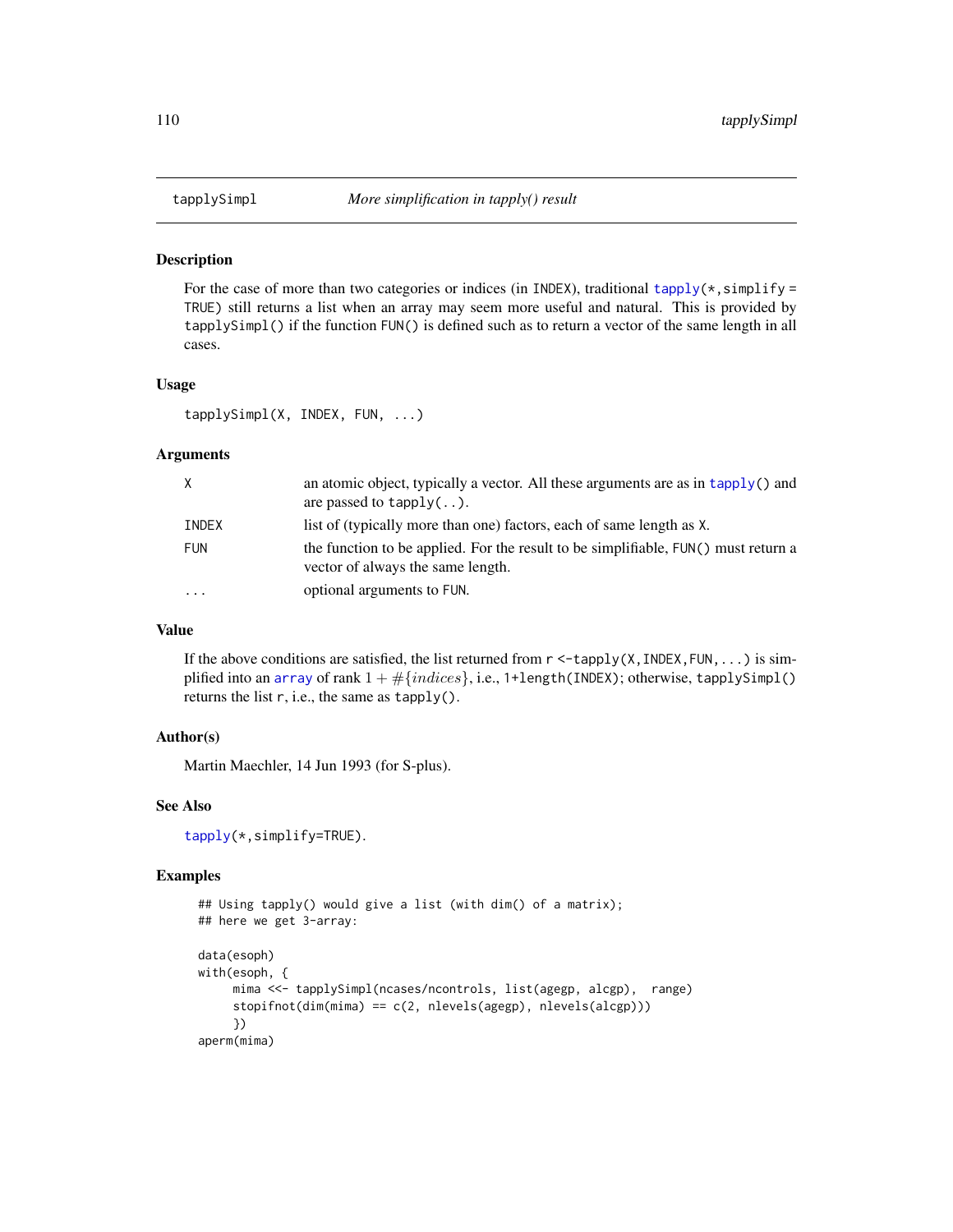# tapplySimpl — *More simplification in tapply() result*

## Description

For the case of more than two categories or indices (in INDEX), traditional tapply(*,simplify = TRUE) still returns a list when an array may seem more useful and natural. This is provided by tapplySimpl() if the function FUN() is defined such as to return a vector of the same length in all cases.

## Usage

```
tapplySimpl(X, INDEX, FUN, ...)
```

## Arguments

| | |
|---|---|
| X | an atomic object, typically a vector. All these arguments are as in tapply() and are passed to tapply(..). |
| INDEX | list of (typically more than one) factors, each of same length as X. |
| FUN | the function to be applied. For the result to be simplifiable, FUN() must return a vector of always the same length. |
| ... | optional arguments to FUN. |

## Value

If the above conditions are satisfied, the list returned from r <-tapply(X,INDEX,FUN,...) is simplified into an array of rank $1 + \#\{indices\}$, i.e., 1+length(INDEX); otherwise, tapplySimpl() returns the list r, i.e., the same as tapply().

## Author(s)

Martin Maechler, 14 Jun 1993 (for S-plus).

## See Also

tapply(*,simplify=TRUE).

## Examples

```
## Using tapply() would give a list (with dim() of a matrix);
## here we get 3-array:

data(esoph)
with(esoph, {
     mima <<- tapplySimpl(ncases/ncontrols, list(agegp, alcgp),  range)
     stopifnot(dim(mima) == c(2, nlevels(agegp), nlevels(alcgp)))
     })
aperm(mima)
```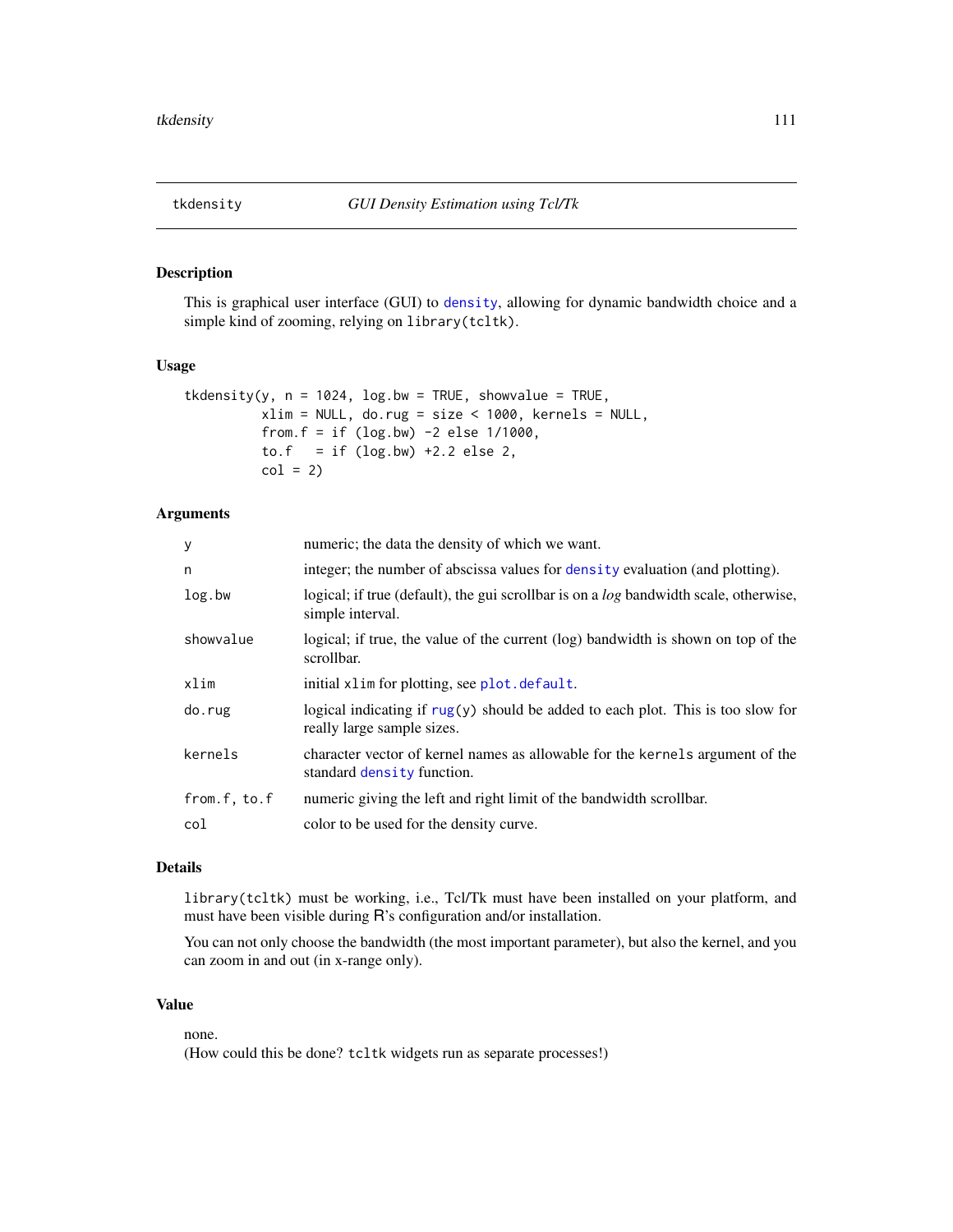## tkdensity — *GUI Density Estimation using Tcl/Tk*

### Description

This is graphical user interface (GUI) to `density`, allowing for dynamic bandwidth choice and a simple kind of zooming, relying on `library(tcltk)`.

### Usage

```
tkdensity(y, n = 1024, log.bw = TRUE, showvalue = TRUE,
          xlim = NULL, do.rug = size < 1000, kernels = NULL,
          from.f = if (log.bw) -2 else 1/1000,
          to.f   = if (log.bw) +2.2 else 2,
          col = 2)
```

### Arguments

| | |
|---|---|
| `y` | numeric; the data the density of which we want. |
| `n` | integer; the number of abscissa values for `density` evaluation (and plotting). |
| `log.bw` | logical; if true (default), the gui scrollbar is on a *log* bandwidth scale, otherwise, simple interval. |
| `showvalue` | logical; if true, the value of the current (log) bandwidth is shown on top of the scrollbar. |
| `xlim` | initial `xlim` for plotting, see `plot.default`. |
| `do.rug` | logical indicating if `rug(y)` should be added to each plot. This is too slow for really large sample sizes. |
| `kernels` | character vector of kernel names as allowable for the `kernels` argument of the standard `density` function. |
| `from.f, to.f` | numeric giving the left and right limit of the bandwidth scrollbar. |
| `col` | color to be used for the density curve. |

### Details

`library(tcltk)` must be working, i.e., Tcl/Tk must have been installed on your platform, and must have been visible during R's configuration and/or installation.

You can not only choose the bandwidth (the most important parameter), but also the kernel, and you can zoom in and out (in x-range only).

### Value

none.
(How could this be done? `tcltk` widgets run as separate processes!)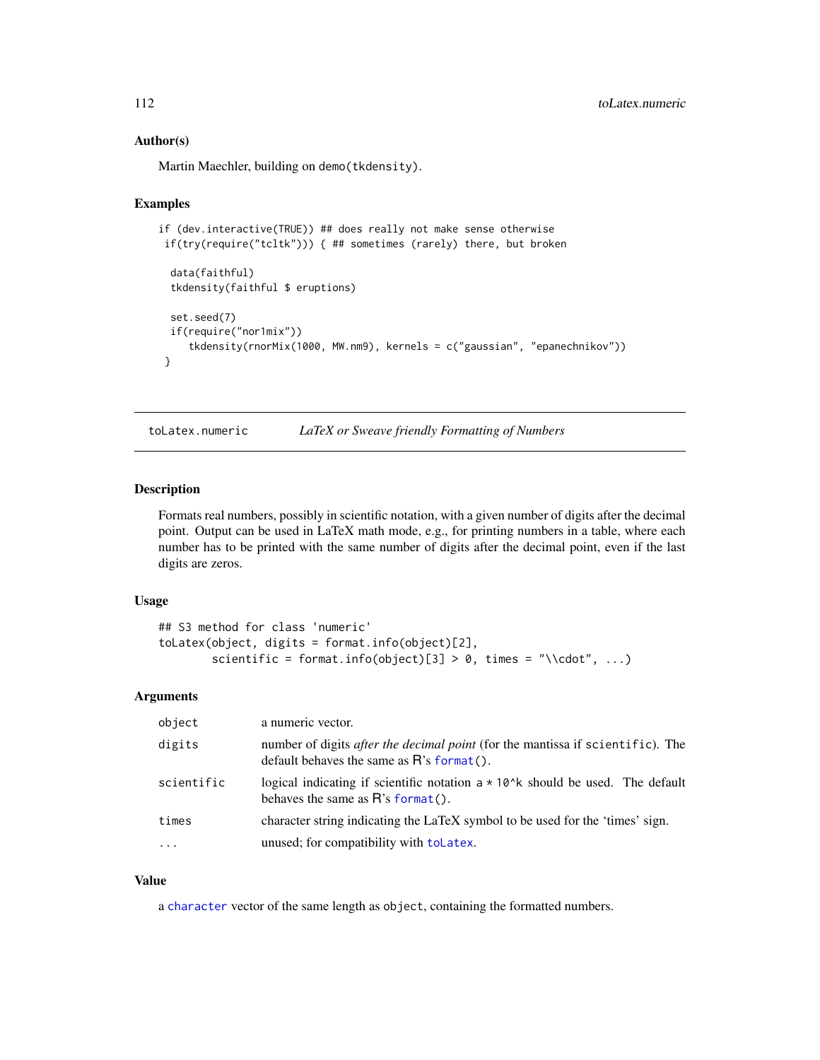### Author(s)

Martin Maechler, building on demo(tkdensity).

### Examples

```
if (dev.interactive(TRUE)) ## does really not make sense otherwise
 if(try(require("tcltk"))) { ## sometimes (rarely) there, but broken

  data(faithful)
  tkdensity(faithful $ eruptions)

  set.seed(7)
  if(require("nor1mix"))
      tkdensity(rnorMix(1000, MW.nm9), kernels = c("gaussian", "epanechnikov"))
 }
```

---

## toLatex.numeric &nbsp;&nbsp;&nbsp;&nbsp; *LaTeX or Sweave friendly Formatting of Numbers*

---

### Description

Formats real numbers, possibly in scientific notation, with a given number of digits after the decimal point. Output can be used in LaTeX math mode, e.g., for printing numbers in a table, where each number has to be printed with the same number of digits after the decimal point, even if the last digits are zeros.

### Usage

```
## S3 method for class 'numeric'
toLatex(object, digits = format.info(object)[2],
        scientific = format.info(object)[3] > 0, times = "\\cdot", ...)
```

### Arguments

| | |
|---|---|
| object | a numeric vector. |
| digits | number of digits *after the decimal point* (for the mantissa if scientific). The default behaves the same as R's format(). |
| scientific | logical indicating if scientific notation a * 10^k should be used. The default behaves the same as R's format(). |
| times | character string indicating the LaTeX symbol to be used for the 'times' sign. |
| ... | unused; for compatibility with toLatex. |

### Value

a character vector of the same length as object, containing the formatted numbers.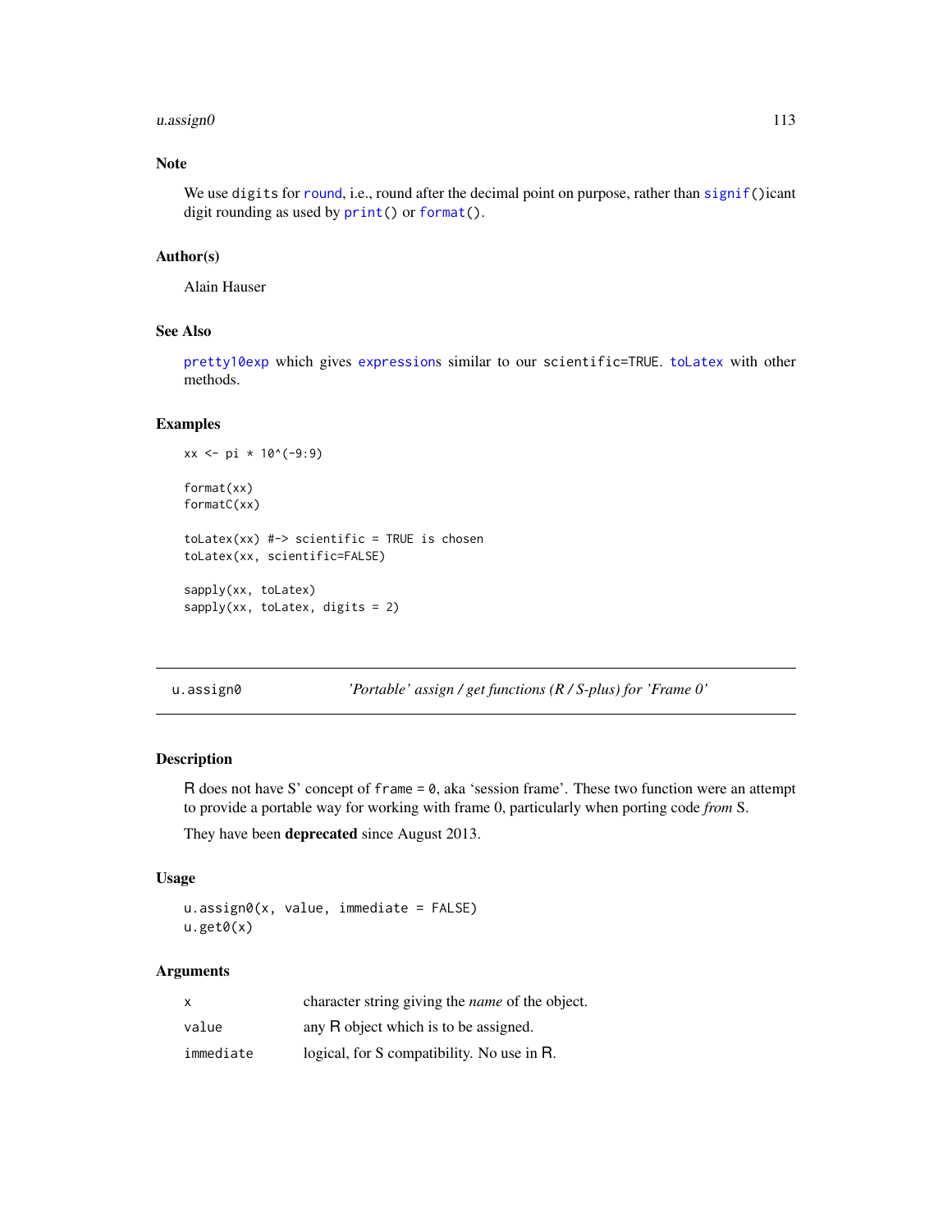### Note

We use `digits` for `round`, i.e., round after the decimal point on purpose, rather than `signif()`icant digit rounding as used by `print()` or `format()`.

### Author(s)

Alain Hauser

### See Also

`pretty10exp` which gives `expressions` similar to our `scientific=TRUE`. `toLatex` with other methods.

### Examples

```
xx <- pi * 10^(-9:9)

format(xx)
formatC(xx)

toLatex(xx) #-> scientific = TRUE is chosen
toLatex(xx, scientific=FALSE)

sapply(xx, toLatex)
sapply(xx, toLatex, digits = 2)
```

---

## u.assign0 — *'Portable' assign / get functions (R / S-plus) for 'Frame 0'*

---

### Description

R does not have S' concept of `frame = 0`, aka 'session frame'. These two function were an attempt to provide a portable way for working with frame 0, particularly when porting code *from* S.

They have been **deprecated** since August 2013.

### Usage

```
u.assign0(x, value, immediate = FALSE)
u.get0(x)
```

### Arguments

| | |
|---|---|
| `x` | character string giving the *name* of the object. |
| `value` | any R object which is to be assigned. |
| `immediate` | logical, for S compatibility. No use in R. |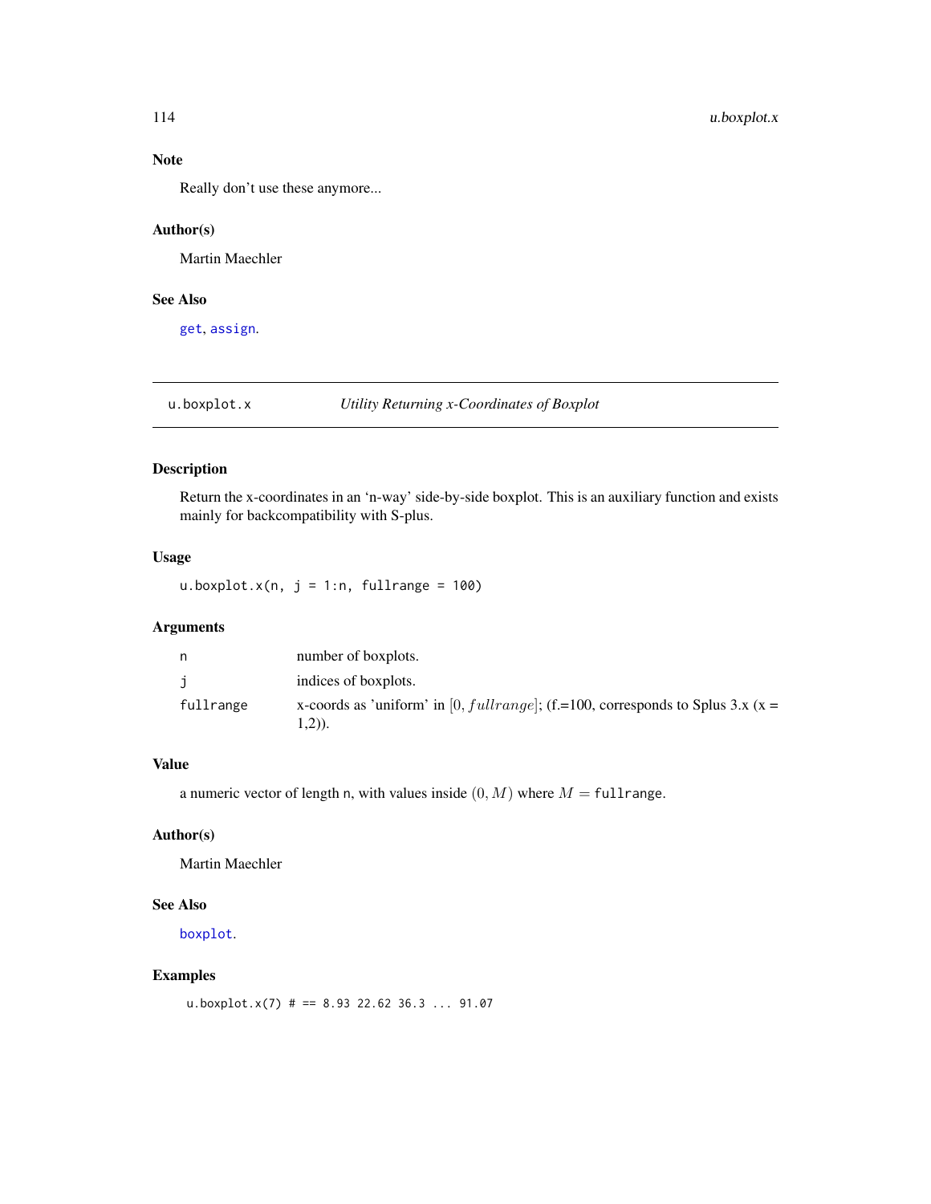### Note

Really don't use these anymore...

### Author(s)

Martin Maechler

### See Also

`get`, `assign`.

---

## u.boxplot.x *Utility Returning x-Coordinates of Boxplot*

### Description

Return the x-coordinates in an 'n-way' side-by-side boxplot. This is an auxiliary function and exists mainly for backcompatibility with S-plus.

### Usage

```
u.boxplot.x(n, j = 1:n, fullrange = 100)
```

### Arguments

| | |
|---|---|
| `n` | number of boxplots. |
| `j` | indices of boxplots. |
| `fullrange` | x-coords as 'uniform' in $[0, fullrange]$; (f.=100, corresponds to Splus 3.x (x = 1,2)). |

### Value

a numeric vector of length `n`, with values inside $(0, M)$ where $M =$ `fullrange`.

### Author(s)

Martin Maechler

### See Also

`boxplot`.

### Examples

```
u.boxplot.x(7) # == 8.93 22.62 36.3 ... 91.07
```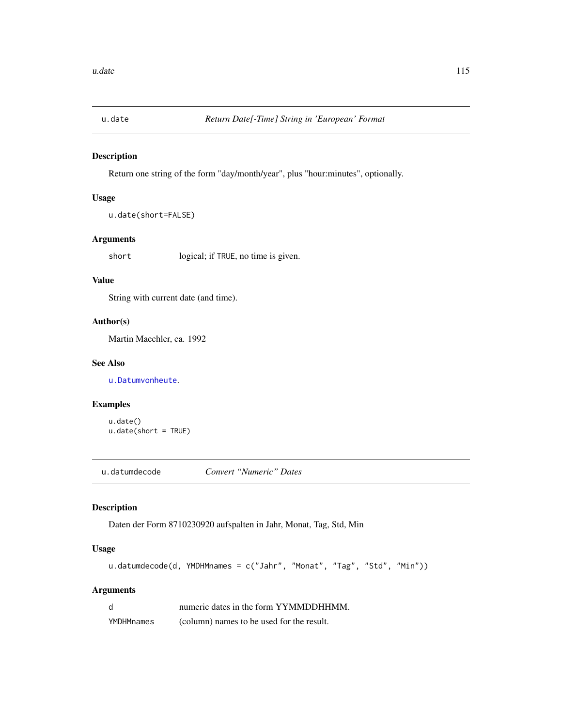## u.date — *Return Date[-Time] String in 'European' Format*

### Description

Return one string of the form "day/month/year", plus "hour:minutes", optionally.

### Usage

```
u.date(short=FALSE)
```

### Arguments

| | |
|---|---|
| short | logical; if TRUE, no time is given. |

### Value

String with current date (and time).

### Author(s)

Martin Maechler, ca. 1992

### See Also

u.Datumvonheute.

### Examples

```
u.date()
u.date(short = TRUE)
```

## u.datumdecode — *Convert "Numeric" Dates*

### Description

Daten der Form 8710230920 aufspalten in Jahr, Monat, Tag, Std, Min

### Usage

```
u.datumdecode(d, YMDHMnames = c("Jahr", "Monat", "Tag", "Std", "Min"))
```

### Arguments

| | |
|---|---|
| d | numeric dates in the form YYMMDDHHMM. |
| YMDHMnames | (column) names to be used for the result. |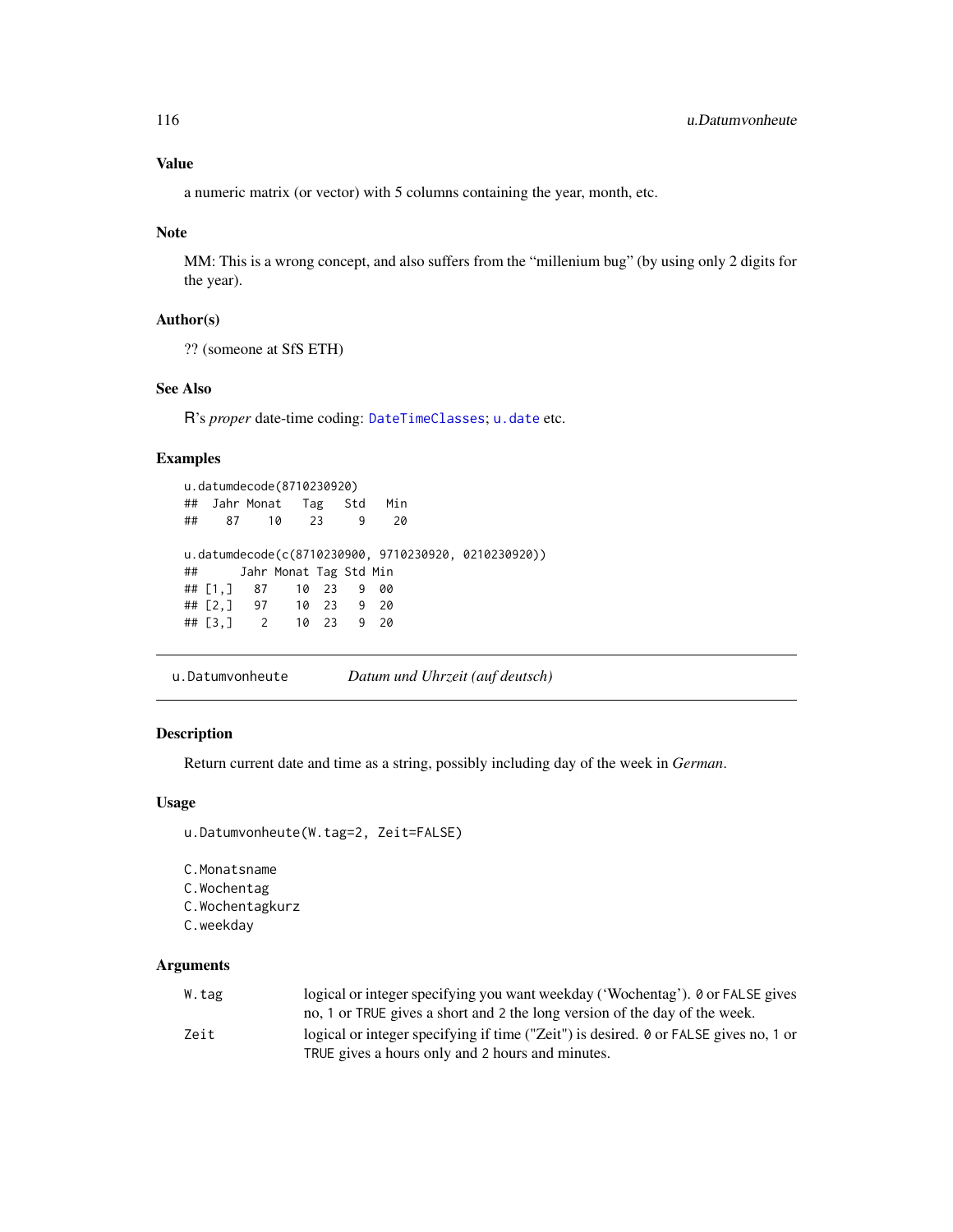### Value

a numeric matrix (or vector) with 5 columns containing the year, month, etc.

### Note

MM: This is a wrong concept, and also suffers from the "millenium bug" (by using only 2 digits for the year).

### Author(s)

?? (someone at SfS ETH)

### See Also

R's *proper* date-time coding: `DateTimeClasses`; `u.date` etc.

### Examples

```
u.datumdecode(8710230920)
##  Jahr Monat   Tag   Std   Min
##    87    10    23     9    20

u.datumdecode(c(8710230900, 9710230920, 0210230920))
##      Jahr Monat Tag Std Min
## [1,]   87    10  23   9  00
## [2,]   97    10  23   9  20
## [3,]    2    10  23   9  20
```

---

## u.Datumvonheute — *Datum und Uhrzeit (auf deutsch)*

---

### Description

Return current date and time as a string, possibly including day of the week in *German*.

### Usage

```
u.Datumvonheute(W.tag=2, Zeit=FALSE)

C.Monatsname
C.Wochentag
C.Wochentagkurz
C.weekday
```

### Arguments

| | |
|---|---|
| `W.tag` | logical or integer specifying you want weekday ('Wochentag'). `0` or `FALSE` gives no, `1` or `TRUE` gives a short and `2` the long version of the day of the week. |
| `Zeit` | logical or integer specifying if time ("Zeit") is desired. `0` or `FALSE` gives no, `1` or `TRUE` gives a hours only and `2` hours and minutes. |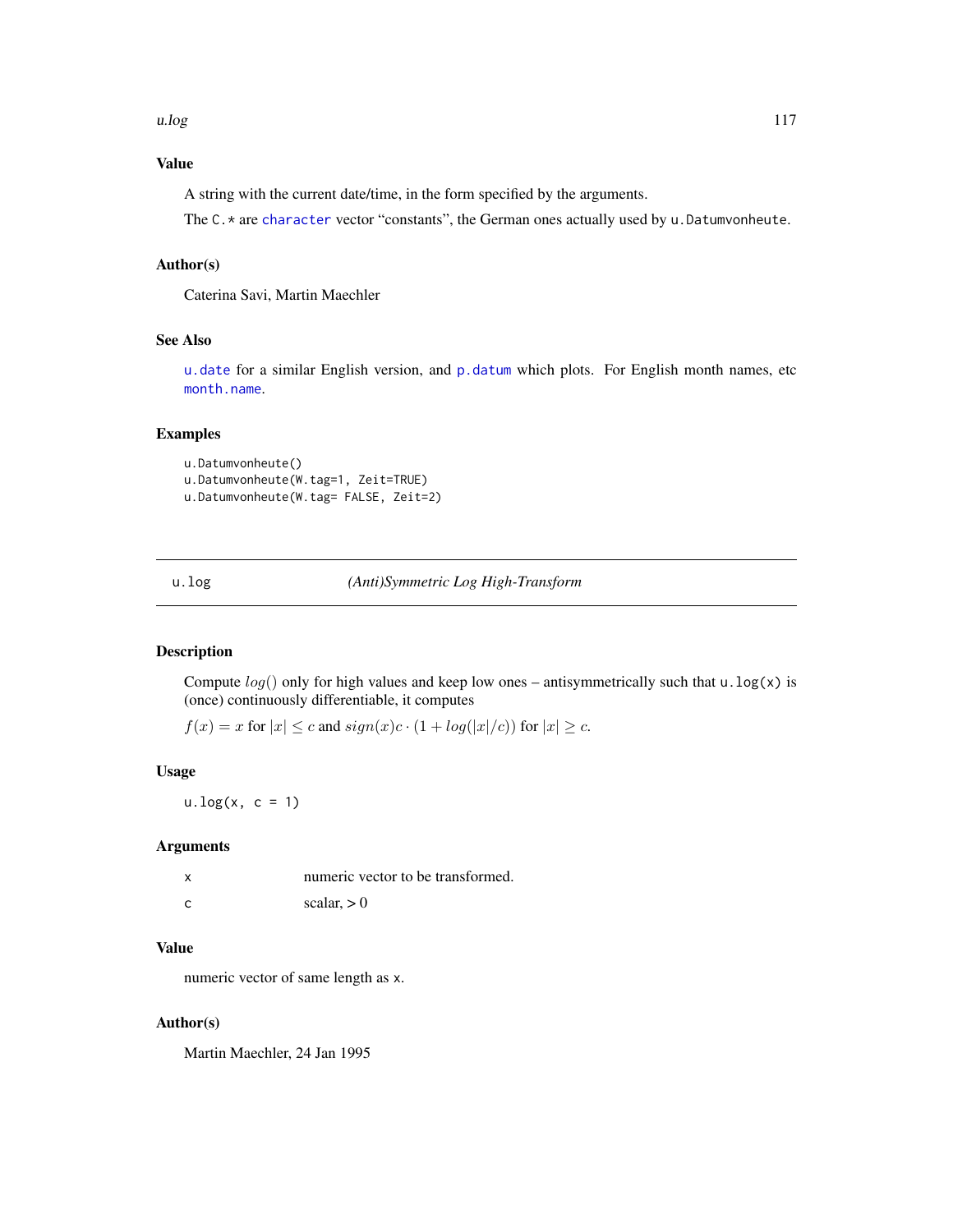## Value

A string with the current date/time, in the form specified by the arguments.

The `C.*` are `character` vector "constants", the German ones actually used by `u.Datumvonheute`.

## Author(s)

Caterina Savi, Martin Maechler

## See Also

`u.date` for a similar English version, and `p.datum` which plots. For English month names, etc `month.name`.

## Examples

```
u.Datumvonheute()
u.Datumvonheute(W.tag=1, Zeit=TRUE)
u.Datumvonheute(W.tag= FALSE, Zeit=2)
```

---

# u.log *(Anti)Symmetric Log High-Transform*

## Description

Compute $log()$ only for high values and keep low ones – antisymmetrically such that `u.log(x)` is (once) continuously differentiable, it computes

$f(x) = x$ for $|x| \leq c$ and $sign(x)c \cdot (1 + log(|x|/c))$ for $|x| \geq c$.

## Usage

```
u.log(x, c = 1)
```

## Arguments

| | |
|---|---|
| x | numeric vector to be transformed. |
| c | scalar, > 0 |

## Value

numeric vector of same length as `x`.

## Author(s)

Martin Maechler, 24 Jan 1995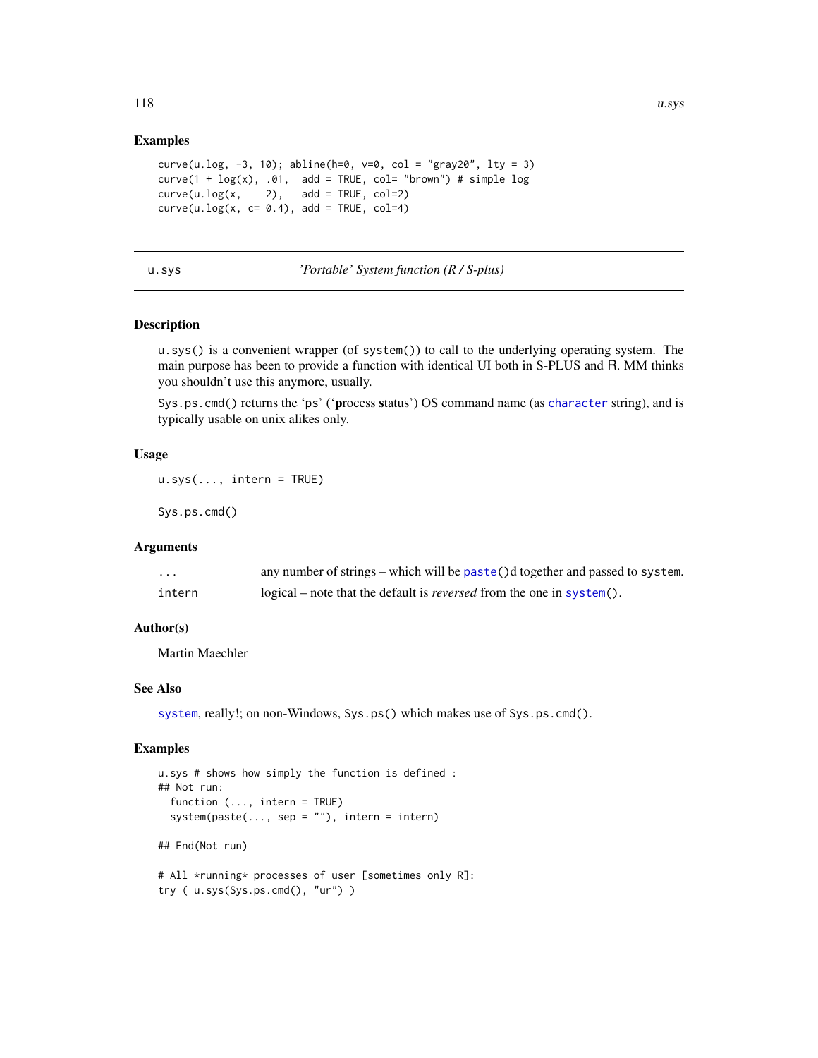### Examples

```
curve(u.log, -3, 10); abline(h=0, v=0, col = "gray20", lty = 3)
curve(1 + log(x), .01,  add = TRUE, col= "brown") # simple log
curve(u.log(x,    2),   add = TRUE, col=2)
curve(u.log(x, c= 0.4), add = TRUE, col=4)
```

---

## u.sys — *'Portable' System function (R / S-plus)*

### Description

`u.sys()` is a convenient wrapper (of `system()`) to call to the underlying operating system. The main purpose has been to provide a function with identical UI both in S-PLUS and R. MM thinks you shouldn't use this anymore, usually.

`Sys.ps.cmd()` returns the 'ps' ('**p**rocess **s**tatus') OS command name (as character string), and is typically usable on unix alikes only.

### Usage

```
u.sys(..., intern = TRUE)

Sys.ps.cmd()
```

### Arguments

| | |
|---|---|
| `...` | any number of strings – which will be `paste()`d together and passed to `system`. |
| `intern` | logical – note that the default is *reversed* from the one in `system()`. |

### Author(s)

Martin Maechler

### See Also

system, really!; on non-Windows, `Sys.ps()` which makes use of `Sys.ps.cmd()`.

### Examples

```
u.sys # shows how simply the function is defined :
## Not run:
  function (..., intern = TRUE)
  system(paste(..., sep = ""), intern = intern)

## End(Not run)

# All *running* processes of user [sometimes only R]:
try ( u.sys(Sys.ps.cmd(), "ur") )
```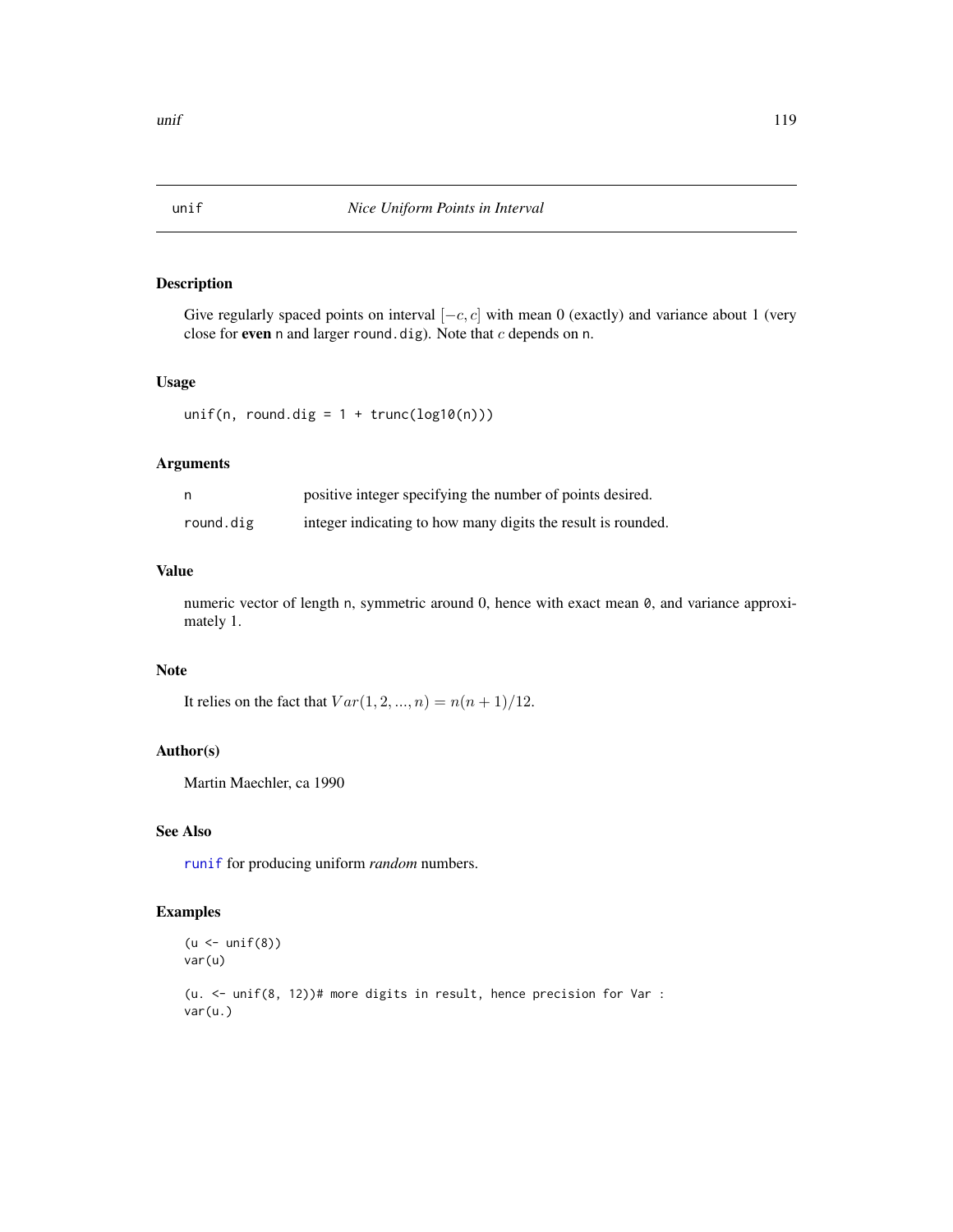# unif *Nice Uniform Points in Interval*

## Description

Give regularly spaced points on interval $[-c, c]$ with mean 0 (exactly) and variance about 1 (very close for **even** n and larger round.dig). Note that $c$ depends on n.

## Usage

```
unif(n, round.dig = 1 + trunc(log10(n)))
```

## Arguments

| | |
|---|---|
| n | positive integer specifying the number of points desired. |
| round.dig | integer indicating to how many digits the result is rounded. |

## Value

numeric vector of length n, symmetric around 0, hence with exact mean 0, and variance approximately 1.

## Note

It relies on the fact that $Var(1, 2, ..., n) = n(n + 1)/12$.

## Author(s)

Martin Maechler, ca 1990

## See Also

runif for producing uniform *random* numbers.

## Examples

```
(u <- unif(8))
var(u)

(u. <- unif(8, 12))# more digits in result, hence precision for Var :
var(u.)
```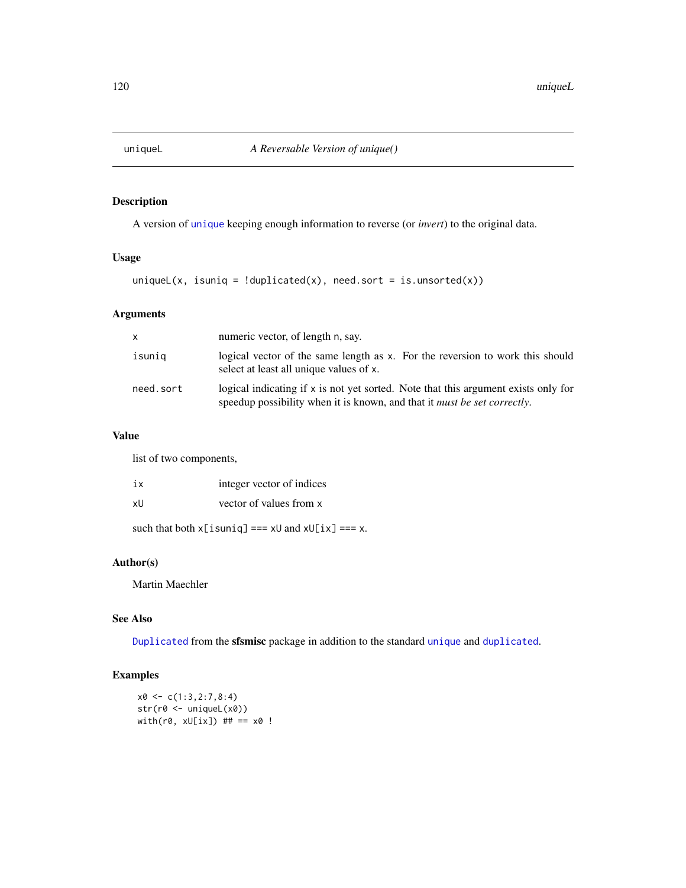# uniqueL — *A Reversable Version of unique()*

## Description

A version of `unique` keeping enough information to reverse (or *invert*) to the original data.

## Usage

```
uniqueL(x, isuniq = !duplicated(x), need.sort = is.unsorted(x))
```

## Arguments

| | |
|---|---|
| `x` | numeric vector, of length `n`, say. |
| `isuniq` | logical vector of the same length as `x`. For the reversion to work this should select at least all unique values of `x`. |
| `need.sort` | logical indicating if `x` is not yet sorted. Note that this argument exists only for speedup possibility when it is known, and that it *must be set correctly*. |

## Value

list of two components,

| | |
|---|---|
| `ix` | integer vector of indices |
| `xU` | vector of values from `x` |

such that both `x[isuniq] === xU` and `xU[ix] === x`.

## Author(s)

Martin Maechler

## See Also

`Duplicated` from the **sfsmisc** package in addition to the standard `unique` and `duplicated`.

## Examples

```
x0 <- c(1:3,2:7,8:4)
str(r0 <- uniqueL(x0))
with(r0, xU[ix]) ## == x0 !
```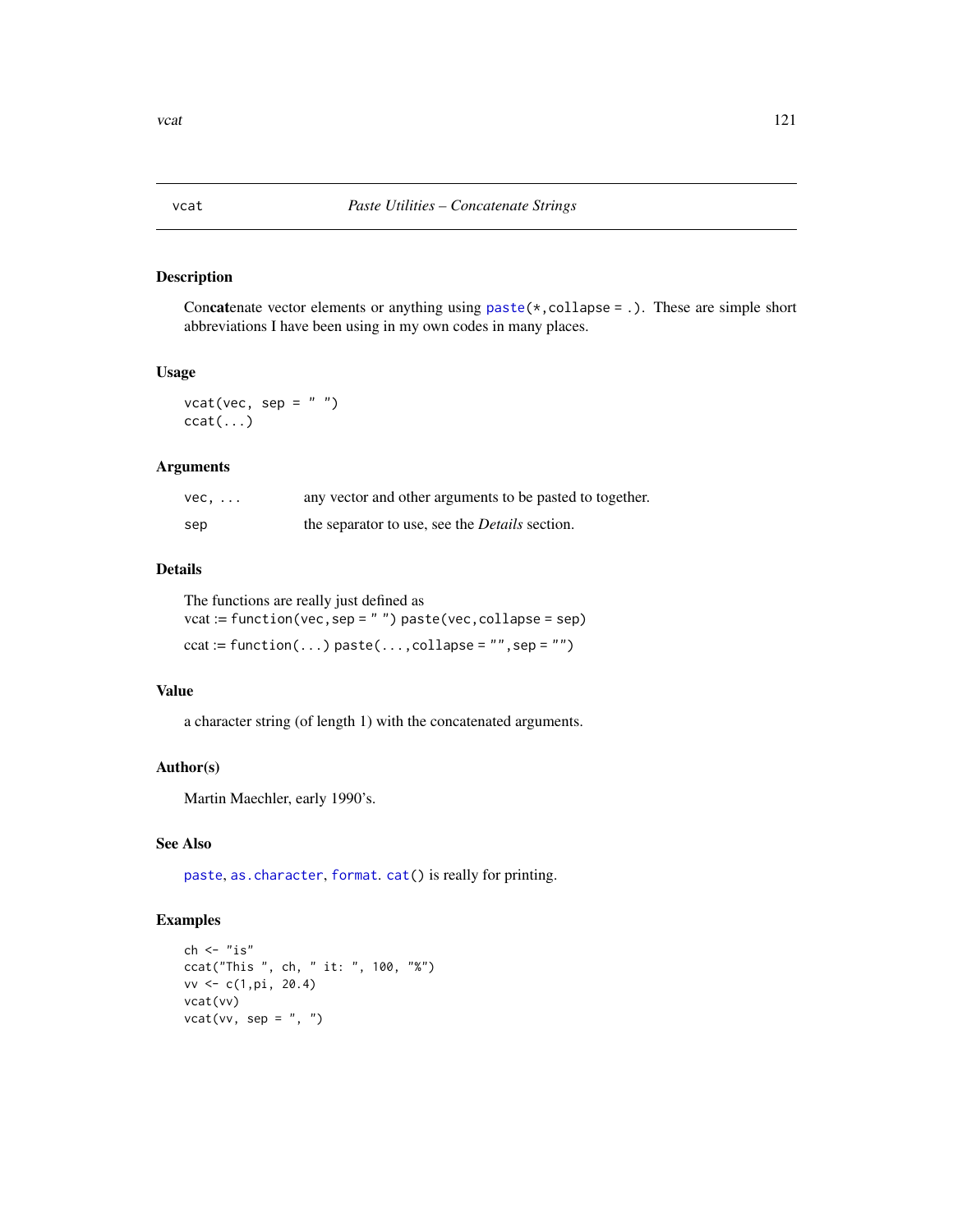# vcat — *Paste Utilities – Concatenate Strings*

## Description

Con**cat**enate vector elements or anything using `paste(*,collapse = .)`. These are simple short abbreviations I have been using in my own codes in many places.

## Usage

```
vcat(vec, sep = " ")
ccat(...)
```

## Arguments

| | |
|---|---|
| `vec, ...` | any vector and other arguments to be pasted to together. |
| `sep` | the separator to use, see the *Details* section. |

## Details

The functions are really just defined as

vcat := `function(vec,sep = " ") paste(vec,collapse = sep)`

ccat := `function(...) paste(...,collapse = "",sep = "")`

## Value

a character string (of length 1) with the concatenated arguments.

## Author(s)

Martin Maechler, early 1990's.

## See Also

`paste`, `as.character`, `format`. `cat()` is really for printing.

## Examples

```
ch <- "is"
ccat("This ", ch, " it: ", 100, "%")
vv <- c(1,pi, 20.4)
vcat(vv)
vcat(vv, sep = ", ")
```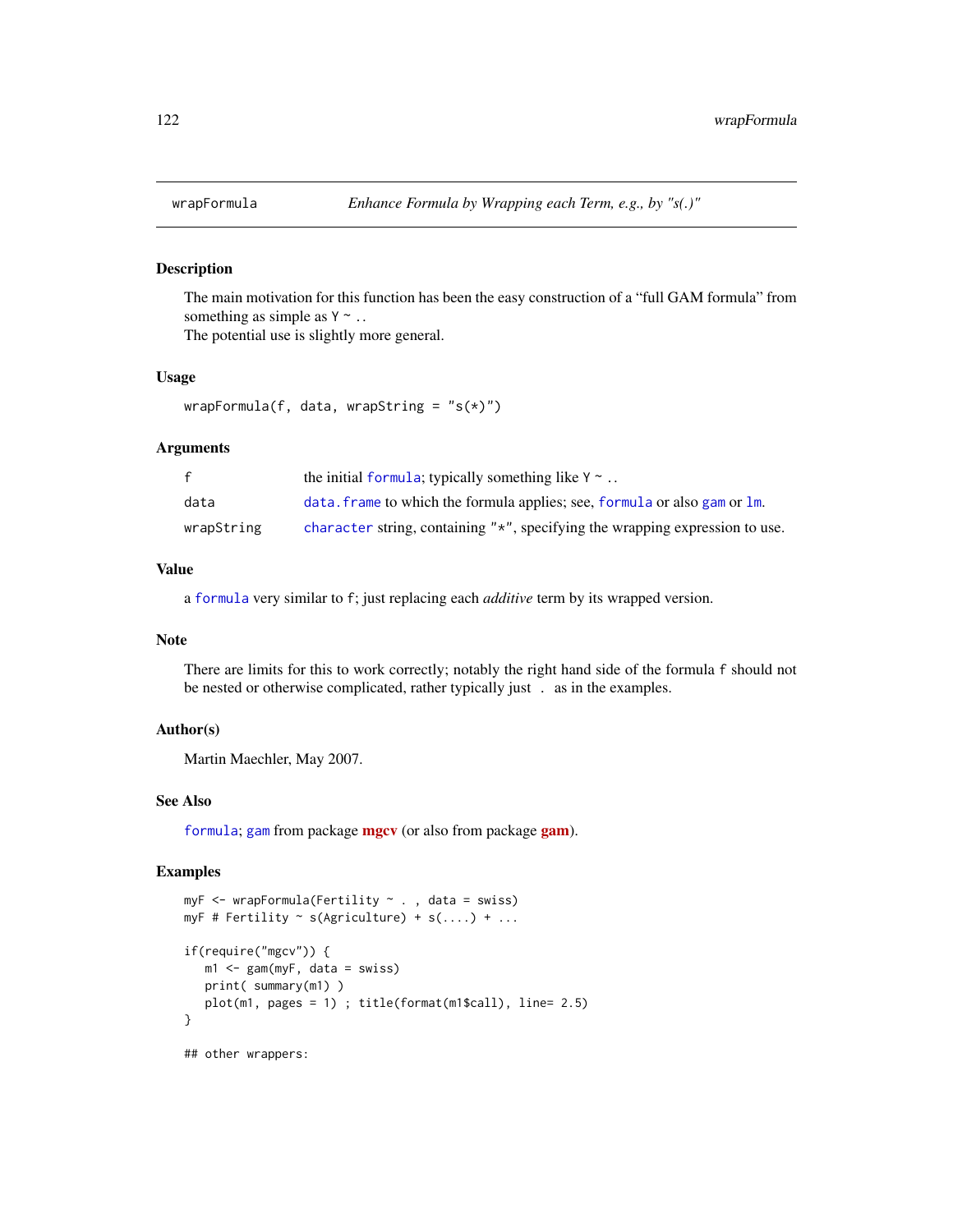# wrapFormula — *Enhance Formula by Wrapping each Term, e.g., by "s(.)"*

## Description

The main motivation for this function has been the easy construction of a "full GAM formula" from something as simple as `Y ~ .`.
The potential use is slightly more general.

## Usage

```
wrapFormula(f, data, wrapString = "s(*)")
```

## Arguments

| | |
|---|---|
| `f` | the initial `formula`; typically something like `Y ~ .`. |
| `data` | `data.frame` to which the formula applies; see, `formula` or also `gam` or `lm`. |
| `wrapString` | `character` string, containing `"*"`, specifying the wrapping expression to use. |

## Value

a `formula` very similar to `f`; just replacing each *additive* term by its wrapped version.

## Note

There are limits for this to work correctly; notably the right hand side of the formula `f` should not be nested or otherwise complicated, rather typically just `.` as in the examples.

## Author(s)

Martin Maechler, May 2007.

## See Also

`formula`; `gam` from package **mgcv** (or also from package **gam**).

## Examples

```
myF <- wrapFormula(Fertility ~ . , data = swiss)
myF # Fertility ~ s(Agriculture) + s(....) + ...

if(require("mgcv")) {
   m1 <- gam(myF, data = swiss)
   print( summary(m1) )
   plot(m1, pages = 1) ; title(format(m1$call), line= 2.5)
}

## other wrappers:
```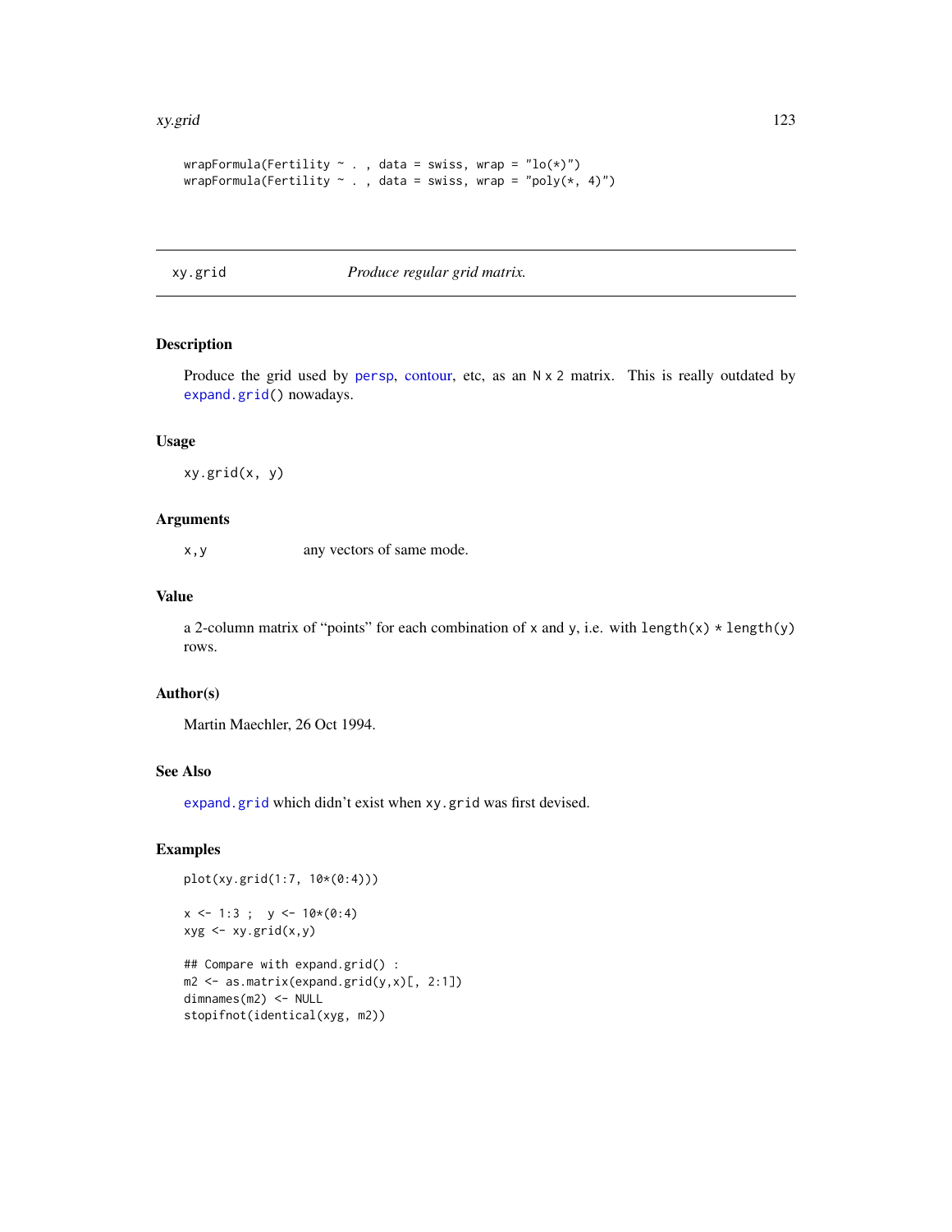```
wrapFormula(Fertility ~ . , data = swiss, wrap = "lo(*)")
wrapFormula(Fertility ~ . , data = swiss, wrap = "poly(*, 4)")
```

## xy.grid *Produce regular grid matrix.*

### Description

Produce the grid used by persp, contour, etc, as an N x 2 matrix. This is really outdated by `expand.grid()` nowadays.

### Usage

```
xy.grid(x, y)
```

### Arguments

| | |
|---|---|
| x,y | any vectors of same mode. |

### Value

a 2-column matrix of "points" for each combination of x and y, i.e. with `length(x) * length(y)` rows.

### Author(s)

Martin Maechler, 26 Oct 1994.

### See Also

`expand.grid` which didn't exist when `xy.grid` was first devised.

### Examples

```
plot(xy.grid(1:7, 10*(0:4)))

x <- 1:3 ;  y <- 10*(0:4)
xyg <- xy.grid(x,y)

## Compare with expand.grid() :
m2 <- as.matrix(expand.grid(y,x)[, 2:1])
dimnames(m2) <- NULL
stopifnot(identical(xyg, m2))
```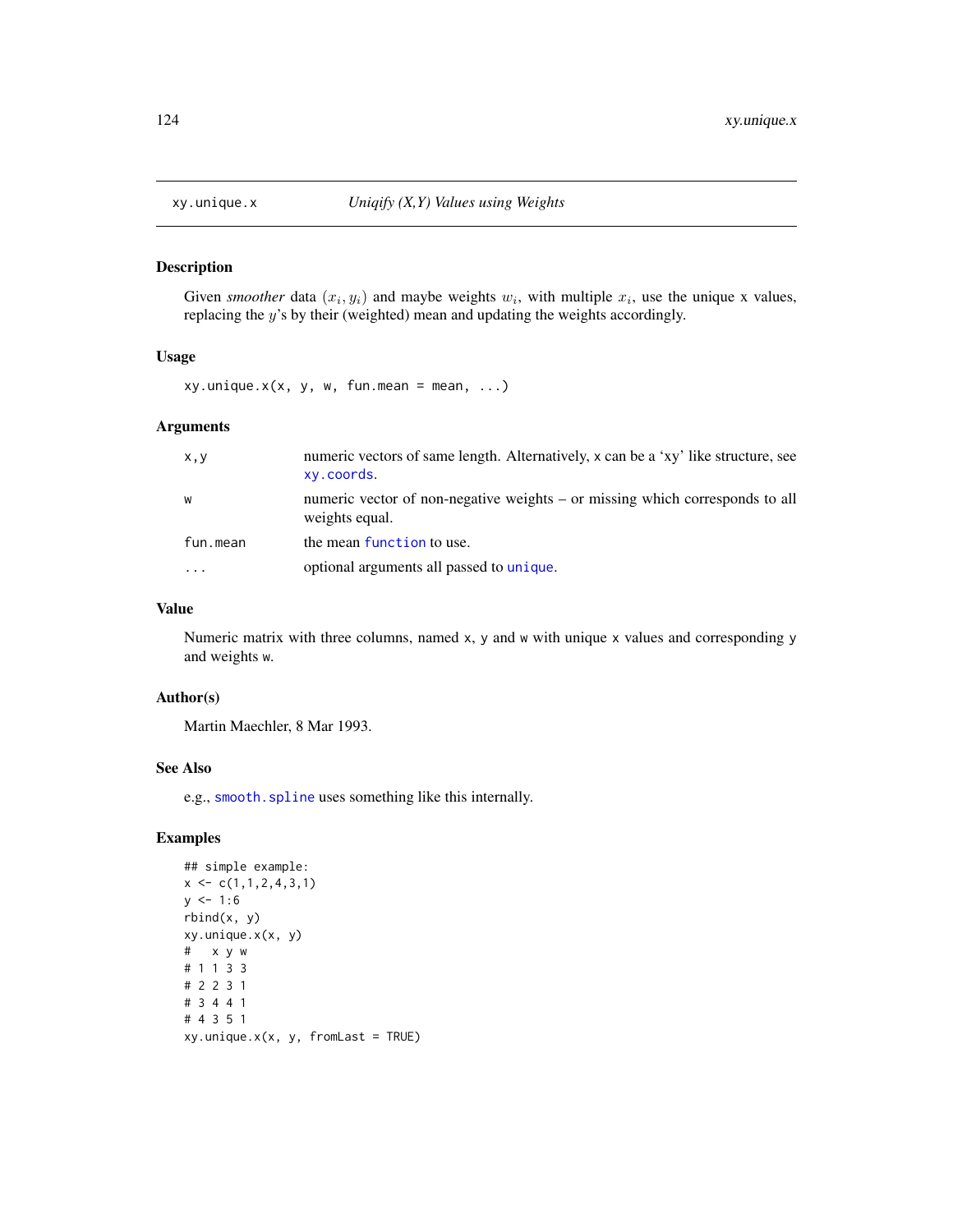## xy.unique.x — *Uniqify (X,Y) Values using Weights*

### Description

Given *smoother* data $(x_i, y_i)$ and maybe weights $w_i$, with multiple $x_i$, use the unique x values, replacing the $y$'s by their (weighted) mean and updating the weights accordingly.

### Usage

```
xy.unique.x(x, y, w, fun.mean = mean, ...)
```

### Arguments

| | |
|---|---|
| `x,y` | numeric vectors of same length. Alternatively, x can be a 'xy' like structure, see `xy.coords`. |
| `w` | numeric vector of non-negative weights – or missing which corresponds to all weights equal. |
| `fun.mean` | the mean `function` to use. |
| `...` | optional arguments all passed to `unique`. |

### Value

Numeric matrix with three columns, named x, y and w with unique x values and corresponding y and weights w.

### Author(s)

Martin Maechler, 8 Mar 1993.

### See Also

e.g., `smooth.spline` uses something like this internally.

### Examples

```
## simple example:
x <- c(1,1,2,4,3,1)
y <- 1:6
rbind(x, y)
xy.unique.x(x, y)
#   x y w
# 1 1 3 3
# 2 2 3 1
# 3 4 4 1
# 4 3 5 1
xy.unique.x(x, y, fromLast = TRUE)
```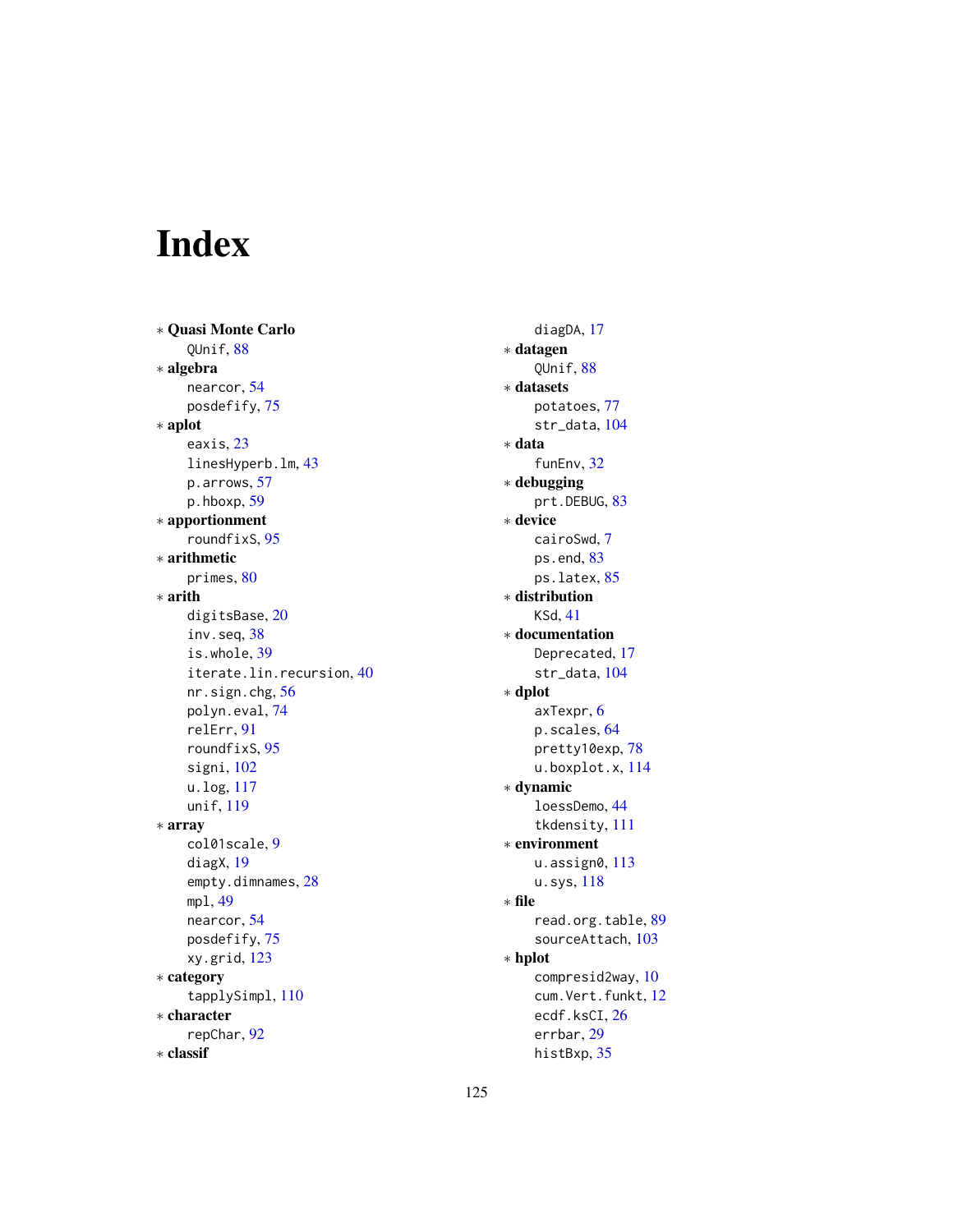# Index

∗ **Quasi Monte Carlo**
  QUnif, 88
∗ **algebra**
  nearcor, 54
  posdefify, 75
∗ **aplot**
  eaxis, 23
  linesHyperb.lm, 43
  p.arrows, 57
  p.hboxp, 59
∗ **apportionment**
  roundfixS, 95
∗ **arithmetic**
  primes, 80
∗ **arith**
  digitsBase, 20
  inv.seq, 38
  is.whole, 39
  iterate.lin.recursion, 40
  nr.sign.chg, 56
  polyn.eval, 74
  relErr, 91
  roundfixS, 95
  signi, 102
  u.log, 117
  unif, 119
∗ **array**
  col01scale, 9
  diagX, 19
  empty.dimnames, 28
  mpl, 49
  nearcor, 54
  posdefify, 75
  xy.grid, 123
∗ **category**
  tapplySimpl, 110
∗ **character**
  repChar, 92
∗ **classif**
  diagDA, 17
∗ **datagen**
  QUnif, 88
∗ **datasets**
  potatoes, 77
  str_data, 104
∗ **data**
  funEnv, 32
∗ **debugging**
  prt.DEBUG, 83
∗ **device**
  cairoSwd, 7
  ps.end, 83
  ps.latex, 85
∗ **distribution**
  KSd, 41
∗ **documentation**
  Deprecated, 17
  str_data, 104
∗ **dplot**
  axTexpr, 6
  p.scales, 64
  pretty10exp, 78
  u.boxplot.x, 114
∗ **dynamic**
  loessDemo, 44
  tkdensity, 111
∗ **environment**
  u.assign0, 113
  u.sys, 118
∗ **file**
  read.org.table, 89
  sourceAttach, 103
∗ **hplot**
  compresid2way, 10
  cum.Vert.funkt, 12
  ecdf.ksCI, 26
  errbar, 29
  histBxp, 35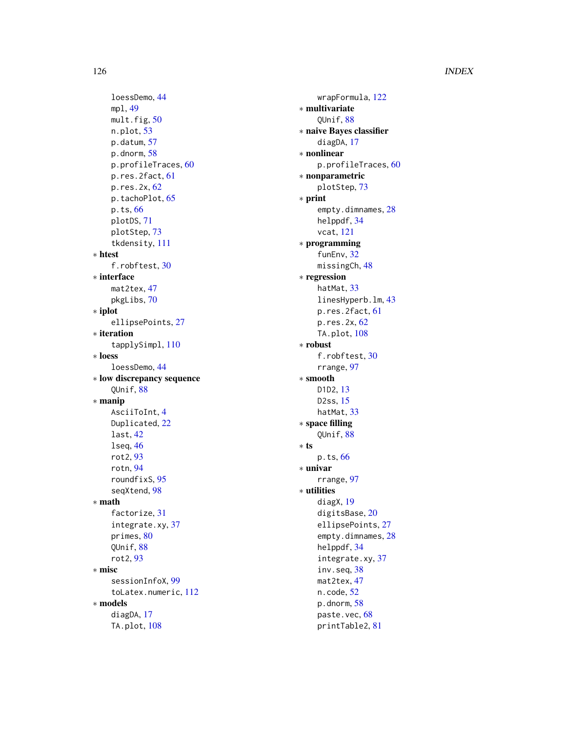loessDemo, 44
mpl, 49
mult.fig, 50
n.plot, 53
p.datum, 57
p.dnorm, 58
p.profileTraces, 60
p.res.2fact, 61
p.res.2x, 62
p.tachoPlot, 65
p.ts, 66
plotDS, 71
plotStep, 73
tkdensity, 111

∗ **htest**
f.robftest, 30

∗ **interface**
mat2tex, 47
pkgLibs, 70

∗ **iplot**
ellipsePoints, 27

∗ **iteration**
tapplySimpl, 110

∗ **loess**
loessDemo, 44

∗ **low discrepancy sequence**
QUnif, 88

∗ **manip**
AsciiToInt, 4
Duplicated, 22
last, 42
lseq, 46
rot2, 93
rotn, 94
roundfixS, 95
seqXtend, 98

∗ **math**
factorize, 31
integrate.xy, 37
primes, 80
QUnif, 88
rot2, 93

∗ **misc**
sessionInfoX, 99
toLatex.numeric, 112

∗ **models**
diagDA, 17
TA.plot, 108
wrapFormula, 122

∗ **multivariate**
QUnif, 88

∗ **naive Bayes classifier**
diagDA, 17

∗ **nonlinear**
p.profileTraces, 60

∗ **nonparametric**
plotStep, 73

∗ **print**
empty.dimnames, 28
helppdf, 34
vcat, 121

∗ **programming**
funEnv, 32
missingCh, 48

∗ **regression**
hatMat, 33
linesHyperb.lm, 43
p.res.2fact, 61
p.res.2x, 62
TA.plot, 108

∗ **robust**
f.robftest, 30
rrange, 97

∗ **smooth**
D1D2, 13
D2ss, 15
hatMat, 33

∗ **space filling**
QUnif, 88

∗ **ts**
p.ts, 66

∗ **univar**
rrange, 97

∗ **utilities**
diagX, 19
digitsBase, 20
ellipsePoints, 27
empty.dimnames, 28
helppdf, 34
integrate.xy, 37
inv.seq, 38
mat2tex, 47
n.code, 52
p.dnorm, 58
paste.vec, 68
printTable2, 81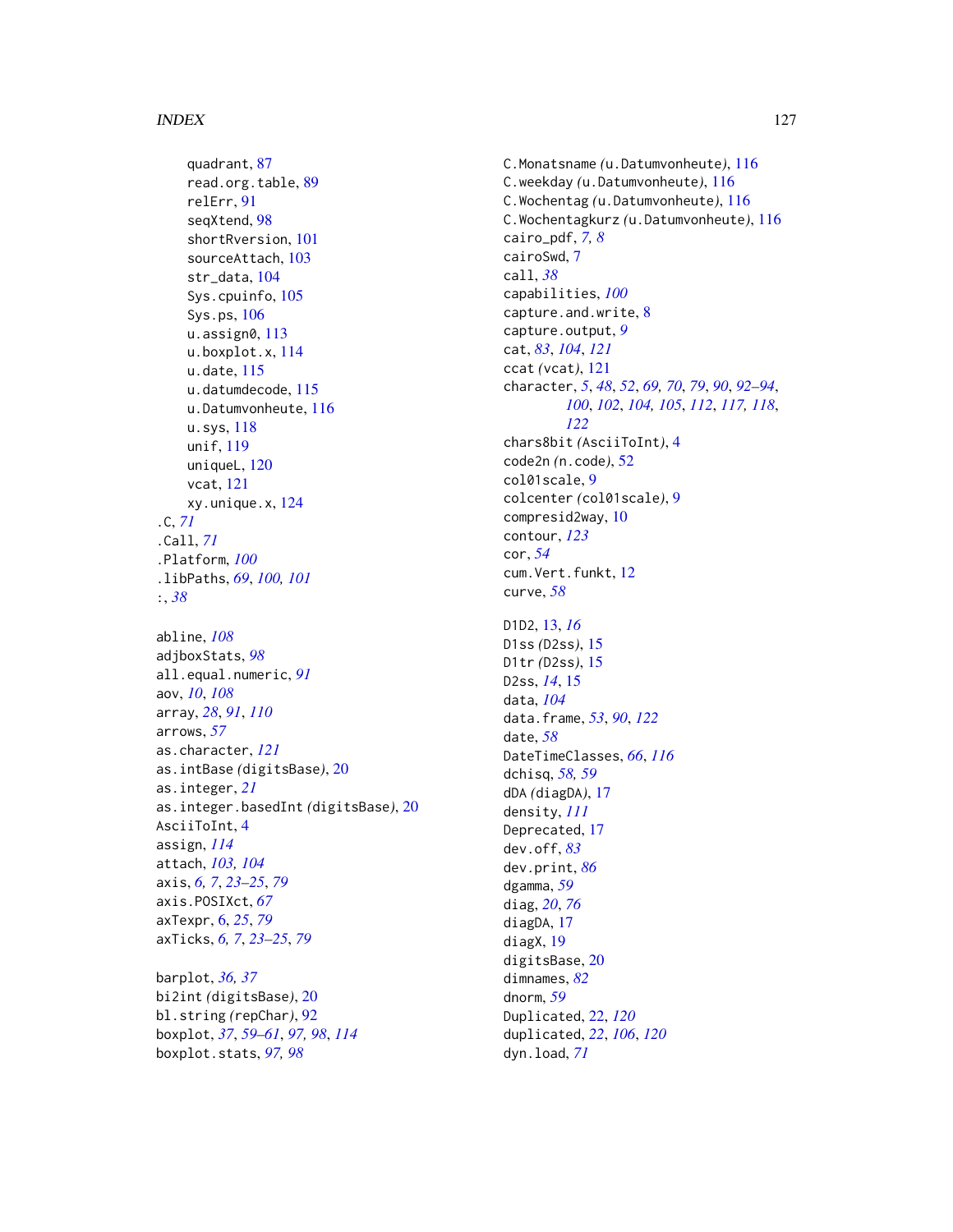quadrant, 87
read.org.table, 89
relErr, 91
seqXtend, 98
shortRversion, 101
sourceAttach, 103
str_data, 104
Sys.cpuinfo, 105
Sys.ps, 106
u.assign0, 113
u.boxplot.x, 114
u.date, 115
u.datumdecode, 115
u.Datumvonheute, 116
u.sys, 118
unif, 119
uniqueL, 120
vcat, 121
xy.unique.x, 124

.C, *71*
.Call, *71*
.Platform, *100*
.libPaths, *69*, *100, 101*
:, *38*

abline, *108*
adjboxStats, *98*
all.equal.numeric, *91*
aov, *10*, *108*
array, *28*, *91*, *110*
arrows, *57*
as.character, *121*
as.intBase *(*digitsBase*)*, 20
as.integer, *21*
as.integer.basedInt *(*digitsBase*)*, 20
AsciiToInt, 4
assign, *114*
attach, *103, 104*
axis, *6, 7*, *23–25*, *79*
axis.POSIXct, *67*
axTexpr, 6, *25*, *79*
axTicks, *6, 7*, *23–25*, *79*

barplot, *36, 37*
bi2int *(*digitsBase*)*, 20
bl.string *(*repChar*)*, 92
boxplot, *37*, *59–61*, *97, 98*, *114*
boxplot.stats, *97, 98*

C.Monatsname *(*u.Datumvonheute*)*, 116
C.weekday *(*u.Datumvonheute*)*, 116
C.Wochentag *(*u.Datumvonheute*)*, 116
C.Wochentagkurz *(*u.Datumvonheute*)*, 116
cairo_pdf, *7, 8*
cairoSwd, 7
call, *38*
capabilities, *100*
capture.and.write, 8
capture.output, *9*
cat, *83*, *104*, *121*
ccat *(*vcat*)*, 121
character, *5*, *48*, *52*, *69*, *70*, *79*, *90*, *92–94*, *100*, *102*, *104*, *105*, *112*, *117*, *118*, *122*
chars8bit *(*AsciiToInt*)*, 4
code2n *(*n.code*)*, 52
col01scale, 9
colcenter *(*col01scale*)*, 9
compresid2way, 10
contour, *123*
cor, *54*
cum.Vert.funkt, 12
curve, *58*

D1D2, 13, *16*
D1ss *(*D2ss*)*, 15
D1tr *(*D2ss*)*, 15
D2ss, *14*, 15
data, *104*
data.frame, *53*, *90*, *122*
date, *58*
DateTimeClasses, *66*, *116*
dchisq, *58, 59*
dDA *(*diagDA*)*, 17
density, *111*
Deprecated, 17
dev.off, *83*
dev.print, *86*
dgamma, *59*
diag, *20*, *76*
diagDA, 17
diagX, 19
digitsBase, 20
dimnames, *82*
dnorm, *59*
Duplicated, 22, *120*
duplicated, *22*, *106*, *120*
dyn.load, *71*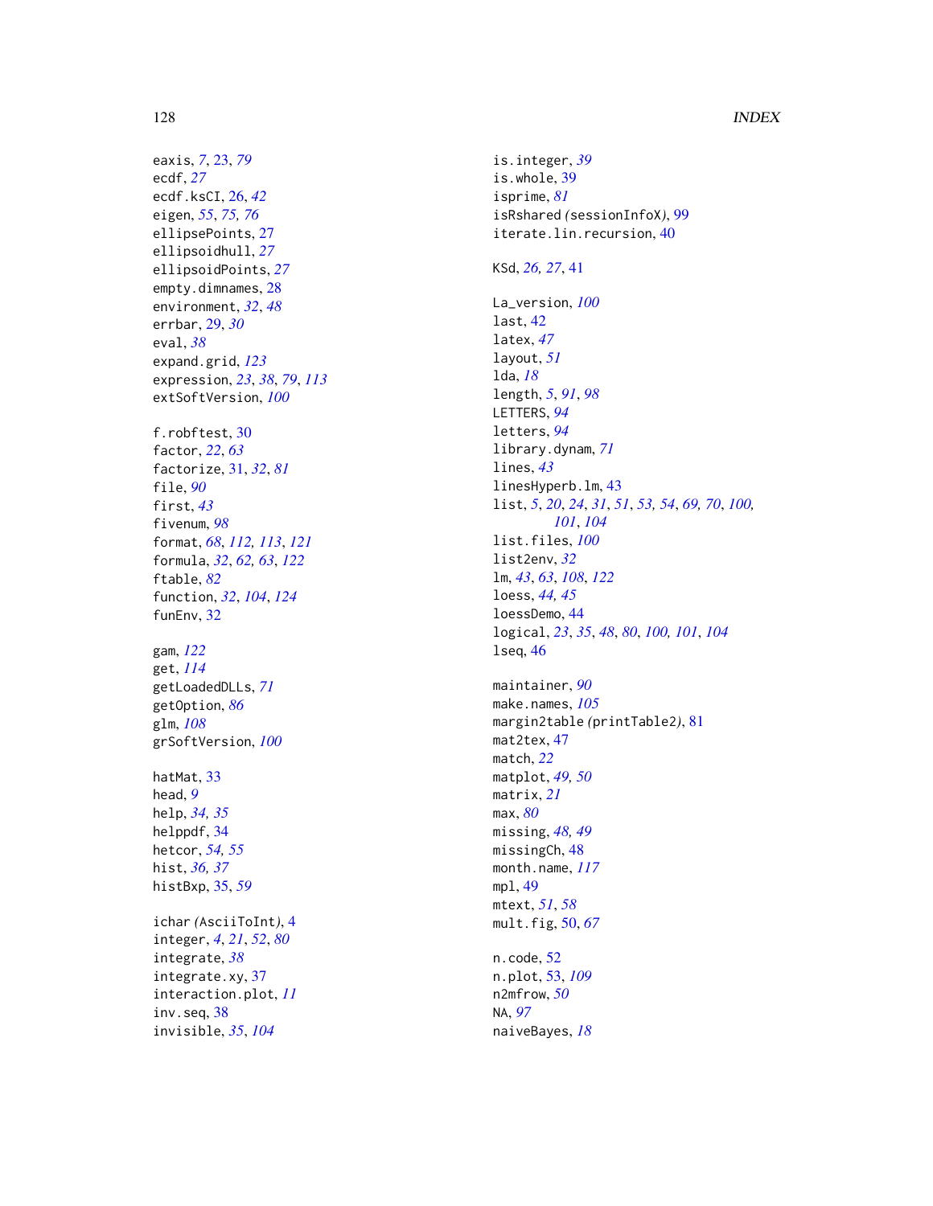eaxis, *7*, 23, *79*
ecdf, *27*
ecdf.ksCI, 26, *42*
eigen, *55*, *75, 76*
ellipsePoints, 27
ellipsoidhull, *27*
ellipsoidPoints, *27*
empty.dimnames, 28
environment, *32*, *48*
errbar, 29, *30*
eval, *38*
expand.grid, *123*
expression, *23*, *38*, *79*, *113*
extSoftVersion, *100*

f.robftest, 30
factor, *22*, *63*
factorize, 31, *32*, *81*
file, *90*
first, *43*
fivenum, *98*
format, *68*, *112, 113*, *121*
formula, *32*, *62, 63*, *122*
ftable, *82*
function, *32*, *104*, *124*
funEnv, 32

gam, *122*
get, *114*
getLoadedDLLs, *71*
getOption, *86*
glm, *108*
grSoftVersion, *100*

hatMat, 33
head, *9*
help, *34, 35*
helppdf, 34
hetcor, *54, 55*
hist, *36, 37*
histBxp, 35, *59*

ichar *(*AsciiToInt*)*, 4
integer, *4*, *21*, *52*, *80*
integrate, *38*
integrate.xy, 37
interaction.plot, *11*
inv.seq, 38
invisible, *35*, *104*

is.integer, *39*
is.whole, 39
isprime, *81*
isRshared *(*sessionInfoX*)*, 99
iterate.lin.recursion, 40

KSd, *26, 27*, 41

La_version, *100*
last, 42
latex, *47*
layout, *51*
lda, *18*
length, *5*, *91*, *98*
LETTERS, *94*
letters, *94*
library.dynam, *71*
lines, *43*
linesHyperb.lm, 43
list, *5*, *20*, *24*, *31*, *51*, *53, 54*, *69, 70*, *100, 101*, *104*
list.files, *100*
list2env, *32*
lm, *43*, *63*, *108*, *122*
loess, *44, 45*
loessDemo, 44
logical, *23*, *35*, *48*, *80*, *100, 101*, *104*
lseq, 46

maintainer, *90*
make.names, *105*
margin2table *(*printTable2*)*, 81
mat2tex, 47
match, *22*
matplot, *49, 50*
matrix, *21*
max, *80*
missing, *48, 49*
missingCh, 48
month.name, *117*
mpl, 49
mtext, *51*, *58*
mult.fig, 50, *67*

n.code, 52
n.plot, 53, *109*
n2mfrow, *50*
NA, *97*
naiveBayes, *18*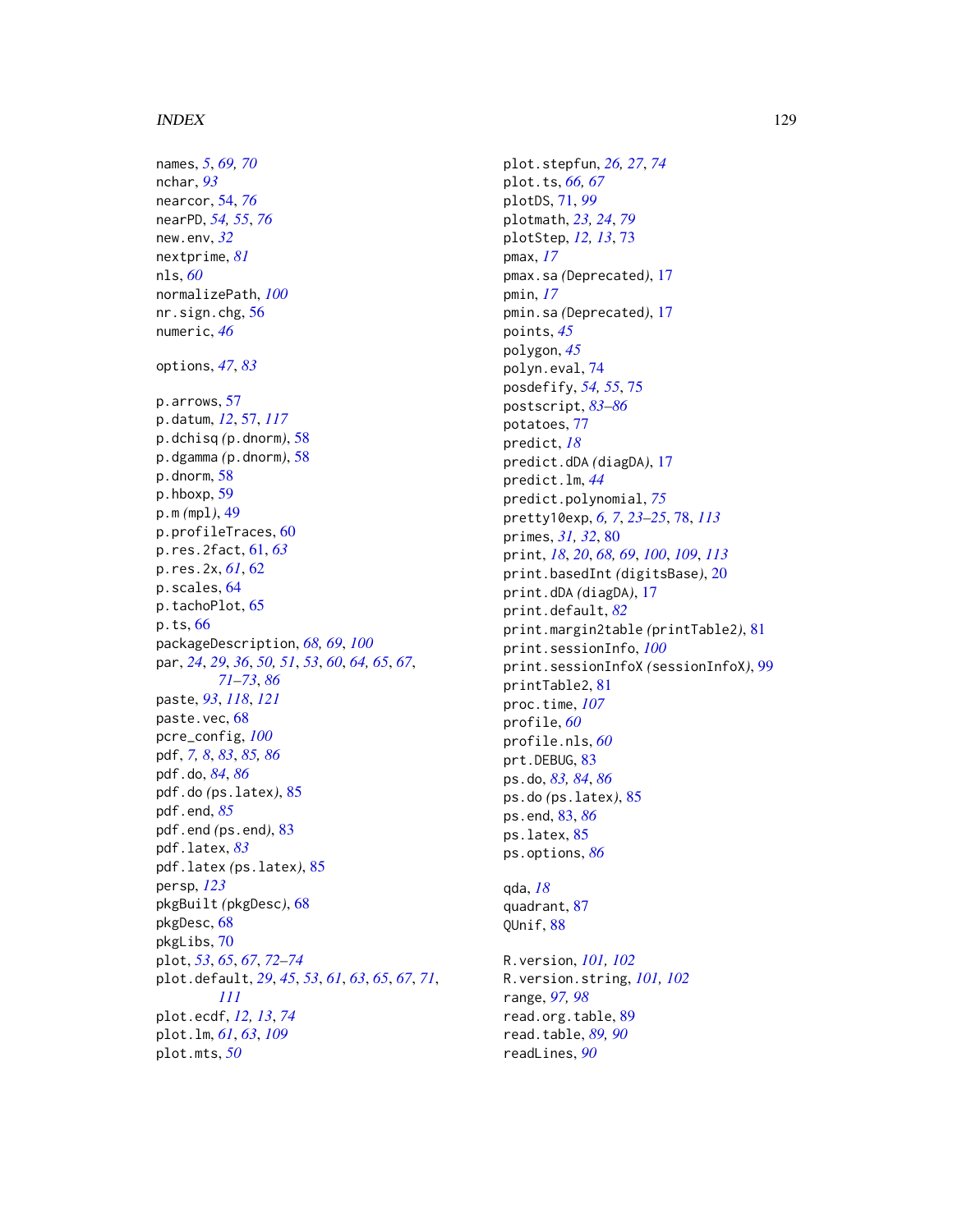names, *5*, *69, 70*
nchar, *93*
nearcor, 54, *76*
nearPD, *54, 55*, *76*
new.env, *32*
nextprime, *81*
nls, *60*
normalizePath, *100*
nr.sign.chg, 56
numeric, *46*

options, *47*, *83*

p.arrows, 57
p.datum, *12*, 57, *117*
p.dchisq *(p.dnorm)*, 58
p.dgamma *(p.dnorm)*, 58
p.dnorm, 58
p.hboxp, 59
p.m *(mpl)*, 49
p.profileTraces, 60
p.res.2fact, 61, *63*
p.res.2x, *61*, 62
p.scales, 64
p.tachoPlot, 65
p.ts, 66
packageDescription, *68, 69*, *100*
par, *24*, *29*, *36*, *50, 51*, *53*, *60*, *64, 65*, *67*, *71–73*, *86*
paste, *93*, *118*, *121*
paste.vec, 68
pcre_config, *100*
pdf, *7, 8*, *83*, *85, 86*
pdf.do, *84*, *86*
pdf.do *(ps.latex)*, 85
pdf.end, *85*
pdf.end *(ps.end)*, 83
pdf.latex, *83*
pdf.latex *(ps.latex)*, 85
persp, *123*
pkgBuilt *(pkgDesc)*, 68
pkgDesc, 68
pkgLibs, 70
plot, *53*, *65*, *67*, *72–74*
plot.default, *29*, *45*, *53*, *61*, *63*, *65*, *67*, *71*, *111*
plot.ecdf, *12, 13*, *74*
plot.lm, *61*, *63*, *109*
plot.mts, *50*
plot.stepfun, *26, 27*, *74*
plot.ts, *66, 67*
plotDS, 71, *99*
plotmath, *23, 24*, *79*
plotStep, *12, 13*, 73
pmax, *17*
pmax.sa *(Deprecated)*, 17
pmin, *17*
pmin.sa *(Deprecated)*, 17
points, *45*
polygon, *45*
polyn.eval, 74
posdefify, *54, 55*, 75
postscript, *83–86*
potatoes, 77
predict, *18*
predict.dDA *(diagDA)*, 17
predict.lm, *44*
predict.polynomial, *75*
pretty10exp, *6, 7*, *23–25*, 78, *113*
primes, *31, 32*, 80
print, *18*, *20*, *68, 69*, *100*, *109*, *113*
print.basedInt *(digitsBase)*, 20
print.dDA *(diagDA)*, 17
print.default, *82*
print.margin2table *(printTable2)*, 81
print.sessionInfo, *100*
print.sessionInfoX *(sessionInfoX)*, 99
printTable2, 81
proc.time, *107*
profile, *60*
profile.nls, *60*
prt.DEBUG, 83
ps.do, *83, 84*, *86*
ps.do *(ps.latex)*, 85
ps.end, 83, *86*
ps.latex, 85
ps.options, *86*

qda, *18*
quadrant, 87
QUnif, 88

R.version, *101, 102*
R.version.string, *101, 102*
range, *97, 98*
read.org.table, 89
read.table, *89, 90*
readLines, *90*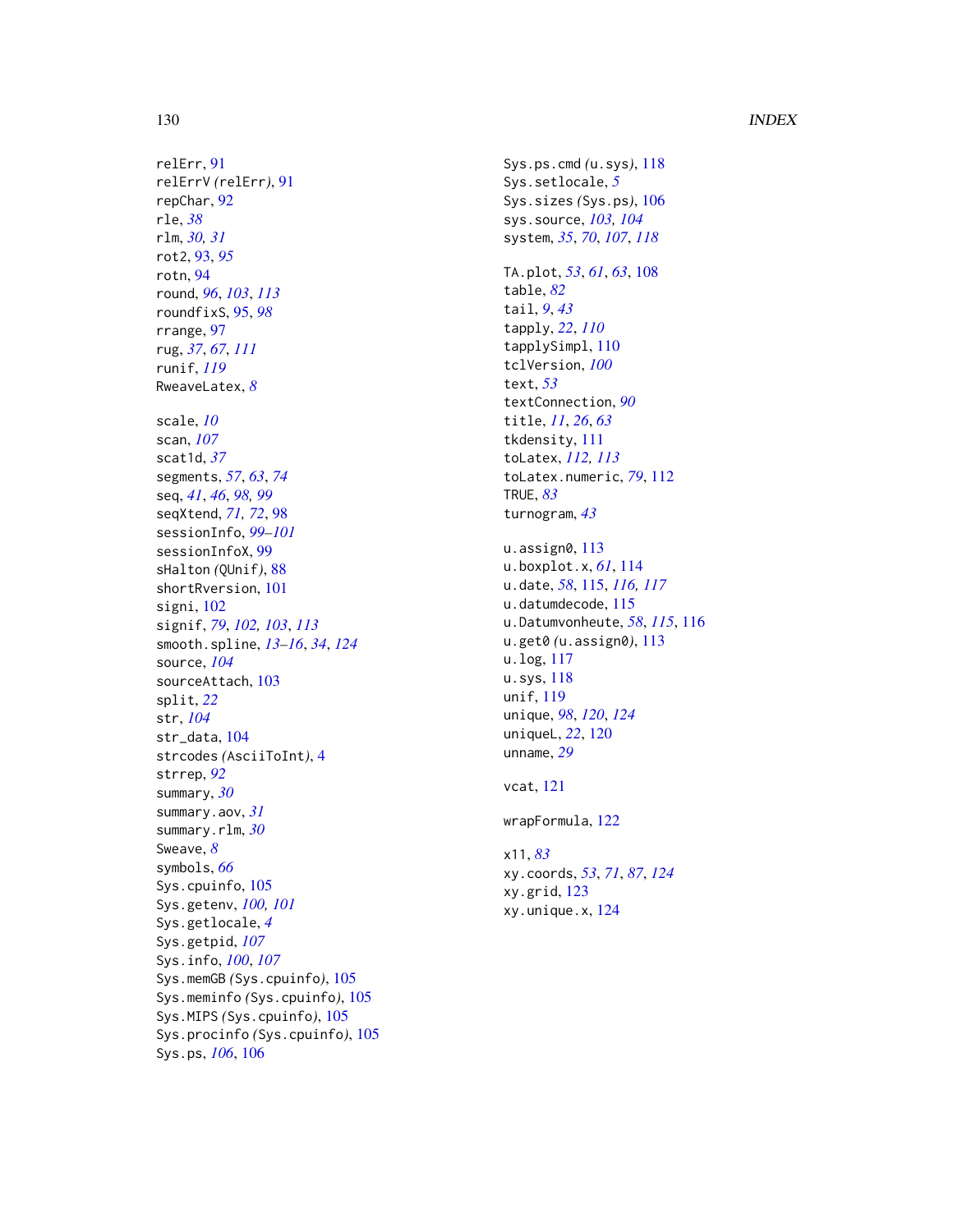relErr, 91
relErrV (relErr), 91
repChar, 92
rle, *38*
rlm, *30, 31*
rot2, 93, *95*
rotn, 94
round, *96*, *103*, *113*
roundfixS, 95, *98*
rrange, 97
rug, *37*, *67*, *111*
runif, *119*
RweaveLatex, *8*

scale, *10*
scan, *107*
scat1d, *37*
segments, *57*, *63*, *74*
seq, *41*, *46*, *98, 99*
seqXtend, *71, 72*, 98
sessionInfo, *99–101*
sessionInfoX, 99
sHalton (QUnif), 88
shortRversion, 101
signi, 102
signif, *79*, *102, 103*, *113*
smooth.spline, *13–16*, *34*, *124*
source, *104*
sourceAttach, 103
split, *22*
str, *104*
str_data, 104
strcodes (AsciiToInt), 4
strrep, *92*
summary, *30*
summary.aov, *31*
summary.rlm, *30*
Sweave, *8*
symbols, *66*
Sys.cpuinfo, 105
Sys.getenv, *100, 101*
Sys.getlocale, *4*
Sys.getpid, *107*
Sys.info, *100*, *107*
Sys.memGB (Sys.cpuinfo), 105
Sys.meminfo (Sys.cpuinfo), 105
Sys.MIPS (Sys.cpuinfo), 105
Sys.procinfo (Sys.cpuinfo), 105
Sys.ps, *106*, 106
Sys.ps.cmd (u.sys), 118
Sys.setlocale, *5*
Sys.sizes (Sys.ps), 106
sys.source, *103, 104*
system, *35*, *70*, *107*, *118*

TA.plot, *53*, *61*, *63*, 108
table, *82*
tail, *9*, *43*
tapply, *22*, *110*
tapplySimpl, 110
tclVersion, *100*
text, *53*
textConnection, *90*
title, *11*, *26*, *63*
tkdensity, 111
toLatex, *112, 113*
toLatex.numeric, *79*, 112
TRUE, *83*
turnogram, *43*

u.assign0, 113
u.boxplot.x, *61*, 114
u.date, *58*, 115, *116, 117*
u.datumdecode, 115
u.Datumvonheute, *58*, *115*, 116
u.get0 (u.assign0), 113
u.log, 117
u.sys, 118
unif, 119
unique, *98*, *120*, *124*
uniqueL, *22*, 120
unname, *29*

vcat, 121

wrapFormula, 122

x11, *83*
xy.coords, *53*, *71*, *87*, *124*
xy.grid, 123
xy.unique.x, 124